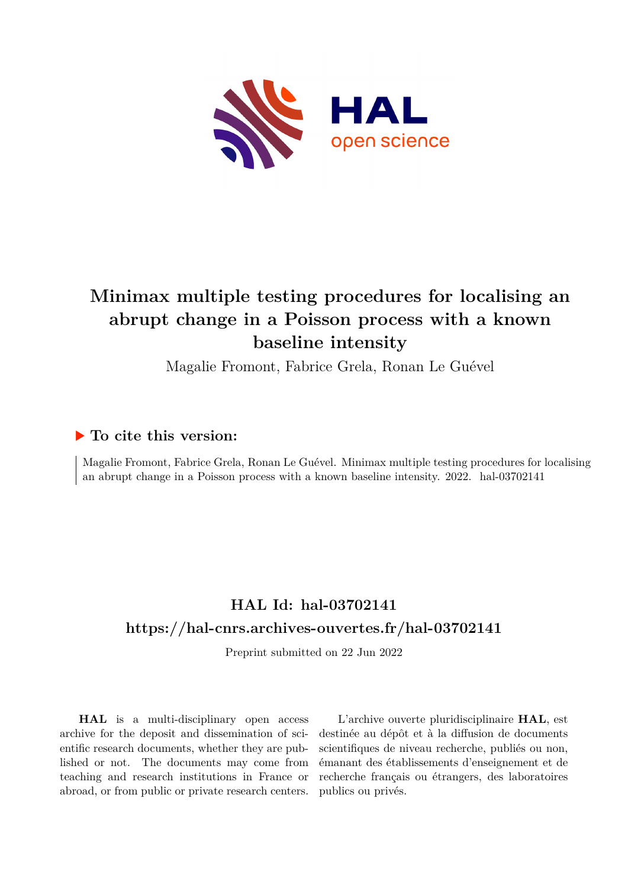# Minimax multiple testing procedures for localising an abrupt change in a Poisson process with a known baseline intensity

Magalie Fromont, Fabrice Grela, Ronan Le Guével

## ▶ To cite this version:

Magalie Fromont, Fabrice Grela, Ronan Le Guével. Minimax multiple testing procedures for localising an abrupt change in a Poisson process with a known baseline intensity. 2022. hal-03702141

## HAL Id: hal-03702141

## https://hal-cnrs.archives-ouvertes.fr/hal-03702141

Preprint submitted on 22 Jun 2022

**HAL** is a multi-disciplinary open access archive for the deposit and dissemination of scientific research documents, whether they are published or not. The documents may come from teaching and research institutions in France or abroad, or from public or private research centers.

L'archive ouverte pluridisciplinaire **HAL**, est destinée au dépôt et à la diffusion de documents scientifiques de niveau recherche, publiés ou non, émanant des établissements d'enseignement et de recherche français ou étrangers, des laboratoires publics ou privés.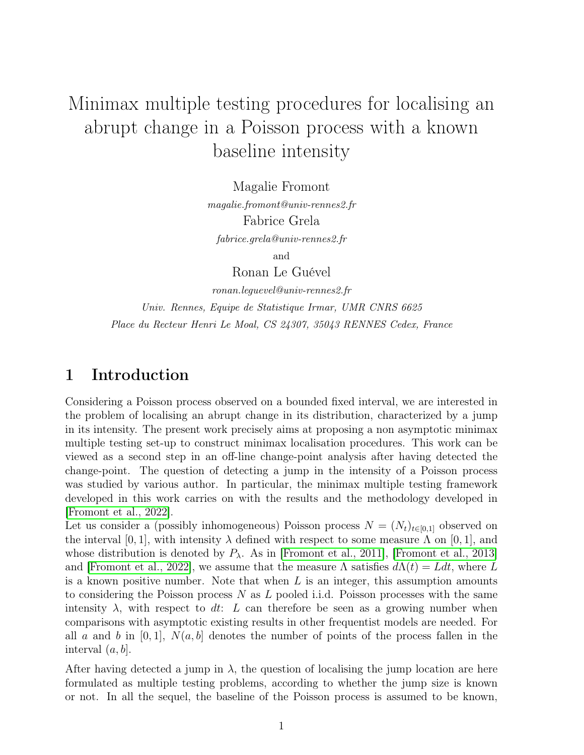# Minimax multiple testing procedures for localising an abrupt change in a Poisson process with a known baseline intensity

Magalie Fromont

*magalie.fromont@univ-rennes2.fr*

Fabrice Grela

*fabrice.grela@univ-rennes2.fr*

and

Ronan Le Guével

*ronan.leguevel@univ-rennes2.fr*

*Univ. Rennes, Equipe de Statistique Irmar, UMR CNRS 6625*

*Place du Recteur Henri Le Moal, CS 24307, 35043 RENNES Cedex, France*

## 1 Introduction

Considering a Poisson process observed on a bounded fixed interval, we are interested in the problem of localising an abrupt change in its distribution, characterized by a jump in its intensity. The present work precisely aims at proposing a non asymptotic minimax multiple testing set-up to construct minimax localisation procedures. This work can be viewed as a second step in an off-line change-point analysis after having detected the change-point. The question of detecting a jump in the intensity of a Poisson process was studied by various author. In particular, the minimax multiple testing framework developed in this work carries on with the results and the methodology developed in [Fromont et al., 2022].

Let us consider a (possibly inhomogeneous) Poisson process $N = (N_t)_{t\in[0,1]}$ observed on the interval $[0, 1]$, with intensity $\lambda$ defined with respect to some measure $\Lambda$ on $[0, 1]$, and whose distribution is denoted by $P_\lambda$. As in [Fromont et al., 2011], [Fromont et al., 2013] and [Fromont et al., 2022], we assume that the measure $\Lambda$ satisfies $d\Lambda(t) = Ldt$, where $L$ is a known positive number. Note that when $L$ is an integer, this assumption amounts to considering the Poisson process $N$ as $L$ pooled i.i.d. Poisson processes with the same intensity $\lambda$, with respect to $dt$: $L$ can therefore be seen as a growing number when comparisons with asymptotic existing results in other frequentist models are needed. For all $a$ and $b$ in $[0, 1]$, $N(a, b]$ denotes the number of points of the process fallen in the interval $(a, b]$.

After having detected a jump in $\lambda$, the question of localising the jump location are here formulated as multiple testing problems, according to whether the jump size is known or not. In all the sequel, the baseline of the Poisson process is assumed to be known,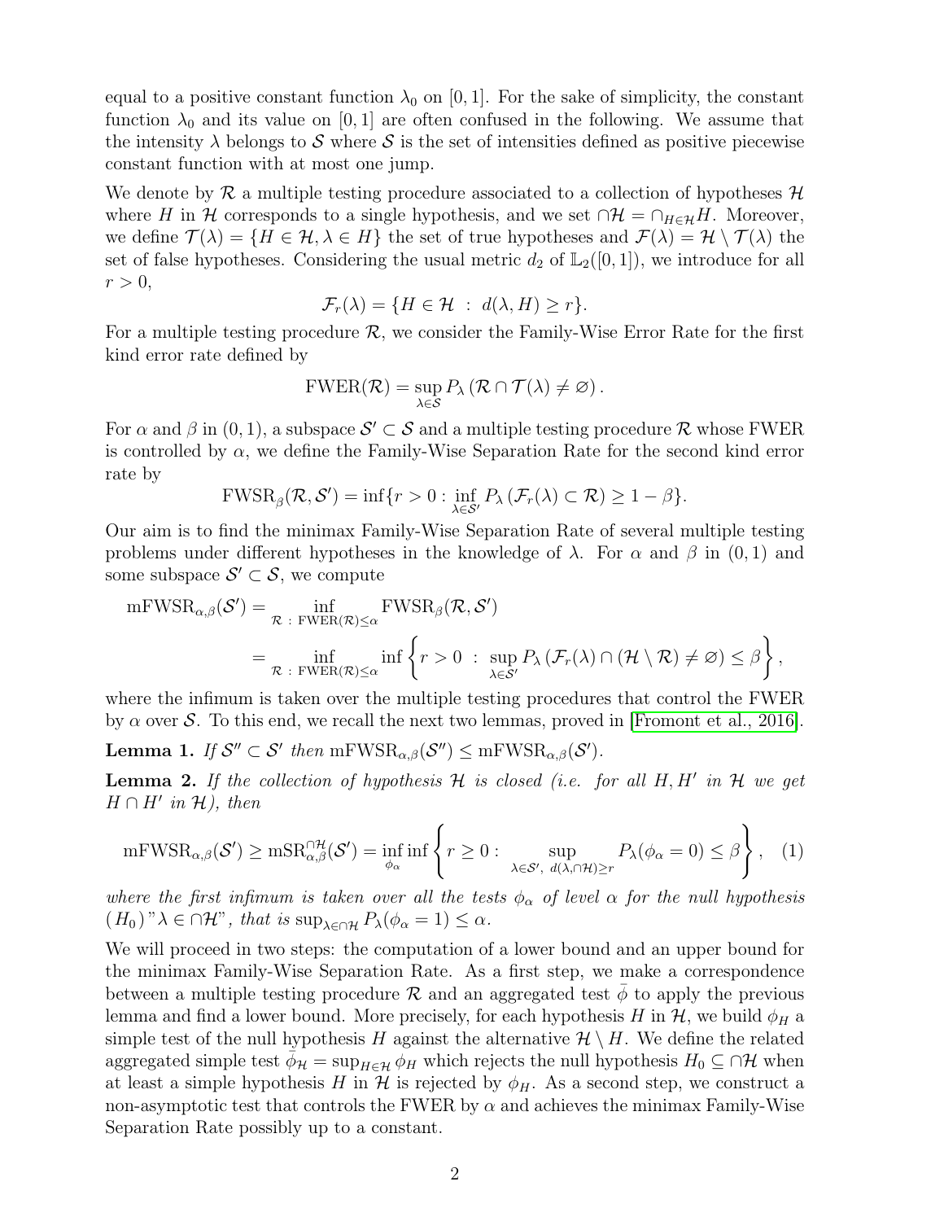equal to a positive constant function $\lambda_0$ on $[0,1]$. For the sake of simplicity, the constant function $\lambda_0$ and its value on $[0,1]$ are often confused in the following. We assume that the intensity $\lambda$ belongs to $\mathcal{S}$ where $\mathcal{S}$ is the set of intensities defined as positive piecewise constant function with at most one jump.

We denote by $\mathcal{R}$ a multiple testing procedure associated to a collection of hypotheses $\mathcal{H}$ where $H$ in $\mathcal{H}$ corresponds to a single hypothesis, and we set $\cap\mathcal{H} = \cap_{H\in\mathcal{H}} H$. Moreover, we define $\mathcal{T}(\lambda) = \{H \in \mathcal{H}, \lambda \in H\}$ the set of true hypotheses and $\mathcal{F}(\lambda) = \mathcal{H} \setminus \mathcal{T}(\lambda)$ the set of false hypotheses. Considering the usual metric $d_2$ of $\mathbb{L}_2([0,1])$, we introduce for all $r > 0$,

$$\mathcal{F}_r(\lambda) = \{H \in \mathcal{H} \ : \ d(\lambda, H) \geq r\}.$$

For a multiple testing procedure $\mathcal{R}$, we consider the Family-Wise Error Rate for the first kind error rate defined by

$$\mathrm{FWER}(\mathcal{R}) = \sup_{\lambda\in\mathcal{S}} P_\lambda\left(\mathcal{R} \cap \mathcal{T}(\lambda) \neq \varnothing\right).$$

For $\alpha$ and $\beta$ in $(0,1)$, a subspace $\mathcal{S}' \subset \mathcal{S}$ and a multiple testing procedure $\mathcal{R}$ whose FWER is controlled by $\alpha$, we define the Family-Wise Separation Rate for the second kind error rate by

$$\mathrm{FWSR}_\beta(\mathcal{R}, \mathcal{S}') = \inf\{r > 0 : \inf_{\lambda\in\mathcal{S}'} P_\lambda\left(\mathcal{F}_r(\lambda) \subset \mathcal{R}\right) \geq 1-\beta\}.$$

Our aim is to find the minimax Family-Wise Separation Rate of several multiple testing problems under different hypotheses in the knowledge of $\lambda$. For $\alpha$ and $\beta$ in $(0,1)$ and some subspace $\mathcal{S}' \subset \mathcal{S}$, we compute

$$\begin{aligned}
\mathrm{mFWSR}_{\alpha,\beta}(\mathcal{S}') &= \inf_{\mathcal{R} \ : \ \mathrm{FWER}(\mathcal{R})\leq\alpha} \mathrm{FWSR}_\beta(\mathcal{R}, \mathcal{S}') \\
&= \inf_{\mathcal{R} \ : \ \mathrm{FWER}(\mathcal{R})\leq\alpha} \inf\left\{r > 0 \ : \ \sup_{\lambda\in\mathcal{S}'} P_\lambda\left(\mathcal{F}_r(\lambda) \cap (\mathcal{H}\setminus\mathcal{R}) \neq \varnothing\right) \leq \beta\right\},
\end{aligned}$$

where the infimum is taken over the multiple testing procedures that control the FWER by $\alpha$ over $\mathcal{S}$. To this end, we recall the next two lemmas, proved in [Fromont et al., 2016].

**Lemma 1.** *If $\mathcal{S}'' \subset \mathcal{S}'$ then $\mathrm{mFWSR}_{\alpha,\beta}(\mathcal{S}'') \leq \mathrm{mFWSR}_{\alpha,\beta}(\mathcal{S}')$.*

**Lemma 2.** *If the collection of hypothesis $\mathcal{H}$ is closed (i.e. for all $H, H'$ in $\mathcal{H}$ we get $H \cap H'$ in $\mathcal{H}$), then*

$$\mathrm{mFWSR}_{\alpha,\beta}(\mathcal{S}') \geq \mathrm{mSR}^{\cap\mathcal{H}}_{\alpha,\beta}(\mathcal{S}') = \inf_{\phi_\alpha}\inf\left\{r \geq 0 : \sup_{\lambda\in\mathcal{S}', \ d(\lambda,\cap\mathcal{H})\geq r} P_\lambda(\phi_\alpha = 0) \leq \beta\right\}, \quad (1)$$

*where the first infimum is taken over all the tests $\phi_\alpha$ of level $\alpha$ for the null hypothesis $(H_0)$"$\lambda \in \cap\mathcal{H}$", that is $\sup_{\lambda\in\cap\mathcal{H}} P_\lambda(\phi_\alpha = 1) \leq \alpha$.*

We will proceed in two steps: the computation of a lower bound and an upper bound for the minimax Family-Wise Separation Rate. As a first step, we make a correspondence between a multiple testing procedure $\mathcal{R}$ and an aggregated test $\bar{\phi}$ to apply the previous lemma and find a lower bound. More precisely, for each hypothesis $H$ in $\mathcal{H}$, we build $\phi_H$ a simple test of the null hypothesis $H$ against the alternative $\mathcal{H} \setminus H$. We define the related aggregated simple test $\bar{\phi}_\mathcal{H} = \sup_{H\in\mathcal{H}} \phi_H$ which rejects the null hypothesis $H_0 \subseteq \cap\mathcal{H}$ when at least a simple hypothesis $H$ in $\mathcal{H}$ is rejected by $\phi_H$. As a second step, we construct a non-asymptotic test that controls the FWER by $\alpha$ and achieves the minimax Family-Wise Separation Rate possibly up to a constant.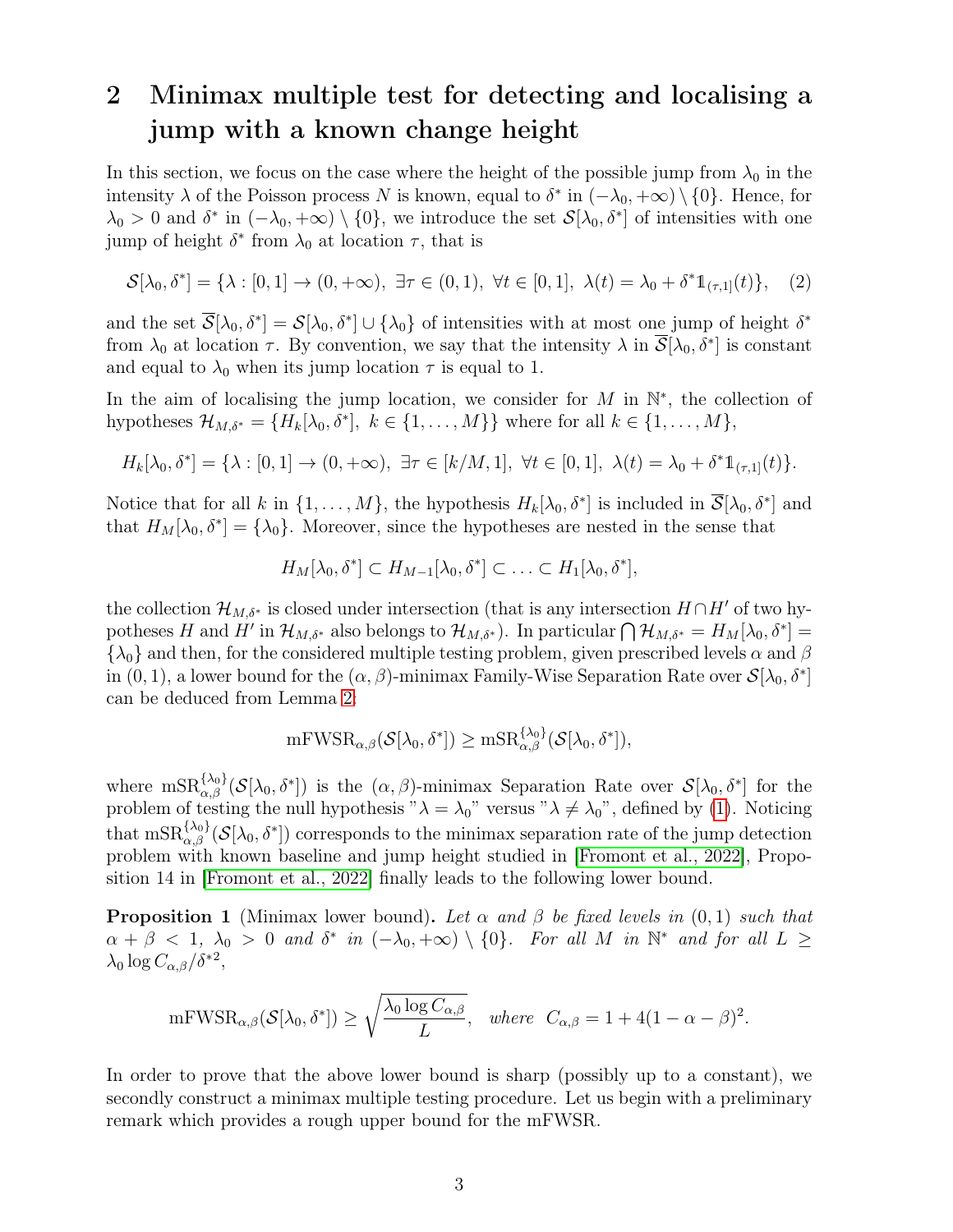## 2 Minimax multiple test for detecting and localising a jump with a known change height

In this section, we focus on the case where the height of the possible jump from $\lambda_0$ in the intensity $\lambda$ of the Poisson process $N$ is known, equal to $\delta^*$ in $(-\lambda_0, +\infty) \setminus \{0\}$. Hence, for $\lambda_0 > 0$ and $\delta^*$ in $(-\lambda_0, +\infty) \setminus \{0\}$, we introduce the set $\mathcal{S}[\lambda_0, \delta^*]$ of intensities with one jump of height $\delta^*$ from $\lambda_0$ at location $\tau$, that is

$$\mathcal{S}[\lambda_0, \delta^*] = \{\lambda : [0,1] \to (0, +\infty),\ \exists \tau \in (0,1),\ \forall t \in [0,1],\ \lambda(t) = \lambda_0 + \delta^* \mathbb{1}_{(\tau,1]}(t)\}, \quad (2)$$

and the set $\overline{\mathcal{S}}[\lambda_0, \delta^*] = \mathcal{S}[\lambda_0, \delta^*] \cup \{\lambda_0\}$ of intensities with at most one jump of height $\delta^*$ from $\lambda_0$ at location $\tau$. By convention, we say that the intensity $\lambda$ in $\overline{\mathcal{S}}[\lambda_0, \delta^*]$ is constant and equal to $\lambda_0$ when its jump location $\tau$ is equal to 1.

In the aim of localising the jump location, we consider for $M$ in $\mathbb{N}^*$, the collection of hypotheses $\mathcal{H}_{M,\delta^*} = \{H_k[\lambda_0, \delta^*],\ k \in \{1, \ldots, M\}\}$ where for all $k \in \{1, \ldots, M\}$,

$$H_k[\lambda_0, \delta^*] = \{\lambda : [0,1] \to (0, +\infty),\ \exists \tau \in [k/M, 1],\ \forall t \in [0,1],\ \lambda(t) = \lambda_0 + \delta^* \mathbb{1}_{(\tau,1]}(t)\}.$$

Notice that for all $k$ in $\{1, \ldots, M\}$, the hypothesis $H_k[\lambda_0, \delta^*]$ is included in $\overline{\mathcal{S}}[\lambda_0, \delta^*]$ and that $H_M[\lambda_0, \delta^*] = \{\lambda_0\}$. Moreover, since the hypotheses are nested in the sense that

$$H_M[\lambda_0, \delta^*] \subset H_{M-1}[\lambda_0, \delta^*] \subset \ldots \subset H_1[\lambda_0, \delta^*],$$

the collection $\mathcal{H}_{M,\delta^*}$ is closed under intersection (that is any intersection $H \cap H'$ of two hypotheses $H$ and $H'$ in $\mathcal{H}_{M,\delta^*}$ also belongs to $\mathcal{H}_{M,\delta^*}$). In particular $\bigcap \mathcal{H}_{M,\delta^*} = H_M[\lambda_0, \delta^*] = \{\lambda_0\}$ and then, for the considered multiple testing problem, given prescribed levels $\alpha$ and $\beta$ in $(0,1)$, a lower bound for the $(\alpha, \beta)$-minimax Family-Wise Separation Rate over $\mathcal{S}[\lambda_0, \delta^*]$ can be deduced from Lemma 2:

$$\mathrm{mFWSR}_{\alpha,\beta}(\mathcal{S}[\lambda_0, \delta^*]) \geq \mathrm{mSR}_{\alpha,\beta}^{\{\lambda_0\}}(\mathcal{S}[\lambda_0, \delta^*]),$$

where $\mathrm{mSR}_{\alpha,\beta}^{\{\lambda_0\}}(\mathcal{S}[\lambda_0, \delta^*])$ is the $(\alpha, \beta)$-minimax Separation Rate over $\mathcal{S}[\lambda_0, \delta^*]$ for the problem of testing the null hypothesis "$\lambda = \lambda_0$" versus "$\lambda \neq \lambda_0$", defined by (1). Noticing that $\mathrm{mSR}_{\alpha,\beta}^{\{\lambda_0\}}(\mathcal{S}[\lambda_0, \delta^*])$ corresponds to the minimax separation rate of the jump detection problem with known baseline and jump height studied in [Fromont et al., 2022], Proposition 14 in [Fromont et al., 2022] finally leads to the following lower bound.

**Proposition 1** (Minimax lower bound). *Let $\alpha$ and $\beta$ be fixed levels in $(0,1)$ such that $\alpha + \beta < 1$, $\lambda_0 > 0$ and $\delta^*$ in $(-\lambda_0, +\infty) \setminus \{0\}$. For all $M$ in $\mathbb{N}^*$ and for all $L \geq \lambda_0 \log C_{\alpha,\beta}/\delta^{*2}$,*

$$\mathrm{mFWSR}_{\alpha,\beta}(\mathcal{S}[\lambda_0, \delta^*]) \geq \sqrt{\frac{\lambda_0 \log C_{\alpha,\beta}}{L}}, \quad \textit{where} \ \ C_{\alpha,\beta} = 1 + 4(1 - \alpha - \beta)^2.$$

In order to prove that the above lower bound is sharp (possibly up to a constant), we secondly construct a minimax multiple testing procedure. Let us begin with a preliminary remark which provides a rough upper bound for the mFWSR.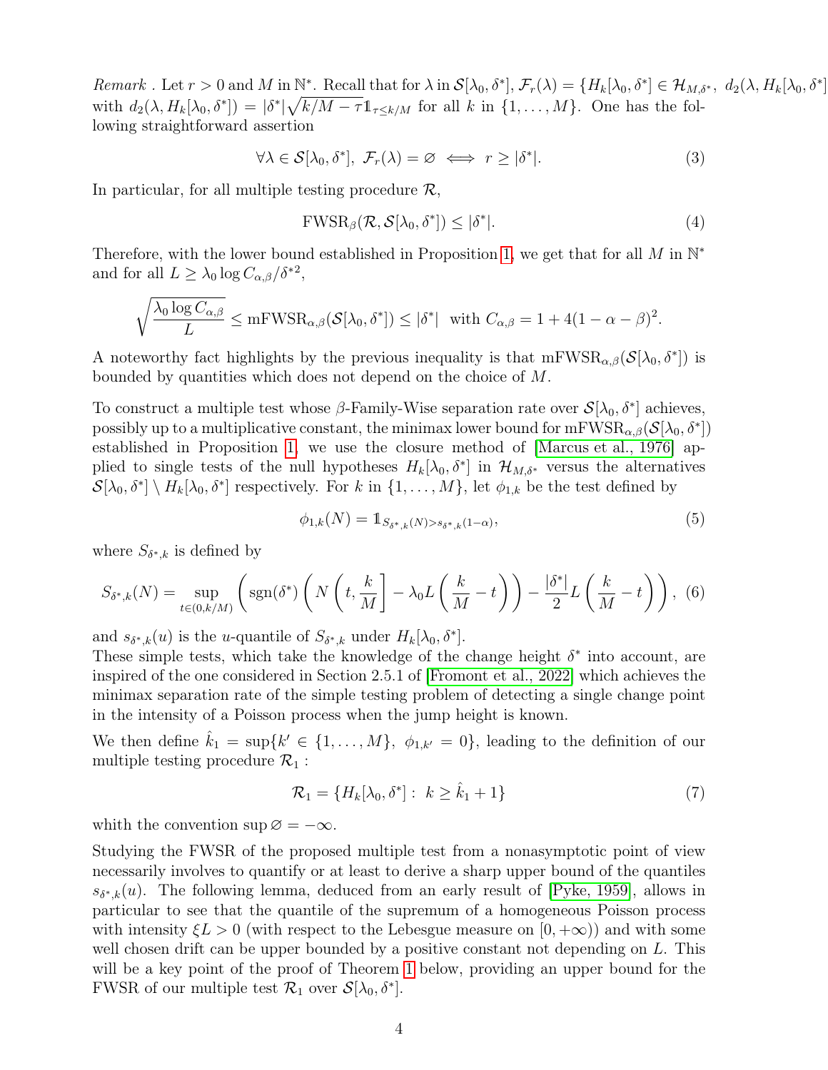*Remark* . Let $r > 0$ and $M$ in $\mathbb{N}^*$. Recall that for $\lambda$ in $\mathcal{S}[\lambda_0, \delta^*]$, $\mathcal{F}_r(\lambda) = \{H_k[\lambda_0, \delta^*] \in \mathcal{H}_{M,\delta^*},\ d_2(\lambda, H_k[\lambda_0, \delta^*]$ with $d_2(\lambda, H_k[\lambda_0, \delta^*]) = |\delta^*|\sqrt{k/M - \tau}\mathbb{1}_{\tau \leq k/M}$ for all $k$ in $\{1, \ldots, M\}$. One has the following straightforward assertion

$$\forall \lambda \in \mathcal{S}[\lambda_0, \delta^*],\ \mathcal{F}_r(\lambda) = \varnothing \iff r \geq |\delta^*|. \tag{3}$$

In particular, for all multiple testing procedure $\mathcal{R}$,

$$\mathrm{FWSR}_\beta(\mathcal{R}, \mathcal{S}[\lambda_0, \delta^*]) \leq |\delta^*|. \tag{4}$$

Therefore, with the lower bound established in Proposition 1, we get that for all $M$ in $\mathbb{N}^*$ and for all $L \geq \lambda_0 \log C_{\alpha,\beta}/\delta^{*2}$,

$$\sqrt{\frac{\lambda_0 \log C_{\alpha,\beta}}{L}} \leq \mathrm{mFWSR}_{\alpha,\beta}(\mathcal{S}[\lambda_0, \delta^*]) \leq |\delta^*| \ \text{ with } C_{\alpha,\beta} = 1 + 4(1 - \alpha - \beta)^2.$$

A noteworthy fact highlights by the previous inequality is that $\mathrm{mFWSR}_{\alpha,\beta}(\mathcal{S}[\lambda_0, \delta^*])$ is bounded by quantities which does not depend on the choice of $M$.

To construct a multiple test whose $\beta$-Family-Wise separation rate over $\mathcal{S}[\lambda_0, \delta^*]$ achieves, possibly up to a multiplicative constant, the minimax lower bound for $\mathrm{mFWSR}_{\alpha,\beta}(\mathcal{S}[\lambda_0, \delta^*])$ established in Proposition 1, we use the closure method of [Marcus et al., 1976] applied to single tests of the null hypotheses $H_k[\lambda_0, \delta^*]$ in $\mathcal{H}_{M,\delta^*}$ versus the alternatives $\mathcal{S}[\lambda_0, \delta^*] \setminus H_k[\lambda_0, \delta^*]$ respectively. For $k$ in $\{1, \ldots, M\}$, let $\phi_{1,k}$ be the test defined by

$$\phi_{1,k}(N) = \mathbb{1}_{S_{\delta^*,k}(N) > s_{\delta^*,k}(1-\alpha)}, \tag{5}$$

where $S_{\delta^*,k}$ is defined by

$$S_{\delta^*,k}(N) = \sup_{t \in (0, k/M)} \left( \mathrm{sgn}(\delta^*) \left( N\left(t, \frac{k}{M}\right] - \lambda_0 L \left(\frac{k}{M} - t\right)\right) - \frac{|\delta^*|}{2} L \left(\frac{k}{M} - t\right)\right), \tag{6}$$

and $s_{\delta^*,k}(u)$ is the $u$-quantile of $S_{\delta^*,k}$ under $H_k[\lambda_0, \delta^*]$.
These simple tests, which take the knowledge of the change height $\delta^*$ into account, are inspired of the one considered in Section 2.5.1 of [Fromont et al., 2022] which achieves the minimax separation rate of the simple testing problem of detecting a single change point in the intensity of a Poisson process when the jump height is known.

We then define $\hat{k}_1 = \sup\{k' \in \{1, \ldots, M\},\ \phi_{1,k'} = 0\}$, leading to the definition of our multiple testing procedure $\mathcal{R}_1$ :

$$\mathcal{R}_1 = \{H_k[\lambda_0, \delta^*] :\ k \geq \hat{k}_1 + 1\} \tag{7}$$

whith the convention $\sup \varnothing = -\infty$.

Studying the FWSR of the proposed multiple test from a nonasymptotic point of view necessarily involves to quantify or at least to derive a sharp upper bound of the quantiles $s_{\delta^*,k}(u)$. The following lemma, deduced from an early result of [Pyke, 1959], allows in particular to see that the quantile of the supremum of a homogeneous Poisson process with intensity $\xi L > 0$ (with respect to the Lebesgue measure on $[0, +\infty)$) and with some well chosen drift can be upper bounded by a positive constant not depending on $L$. This will be a key point of the proof of Theorem 1 below, providing an upper bound for the FWSR of our multiple test $\mathcal{R}_1$ over $\mathcal{S}[\lambda_0, \delta^*]$.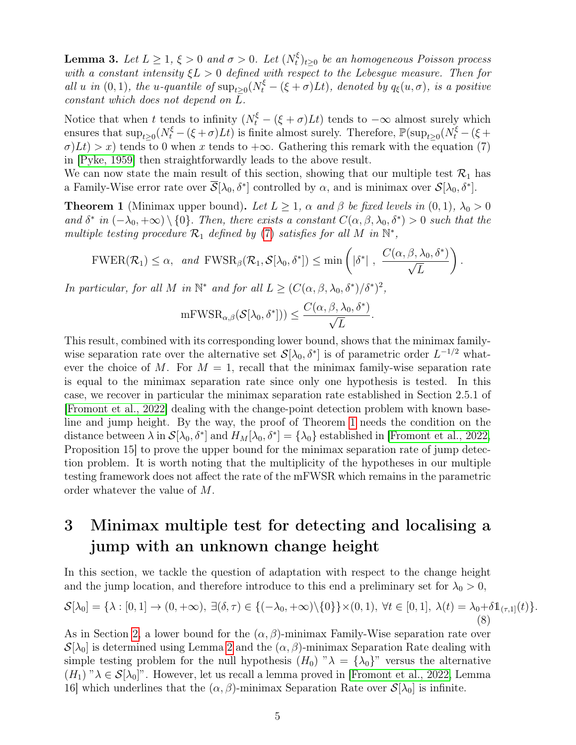**Lemma 3.** *Let $L \geq 1$, $\xi > 0$ and $\sigma > 0$. Let $(N_t^\xi)_{t\geq 0}$ be an homogeneous Poisson process with a constant intensity $\xi L > 0$ defined with respect to the Lebesgue measure. Then for all $u$ in $(0,1)$, the $u$-quantile of $\sup_{t\geq 0}(N_t^\xi - (\xi+\sigma)Lt)$, denoted by $q_\xi(u,\sigma)$, is a positive constant which does not depend on $L$.*

Notice that when $t$ tends to infinity $(N_t^\xi - (\xi+\sigma)Lt)$ tends to $-\infty$ almost surely which ensures that $\sup_{t\geq 0}(N_t^\xi - (\xi+\sigma)Lt)$ is finite almost surely. Therefore, $\mathbb{P}(\sup_{t\geq 0}(N_t^\xi - (\xi+\sigma)Lt) > x)$ tends to 0 when $x$ tends to $+\infty$. Gathering this remark with the equation (7) in [Pyke, 1959] then straightforwardly leads to the above result.

We can now state the main result of this section, showing that our multiple test $\mathcal{R}_1$ has a Family-Wise error rate over $\overline{\mathcal{S}}[\lambda_0, \delta^*]$ controlled by $\alpha$, and is minimax over $\mathcal{S}[\lambda_0, \delta^*]$.

**Theorem 1** (Minimax upper bound)**.** *Let $L \geq 1$, $\alpha$ and $\beta$ be fixed levels in $(0,1)$, $\lambda_0 > 0$ and $\delta^*$ in $(-\lambda_0, +\infty) \setminus \{0\}$. Then, there exists a constant $C(\alpha,\beta,\lambda_0,\delta^*) > 0$ such that the multiple testing procedure $\mathcal{R}_1$ defined by (7) satisfies for all $M$ in $\mathbb{N}^*$,*

$$\mathrm{FWER}(\mathcal{R}_1) \leq \alpha, \ \ \textit{and} \ \mathrm{FWSR}_\beta(\mathcal{R}_1, \mathcal{S}[\lambda_0,\delta^*]) \leq \min\left(|\delta^*| \ , \ \frac{C(\alpha,\beta,\lambda_0,\delta^*)}{\sqrt{L}}\right).$$

*In particular, for all $M$ in $\mathbb{N}^*$ and for all $L \geq (C(\alpha,\beta,\lambda_0,\delta^*)/\delta^*)^2$,*

$$\mathrm{mFWSR}_{\alpha,\beta}(\mathcal{S}[\lambda_0,\delta^*])) \leq \frac{C(\alpha,\beta,\lambda_0,\delta^*)}{\sqrt{L}}.$$

This result, combined with its corresponding lower bound, shows that the minimax family-wise separation rate over the alternative set $\mathcal{S}[\lambda_0,\delta^*]$ is of parametric order $L^{-1/2}$ whatever the choice of $M$. For $M = 1$, recall that the minimax family-wise separation rate is equal to the minimax separation rate since only one hypothesis is tested. In this case, we recover in particular the minimax separation rate established in Section 2.5.1 of [Fromont et al., 2022] dealing with the change-point detection problem with known baseline and jump height. By the way, the proof of Theorem 1 needs the condition on the distance between $\lambda$ in $\mathcal{S}[\lambda_0,\delta^*]$ and $H_M[\lambda_0,\delta^*] = \{\lambda_0\}$ established in [Fromont et al., 2022, Proposition 15] to prove the upper bound for the minimax separation rate of jump detection problem. It is worth noting that the multiplicity of the hypotheses in our multiple testing framework does not affect the rate of the mFWSR which remains in the parametric order whatever the value of $M$.

# 3 Minimax multiple test for detecting and localising a jump with an unknown change height

In this section, we tackle the question of adaptation with respect to the change height and the jump location, and therefore introduce to this end a preliminary set for $\lambda_0 > 0$,

$$\mathcal{S}[\lambda_0] = \{\lambda : [0,1] \to (0,+\infty),\ \exists (\delta,\tau) \in \{(-\lambda_0,+\infty)\backslash\{0\}\} \times (0,1),\ \forall t \in [0,1],\ \lambda(t) = \lambda_0 + \delta \mathbb{1}_{(\tau,1]}(t)\}. \tag{8}$$

As in Section 2, a lower bound for the $(\alpha,\beta)$-minimax Family-Wise separation rate over $\mathcal{S}[\lambda_0]$ is determined using Lemma 2 and the $(\alpha,\beta)$-minimax Separation Rate dealing with simple testing problem for the null hypothesis $(H_0)$ "$\lambda = \{\lambda_0\}$" versus the alternative $(H_1)$ "$\lambda \in \mathcal{S}[\lambda_0]$". However, let us recall a lemma proved in [Fromont et al., 2022, Lemma 16] which underlines that the $(\alpha,\beta)$-minimax Separation Rate over $\mathcal{S}[\lambda_0]$ is infinite.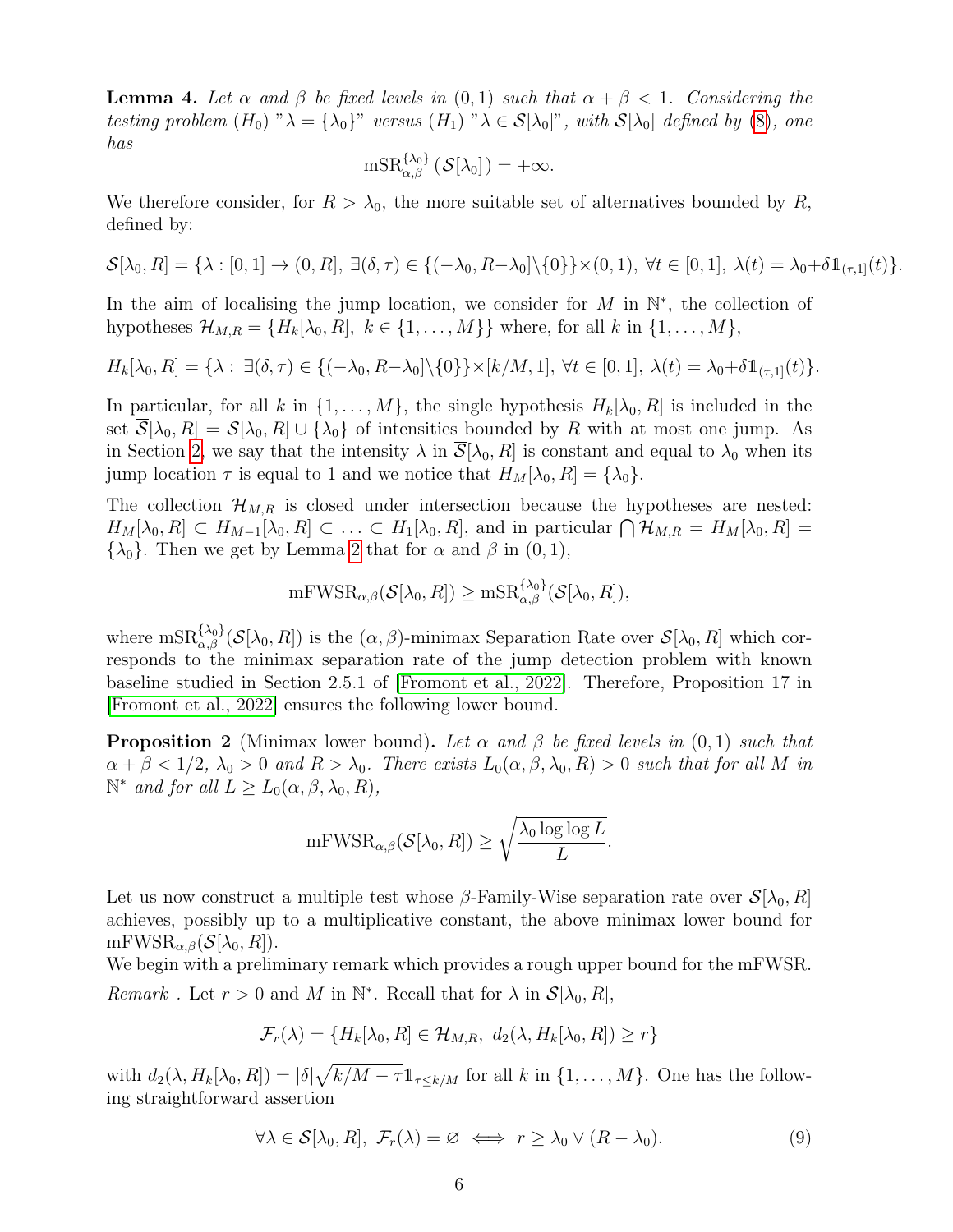**Lemma 4.** *Let $\alpha$ and $\beta$ be fixed levels in $(0,1)$ such that $\alpha+\beta<1$. Considering the testing problem $(H_0)$ "$\lambda=\{\lambda_0\}$" versus $(H_1)$ "$\lambda\in\mathcal{S}[\lambda_0]$", with $\mathcal{S}[\lambda_0]$ defined by (8), one has*

$$\mathrm{mSR}^{\{\lambda_0\}}_{\alpha,\beta}\left(\mathcal{S}[\lambda_0]\right)=+\infty.$$

We therefore consider, for $R>\lambda_0$, the more suitable set of alternatives bounded by $R$, defined by:

$$\mathcal{S}[\lambda_0,R]=\{\lambda:[0,1]\to(0,R],\ \exists(\delta,\tau)\in\{(-\lambda_0,R-\lambda_0]\backslash\{0\}\}\times(0,1),\ \forall t\in[0,1],\ \lambda(t)=\lambda_0+\delta\mathbb{1}_{(\tau,1]}(t)\}.$$

In the aim of localising the jump location, we consider for $M$ in $\mathbb{N}^*$, the collection of hypotheses $\mathcal{H}_{M,R}=\{H_k[\lambda_0,R],\ k\in\{1,\ldots,M\}\}$ where, for all $k$ in $\{1,\ldots,M\}$,

$$H_k[\lambda_0,R]=\{\lambda:\ \exists(\delta,\tau)\in\{(-\lambda_0,R-\lambda_0]\backslash\{0\}\}\times[k/M,1],\ \forall t\in[0,1],\ \lambda(t)=\lambda_0+\delta\mathbb{1}_{(\tau,1]}(t)\}.$$

In particular, for all $k$ in $\{1,\ldots,M\}$, the single hypothesis $H_k[\lambda_0,R]$ is included in the set $\overline{\mathcal{S}}[\lambda_0,R]=\mathcal{S}[\lambda_0,R]\cup\{\lambda_0\}$ of intensities bounded by $R$ with at most one jump. As in Section 2, we say that the intensity $\lambda$ in $\overline{\mathcal{S}}[\lambda_0,R]$ is constant and equal to $\lambda_0$ when its jump location $\tau$ is equal to 1 and we notice that $H_M[\lambda_0,R]=\{\lambda_0\}$.

The collection $\mathcal{H}_{M,R}$ is closed under intersection because the hypotheses are nested: $H_M[\lambda_0,R]\subset H_{M-1}[\lambda_0,R]\subset\ldots\subset H_1[\lambda_0,R]$, and in particular $\bigcap\mathcal{H}_{M,R}=H_M[\lambda_0,R]=\{\lambda_0\}$. Then we get by Lemma 2 that for $\alpha$ and $\beta$ in $(0,1)$,

$$\mathrm{mFWSR}_{\alpha,\beta}(\mathcal{S}[\lambda_0,R])\geq\mathrm{mSR}^{\{\lambda_0\}}_{\alpha,\beta}(\mathcal{S}[\lambda_0,R]),$$

where $\mathrm{mSR}^{\{\lambda_0\}}_{\alpha,\beta}(\mathcal{S}[\lambda_0,R])$ is the $(\alpha,\beta)$-minimax Separation Rate over $\mathcal{S}[\lambda_0,R]$ which corresponds to the minimax separation rate of the jump detection problem with known baseline studied in Section 2.5.1 of [Fromont et al., 2022]. Therefore, Proposition 17 in [Fromont et al., 2022] ensures the following lower bound.

**Proposition 2** (Minimax lower bound)**.** *Let $\alpha$ and $\beta$ be fixed levels in $(0,1)$ such that $\alpha+\beta<1/2$, $\lambda_0>0$ and $R>\lambda_0$. There exists $L_0(\alpha,\beta,\lambda_0,R)>0$ such that for all $M$ in $\mathbb{N}^*$ and for all $L\geq L_0(\alpha,\beta,\lambda_0,R)$,*

$$\mathrm{mFWSR}_{\alpha,\beta}(\mathcal{S}[\lambda_0,R])\geq\sqrt{\frac{\lambda_0\log\log L}{L}}.$$

Let us now construct a multiple test whose $\beta$-Family-Wise separation rate over $\mathcal{S}[\lambda_0,R]$ achieves, possibly up to a multiplicative constant, the above minimax lower bound for $\mathrm{mFWSR}_{\alpha,\beta}(\mathcal{S}[\lambda_0,R])$.

We begin with a preliminary remark which provides a rough upper bound for the mFWSR.

*Remark* . Let $r>0$ and $M$ in $\mathbb{N}^*$. Recall that for $\lambda$ in $\mathcal{S}[\lambda_0,R]$,

$$\mathcal{F}_r(\lambda)=\{H_k[\lambda_0,R]\in\mathcal{H}_{M,R},\ d_2(\lambda,H_k[\lambda_0,R])\geq r\}$$

with $d_2(\lambda,H_k[\lambda_0,R])=|\delta|\sqrt{k/M-\tau}\mathbb{1}_{\tau\leq k/M}$ for all $k$ in $\{1,\ldots,M\}$. One has the following straightforward assertion

$$\forall\lambda\in\mathcal{S}[\lambda_0,R],\ \mathcal{F}_r(\lambda)=\varnothing\iff r\geq\lambda_0\vee(R-\lambda_0).\tag{9}$$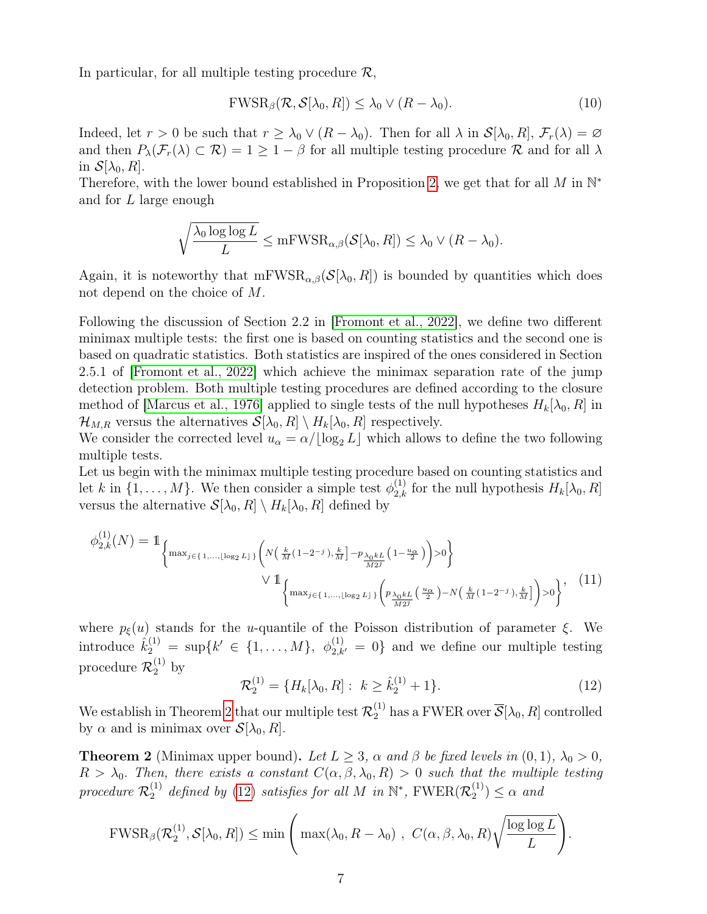In particular, for all multiple testing procedure $\mathcal{R}$,

$$\mathrm{FWSR}_\beta(\mathcal{R}, \mathcal{S}[\lambda_0, R]) \leq \lambda_0 \vee (R - \lambda_0). \tag{10}$$

Indeed, let $r > 0$ be such that $r \geq \lambda_0 \vee (R - \lambda_0)$. Then for all $\lambda$ in $\mathcal{S}[\lambda_0, R]$, $\mathcal{F}_r(\lambda) = \varnothing$ and then $P_\lambda(\mathcal{F}_r(\lambda) \subset \mathcal{R}) = 1 \geq 1 - \beta$ for all multiple testing procedure $\mathcal{R}$ and for all $\lambda$ in $\mathcal{S}[\lambda_0, R]$.
Therefore, with the lower bound established in Proposition 2, we get that for all $M$ in $\mathbb{N}^*$ and for $L$ large enough

$$\sqrt{\frac{\lambda_0 \log \log L}{L}} \leq \mathrm{mFWSR}_{\alpha,\beta}(\mathcal{S}[\lambda_0, R]) \leq \lambda_0 \vee (R - \lambda_0).$$

Again, it is noteworthy that $\mathrm{mFWSR}_{\alpha,\beta}(\mathcal{S}[\lambda_0, R])$ is bounded by quantities which does not depend on the choice of $M$.

Following the discussion of Section 2.2 in [Fromont et al., 2022], we define two different minimax multiple tests: the first one is based on counting statistics and the second one is based on quadratic statistics. Both statistics are inspired of the ones considered in Section 2.5.1 of [Fromont et al., 2022] which achieve the minimax separation rate of the jump detection problem. Both multiple testing procedures are defined according to the closure method of [Marcus et al., 1976] applied to single tests of the null hypotheses $H_k[\lambda_0, R]$ in $\mathcal{H}_{M,R}$ versus the alternatives $\mathcal{S}[\lambda_0, R] \setminus H_k[\lambda_0, R]$ respectively.
We consider the corrected level $u_\alpha = \alpha / \lfloor \log_2 L \rfloor$ which allows to define the two following multiple tests.
Let us begin with the minimax multiple testing procedure based on counting statistics and let $k$ in $\{1, \ldots, M\}$. We then consider a simple test $\phi_{2,k}^{(1)}$ for the null hypothesis $H_k[\lambda_0, R]$ versus the alternative $\mathcal{S}[\lambda_0, R] \setminus H_k[\lambda_0, R]$ defined by

$$\phi_{2,k}^{(1)}(N) = \mathbb{1}_{\left\{ \max_{j \in \{1, \ldots, \lfloor \log_2 L \rfloor\}} \left( N\left(\frac{k}{M}(1-2^{-j}), \frac{k}{M}\right] - p_{\frac{\lambda_0 k L}{M 2^j}}\left(1 - \frac{u_\alpha}{2}\right) \right) > 0 \right\}} \vee \mathbb{1}_{\left\{ \max_{j \in \{1, \ldots, \lfloor \log_2 L \rfloor\}} \left( p_{\frac{\lambda_0 k L}{M 2^j}}\left(\frac{u_\alpha}{2}\right) - N\left(\frac{k}{M}(1-2^{-j}), \frac{k}{M}\right] \right) > 0 \right\}}, \tag{11}$$

where $p_\xi(u)$ stands for the $u$-quantile of the Poisson distribution of parameter $\xi$. We introduce $\hat{k}_2^{(1)} = \sup\{k' \in \{1, \ldots, M\},\ \phi_{2,k'}^{(1)} = 0\}$ and we define our multiple testing procedure $\mathcal{R}_2^{(1)}$ by

$$\mathcal{R}_2^{(1)} = \{H_k[\lambda_0, R] : \ k \geq \hat{k}_2^{(1)} + 1\}. \tag{12}$$

We establish in Theorem 2 that our multiple test $\mathcal{R}_2^{(1)}$ has a FWER over $\overline{\mathcal{S}}[\lambda_0, R]$ controlled by $\alpha$ and is minimax over $\mathcal{S}[\lambda_0, R]$.

**Theorem 2** (Minimax upper bound). *Let $L \geq 3$, $\alpha$ and $\beta$ be fixed levels in $(0,1)$, $\lambda_0 > 0$, $R > \lambda_0$. Then, there exists a constant $C(\alpha, \beta, \lambda_0, R) > 0$ such that the multiple testing procedure $\mathcal{R}_2^{(1)}$ defined by (12) satisfies for all $M$ in $\mathbb{N}^*$, $\mathrm{FWER}(\mathcal{R}_2^{(1)}) \leq \alpha$ and*

$$\mathrm{FWSR}_\beta(\mathcal{R}_2^{(1)}, \mathcal{S}[\lambda_0, R]) \leq \min\left( \max(\lambda_0, R - \lambda_0)\ ,\ C(\alpha, \beta, \lambda_0, R) \sqrt{\frac{\log \log L}{L}} \right).$$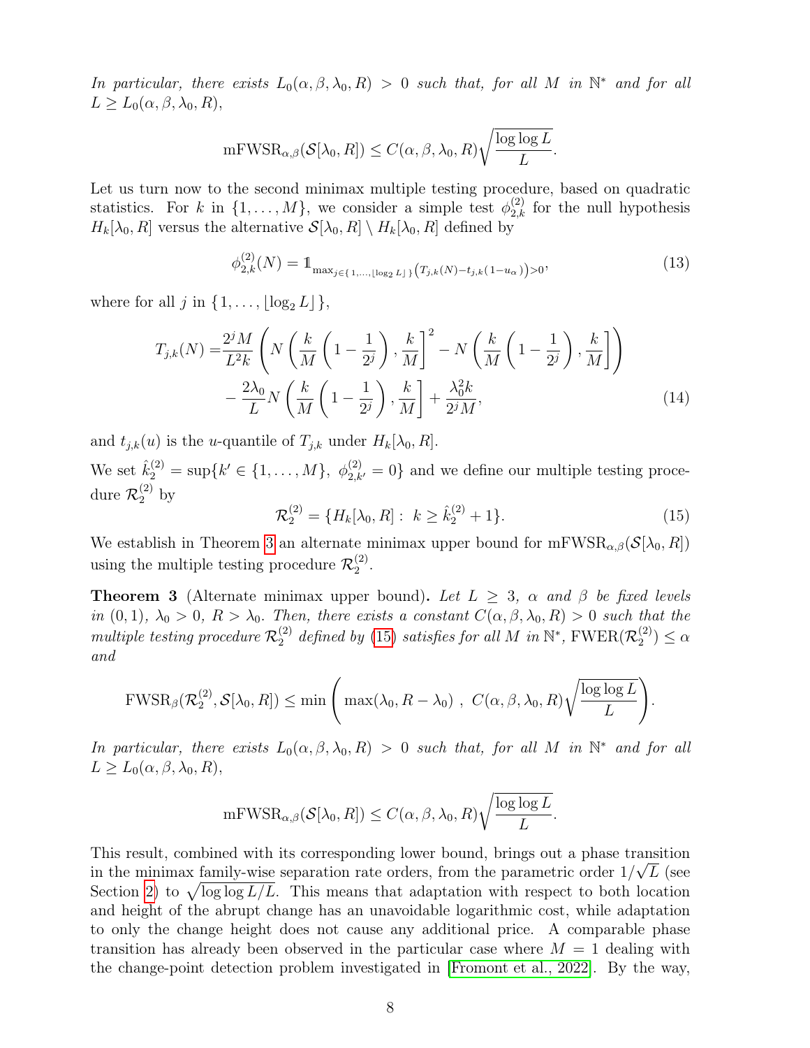*In particular, there exists $L_0(\alpha, \beta, \lambda_0, R) > 0$ such that, for all $M$ in $\mathbb{N}^*$ and for all $L \geq L_0(\alpha, \beta, \lambda_0, R)$,*

$$\mathrm{mFWSR}_{\alpha,\beta}(\mathcal{S}[\lambda_0, R]) \leq C(\alpha, \beta, \lambda_0, R)\sqrt{\frac{\log \log L}{L}}.$$

Let us turn now to the second minimax multiple testing procedure, based on quadratic statistics. For $k$ in $\{1, \ldots, M\}$, we consider a simple test $\phi^{(2)}_{2,k}$ for the null hypothesis $H_k[\lambda_0, R]$ versus the alternative $\mathcal{S}[\lambda_0, R] \setminus H_k[\lambda_0, R]$ defined by

$$\phi^{(2)}_{2,k}(N) = \mathbb{1}_{\max_{j \in \{1,\ldots,\lfloor \log_2 L \rfloor\}}\left(T_{j,k}(N) - t_{j,k}(1-u_\alpha)\right) > 0}, \tag{13}$$

where for all $j$ in $\{1, \ldots, \lfloor \log_2 L \rfloor\}$,

$$\begin{aligned} T_{j,k}(N) =& \frac{2^j M}{L^2 k}\left(N\left(\frac{k}{M}\left(1-\frac{1}{2^j}\right), \frac{k}{M}\right]^2 - N\left(\frac{k}{M}\left(1-\frac{1}{2^j}\right), \frac{k}{M}\right]\right) \\ &- \frac{2\lambda_0}{L} N\left(\frac{k}{M}\left(1-\frac{1}{2^j}\right), \frac{k}{M}\right] + \frac{\lambda_0^2 k}{2^j M}, \end{aligned} \tag{14}$$

and $t_{j,k}(u)$ is the $u$-quantile of $T_{j,k}$ under $H_k[\lambda_0, R]$.

We set $\hat{k}^{(2)}_2 = \sup\{k' \in \{1, \ldots, M\},\ \phi^{(2)}_{2,k'} = 0\}$ and we define our multiple testing procedure $\mathcal{R}^{(2)}_2$ by

$$\mathcal{R}^{(2)}_2 = \{H_k[\lambda_0, R] :\ k \geq \hat{k}^{(2)}_2 + 1\}. \tag{15}$$

We establish in Theorem 3 an alternate minimax upper bound for $\mathrm{mFWSR}_{\alpha,\beta}(\mathcal{S}[\lambda_0, R])$ using the multiple testing procedure $\mathcal{R}^{(2)}_2$.

**Theorem 3** (Alternate minimax upper bound)**.** *Let $L \geq 3$, $\alpha$ and $\beta$ be fixed levels in $(0, 1)$, $\lambda_0 > 0$, $R > \lambda_0$. Then, there exists a constant $C(\alpha, \beta, \lambda_0, R) > 0$ such that the multiple testing procedure $\mathcal{R}^{(2)}_2$ defined by (15) satisfies for all $M$ in $\mathbb{N}^*$, $\mathrm{FWER}(\mathcal{R}^{(2)}_2) \leq \alpha$ and*

$$\mathrm{FWSR}_\beta(\mathcal{R}^{(2)}_2, \mathcal{S}[\lambda_0, R]) \leq \min\left(\max(\lambda_0, R - \lambda_0)\ ,\ C(\alpha, \beta, \lambda_0, R)\sqrt{\frac{\log \log L}{L}}\right).$$

*In particular, there exists $L_0(\alpha, \beta, \lambda_0, R) > 0$ such that, for all $M$ in $\mathbb{N}^*$ and for all $L \geq L_0(\alpha, \beta, \lambda_0, R)$,*

$$\mathrm{mFWSR}_{\alpha,\beta}(\mathcal{S}[\lambda_0, R]) \leq C(\alpha, \beta, \lambda_0, R)\sqrt{\frac{\log \log L}{L}}.$$

This result, combined with its corresponding lower bound, brings out a phase transition in the minimax family-wise separation rate orders, from the parametric order $1/\sqrt{L}$ (see Section 2) to $\sqrt{\log \log L/L}$. This means that adaptation with respect to both location and height of the abrupt change has an unavoidable logarithmic cost, while adaptation to only the change height does not cause any additional price. A comparable phase transition has already been observed in the particular case where $M = 1$ dealing with the change-point detection problem investigated in [Fromont et al., 2022]. By the way,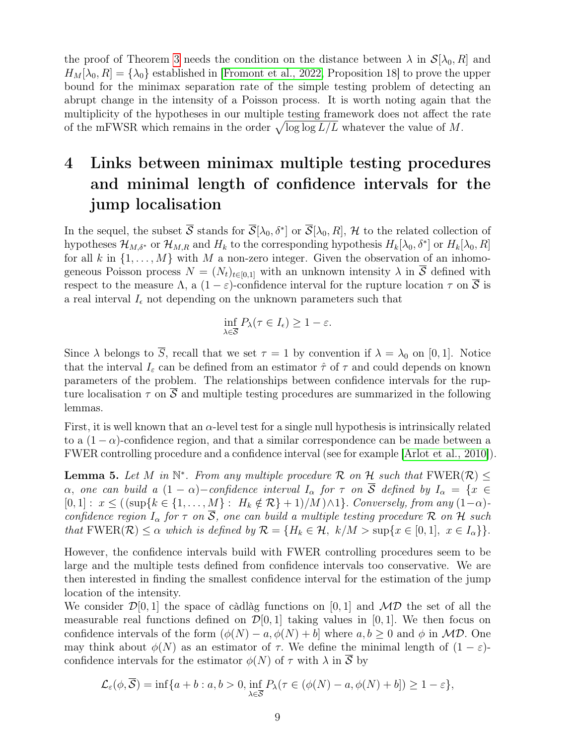the proof of Theorem 3 needs the condition on the distance between $\lambda$ in $\mathcal{S}[\lambda_0, R]$ and $H_M[\lambda_0, R] = \{\lambda_0\}$ established in [Fromont et al., 2022, Proposition 18] to prove the upper bound for the minimax separation rate of the simple testing problem of detecting an abrupt change in the intensity of a Poisson process. It is worth noting again that the multiplicity of the hypotheses in our multiple testing framework does not affect the rate of the mFWSR which remains in the order $\sqrt{\log\log L/L}$ whatever the value of $M$.

# 4 Links between minimax multiple testing procedures and minimal length of confidence intervals for the jump localisation

In the sequel, the subset $\overline{\mathcal{S}}$ stands for $\overline{\mathcal{S}}[\lambda_0, \delta^*]$ or $\overline{\mathcal{S}}[\lambda_0, R]$, $\mathcal{H}$ to the related collection of hypotheses $\mathcal{H}_{M,\delta^*}$ or $\mathcal{H}_{M,R}$ and $H_k$ to the corresponding hypothesis $H_k[\lambda_0, \delta^*]$ or $H_k[\lambda_0, R]$ for all $k$ in $\{1, \ldots, M\}$ with $M$ a non-zero integer. Given the observation of an inhomogeneous Poisson process $N = (N_t)_{t\in[0,1]}$ with an unknown intensity $\lambda$ in $\overline{\mathcal{S}}$ defined with respect to the measure $\Lambda$, a $(1-\varepsilon)$-confidence interval for the rupture location $\tau$ on $\overline{\mathcal{S}}$ is a real interval $I_\epsilon$ not depending on the unknown parameters such that

$$\inf_{\lambda\in\overline{\mathcal{S}}} P_\lambda(\tau \in I_\epsilon) \geq 1 - \varepsilon.$$

Since $\lambda$ belongs to $\overline{S}$, recall that we set $\tau = 1$ by convention if $\lambda = \lambda_0$ on $[0,1]$. Notice that the interval $I_\varepsilon$ can be defined from an estimator $\hat{\tau}$ of $\tau$ and could depends on known parameters of the problem. The relationships between confidence intervals for the rupture localisation $\tau$ on $\overline{\mathcal{S}}$ and multiple testing procedures are summarized in the following lemmas.

First, it is well known that an $\alpha$-level test for a single null hypothesis is intrinsically related to a $(1-\alpha)$-confidence region, and that a similar correspondence can be made between a FWER controlling procedure and a confidence interval (see for example [Arlot et al., 2010]).

**Lemma 5.** *Let $M$ in $\mathbb{N}^*$. From any multiple procedure $\mathcal{R}$ on $\mathcal{H}$ such that $\mathrm{FWER}(\mathcal{R}) \leq \alpha$, one can build a $(1-\alpha)-$confidence interval $I_\alpha$ for $\tau$ on $\overline{\mathcal{S}}$ defined by $I_\alpha = \{x \in [0,1] : x \leq ((\sup\{k \in \{1,\ldots,M\} : H_k \notin \mathcal{R}\} + 1)/M) \wedge 1\}$. Conversely, from any $(1-\alpha)$-confidence region $I_\alpha$ for $\tau$ on $\overline{\mathcal{S}}$, one can build a multiple testing procedure $\mathcal{R}$ on $\mathcal{H}$ such that $\mathrm{FWER}(\mathcal{R}) \leq \alpha$ which is defined by $\mathcal{R} = \{H_k \in \mathcal{H},\ k/M > \sup\{x \in [0,1],\ x \in I_\alpha\}\}$.*

However, the confidence intervals build with FWER controlling procedures seem to be large and the multiple tests defined from confidence intervals too conservative. We are then interested in finding the smallest confidence interval for the estimation of the jump location of the intensity.

We consider $\mathcal{D}[0,1]$ the space of càdlàg functions on $[0,1]$ and $\mathcal{MD}$ the set of all the measurable real functions defined on $\mathcal{D}[0,1]$ taking values in $[0,1]$. We then focus on confidence intervals of the form $(\phi(N) - a, \phi(N) + b]$ where $a, b \geq 0$ and $\phi$ in $\mathcal{MD}$. One may think about $\phi(N)$ as an estimator of $\tau$. We define the minimal length of $(1-\varepsilon)$-confidence intervals for the estimator $\phi(N)$ of $\tau$ with $\lambda$ in $\overline{\mathcal{S}}$ by

$$\mathcal{L}_\varepsilon(\phi, \overline{\mathcal{S}}) = \inf\{a + b : a, b > 0, \inf_{\lambda\in\overline{\mathcal{S}}} P_\lambda(\tau \in (\phi(N) - a, \phi(N) + b]) \geq 1 - \varepsilon\},$$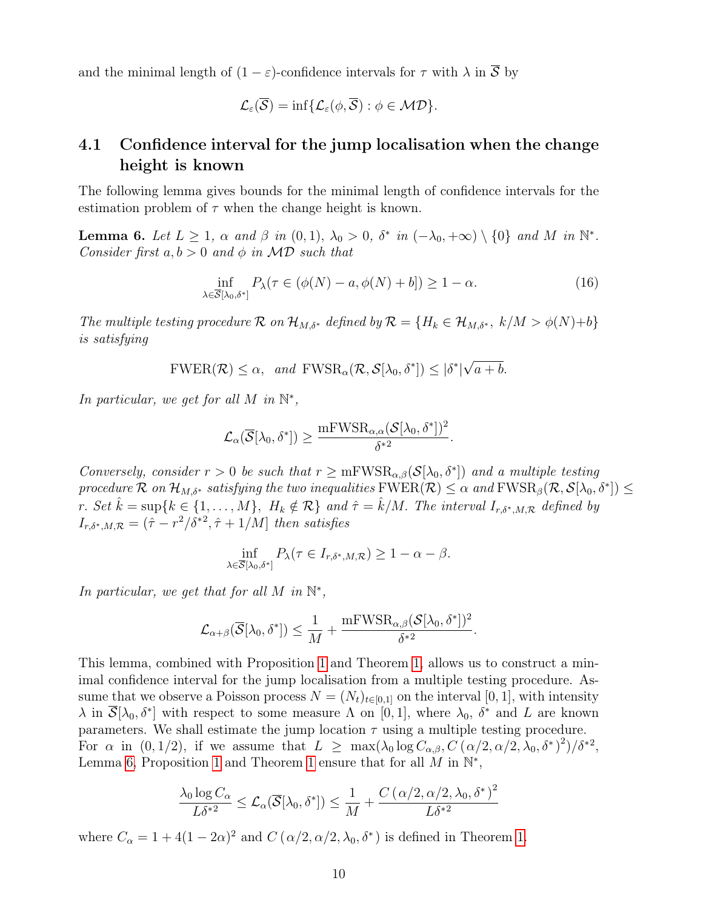and the minimal length of $(1-\varepsilon)$-confidence intervals for $\tau$ with $\lambda$ in $\overline{\mathcal{S}}$ by

$$\mathcal{L}_\varepsilon(\overline{\mathcal{S}}) = \inf\{\mathcal{L}_\varepsilon(\phi, \overline{\mathcal{S}}) : \phi \in \mathcal{MD}\}.$$

## 4.1 Confidence interval for the jump localisation when the change height is known

The following lemma gives bounds for the minimal length of confidence intervals for the estimation problem of $\tau$ when the change height is known.

**Lemma 6.** *Let $L \geq 1$, $\alpha$ and $\beta$ in $(0,1)$, $\lambda_0 > 0$, $\delta^*$ in $(-\lambda_0, +\infty) \setminus \{0\}$ and $M$ in $\mathbb{N}^*$. Consider first $a, b > 0$ and $\phi$ in $\mathcal{MD}$ such that*

$$\inf_{\lambda \in \overline{\mathcal{S}}[\lambda_0, \delta^*]} P_\lambda(\tau \in (\phi(N) - a, \phi(N) + b]) \geq 1 - \alpha. \tag{16}$$

*The multiple testing procedure $\mathcal{R}$ on $\mathcal{H}_{M,\delta^*}$ defined by $\mathcal{R} = \{H_k \in \mathcal{H}_{M,\delta^*},\ k/M > \phi(N) + b\}$ is satisfying*

$$\mathrm{FWER}(\mathcal{R}) \leq \alpha, \ \text{ and } \ \mathrm{FWSR}_\alpha(\mathcal{R}, \mathcal{S}[\lambda_0, \delta^*]) \leq |\delta^*|\sqrt{a+b}.$$

*In particular, we get for all $M$ in $\mathbb{N}^*$,*

$$\mathcal{L}_\alpha(\overline{\mathcal{S}}[\lambda_0, \delta^*]) \geq \frac{\mathrm{mFWSR}_{\alpha,\alpha}(\mathcal{S}[\lambda_0, \delta^*])^2}{\delta^{*2}}.$$

*Conversely, consider $r > 0$ be such that $r \geq \mathrm{mFWSR}_{\alpha,\beta}(\mathcal{S}[\lambda_0, \delta^*])$ and a multiple testing procedure $\mathcal{R}$ on $\mathcal{H}_{M,\delta^*}$ satisfying the two inequalities $\mathrm{FWER}(\mathcal{R}) \leq \alpha$ and $\mathrm{FWSR}_\beta(\mathcal{R}, \mathcal{S}[\lambda_0, \delta^*]) \leq r$. Set $\hat{k} = \sup\{k \in \{1, \ldots, M\},\ H_k \notin \mathcal{R}\}$ and $\hat{\tau} = \hat{k}/M$. The interval $I_{r,\delta^*,M,\mathcal{R}}$ defined by $I_{r,\delta^*,M,\mathcal{R}} = (\hat{\tau} - r^2/\delta^{*2}, \hat{\tau} + 1/M]$ then satisfies*

$$\inf_{\lambda \in \overline{\mathcal{S}}[\lambda_0, \delta^*]} P_\lambda(\tau \in I_{r,\delta^*,M,\mathcal{R}}) \geq 1 - \alpha - \beta.$$

*In particular, we get that for all $M$ in $\mathbb{N}^*$,*

$$\mathcal{L}_{\alpha+\beta}(\overline{\mathcal{S}}[\lambda_0, \delta^*]) \leq \frac{1}{M} + \frac{\mathrm{mFWSR}_{\alpha,\beta}(\mathcal{S}[\lambda_0, \delta^*])^2}{\delta^{*2}}.$$

This lemma, combined with Proposition 1 and Theorem 1, allows us to construct a minimal confidence interval for the jump localisation from a multiple testing procedure. Assume that we observe a Poisson process $N = (N_t)_{t \in [0,1]}$ on the interval $[0,1]$, with intensity $\lambda$ in $\overline{\mathcal{S}}[\lambda_0, \delta^*]$ with respect to some measure $\Lambda$ on $[0,1]$, where $\lambda_0$, $\delta^*$ and $L$ are known parameters. We shall estimate the jump location $\tau$ using a multiple testing procedure. For $\alpha$ in $(0, 1/2)$, if we assume that $L \geq \max(\lambda_0 \log C_{\alpha,\beta}, C\left(\alpha/2, \alpha/2, \lambda_0, \delta^*\right)^2)/\delta^{*2}$, Lemma 6, Proposition 1 and Theorem 1 ensure that for all $M$ in $\mathbb{N}^*$,

$$\frac{\lambda_0 \log C_\alpha}{L\delta^{*2}} \leq \mathcal{L}_\alpha(\overline{\mathcal{S}}[\lambda_0, \delta^*]) \leq \frac{1}{M} + \frac{C\left(\alpha/2, \alpha/2, \lambda_0, \delta^*\right)^2}{L\delta^{*2}}$$

where $C_\alpha = 1 + 4(1-2\alpha)^2$ and $C\left(\alpha/2, \alpha/2, \lambda_0, \delta^*\right)$ is defined in Theorem 1.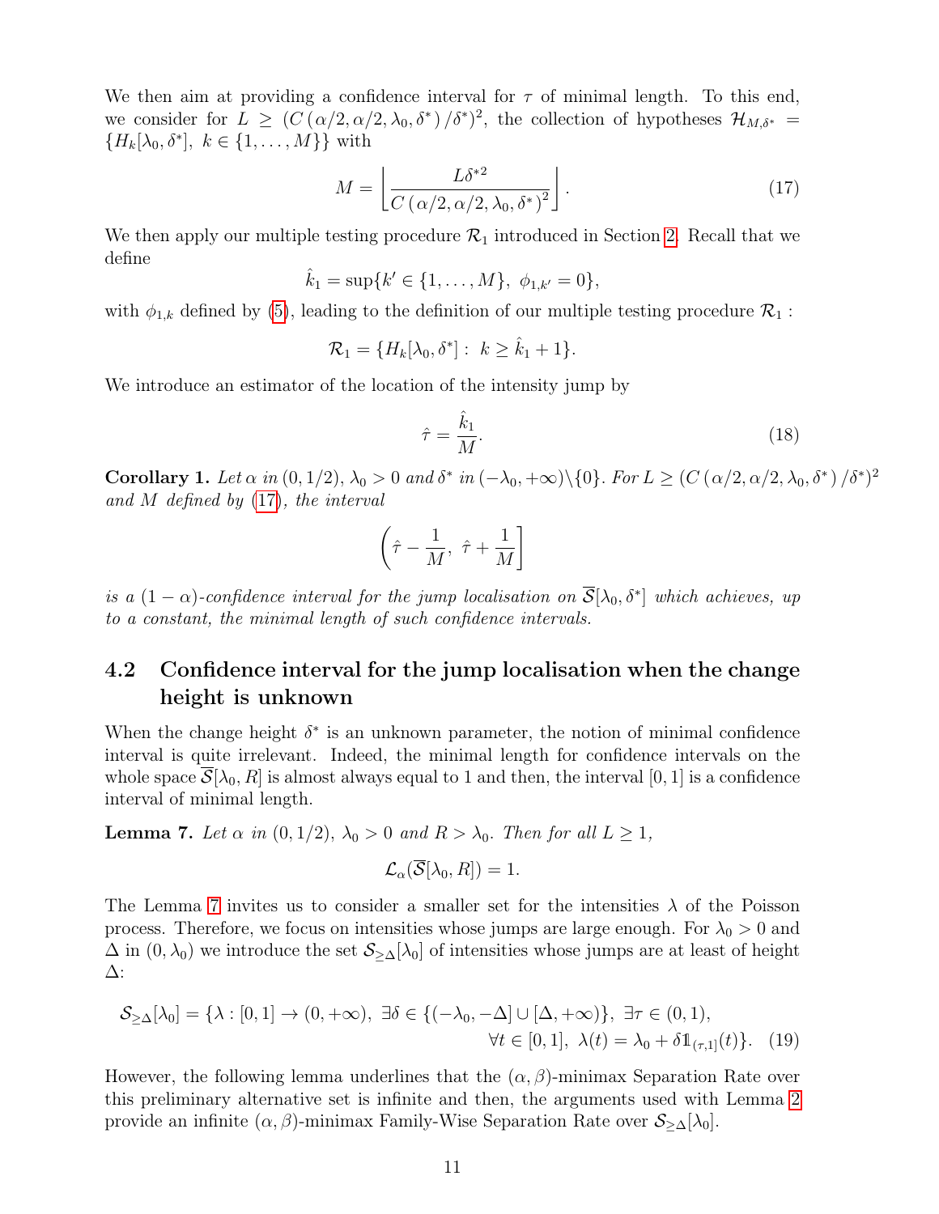We then aim at providing a confidence interval for $\tau$ of minimal length. To this end, we consider for $L \geq (C(\alpha/2, \alpha/2, \lambda_0, \delta^*)/\delta^*)^2$, the collection of hypotheses $\mathcal{H}_{M,\delta^*} = \{H_k[\lambda_0, \delta^*],\ k \in \{1, \ldots, M\}\}$ with

$$M = \left\lfloor \frac{L\delta^{*2}}{C(\alpha/2, \alpha/2, \lambda_0, \delta^*)^2} \right\rfloor. \tag{17}$$

We then apply our multiple testing procedure $\mathcal{R}_1$ introduced in Section 2. Recall that we define

$$\hat{k}_1 = \sup\{k' \in \{1, \ldots, M\},\ \phi_{1,k'} = 0\},$$

with $\phi_{1,k}$ defined by (5), leading to the definition of our multiple testing procedure $\mathcal{R}_1$ :

$$\mathcal{R}_1 = \{H_k[\lambda_0, \delta^*] :\ k \geq \hat{k}_1 + 1\}.$$

We introduce an estimator of the location of the intensity jump by

$$\hat{\tau} = \frac{\hat{k}_1}{M}. \tag{18}$$

**Corollary 1.** *Let $\alpha$ in $(0, 1/2)$, $\lambda_0 > 0$ and $\delta^*$ in $(-\lambda_0, +\infty)\backslash\{0\}$. For $L \geq (C(\alpha/2, \alpha/2, \lambda_0, \delta^*)/\delta^*)^2$ and $M$ defined by (17), the interval*

$$\left(\hat{\tau} - \frac{1}{M},\ \hat{\tau} + \frac{1}{M}\right]$$

*is a $(1-\alpha)$-confidence interval for the jump localisation on $\overline{\mathcal{S}}[\lambda_0, \delta^*]$ which achieves, up to a constant, the minimal length of such confidence intervals.*

## 4.2 Confidence interval for the jump localisation when the change height is unknown

When the change height $\delta^*$ is an unknown parameter, the notion of minimal confidence interval is quite irrelevant. Indeed, the minimal length for confidence intervals on the whole space $\overline{\mathcal{S}}[\lambda_0, R]$ is almost always equal to 1 and then, the interval $[0, 1]$ is a confidence interval of minimal length.

**Lemma 7.** *Let $\alpha$ in $(0, 1/2)$, $\lambda_0 > 0$ and $R > \lambda_0$. Then for all $L \geq 1$,*

$$\mathcal{L}_\alpha(\overline{\mathcal{S}}[\lambda_0, R]) = 1.$$

The Lemma 7 invites us to consider a smaller set for the intensities $\lambda$ of the Poisson process. Therefore, we focus on intensities whose jumps are large enough. For $\lambda_0 > 0$ and $\Delta$ in $(0, \lambda_0)$ we introduce the set $\mathcal{S}_{\geq\Delta}[\lambda_0]$ of intensities whose jumps are at least of height $\Delta$:

$$\begin{aligned}\mathcal{S}_{\geq\Delta}[\lambda_0] = \{\lambda : [0,1] \to (0, +\infty),\ \exists\delta \in \{(-\lambda_0, -\Delta] \cup [\Delta, +\infty)\},\ \exists\tau \in (0,1), \\ \forall t \in [0,1],\ \lambda(t) = \lambda_0 + \delta \mathbb{1}_{(\tau,1]}(t)\}. \end{aligned} \tag{19}$$

However, the following lemma underlines that the $(\alpha, \beta)$-minimax Separation Rate over this preliminary alternative set is infinite and then, the arguments used with Lemma 2 provide an infinite $(\alpha, \beta)$-minimax Family-Wise Separation Rate over $\mathcal{S}_{\geq\Delta}[\lambda_0]$.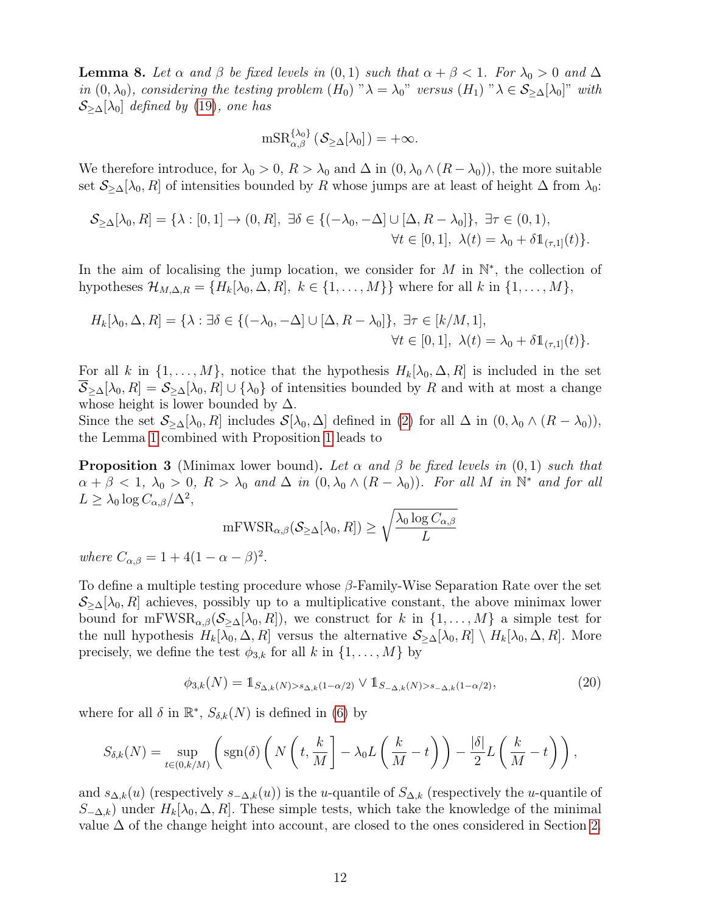**Lemma 8.** *Let $\alpha$ and $\beta$ be fixed levels in $(0,1)$ such that $\alpha+\beta<1$. For $\lambda_0>0$ and $\Delta$ in $(0,\lambda_0)$, considering the testing problem $(H_0)$ "$\lambda=\lambda_0$" versus $(H_1)$ "$\lambda \in \mathcal{S}_{\geq\Delta}[\lambda_0]$" with $\mathcal{S}_{\geq\Delta}[\lambda_0]$ defined by (19), one has*

$$\mathrm{mSR}_{\alpha,\beta}^{\{\lambda_0\}}\left(\mathcal{S}_{\geq\Delta}[\lambda_0]\right)=+\infty.$$

We therefore introduce, for $\lambda_0>0$, $R>\lambda_0$ and $\Delta$ in $(0,\lambda_0\wedge(R-\lambda_0))$, the more suitable set $\mathcal{S}_{\geq\Delta}[\lambda_0,R]$ of intensities bounded by $R$ whose jumps are at least of height $\Delta$ from $\lambda_0$:

$$\mathcal{S}_{\geq\Delta}[\lambda_0,R]=\{\lambda:[0,1]\to(0,R],\ \exists\delta\in\{(-\lambda_0,-\Delta]\cup[\Delta,R-\lambda_0]\},\ \exists\tau\in(0,1),\\ \forall t\in[0,1],\ \lambda(t)=\lambda_0+\delta\mathbb{1}_{(\tau,1]}(t)\}.$$

In the aim of localising the jump location, we consider for $M$ in $\mathbb{N}^*$, the collection of hypotheses $\mathcal{H}_{M,\Delta,R}=\{H_k[\lambda_0,\Delta,R],\ k\in\{1,\ldots,M\}\}$ where for all $k$ in $\{1,\ldots,M\}$,

$$H_k[\lambda_0,\Delta,R]=\{\lambda:\exists\delta\in\{(-\lambda_0,-\Delta]\cup[\Delta,R-\lambda_0]\},\ \exists\tau\in[k/M,1],\\ \forall t\in[0,1],\ \lambda(t)=\lambda_0+\delta\mathbb{1}_{(\tau,1]}(t)\}.$$

For all $k$ in $\{1,\ldots,M\}$, notice that the hypothesis $H_k[\lambda_0,\Delta,R]$ is included in the set $\overline{\mathcal{S}}_{\geq\Delta}[\lambda_0,R]=\mathcal{S}_{\geq\Delta}[\lambda_0,R]\cup\{\lambda_0\}$ of intensities bounded by $R$ and with at most a change whose height is lower bounded by $\Delta$.
Since the set $\mathcal{S}_{\geq\Delta}[\lambda_0,R]$ includes $\mathcal{S}[\lambda_0,\Delta]$ defined in (2) for all $\Delta$ in $(0,\lambda_0\wedge(R-\lambda_0))$, the Lemma 1 combined with Proposition 1 leads to

**Proposition 3** (Minimax lower bound)**.** *Let $\alpha$ and $\beta$ be fixed levels in $(0,1)$ such that $\alpha+\beta<1$, $\lambda_0>0$, $R>\lambda_0$ and $\Delta$ in $(0,\lambda_0\wedge(R-\lambda_0))$. For all $M$ in $\mathbb{N}^*$ and for all $L\geq\lambda_0\log C_{\alpha,\beta}/\Delta^2$,*

$$\mathrm{mFWSR}_{\alpha,\beta}(\mathcal{S}_{\geq\Delta}[\lambda_0,R])\geq\sqrt{\frac{\lambda_0\log C_{\alpha,\beta}}{L}}$$

*where $C_{\alpha,\beta}=1+4(1-\alpha-\beta)^2$.*

To define a multiple testing procedure whose $\beta$-Family-Wise Separation Rate over the set $\mathcal{S}_{\geq\Delta}[\lambda_0,R]$ achieves, possibly up to a multiplicative constant, the above minimax lower bound for $\mathrm{mFWSR}_{\alpha,\beta}(\mathcal{S}_{\geq\Delta}[\lambda_0,R])$, we construct for $k$ in $\{1,\ldots,M\}$ a simple test for the null hypothesis $H_k[\lambda_0,\Delta,R]$ versus the alternative $\mathcal{S}_{\geq\Delta}[\lambda_0,R]\setminus H_k[\lambda_0,\Delta,R]$. More precisely, we define the test $\phi_{3,k}$ for all $k$ in $\{1,\ldots,M\}$ by

$$\phi_{3,k}(N)=\mathbb{1}_{S_{\Delta,k}(N)>s_{\Delta,k}(1-\alpha/2)}\vee\mathbb{1}_{S_{-\Delta,k}(N)>s_{-\Delta,k}(1-\alpha/2)},\tag{20}$$

where for all $\delta$ in $\mathbb{R}^*$, $S_{\delta,k}(N)$ is defined in (6) by

$$S_{\delta,k}(N)=\sup_{t\in(0,k/M)}\left(\mathrm{sgn}(\delta)\left(N\left(t,\frac{k}{M}\right]-\lambda_0L\left(\frac{k}{M}-t\right)\right)-\frac{|\delta|}{2}L\left(\frac{k}{M}-t\right)\right),$$

and $s_{\Delta,k}(u)$ (respectively $s_{-\Delta,k}(u)$) is the $u$-quantile of $S_{\Delta,k}$ (respectively the $u$-quantile of $S_{-\Delta,k}$) under $H_k[\lambda_0,\Delta,R]$. These simple tests, which take the knowledge of the minimal value $\Delta$ of the change height into account, are closed to the ones considered in Section 2.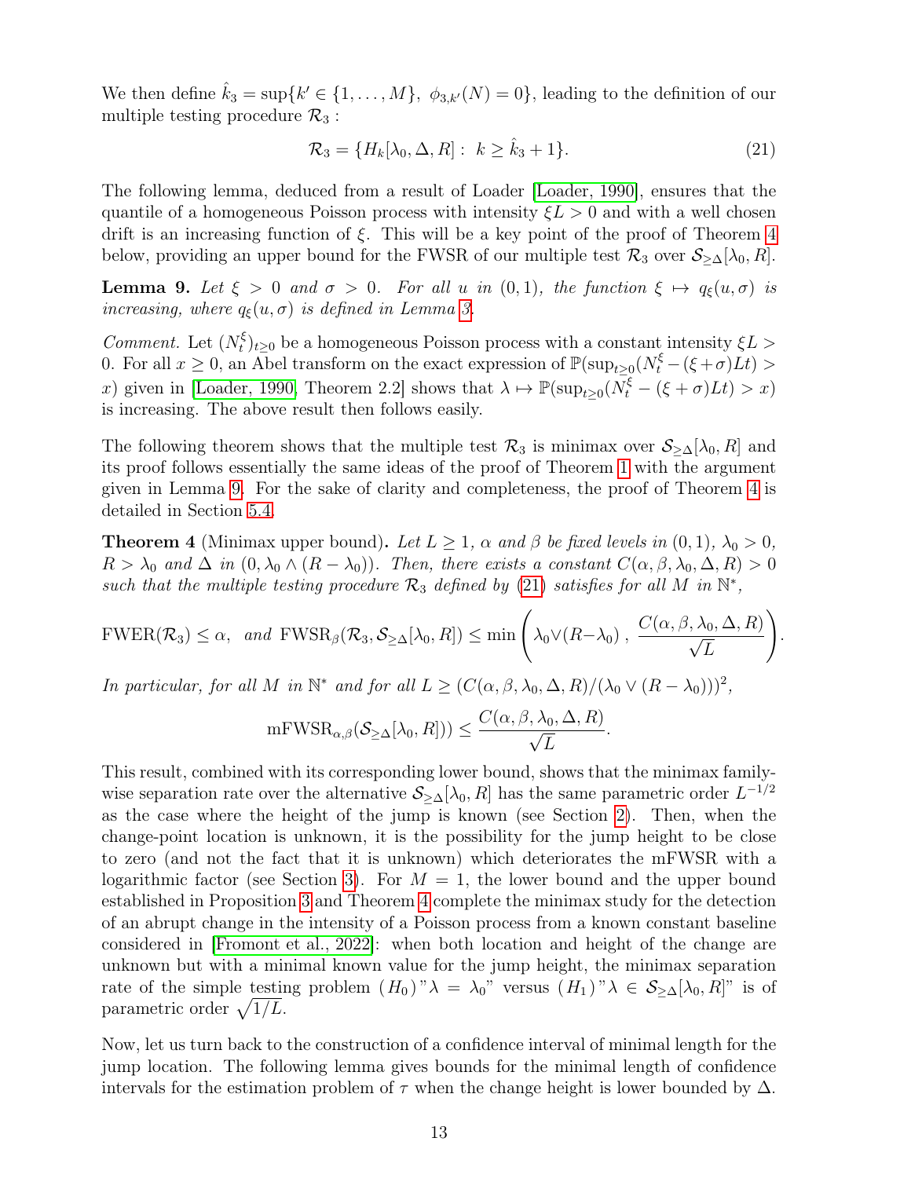We then define $\hat{k}_3 = \sup\{k' \in \{1, \ldots, M\},\ \phi_{3,k'}(N) = 0\}$, leading to the definition of our multiple testing procedure $\mathcal{R}_3$ :

$$\mathcal{R}_3 = \{H_k[\lambda_0, \Delta, R] : \ k \geq \hat{k}_3 + 1\}. \tag{21}$$

The following lemma, deduced from a result of Loader [Loader, 1990], ensures that the quantile of a homogeneous Poisson process with intensity $\xi L > 0$ and with a well chosen drift is an increasing function of $\xi$. This will be a key point of the proof of Theorem 4 below, providing an upper bound for the FWSR of our multiple test $\mathcal{R}_3$ over $\mathcal{S}_{\geq\Delta}[\lambda_0, R]$.

**Lemma 9.** *Let $\xi > 0$ and $\sigma > 0$. For all $u$ in $(0,1)$, the function $\xi \mapsto q_\xi(u, \sigma)$ is increasing, where $q_\xi(u, \sigma)$ is defined in Lemma 3.*

*Comment.* Let $(N_t^\xi)_{t\geq 0}$ be a homogeneous Poisson process with a constant intensity $\xi L > 0$. For all $x \geq 0$, an Abel transform on the exact expression of $\mathbb{P}(\sup_{t\geq 0}(N_t^\xi - (\xi+\sigma)Lt) > x)$ given in [Loader, 1990, Theorem 2.2] shows that $\lambda \mapsto \mathbb{P}(\sup_{t\geq 0}(N_t^\xi - (\xi+\sigma)Lt) > x)$ is increasing. The above result then follows easily.

The following theorem shows that the multiple test $\mathcal{R}_3$ is minimax over $\mathcal{S}_{\geq\Delta}[\lambda_0, R]$ and its proof follows essentially the same ideas of the proof of Theorem 1 with the argument given in Lemma 9. For the sake of clarity and completeness, the proof of Theorem 4 is detailed in Section 5.4.

**Theorem 4** (Minimax upper bound)**.** *Let $L \geq 1$, $\alpha$ and $\beta$ be fixed levels in $(0,1)$, $\lambda_0 > 0$, $R > \lambda_0$ and $\Delta$ in $(0, \lambda_0 \wedge (R - \lambda_0))$. Then, there exists a constant $C(\alpha, \beta, \lambda_0, \Delta, R) > 0$ such that the multiple testing procedure $\mathcal{R}_3$ defined by (21) satisfies for all $M$ in $\mathbb{N}^*$,*

$$\mathrm{FWER}(\mathcal{R}_3) \leq \alpha, \ \ \text{and } \mathrm{FWSR}_\beta(\mathcal{R}_3, \mathcal{S}_{\geq\Delta}[\lambda_0, R]) \leq \min\left(\lambda_0 \vee (R - \lambda_0)\ ,\ \frac{C(\alpha, \beta, \lambda_0, \Delta, R)}{\sqrt{L}}\right).$$

*In particular, for all $M$ in $\mathbb{N}^*$ and for all $L \geq (C(\alpha, \beta, \lambda_0, \Delta, R)/(\lambda_0 \vee (R - \lambda_0)))^2$,*

$$\mathrm{mFWSR}_{\alpha,\beta}(\mathcal{S}_{\geq\Delta}[\lambda_0, R])) \leq \frac{C(\alpha, \beta, \lambda_0, \Delta, R)}{\sqrt{L}}.$$

This result, combined with its corresponding lower bound, shows that the minimax familywise separation rate over the alternative $\mathcal{S}_{\geq\Delta}[\lambda_0, R]$ has the same parametric order $L^{-1/2}$ as the case where the height of the jump is known (see Section 2). Then, when the change-point location is unknown, it is the possibility for the jump height to be close to zero (and not the fact that it is unknown) which deteriorates the mFWSR with a logarithmic factor (see Section 3). For $M = 1$, the lower bound and the upper bound established in Proposition 3 and Theorem 4 complete the minimax study for the detection of an abrupt change in the intensity of a Poisson process from a known constant baseline considered in [Fromont et al., 2022]: when both location and height of the change are unknown but with a minimal known value for the jump height, the minimax separation rate of the simple testing problem $(H_0)$ "$\lambda = \lambda_0$" versus $(H_1)$ "$\lambda \in \mathcal{S}_{\geq\Delta}[\lambda_0, R]$" is of parametric order $\sqrt{1/L}$.

Now, let us turn back to the construction of a confidence interval of minimal length for the jump location. The following lemma gives bounds for the minimal length of confidence intervals for the estimation problem of $\tau$ when the change height is lower bounded by $\Delta$.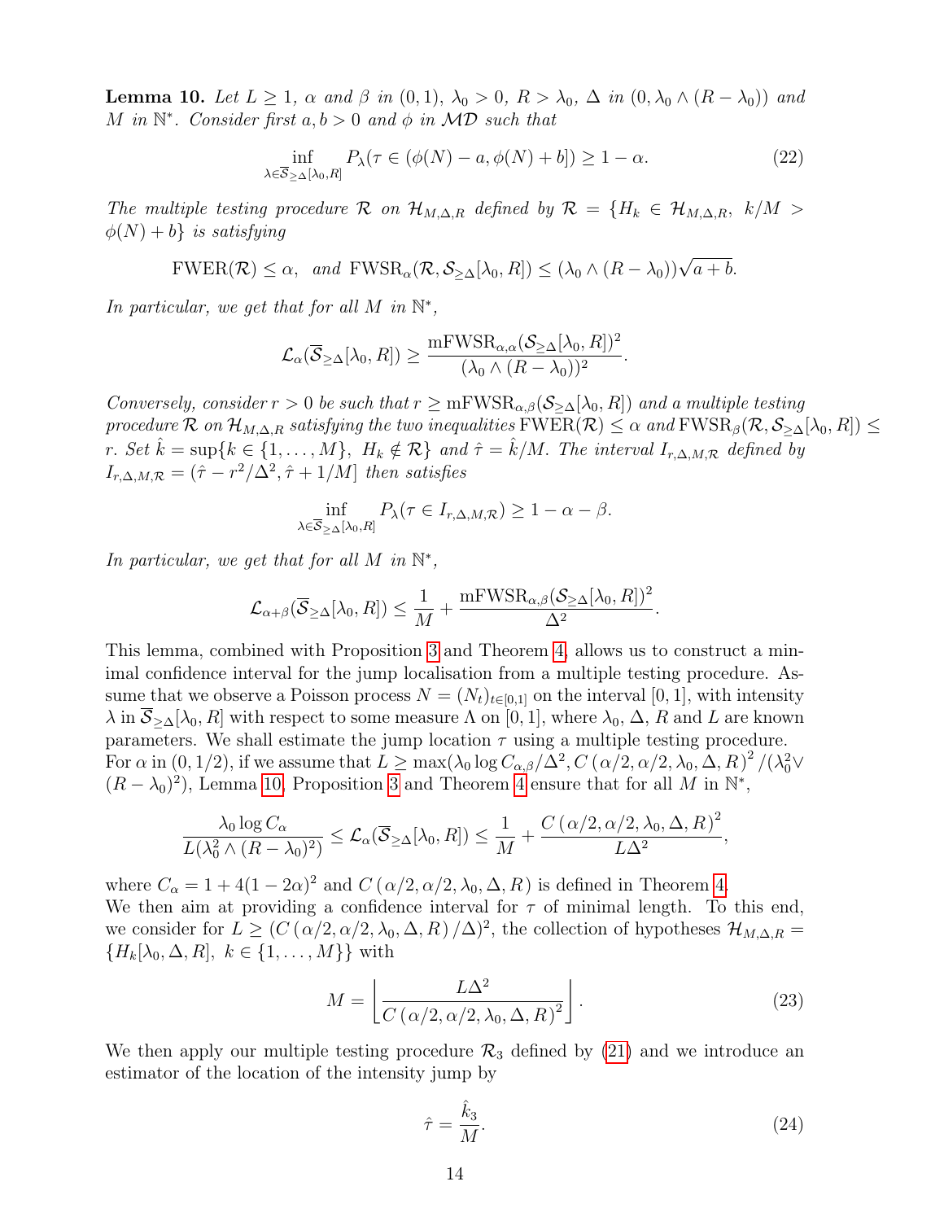**Lemma 10.** *Let $L \geq 1$, $\alpha$ and $\beta$ in $(0,1)$, $\lambda_0 > 0$, $R > \lambda_0$, $\Delta$ in $(0, \lambda_0 \wedge (R - \lambda_0))$ and $M$ in $\mathbb{N}^*$. Consider first $a, b > 0$ and $\phi$ in $\mathcal{MD}$ such that*

$$\inf_{\lambda \in \overline{\mathcal{S}}_{\geq \Delta}[\lambda_0, R]} P_\lambda(\tau \in (\phi(N) - a, \phi(N) + b]) \geq 1 - \alpha. \tag{22}$$

*The multiple testing procedure $\mathcal{R}$ on $\mathcal{H}_{M,\Delta,R}$ defined by $\mathcal{R} = \{H_k \in \mathcal{H}_{M,\Delta,R},\ k/M > \phi(N) + b\}$ is satisfying*

$$\mathrm{FWER}(\mathcal{R}) \leq \alpha, \ \ \textit{and}\ \mathrm{FWSR}_\alpha(\mathcal{R}, \mathcal{S}_{\geq \Delta}[\lambda_0, R]) \leq (\lambda_0 \wedge (R - \lambda_0))\sqrt{a + b}.$$

*In particular, we get that for all $M$ in $\mathbb{N}^*$,*

$$\mathcal{L}_\alpha(\overline{\mathcal{S}}_{\geq \Delta}[\lambda_0, R]) \geq \frac{\mathrm{mFWSR}_{\alpha,\alpha}(\mathcal{S}_{\geq \Delta}[\lambda_0, R])^2}{(\lambda_0 \wedge (R - \lambda_0))^2}.$$

*Conversely, consider $r > 0$ be such that $r \geq \mathrm{mFWSR}_{\alpha,\beta}(\mathcal{S}_{\geq \Delta}[\lambda_0, R])$ and a multiple testing procedure $\mathcal{R}$ on $\mathcal{H}_{M,\Delta,R}$ satisfying the two inequalities $\mathrm{FWER}(\mathcal{R}) \leq \alpha$ and $\mathrm{FWSR}_\beta(\mathcal{R}, \mathcal{S}_{\geq \Delta}[\lambda_0, R]) \leq r$. Set $\hat{k} = \sup\{k \in \{1, \ldots, M\},\ H_k \notin \mathcal{R}\}$ and $\hat{\tau} = \hat{k}/M$. The interval $I_{r,\Delta,M,\mathcal{R}}$ defined by $I_{r,\Delta,M,\mathcal{R}} = (\hat{\tau} - r^2/\Delta^2, \hat{\tau} + 1/M]$ then satisfies*

$$\inf_{\lambda \in \overline{\mathcal{S}}_{\geq \Delta}[\lambda_0, R]} P_\lambda(\tau \in I_{r,\Delta,M,\mathcal{R}}) \geq 1 - \alpha - \beta.$$

*In particular, we get that for all $M$ in $\mathbb{N}^*$,*

$$\mathcal{L}_{\alpha+\beta}(\overline{\mathcal{S}}_{\geq \Delta}[\lambda_0, R]) \leq \frac{1}{M} + \frac{\mathrm{mFWSR}_{\alpha,\beta}(\mathcal{S}_{\geq \Delta}[\lambda_0, R])^2}{\Delta^2}.$$

This lemma, combined with Proposition 3 and Theorem 4, allows us to construct a minimal confidence interval for the jump localisation from a multiple testing procedure. Assume that we observe a Poisson process $N = (N_t)_{t \in [0,1]}$ on the interval $[0,1]$, with intensity $\lambda$ in $\overline{\mathcal{S}}_{\geq \Delta}[\lambda_0, R]$ with respect to some measure $\Lambda$ on $[0,1]$, where $\lambda_0$, $\Delta$, $R$ and $L$ are known parameters. We shall estimate the jump location $\tau$ using a multiple testing procedure. For $\alpha$ in $(0, 1/2)$, if we assume that $L \geq \max(\lambda_0 \log C_{\alpha,\beta}/\Delta^2, C\left(\alpha/2, \alpha/2, \lambda_0, \Delta, R\right)^2/(\lambda_0^2 \vee (R - \lambda_0)^2)$, Lemma 10, Proposition 3 and Theorem 4 ensure that for all $M$ in $\mathbb{N}^*$,

$$\frac{\lambda_0 \log C_\alpha}{L(\lambda_0^2 \wedge (R - \lambda_0)^2)} \leq \mathcal{L}_\alpha(\overline{\mathcal{S}}_{\geq \Delta}[\lambda_0, R]) \leq \frac{1}{M} + \frac{C\left(\alpha/2, \alpha/2, \lambda_0, \Delta, R\right)^2}{L\Delta^2},$$

where $C_\alpha = 1 + 4(1 - 2\alpha)^2$ and $C\left(\alpha/2, \alpha/2, \lambda_0, \Delta, R\right)$ is defined in Theorem 4.
We then aim at providing a confidence interval for $\tau$ of minimal length. To this end, we consider for $L \geq (C\left(\alpha/2, \alpha/2, \lambda_0, \Delta, R\right)/\Delta)^2$, the collection of hypotheses $\mathcal{H}_{M,\Delta,R} = \{H_k[\lambda_0, \Delta, R],\ k \in \{1, \ldots, M\}\}$ with

$$M = \left\lfloor \frac{L\Delta^2}{C\left(\alpha/2, \alpha/2, \lambda_0, \Delta, R\right)^2} \right\rfloor. \tag{23}$$

We then apply our multiple testing procedure $\mathcal{R}_3$ defined by (21) and we introduce an estimator of the location of the intensity jump by

$$\hat{\tau} = \frac{\hat{k}_3}{M}. \tag{24}$$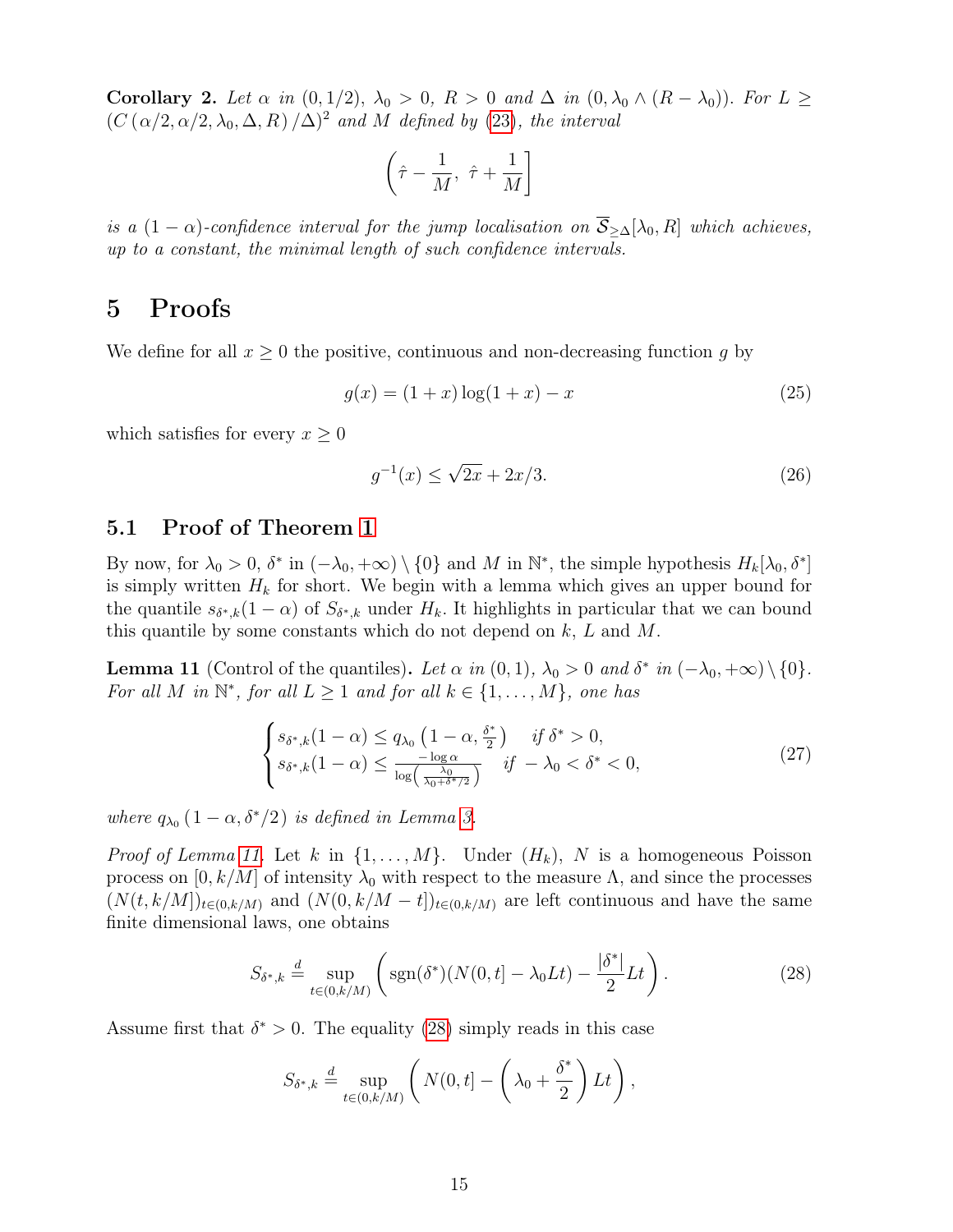**Corollary 2.** *Let $\alpha$ in $(0, 1/2)$, $\lambda_0 > 0$, $R > 0$ and $\Delta$ in $(0, \lambda_0 \wedge (R - \lambda_0))$. For $L \geq (C(\alpha/2, \alpha/2, \lambda_0, \Delta, R)/\Delta)^2$ and $M$ defined by (23), the interval*

$$\left(\hat{\tau} - \frac{1}{M},\ \hat{\tau} + \frac{1}{M}\right]$$

*is a $(1-\alpha)$-confidence interval for the jump localisation on $\overline{\mathcal{S}}_{\geq \Delta}[\lambda_0, R]$ which achieves, up to a constant, the minimal length of such confidence intervals.*

# 5 Proofs

We define for all $x \geq 0$ the positive, continuous and non-decreasing function $g$ by

$$g(x) = (1 + x)\log(1 + x) - x \tag{25}$$

which satisfies for every $x \geq 0$

$$g^{-1}(x) \leq \sqrt{2x} + 2x/3. \tag{26}$$

## 5.1 Proof of Theorem 1

By now, for $\lambda_0 > 0$, $\delta^*$ in $(-\lambda_0, +\infty) \setminus \{0\}$ and $M$ in $\mathbb{N}^*$, the simple hypothesis $H_k[\lambda_0, \delta^*]$ is simply written $H_k$ for short. We begin with a lemma which gives an upper bound for the quantile $s_{\delta^*,k}(1-\alpha)$ of $S_{\delta^*,k}$ under $H_k$. It highlights in particular that we can bound this quantile by some constants which do not depend on $k$, $L$ and $M$.

**Lemma 11** (Control of the quantiles)**.** *Let $\alpha$ in $(0, 1)$, $\lambda_0 > 0$ and $\delta^*$ in $(-\lambda_0, +\infty) \setminus \{0\}$. For all $M$ in $\mathbb{N}^*$, for all $L \geq 1$ and for all $k \in \{1, \ldots, M\}$, one has*

$$\begin{cases} s_{\delta^*,k}(1-\alpha) \leq q_{\lambda_0}\left(1-\alpha, \frac{\delta^*}{2}\right) & \text{if } \delta^* > 0, \\ s_{\delta^*,k}(1-\alpha) \leq \frac{-\log \alpha}{\log\left(\frac{\lambda_0}{\lambda_0 + \delta^*/2}\right)} & \text{if } -\lambda_0 < \delta^* < 0, \end{cases} \tag{27}$$

*where $q_{\lambda_0}(1-\alpha, \delta^*/2)$ is defined in Lemma 3.*

*Proof of Lemma 11.* Let $k$ in $\{1, \ldots, M\}$. Under $(H_k)$, $N$ is a homogeneous Poisson process on $[0, k/M]$ of intensity $\lambda_0$ with respect to the measure $\Lambda$, and since the processes $(N(t, k/M])_{t \in (0,k/M)}$ and $(N(0, k/M - t])_{t \in (0,k/M)}$ are left continuous and have the same finite dimensional laws, one obtains

$$S_{\delta^*,k} \overset{d}{=} \sup_{t \in (0,k/M)} \left( \operatorname{sgn}(\delta^*)(N(0, t] - \lambda_0 L t) - \frac{|\delta^*|}{2} L t \right). \tag{28}$$

Assume first that $\delta^* > 0$. The equality (28) simply reads in this case

$$S_{\delta^*,k} \overset{d}{=} \sup_{t \in (0,k/M)} \left( N(0, t] - \left(\lambda_0 + \frac{\delta^*}{2}\right) L t \right),$$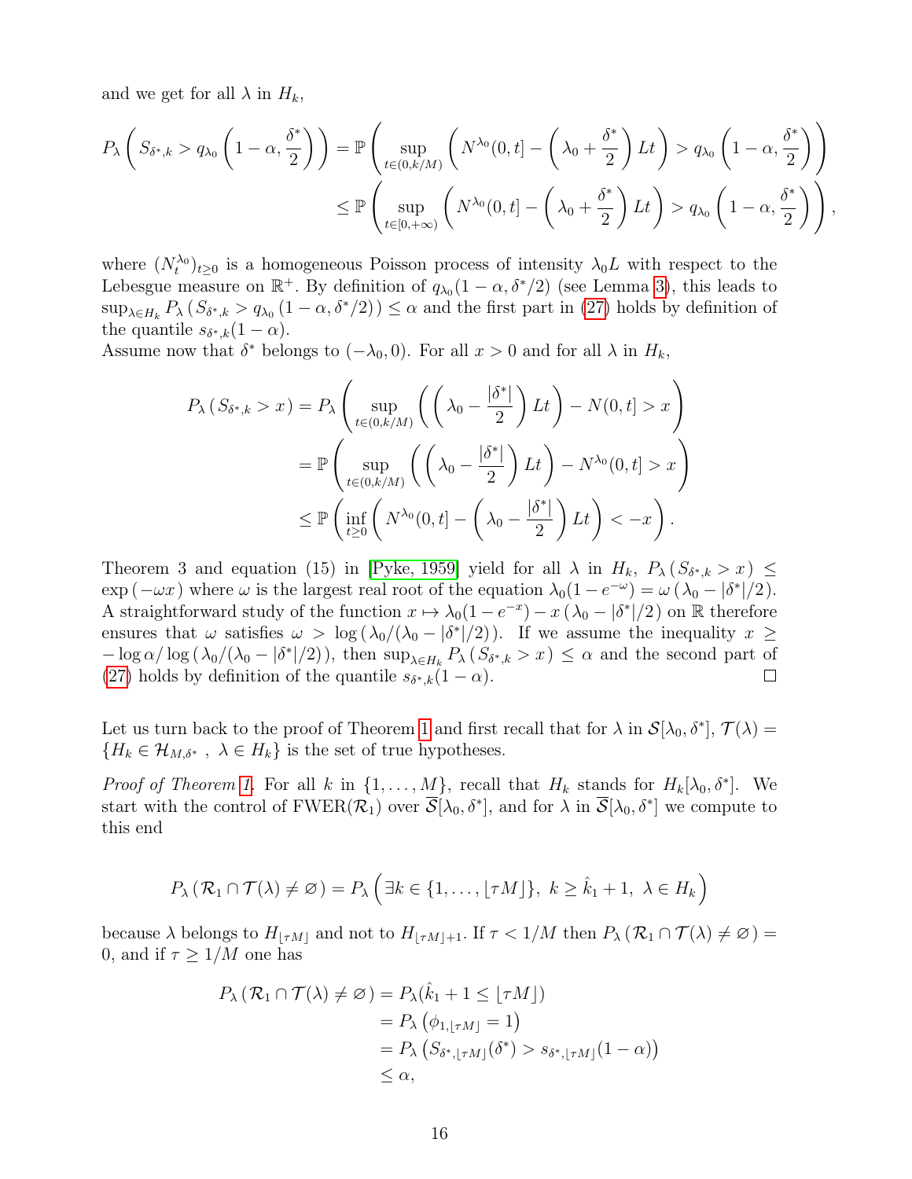and we get for all $\lambda$ in $H_k$,

$$
\begin{aligned}
P_\lambda\left(S_{\delta^*,k} > q_{\lambda_0}\left(1-\alpha, \frac{\delta^*}{2}\right)\right) &= \mathbb{P}\left(\sup_{t\in(0,k/M)}\left(N^{\lambda_0}(0,t] - \left(\lambda_0 + \frac{\delta^*}{2}\right)Lt\right) > q_{\lambda_0}\left(1-\alpha, \frac{\delta^*}{2}\right)\right) \\
&\leq \mathbb{P}\left(\sup_{t\in[0,+\infty)}\left(N^{\lambda_0}(0,t] - \left(\lambda_0 + \frac{\delta^*}{2}\right)Lt\right) > q_{\lambda_0}\left(1-\alpha, \frac{\delta^*}{2}\right)\right),
\end{aligned}
$$

where $(N_t^{\lambda_0})_{t\geq 0}$ is a homogeneous Poisson process of intensity $\lambda_0 L$ with respect to the Lebesgue measure on $\mathbb{R}^+$. By definition of $q_{\lambda_0}(1-\alpha, \delta^*/2)$ (see Lemma 3), this leads to $\sup_{\lambda\in H_k} P_\lambda\left(S_{\delta^*,k} > q_{\lambda_0}\left(1-\alpha, \delta^*/2\right)\right) \leq \alpha$ and the first part in (27) holds by definition of the quantile $s_{\delta^*,k}(1-\alpha)$.
Assume now that $\delta^*$ belongs to $(-\lambda_0, 0)$. For all $x>0$ and for all $\lambda$ in $H_k$,

$$
\begin{aligned}
P_\lambda\left(S_{\delta^*,k} > x\right) &= P_\lambda\left(\sup_{t\in(0,k/M)}\left(\left(\lambda_0 - \frac{|\delta^*|}{2}\right)Lt\right) - N(0,t] > x\right) \\
&= \mathbb{P}\left(\sup_{t\in(0,k/M)}\left(\left(\lambda_0 - \frac{|\delta^*|}{2}\right)Lt\right) - N^{\lambda_0}(0,t] > x\right) \\
&\leq \mathbb{P}\left(\inf_{t\geq 0}\left(N^{\lambda_0}(0,t] - \left(\lambda_0 - \frac{|\delta^*|}{2}\right)Lt\right) < -x\right).
\end{aligned}
$$

Theorem 3 and equation (15) in [Pyke, 1959] yield for all $\lambda$ in $H_k$, $P_\lambda\left(S_{\delta^*,k} > x\right) \leq \exp\left(-\omega x\right)$ where $\omega$ is the largest real root of the equation $\lambda_0(1-e^{-\omega}) = \omega\left(\lambda_0 - |\delta^*|/2\right)$. A straightforward study of the function $x \mapsto \lambda_0(1-e^{-x}) - x\left(\lambda_0 - |\delta^*|/2\right)$ on $\mathbb{R}$ therefore ensures that $\omega$ satisfies $\omega > \log\left(\lambda_0/(\lambda_0 - |\delta^*|/2)\right)$. If we assume the inequality $x \geq -\log\alpha/\log\left(\lambda_0/(\lambda_0-|\delta^*|/2)\right)$, then $\sup_{\lambda\in H_k} P_\lambda\left(S_{\delta^*,k} > x\right) \leq \alpha$ and the second part of (27) holds by definition of the quantile $s_{\delta^*,k}(1-\alpha)$. □

Let us turn back to the proof of Theorem 1 and first recall that for $\lambda$ in $\mathcal{S}[\lambda_0, \delta^*]$, $\mathcal{T}(\lambda) = \{H_k \in \mathcal{H}_{M,\delta^*}\ ,\ \lambda \in H_k\}$ is the set of true hypotheses.

*Proof of Theorem 1.* For all $k$ in $\{1,\ldots,M\}$, recall that $H_k$ stands for $H_k[\lambda_0,\delta^*]$. We start with the control of FWER($\mathcal{R}_1$) over $\overline{\mathcal{S}}[\lambda_0,\delta^*]$, and for $\lambda$ in $\overline{\mathcal{S}}[\lambda_0,\delta^*]$ we compute to this end

$$
P_\lambda\left(\mathcal{R}_1 \cap \mathcal{T}(\lambda) \neq \varnothing\right) = P_\lambda\left(\exists k \in \{1,\ldots,\lfloor \tau M\rfloor\},\ k \geq \hat{k}_1 + 1,\ \lambda \in H_k\right)
$$

because $\lambda$ belongs to $H_{\lfloor \tau M\rfloor}$ and not to $H_{\lfloor \tau M\rfloor+1}$. If $\tau < 1/M$ then $P_\lambda\left(\mathcal{R}_1 \cap \mathcal{T}(\lambda) \neq \varnothing\right) = 0$, and if $\tau \geq 1/M$ one has

$$
\begin{aligned}
P_\lambda\left(\mathcal{R}_1 \cap \mathcal{T}(\lambda) \neq \varnothing\right) &= P_\lambda(\hat{k}_1 + 1 \leq \lfloor \tau M\rfloor) \\
&= P_\lambda\left(\phi_{1,\lfloor \tau M\rfloor} = 1\right) \\
&= P_\lambda\left(S_{\delta^*,\lfloor \tau M\rfloor}(\delta^*) > s_{\delta^*,\lfloor \tau M\rfloor}(1-\alpha)\right) \\
&\leq \alpha,
\end{aligned}
$$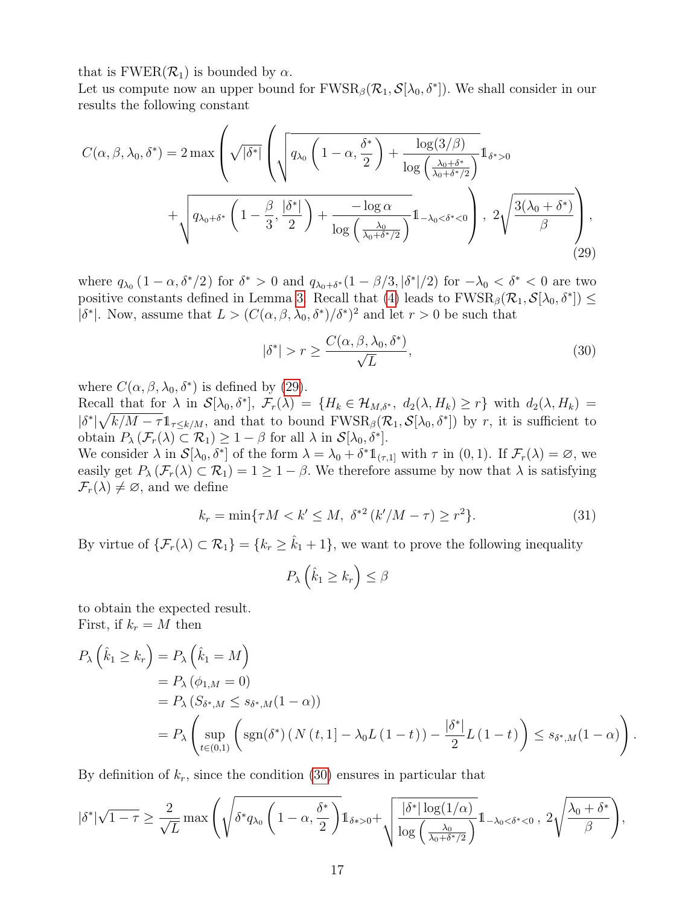that is $\text{FWER}(\mathcal{R}_1)$ is bounded by $\alpha$.
Let us compute now an upper bound for $\text{FWSR}_\beta(\mathcal{R}_1, \mathcal{S}[\lambda_0, \delta^*])$. We shall consider in our results the following constant

$$C(\alpha,\beta,\lambda_0,\delta^*) = 2\max\left(\sqrt{|\delta^*|}\left(\sqrt{q_{\lambda_0}\left(1-\alpha,\frac{\delta^*}{2}\right)+\frac{\log(3/\beta)}{\log\left(\frac{\lambda_0+\delta^*}{\lambda_0+\delta^*/2}\right)}}\mathbb{1}_{\delta^*>0}\right.\right.$$
$$\left.\left.+\sqrt{q_{\lambda_0+\delta^*}\left(1-\frac{\beta}{3},\frac{|\delta^*|}{2}\right)+\frac{-\log\alpha}{\log\left(\frac{\lambda_0}{\lambda_0+\delta^*/2}\right)}}\mathbb{1}_{-\lambda_0<\delta^*<0}\right)\,,\;2\sqrt{\frac{3(\lambda_0+\delta^*)}{\beta}}\right),\tag{29}$$

where $q_{\lambda_0}\left(1-\alpha,\delta^*/2\right)$ for $\delta^*>0$ and $q_{\lambda_0+\delta^*}(1-\beta/3,|\delta^*|/2)$ for $-\lambda_0<\delta^*<0$ are two positive constants defined in Lemma 3. Recall that (4) leads to $\text{FWSR}_\beta(\mathcal{R}_1,\mathcal{S}[\lambda_0,\delta^*]) \leq |\delta^*|$. Now, assume that $L > (C(\alpha,\beta,\lambda_0,\delta^*)/\delta^*)^2$ and let $r>0$ be such that

$$|\delta^*| > r \geq \frac{C(\alpha,\beta,\lambda_0,\delta^*)}{\sqrt{L}},\tag{30}$$

where $C(\alpha,\beta,\lambda_0,\delta^*)$ is defined by (29).
Recall that for $\lambda$ in $\mathcal{S}[\lambda_0,\delta^*]$, $\mathcal{F}_r(\lambda) = \{H_k \in \mathcal{H}_{M,\delta^*},\ d_2(\lambda,H_k)\geq r\}$ with $d_2(\lambda,H_k) = |\delta^*|\sqrt{k/M-\tau}\mathbb{1}_{\tau\leq k/M}$, and that to bound $\text{FWSR}_\beta(\mathcal{R}_1,\mathcal{S}[\lambda_0,\delta^*])$ by $r$, it is sufficient to obtain $P_\lambda\left(\mathcal{F}_r(\lambda)\subset\mathcal{R}_1\right)\geq 1-\beta$ for all $\lambda$ in $\mathcal{S}[\lambda_0,\delta^*]$.
We consider $\lambda$ in $\mathcal{S}[\lambda_0,\delta^*]$ of the form $\lambda = \lambda_0+\delta^*\mathbb{1}_{(\tau,1]}$ with $\tau$ in $(0,1)$. If $\mathcal{F}_r(\lambda)=\varnothing$, we easily get $P_\lambda\left(\mathcal{F}_r(\lambda)\subset\mathcal{R}_1\right) = 1 \geq 1-\beta$. We therefore assume by now that $\lambda$ is satisfying $\mathcal{F}_r(\lambda)\neq\varnothing$, and we define

$$k_r = \min\{\tau M < k' \leq M,\ \delta^{*2}\left(k'/M-\tau\right)\geq r^2\}.\tag{31}$$

By virtue of $\{\mathcal{F}_r(\lambda)\subset\mathcal{R}_1\} = \{k_r \geq \hat{k}_1+1\}$, we want to prove the following inequality

$$P_\lambda\left(\hat{k}_1\geq k_r\right)\leq\beta$$

to obtain the expected result.
First, if $k_r = M$ then

$$\begin{aligned}
P_\lambda\left(\hat{k}_1\geq k_r\right) &= P_\lambda\left(\hat{k}_1 = M\right)\\
&= P_\lambda\left(\phi_{1,M}=0\right)\\
&= P_\lambda\left(S_{\delta^*,M}\leq s_{\delta^*,M}(1-\alpha)\right)\\
&= P_\lambda\left(\sup_{t\in(0,1)}\left(\text{sgn}(\delta^*)\left(N\left(t,1\right]-\lambda_0 L\left(1-t\right)\right)-\frac{|\delta^*|}{2}L\left(1-t\right)\right)\leq s_{\delta^*,M}(1-\alpha)\right).
\end{aligned}$$

By definition of $k_r$, since the condition (30) ensures in particular that

$$|\delta^*|\sqrt{1-\tau}\geq\frac{2}{\sqrt{L}}\max\left(\left(\sqrt{\delta^* q_{\lambda_0}\left(1-\alpha,\frac{\delta^*}{2}\right)}\mathbb{1}_{\delta^*>0}+\sqrt{\frac{|\delta^*|\log(1/\alpha)}{\log\left(\frac{\lambda_0}{\lambda_0+\delta^*/2}\right)}}\mathbb{1}_{-\lambda_0<\delta^*<0}\right),\;2\sqrt{\frac{\lambda_0+\delta^*}{\beta}}\right),$$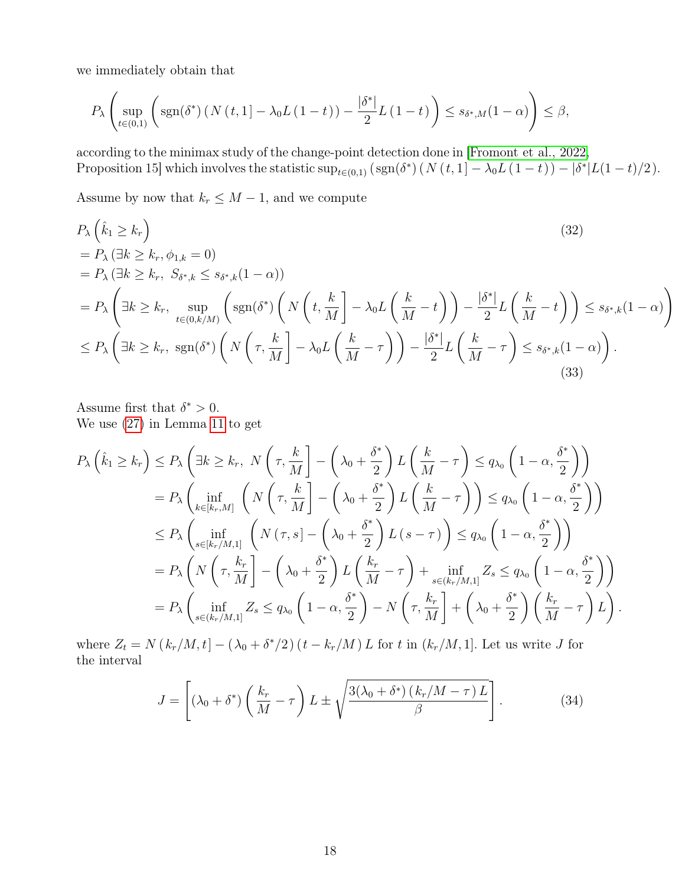we immediately obtain that

$$P_\lambda\left(\sup_{t\in(0,1)}\left(\operatorname{sgn}(\delta^*)\left(N\left(t,1\right]-\lambda_0 L\left(1-t\right)\right)-\frac{|\delta^*|}{2}L\left(1-t\right)\right)\leq s_{\delta^*,M}(1-\alpha)\right)\leq\beta,$$

according to the minimax study of the change-point detection done in [Fromont et al., 2022, Proposition 15] which involves the statistic $\sup_{t\in(0,1)}\left(\operatorname{sgn}(\delta^*)\left(N\left(t,1\right]-\lambda_0 L\left(1-t\right)\right)-|\delta^*|L(1-t)/2\right)$.

Assume by now that $k_r \leq M-1$, and we compute

$$\begin{aligned}
&P_\lambda\left(\hat{k}_1\geq k_r\right) \qquad (32)\\
&= P_\lambda\left(\exists k\geq k_r, \phi_{1,k}=0\right)\\
&= P_\lambda\left(\exists k\geq k_r,\ S_{\delta^*,k}\leq s_{\delta^*,k}(1-\alpha)\right)\\
&= P_\lambda\left(\exists k\geq k_r,\ \sup_{t\in(0,k/M)}\left(\operatorname{sgn}(\delta^*)\left(N\left(t,\frac{k}{M}\right]-\lambda_0 L\left(\frac{k}{M}-t\right)\right)-\frac{|\delta^*|}{2}L\left(\frac{k}{M}-t\right)\right)\leq s_{\delta^*,k}(1-\alpha)\right)\\
&\leq P_\lambda\left(\exists k\geq k_r,\ \operatorname{sgn}(\delta^*)\left(N\left(\tau,\frac{k}{M}\right]-\lambda_0 L\left(\frac{k}{M}-\tau\right)\right)-\frac{|\delta^*|}{2}L\left(\frac{k}{M}-\tau\right)\leq s_{\delta^*,k}(1-\alpha)\right). \qquad (33)
\end{aligned}$$

Assume first that $\delta^*>0$.
We use (27) in Lemma 11 to get

$$\begin{aligned}
P_\lambda\left(\hat{k}_1\geq k_r\right) &\leq P_\lambda\left(\exists k\geq k_r,\ N\left(\tau,\frac{k}{M}\right]-\left(\lambda_0+\frac{\delta^*}{2}\right)L\left(\frac{k}{M}-\tau\right)\leq q_{\lambda_0}\left(1-\alpha,\frac{\delta^*}{2}\right)\right)\\
&= P_\lambda\left(\inf_{k\in[k_r,M]}\left(N\left(\tau,\frac{k}{M}\right]-\left(\lambda_0+\frac{\delta^*}{2}\right)L\left(\frac{k}{M}-\tau\right)\right)\leq q_{\lambda_0}\left(1-\alpha,\frac{\delta^*}{2}\right)\right)\\
&\leq P_\lambda\left(\inf_{s\in[k_r/M,1]}\left(N\left(\tau,s\right]-\left(\lambda_0+\frac{\delta^*}{2}\right)L\left(s-\tau\right)\right)\leq q_{\lambda_0}\left(1-\alpha,\frac{\delta^*}{2}\right)\right)\\
&= P_\lambda\left(N\left(\tau,\frac{k_r}{M}\right]-\left(\lambda_0+\frac{\delta^*}{2}\right)L\left(\frac{k_r}{M}-\tau\right)+\inf_{s\in(k_r/M,1]}Z_s\leq q_{\lambda_0}\left(1-\alpha,\frac{\delta^*}{2}\right)\right)\\
&= P_\lambda\left(\inf_{s\in(k_r/M,1]}Z_s\leq q_{\lambda_0}\left(1-\alpha,\frac{\delta^*}{2}\right)-N\left(\tau,\frac{k_r}{M}\right]+\left(\lambda_0+\frac{\delta^*}{2}\right)\left(\frac{k_r}{M}-\tau\right)L\right).
\end{aligned}$$

where $Z_t = N\left(k_r/M,t\right]-\left(\lambda_0+\delta^*/2\right)\left(t-k_r/M\right)L$ for $t$ in $(k_r/M,1]$. Let us write $J$ for the interval

$$J=\left[\left(\lambda_0+\delta^*\right)\left(\frac{k_r}{M}-\tau\right)L\pm\sqrt{\frac{3(\lambda_0+\delta^*)\left(k_r/M-\tau\right)L}{\beta}}\right]. \qquad (34)$$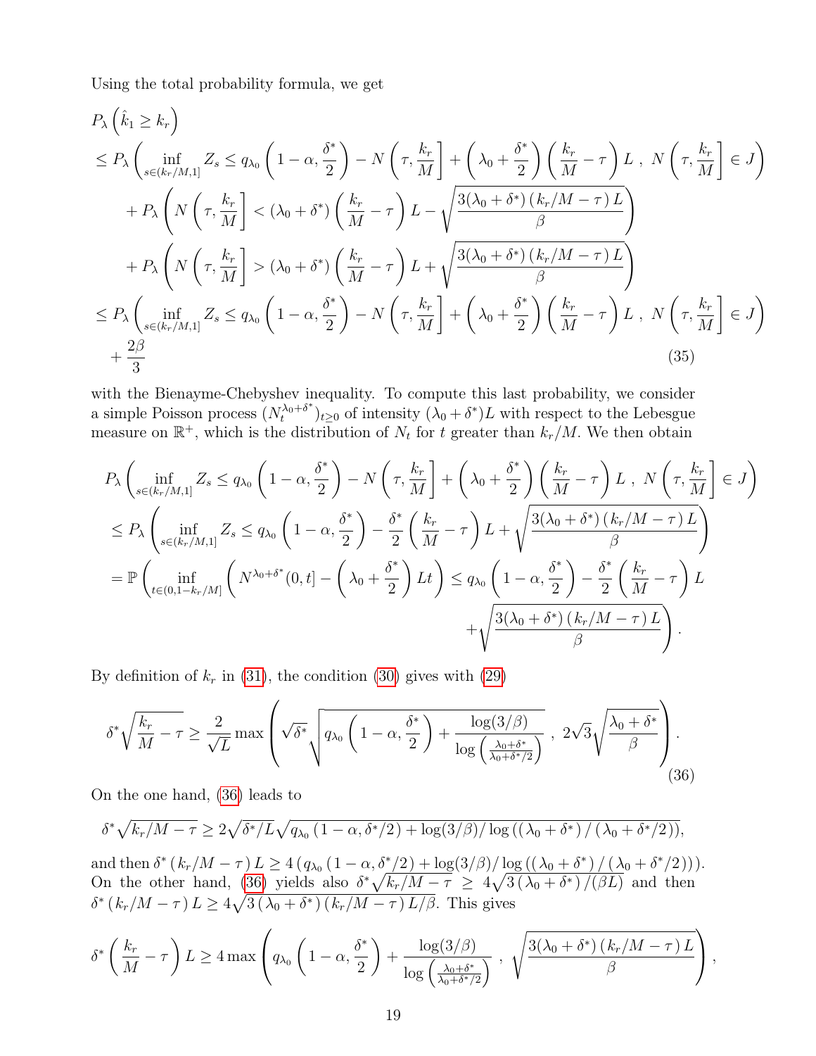Using the total probability formula, we get

$$
\begin{aligned}
&P_\lambda\left(\hat{k}_1 \geq k_r\right) \\
&\leq P_\lambda\left(\inf_{s\in(k_r/M,1]} Z_s \leq q_{\lambda_0}\left(1-\alpha,\frac{\delta^*}{2}\right) - N\left(\tau,\frac{k_r}{M}\right] + \left(\lambda_0+\frac{\delta^*}{2}\right)\left(\frac{k_r}{M}-\tau\right)L\ ,\ N\left(\tau,\frac{k_r}{M}\right]\in J\right) \\
&\quad + P_\lambda\left(N\left(\tau,\frac{k_r}{M}\right] < (\lambda_0+\delta^*)\left(\frac{k_r}{M}-\tau\right)L - \sqrt{\frac{3(\lambda_0+\delta^*)\left(k_r/M-\tau\right)L}{\beta}}\right) \\
&\quad + P_\lambda\left(N\left(\tau,\frac{k_r}{M}\right] > (\lambda_0+\delta^*)\left(\frac{k_r}{M}-\tau\right)L + \sqrt{\frac{3(\lambda_0+\delta^*)\left(k_r/M-\tau\right)L}{\beta}}\right) \\
&\leq P_\lambda\left(\inf_{s\in(k_r/M,1]} Z_s \leq q_{\lambda_0}\left(1-\alpha,\frac{\delta^*}{2}\right) - N\left(\tau,\frac{k_r}{M}\right] + \left(\lambda_0+\frac{\delta^*}{2}\right)\left(\frac{k_r}{M}-\tau\right)L\ ,\ N\left(\tau,\frac{k_r}{M}\right]\in J\right) \\
&\quad + \frac{2\beta}{3}
\end{aligned}
\tag{35}
$$

with the Bienayme-Chebyshev inequality. To compute this last probability, we consider a simple Poisson process $(N_t^{\lambda_0+\delta^*})_{t\geq 0}$ of intensity $(\lambda_0+\delta^*)L$ with respect to the Lebesgue measure on $\mathbb{R}^+$, which is the distribution of $N_t$ for $t$ greater than $k_r/M$. We then obtain

$$
\begin{aligned}
&P_\lambda\left(\inf_{s\in(k_r/M,1]} Z_s \leq q_{\lambda_0}\left(1-\alpha,\frac{\delta^*}{2}\right) - N\left(\tau,\frac{k_r}{M}\right] + \left(\lambda_0+\frac{\delta^*}{2}\right)\left(\frac{k_r}{M}-\tau\right)L\ ,\ N\left(\tau,\frac{k_r}{M}\right]\in J\right) \\
&\leq P_\lambda\left(\inf_{s\in(k_r/M,1]} Z_s \leq q_{\lambda_0}\left(1-\alpha,\frac{\delta^*}{2}\right) - \frac{\delta^*}{2}\left(\frac{k_r}{M}-\tau\right)L + \sqrt{\frac{3(\lambda_0+\delta^*)\left(k_r/M-\tau\right)L}{\beta}}\right) \\
&= \mathbb{P}\left(\inf_{t\in(0,1-k_r/M]}\left(N^{\lambda_0+\delta^*}(0,t] - \left(\lambda_0+\frac{\delta^*}{2}\right)Lt\right) \leq q_{\lambda_0}\left(1-\alpha,\frac{\delta^*}{2}\right) - \frac{\delta^*}{2}\left(\frac{k_r}{M}-\tau\right)L\right. \\
&\qquad\qquad\qquad\qquad\qquad\qquad\qquad\qquad\qquad\qquad \left. + \sqrt{\frac{3(\lambda_0+\delta^*)\left(k_r/M-\tau\right)L}{\beta}}\right).
\end{aligned}
$$

By definition of $k_r$ in (31), the condition (30) gives with (29)

$$
\delta^*\sqrt{\frac{k_r}{M}-\tau} \geq \frac{2}{\sqrt{L}}\max\left(\sqrt{\delta^*}\sqrt{q_{\lambda_0}\left(1-\alpha,\frac{\delta^*}{2}\right) + \frac{\log(3/\beta)}{\log\left(\frac{\lambda_0+\delta^*}{\lambda_0+\delta^*/2}\right)}}\ ,\ 2\sqrt{3}\sqrt{\frac{\lambda_0+\delta^*}{\beta}}\right).
\tag{36}
$$

On the one hand, (36) leads to

$$
\delta^*\sqrt{k_r/M-\tau} \geq 2\sqrt{\delta^*/L}\sqrt{q_{\lambda_0}\left(1-\alpha,\delta^*/2\right) + \log(3/\beta)/\log\left(\left(\lambda_0+\delta^*\right)/\left(\lambda_0+\delta^*/2\right)\right)},
$$

and then $\delta^*\left(k_r/M-\tau\right)L \geq 4\left(q_{\lambda_0}\left(1-\alpha,\delta^*/2\right) + \log(3/\beta)/\log\left(\left(\lambda_0+\delta^*\right)/\left(\lambda_0+\delta^*/2\right)\right)\right)$. On the other hand, (36) yields also $\delta^*\sqrt{k_r/M-\tau} \geq 4\sqrt{3\left(\lambda_0+\delta^*\right)/(\beta L)}$ and then $\delta^*\left(k_r/M-\tau\right)L \geq 4\sqrt{3\left(\lambda_0+\delta^*\right)\left(k_r/M-\tau\right)L/\beta}$. This gives

$$
\delta^*\left(\frac{k_r}{M}-\tau\right)L \geq 4\max\left(q_{\lambda_0}\left(1-\alpha,\frac{\delta^*}{2}\right) + \frac{\log(3/\beta)}{\log\left(\frac{\lambda_0+\delta^*}{\lambda_0+\delta^*/2}\right)}\ ,\ \sqrt{\frac{3(\lambda_0+\delta^*)\left(k_r/M-\tau\right)L}{\beta}}\right),
$$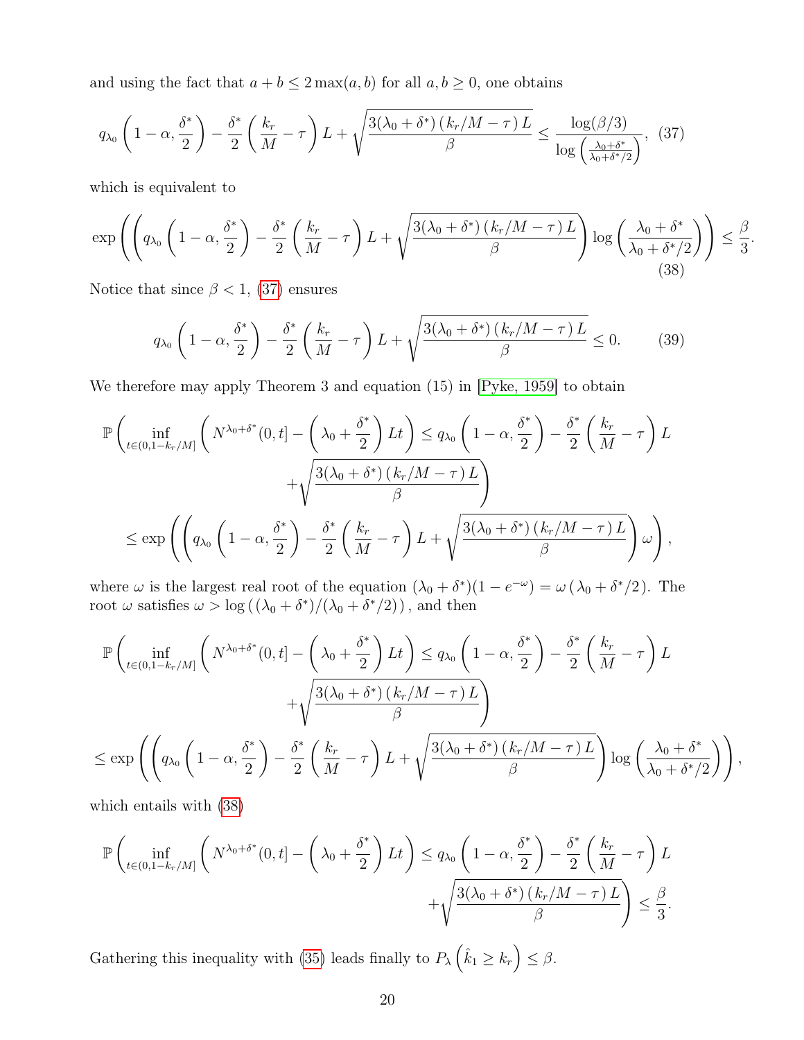and using the fact that $a + b \leq 2\max(a, b)$ for all $a, b \geq 0$, one obtains

$$q_{\lambda_0}\left(1-\alpha, \frac{\delta^*}{2}\right) - \frac{\delta^*}{2}\left(\frac{k_r}{M} - \tau\right)L + \sqrt{\frac{3(\lambda_0+\delta^*)\left(k_r/M-\tau\right)L}{\beta}} \leq \frac{\log(\beta/3)}{\log\left(\frac{\lambda_0+\delta^*}{\lambda_0+\delta^*/2}\right)}, \quad (37)$$

which is equivalent to

$$\exp\left(\left(q_{\lambda_0}\left(1-\alpha, \frac{\delta^*}{2}\right) - \frac{\delta^*}{2}\left(\frac{k_r}{M} - \tau\right)L + \sqrt{\frac{3(\lambda_0+\delta^*)\left(k_r/M-\tau\right)L}{\beta}}\right)\log\left(\frac{\lambda_0+\delta^*}{\lambda_0+\delta^*/2}\right)\right) \leq \frac{\beta}{3}. \quad (38)$$

Notice that since $\beta < 1$, (37) ensures

$$q_{\lambda_0}\left(1-\alpha, \frac{\delta^*}{2}\right) - \frac{\delta^*}{2}\left(\frac{k_r}{M} - \tau\right)L + \sqrt{\frac{3(\lambda_0+\delta^*)\left(k_r/M-\tau\right)L}{\beta}} \leq 0. \quad (39)$$

We therefore may apply Theorem 3 and equation (15) in [Pyke, 1959] to obtain

$$\begin{aligned}
\mathbb{P}\Bigg(\inf_{t\in(0,1-k_r/M]}\left(N^{\lambda_0+\delta^*}(0,t] - \left(\lambda_0+\frac{\delta^*}{2}\right)Lt\right) \leq q_{\lambda_0}\left(1-\alpha, \frac{\delta^*}{2}\right) - \frac{\delta^*}{2}\left(\frac{k_r}{M} - \tau\right)L \\
+\sqrt{\frac{3(\lambda_0+\delta^*)\left(k_r/M-\tau\right)L}{\beta}}\Bigg) \\
\leq \exp\left(\left(q_{\lambda_0}\left(1-\alpha, \frac{\delta^*}{2}\right) - \frac{\delta^*}{2}\left(\frac{k_r}{M} - \tau\right)L + \sqrt{\frac{3(\lambda_0+\delta^*)\left(k_r/M-\tau\right)L}{\beta}}\right)\omega\right),
\end{aligned}$$

where $\omega$ is the largest real root of the equation $(\lambda_0+\delta^*)(1-e^{-\omega}) = \omega\left(\lambda_0+\delta^*/2\right)$. The root $\omega$ satisfies $\omega > \log\left((\lambda_0+\delta^*)/(\lambda_0+\delta^*/2)\right)$, and then

$$\begin{aligned}
\mathbb{P}\Bigg(\inf_{t\in(0,1-k_r/M]}\left(N^{\lambda_0+\delta^*}(0,t] - \left(\lambda_0+\frac{\delta^*}{2}\right)Lt\right) \leq q_{\lambda_0}\left(1-\alpha, \frac{\delta^*}{2}\right) - \frac{\delta^*}{2}\left(\frac{k_r}{M} - \tau\right)L \\
+\sqrt{\frac{3(\lambda_0+\delta^*)\left(k_r/M-\tau\right)L}{\beta}}\Bigg) \\
\leq \exp\left(\left(q_{\lambda_0}\left(1-\alpha, \frac{\delta^*}{2}\right) - \frac{\delta^*}{2}\left(\frac{k_r}{M} - \tau\right)L + \sqrt{\frac{3(\lambda_0+\delta^*)\left(k_r/M-\tau\right)L}{\beta}}\right)\log\left(\frac{\lambda_0+\delta^*}{\lambda_0+\delta^*/2}\right)\right),
\end{aligned}$$

which entails with (38)

$$\begin{aligned}
\mathbb{P}\Bigg(\inf_{t\in(0,1-k_r/M]}\left(N^{\lambda_0+\delta^*}(0,t] - \left(\lambda_0+\frac{\delta^*}{2}\right)Lt\right) \leq q_{\lambda_0}\left(1-\alpha, \frac{\delta^*}{2}\right) - \frac{\delta^*}{2}\left(\frac{k_r}{M} - \tau\right)L \\
+\sqrt{\frac{3(\lambda_0+\delta^*)\left(k_r/M-\tau\right)L}{\beta}}\Bigg) \leq \frac{\beta}{3}.
\end{aligned}$$

Gathering this inequality with (35) leads finally to $P_\lambda\left(\hat{k}_1 \geq k_r\right) \leq \beta$.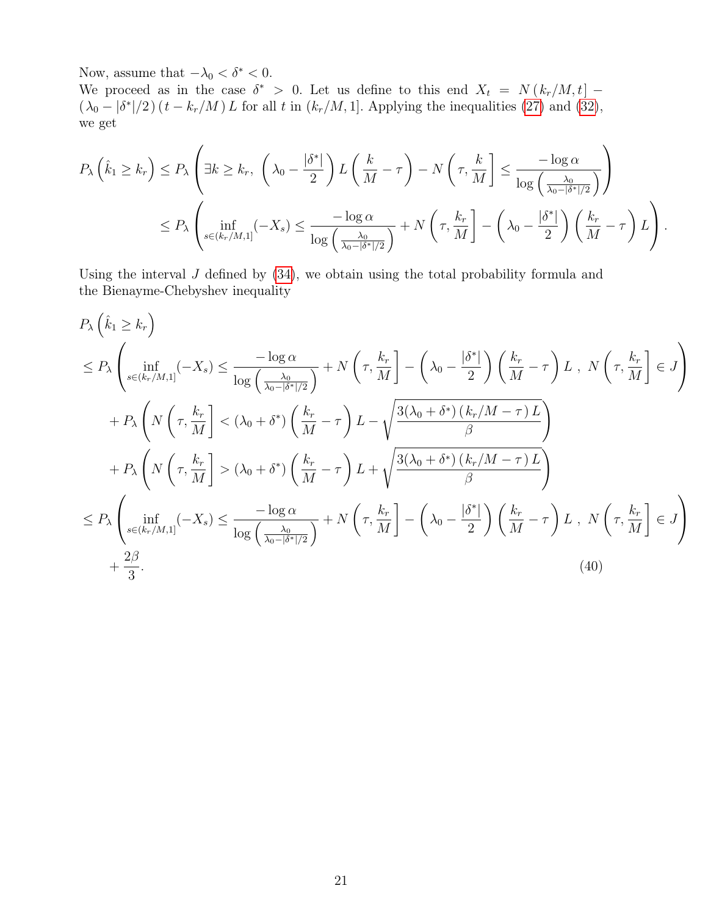Now, assume that $-\lambda_0 < \delta^* < 0$.
We proceed as in the case $\delta^* > 0$. Let us define to this end $X_t = N\left(k_r/M, t\right] - \left(\lambda_0 - |\delta^*|/2\right)\left(t - k_r/M\right) L$ for all $t$ in $(k_r/M, 1]$. Applying the inequalities (27) and (32), we get

$$
\begin{aligned}
P_\lambda\left(\hat{k}_1 \geq k_r\right) &\leq P_\lambda\left(\exists k \geq k_r,\ \left(\lambda_0 - \frac{|\delta^*|}{2}\right) L\left(\frac{k}{M} - \tau\right) - N\left(\tau, \frac{k}{M}\right] \leq \frac{-\log \alpha}{\log\left(\frac{\lambda_0}{\lambda_0 - |\delta^*|/2}\right)}\right) \\
&\leq P_\lambda\left(\inf_{s \in (k_r/M, 1]} (-X_s) \leq \frac{-\log \alpha}{\log\left(\frac{\lambda_0}{\lambda_0 - |\delta^*|/2}\right)} + N\left(\tau, \frac{k_r}{M}\right] - \left(\lambda_0 - \frac{|\delta^*|}{2}\right)\left(\frac{k_r}{M} - \tau\right) L\right).
\end{aligned}
$$

Using the interval $J$ defined by (34), we obtain using the total probability formula and the Bienayme-Chebyshev inequality

$$
\begin{aligned}
&P_\lambda\left(\hat{k}_1 \geq k_r\right) \\
&\leq P_\lambda\left(\inf_{s \in (k_r/M, 1]} (-X_s) \leq \frac{-\log \alpha}{\log\left(\frac{\lambda_0}{\lambda_0 - |\delta^*|/2}\right)} + N\left(\tau, \frac{k_r}{M}\right] - \left(\lambda_0 - \frac{|\delta^*|}{2}\right)\left(\frac{k_r}{M} - \tau\right) L\ ,\ N\left(\tau, \frac{k_r}{M}\right] \in J\right) \\
&\quad + P_\lambda\left(N\left(\tau, \frac{k_r}{M}\right] < (\lambda_0 + \delta^*)\left(\frac{k_r}{M} - \tau\right) L - \sqrt{\frac{3(\lambda_0 + \delta^*)\left(k_r/M - \tau\right) L}{\beta}}\right) \\
&\quad + P_\lambda\left(N\left(\tau, \frac{k_r}{M}\right] > (\lambda_0 + \delta^*)\left(\frac{k_r}{M} - \tau\right) L + \sqrt{\frac{3(\lambda_0 + \delta^*)\left(k_r/M - \tau\right) L}{\beta}}\right) \\
&\leq P_\lambda\left(\inf_{s \in (k_r/M, 1]} (-X_s) \leq \frac{-\log \alpha}{\log\left(\frac{\lambda_0}{\lambda_0 - |\delta^*|/2}\right)} + N\left(\tau, \frac{k_r}{M}\right] - \left(\lambda_0 - \frac{|\delta^*|}{2}\right)\left(\frac{k_r}{M} - \tau\right) L\ ,\ N\left(\tau, \frac{k_r}{M}\right] \in J\right) \\
&\quad + \frac{2\beta}{3}.
\end{aligned} \tag{40}
$$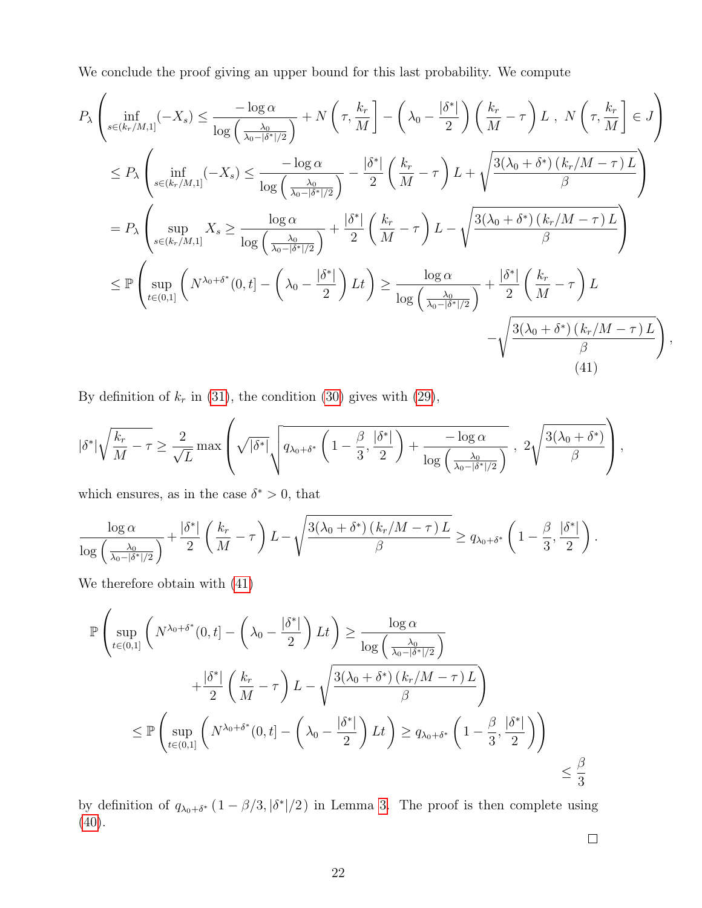We conclude the proof giving an upper bound for this last probability. We compute

$$
\begin{aligned}
&P_\lambda\left(\inf_{s\in(k_r/M,1]}(-X_s) \leq \frac{-\log\alpha}{\log\left(\frac{\lambda_0}{\lambda_0-|\delta^*|/2}\right)} + N\left(\tau,\frac{k_r}{M}\right] - \left(\lambda_0 - \frac{|\delta^*|}{2}\right)\left(\frac{k_r}{M}-\tau\right)L\ ,\ N\left(\tau,\frac{k_r}{M}\right]\in J\right)\\
&\quad\leq P_\lambda\left(\inf_{s\in(k_r/M,1]}(-X_s) \leq \frac{-\log\alpha}{\log\left(\frac{\lambda_0}{\lambda_0-|\delta^*|/2}\right)} - \frac{|\delta^*|}{2}\left(\frac{k_r}{M}-\tau\right)L + \sqrt{\frac{3(\lambda_0+\delta^*)\left(k_r/M-\tau\right)L}{\beta}}\right)\\
&\quad= P_\lambda\left(\sup_{s\in(k_r/M,1]}X_s \geq \frac{\log\alpha}{\log\left(\frac{\lambda_0}{\lambda_0-|\delta^*|/2}\right)} + \frac{|\delta^*|}{2}\left(\frac{k_r}{M}-\tau\right)L - \sqrt{\frac{3(\lambda_0+\delta^*)\left(k_r/M-\tau\right)L}{\beta}}\right)\\
&\quad\leq \mathbb{P}\left(\sup_{t\in(0,1]}\left(N^{\lambda_0+\delta^*}(0,t] - \left(\lambda_0-\frac{|\delta^*|}{2}\right)Lt\right) \geq \frac{\log\alpha}{\log\left(\frac{\lambda_0}{\lambda_0-|\delta^*|/2}\right)} + \frac{|\delta^*|}{2}\left(\frac{k_r}{M}-\tau\right)L \right.\\
&\qquad\qquad\left. - \sqrt{\frac{3(\lambda_0+\delta^*)\left(k_r/M-\tau\right)L}{\beta}}\right),
\end{aligned}
\tag{41}
$$

By definition of $k_r$ in (31), the condition (30) gives with (29),

$$
|\delta^*|\sqrt{\frac{k_r}{M}-\tau} \geq \frac{2}{\sqrt{L}}\max\left(\sqrt{|\delta^*|}\sqrt{q_{\lambda_0+\delta^*}\left(1-\frac{\beta}{3},\frac{|\delta^*|}{2}\right) + \frac{-\log\alpha}{\log\left(\frac{\lambda_0}{\lambda_0-|\delta^*|/2}\right)}}\ ,\ 2\sqrt{\frac{3(\lambda_0+\delta^*)}{\beta}}\right),
$$

which ensures, as in the case $\delta^* > 0$, that

$$
\frac{\log\alpha}{\log\left(\frac{\lambda_0}{\lambda_0-|\delta^*|/2}\right)} + \frac{|\delta^*|}{2}\left(\frac{k_r}{M}-\tau\right)L - \sqrt{\frac{3(\lambda_0+\delta^*)\left(k_r/M-\tau\right)L}{\beta}} \geq q_{\lambda_0+\delta^*}\left(1-\frac{\beta}{3},\frac{|\delta^*|}{2}\right).
$$

We therefore obtain with (41)

$$
\begin{aligned}
&\mathbb{P}\left(\sup_{t\in(0,1]}\left(N^{\lambda_0+\delta^*}(0,t] - \left(\lambda_0-\frac{|\delta^*|}{2}\right)Lt\right) \geq \frac{\log\alpha}{\log\left(\frac{\lambda_0}{\lambda_0-|\delta^*|/2}\right)}\right.\\
&\qquad\qquad\left. + \frac{|\delta^*|}{2}\left(\frac{k_r}{M}-\tau\right)L - \sqrt{\frac{3(\lambda_0+\delta^*)\left(k_r/M-\tau\right)L}{\beta}}\right)\\
&\quad\leq \mathbb{P}\left(\sup_{t\in(0,1]}\left(N^{\lambda_0+\delta^*}(0,t] - \left(\lambda_0-\frac{|\delta^*|}{2}\right)Lt\right) \geq q_{\lambda_0+\delta^*}\left(1-\frac{\beta}{3},\frac{|\delta^*|}{2}\right)\right)\\
&\quad\leq \frac{\beta}{3}
\end{aligned}
$$

by definition of $q_{\lambda_0+\delta^*}\left(1-\beta/3, |\delta^*|/2\right)$ in Lemma 3. The proof is then complete using (40).

□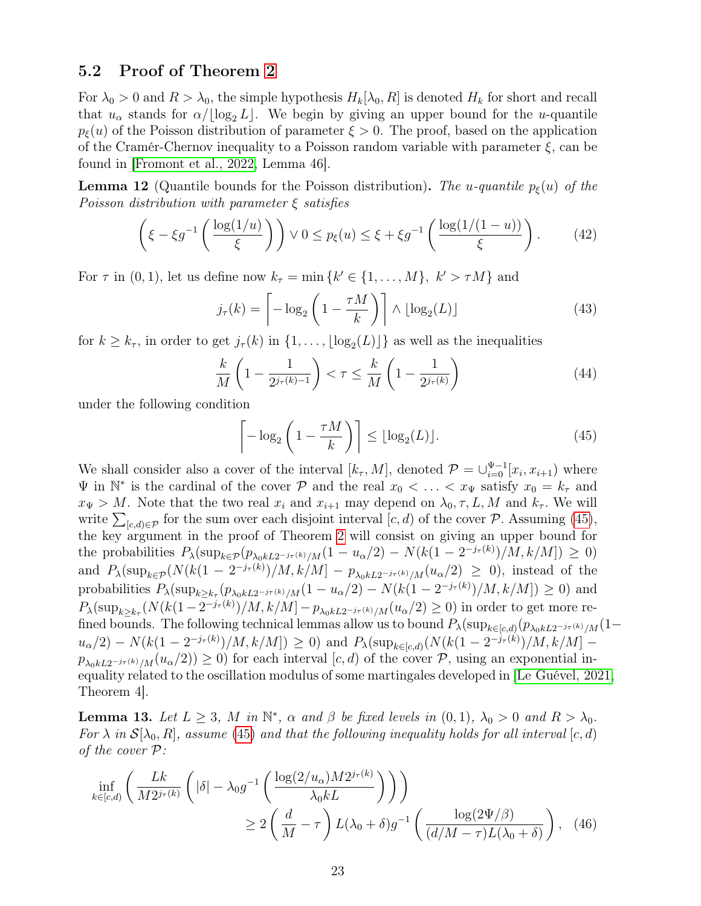## 5.2 Proof of Theorem 2

For $\lambda_0 > 0$ and $R > \lambda_0$, the simple hypothesis $H_k[\lambda_0, R]$ is denoted $H_k$ for short and recall that $u_\alpha$ stands for $\alpha/\lfloor \log_2 L \rfloor$. We begin by giving an upper bound for the $u$-quantile $p_\xi(u)$ of the Poisson distribution of parameter $\xi > 0$. The proof, based on the application of the Cramér-Chernov inequality to a Poisson random variable with parameter $\xi$, can be found in [Fromont et al., 2022, Lemma 46].

**Lemma 12** (Quantile bounds for the Poisson distribution)**.** *The $u$-quantile $p_\xi(u)$ of the Poisson distribution with parameter $\xi$ satisfies*

$$\left(\xi - \xi g^{-1}\left(\frac{\log(1/u)}{\xi}\right)\right) \vee 0 \leq p_\xi(u) \leq \xi + \xi g^{-1}\left(\frac{\log(1/(1-u))}{\xi}\right). \tag{42}$$

For $\tau$ in $(0,1)$, let us define now $k_\tau = \min\{k' \in \{1, \ldots, M\},\ k' > \tau M\}$ and

$$j_\tau(k) = \left\lceil -\log_2\left(1 - \frac{\tau M}{k}\right)\right\rceil \wedge \lfloor \log_2(L) \rfloor \tag{43}$$

for $k \geq k_\tau$, in order to get $j_\tau(k)$ in $\{1, \ldots, \lfloor \log_2(L) \rfloor\}$ as well as the inequalities

$$\frac{k}{M}\left(1 - \frac{1}{2^{j_\tau(k)-1}}\right) < \tau \leq \frac{k}{M}\left(1 - \frac{1}{2^{j_\tau(k)}}\right) \tag{44}$$

under the following condition

$$\left\lceil -\log_2\left(1 - \frac{\tau M}{k}\right)\right\rceil \leq \lfloor \log_2(L) \rfloor. \tag{45}$$

We shall consider also a cover of the interval $[k_\tau, M]$, denoted $\mathcal{P} = \cup_{i=0}^{\Psi-1}[x_i, x_{i+1})$ where $\Psi$ in $\mathbb{N}^*$ is the cardinal of the cover $\mathcal{P}$ and the real $x_0 < \ldots < x_\Psi$ satisfy $x_0 = k_\tau$ and $x_\Psi > M$. Note that the two real $x_i$ and $x_{i+1}$ may depend on $\lambda_0, \tau, L, M$ and $k_\tau$. We will write $\sum_{[c,d)\in\mathcal{P}}$ for the sum over each disjoint interval $[c, d)$ of the cover $\mathcal{P}$. Assuming (45), the key argument in the proof of Theorem 2 will consist on giving an upper bound for the probabilities $P_\lambda(\sup_{k\in\mathcal{P}}(p_{\lambda_0 kL2^{-j_\tau(k)}/M}(1-u_\alpha/2) - N(k(1-2^{-j_\tau(k)})/M, k/M]) \geq 0)$ and $P_\lambda(\sup_{k\in\mathcal{P}}(N(k(1-2^{-j_\tau(k)})/M, k/M] - p_{\lambda_0 kL2^{-j_\tau(k)}/M}(u_\alpha/2) \geq 0)$, instead of the probabilities $P_\lambda(\sup_{k\geq k_\tau}(p_{\lambda_0 kL2^{-j_\tau(k)}/M}(1-u_\alpha/2) - N(k(1-2^{-j_\tau(k)})/M, k/M]) \geq 0)$ and $P_\lambda(\sup_{k\geq k_\tau}(N(k(1-2^{-j_\tau(k)})/M, k/M] - p_{\lambda_0 kL2^{-j_\tau(k)}/M}(u_\alpha/2) \geq 0)$ in order to get more refined bounds. The following technical lemmas allow us to bound $P_\lambda(\sup_{k\in[c,d)}(p_{\lambda_0 kL2^{-j_\tau(k)}/M}(1-u_\alpha/2) - N(k(1-2^{-j_\tau(k)})/M, k/M]) \geq 0)$ and $P_\lambda(\sup_{k\in[c,d)}(N(k(1-2^{-j_\tau(k)})/M, k/M] - p_{\lambda_0 kL2^{-j_\tau(k)}/M}(u_\alpha/2)) \geq 0)$ for each interval $[c, d)$ of the cover $\mathcal{P}$, using an exponential inequality related to the oscillation modulus of some martingales developed in [Le Guével, 2021, Theorem 4].

**Lemma 13.** *Let $L \geq 3$, $M$ in $\mathbb{N}^*$, $\alpha$ and $\beta$ be fixed levels in $(0,1)$, $\lambda_0 > 0$ and $R > \lambda_0$. For $\lambda$ in $\mathcal{S}[\lambda_0, R]$, assume (45) and that the following inequality holds for all interval $[c, d)$ of the cover $\mathcal{P}$:*

$$\inf_{k\in[c,d)}\left(\frac{Lk}{M2^{j_\tau(k)}}\left(|\delta| - \lambda_0 g^{-1}\left(\frac{\log(2/u_\alpha)M2^{j_\tau(k)}}{\lambda_0 kL}\right)\right)\right) \geq 2\left(\frac{d}{M} - \tau\right)L(\lambda_0+\delta)g^{-1}\left(\frac{\log(2\Psi/\beta)}{(d/M-\tau)L(\lambda_0+\delta)}\right), \tag{46}$$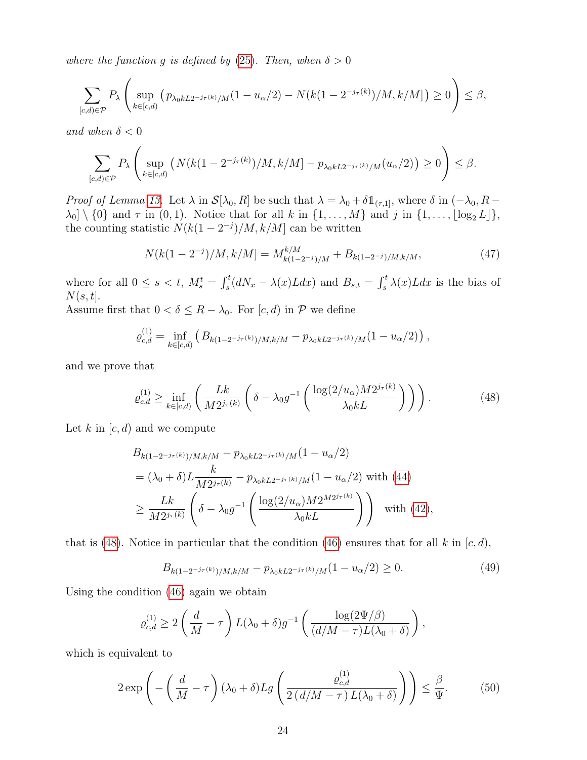*where the function g is defined by (25). Then, when* $\delta > 0$

$$\sum_{[c,d)\in\mathcal{P}} P_\lambda\left(\sup_{k\in[c,d)}\left(p_{\lambda_0 kL2^{-j_\tau(k)}/M}(1-u_\alpha/2) - N(k(1-2^{-j_\tau(k)})/M, k/M]\right)\geq 0\right)\leq\beta,$$

*and when* $\delta < 0$

$$\sum_{[c,d)\in\mathcal{P}} P_\lambda\left(\sup_{k\in[c,d)}\left(N(k(1-2^{-j_\tau(k)})/M, k/M] - p_{\lambda_0 kL2^{-j_\tau(k)}/M}(u_\alpha/2)\right)\geq 0\right)\leq\beta.$$

*Proof of Lemma 13.* Let $\lambda$ in $\mathcal{S}[\lambda_0, R]$ be such that $\lambda = \lambda_0 + \delta\mathbb{1}_{(\tau,1]}$, where $\delta$ in $(-\lambda_0, R-\lambda_0]\setminus\{0\}$ and $\tau$ in $(0,1)$. Notice that for all $k$ in $\{1,\ldots,M\}$ and $j$ in $\{1,\ldots,\lfloor\log_2 L\rfloor\}$, the counting statistic $N(k(1-2^{-j})/M, k/M]$ can be written

$$N(k(1-2^{-j})/M, k/M] = M_{k(1-2^{-j})/M}^{k/M} + B_{k(1-2^{-j})/M,k/M}, \tag{47}$$

where for all $0\leq s<t$, $M_s^t = \int_s^t (dN_x - \lambda(x)Ldx)$ and $B_{s,t} = \int_s^t \lambda(x)Ldx$ is the bias of $N(s,t]$.
Assume first that $0<\delta\leq R-\lambda_0$. For $[c,d)$ in $\mathcal{P}$ we define

$$\varrho_{c,d}^{(1)} = \inf_{k\in[c,d)}\left(B_{k(1-2^{-j_\tau(k)})/M,k/M} - p_{\lambda_0 kL2^{-j_\tau(k)}/M}(1-u_\alpha/2)\right),$$

and we prove that

$$\varrho_{c,d}^{(1)} \geq \inf_{k\in[c,d)}\left(\frac{Lk}{M2^{j_\tau(k)}}\left(\delta - \lambda_0 g^{-1}\left(\frac{\log(2/u_\alpha)M2^{j_\tau(k)}}{\lambda_0 kL}\right)\right)\right). \tag{48}$$

Let $k$ in $[c,d)$ and we compute

$$\begin{aligned}
&B_{k(1-2^{-j_\tau(k)})/M,k/M} - p_{\lambda_0 kL2^{-j_\tau(k)}/M}(1-u_\alpha/2)\\
&= (\lambda_0+\delta)L\frac{k}{M2^{j_\tau(k)}} - p_{\lambda_0 kL2^{-j_\tau(k)}/M}(1-u_\alpha/2) \text{ with (44)}\\
&\geq \frac{Lk}{M2^{j_\tau(k)}}\left(\delta - \lambda_0 g^{-1}\left(\frac{\log(2/u_\alpha)M2^{M2^{j_\tau(k)}}}{\lambda_0 kL}\right)\right) \quad \text{with (42)},
\end{aligned}$$

that is (48). Notice in particular that the condition (46) ensures that for all $k$ in $[c,d)$,

$$B_{k(1-2^{-j_\tau(k)})/M,k/M} - p_{\lambda_0 kL2^{-j_\tau(k)}/M}(1-u_\alpha/2)\geq 0. \tag{49}$$

Using the condition (46) again we obtain

$$\varrho_{c,d}^{(1)} \geq 2\left(\frac{d}{M}-\tau\right)L(\lambda_0+\delta)g^{-1}\left(\frac{\log(2\Psi/\beta)}{(d/M-\tau)L(\lambda_0+\delta)}\right),$$

which is equivalent to

$$2\exp\left(-\left(\frac{d}{M}-\tau\right)(\lambda_0+\delta)Lg\left(\frac{\varrho_{c,d}^{(1)}}{2\left(d/M-\tau\right)L(\lambda_0+\delta)}\right)\right)\leq\frac{\beta}{\Psi}. \tag{50}$$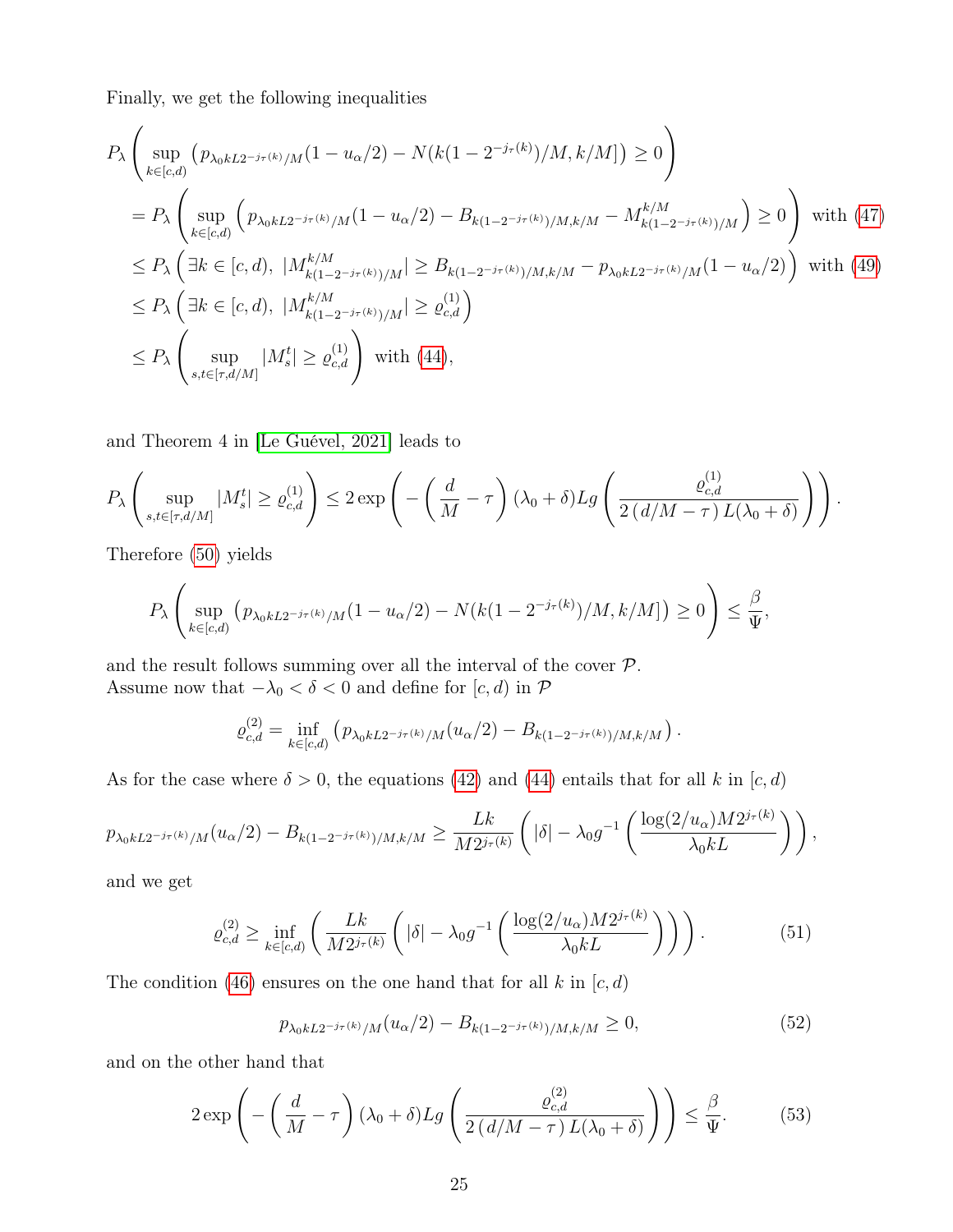Finally, we get the following inequalities

$$
\begin{aligned}
&P_\lambda\left(\sup_{k\in[c,d)}\left(p_{\lambda_0 kL2^{-j_\tau(k)}/M}(1-u_\alpha/2) - N(k(1-2^{-j_\tau(k)})/M, k/M]\right)\geq 0\right)\\
&= P_\lambda\left(\sup_{k\in[c,d)}\left(p_{\lambda_0 kL2^{-j_\tau(k)}/M}(1-u_\alpha/2) - B_{k(1-2^{-j_\tau(k)})/M,k/M} - M^{k/M}_{k(1-2^{-j_\tau(k)})/M}\right)\geq 0\right) \text{ with (47)}\\
&\leq P_\lambda\left(\exists k\in[c,d),\ |M^{k/M}_{k(1-2^{-j_\tau(k)})/M}| \geq B_{k(1-2^{-j_\tau(k)})/M,k/M} - p_{\lambda_0 kL2^{-j_\tau(k)}/M}(1-u_\alpha/2)\right) \text{ with (49)}\\
&\leq P_\lambda\left(\exists k\in[c,d),\ |M^{k/M}_{k(1-2^{-j_\tau(k)})/M}| \geq \varrho^{(1)}_{c,d}\right)\\
&\leq P_\lambda\left(\sup_{s,t\in[\tau,d/M]}|M^t_s|\geq \varrho^{(1)}_{c,d}\right) \text{ with (44)},
\end{aligned}
$$

and Theorem 4 in [Le Guével, 2021] leads to

$$
P_\lambda\left(\sup_{s,t\in[\tau,d/M]}|M^t_s|\geq \varrho^{(1)}_{c,d}\right) \leq 2\exp\left(-\left(\frac{d}{M}-\tau\right)(\lambda_0+\delta)Lg\left(\frac{\varrho^{(1)}_{c,d}}{2\,(d/M-\tau)\,L(\lambda_0+\delta)}\right)\right).
$$

Therefore (50) yields

$$
P_\lambda\left(\sup_{k\in[c,d)}\left(p_{\lambda_0 kL2^{-j_\tau(k)}/M}(1-u_\alpha/2) - N(k(1-2^{-j_\tau(k)})/M, k/M]\right)\geq 0\right)\leq \frac{\beta}{\Psi},
$$

and the result follows summing over all the interval of the cover $\mathcal{P}$.
Assume now that $-\lambda_0<\delta<0$ and define for $[c,d)$ in $\mathcal{P}$

$$
\varrho^{(2)}_{c,d} = \inf_{k\in[c,d)}\left(p_{\lambda_0 kL2^{-j_\tau(k)}/M}(u_\alpha/2) - B_{k(1-2^{-j_\tau(k)})/M,k/M}\right).
$$

As for the case where $\delta>0$, the equations (42) and (44) entails that for all $k$ in $[c,d)$

$$
p_{\lambda_0 kL2^{-j_\tau(k)}/M}(u_\alpha/2) - B_{k(1-2^{-j_\tau(k)})/M,k/M} \geq \frac{Lk}{M2^{j_\tau(k)}}\left(|\delta| - \lambda_0 g^{-1}\left(\frac{\log(2/u_\alpha)M2^{j_\tau(k)}}{\lambda_0 kL}\right)\right),
$$

and we get

$$
\varrho^{(2)}_{c,d} \geq \inf_{k\in[c,d)}\left(\frac{Lk}{M2^{j_\tau(k)}}\left(|\delta| - \lambda_0 g^{-1}\left(\frac{\log(2/u_\alpha)M2^{j_\tau(k)}}{\lambda_0 kL}\right)\right)\right). \tag{51}
$$

The condition (46) ensures on the one hand that for all $k$ in $[c,d)$

$$
p_{\lambda_0 kL2^{-j_\tau(k)}/M}(u_\alpha/2) - B_{k(1-2^{-j_\tau(k)})/M,k/M} \geq 0, \tag{52}
$$

and on the other hand that

$$
2\exp\left(-\left(\frac{d}{M}-\tau\right)(\lambda_0+\delta)Lg\left(\frac{\varrho^{(2)}_{c,d}}{2\,(d/M-\tau)\,L(\lambda_0+\delta)}\right)\right)\leq \frac{\beta}{\Psi}. \tag{53}
$$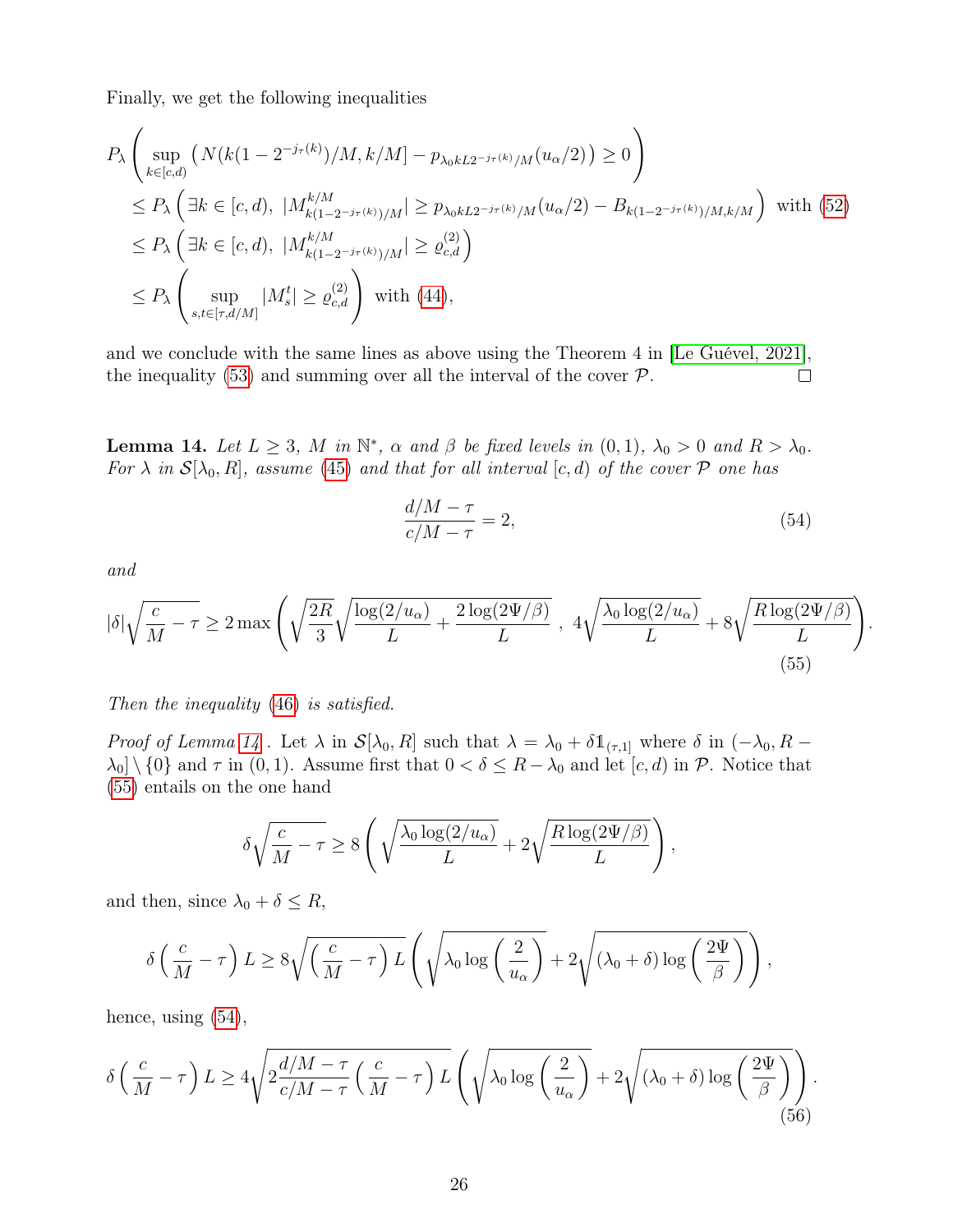Finally, we get the following inequalities

$$
\begin{aligned}
&P_\lambda\left(\sup_{k\in[c,d)}\left(N(k(1-2^{-j_\tau(k)})/M,k/M]-p_{\lambda_0 kL2^{-j_\tau(k)}/M}(u_\alpha/2)\right)\geq 0\right)\\
&\quad\leq P_\lambda\left(\exists k\in[c,d),\ |M^{k/M}_{k(1-2^{-j_\tau(k)})/M}|\geq p_{\lambda_0 kL2^{-j_\tau(k)}/M}(u_\alpha/2)-B_{k(1-2^{-j_\tau(k)})/M,k/M}\right)\ \text{with (52)}\\
&\quad\leq P_\lambda\left(\exists k\in[c,d),\ |M^{k/M}_{k(1-2^{-j_\tau(k)})/M}|\geq \varrho^{(2)}_{c,d}\right)\\
&\quad\leq P_\lambda\left(\sup_{s,t\in[\tau,d/M]}|M^t_s|\geq \varrho^{(2)}_{c,d}\right)\ \text{with (44)},
\end{aligned}
$$

and we conclude with the same lines as above using the Theorem 4 in [Le Guével, 2021], the inequality (53) and summing over all the interval of the cover $\mathcal{P}$. $\square$

**Lemma 14.** *Let $L\geq 3$, $M$ in $\mathbb{N}^*$, $\alpha$ and $\beta$ be fixed levels in $(0,1)$, $\lambda_0>0$ and $R>\lambda_0$. For $\lambda$ in $\mathcal{S}[\lambda_0,R]$, assume (45) and that for all interval $[c,d)$ of the cover $\mathcal{P}$ one has*

$$
\frac{d/M-\tau}{c/M-\tau}=2, \tag{54}
$$

*and*

$$
|\delta|\sqrt{\frac{c}{M}-\tau}\geq 2\max\left(\sqrt{\frac{2R}{3}}\sqrt{\frac{\log(2/u_\alpha)}{L}+\frac{2\log(2\Psi/\beta)}{L}}\ ,\ 4\sqrt{\frac{\lambda_0\log(2/u_\alpha)}{L}}+8\sqrt{\frac{R\log(2\Psi/\beta)}{L}}\right). \tag{55}
$$

*Then the inequality (46) is satisfied.*

*Proof of Lemma 14.* Let $\lambda$ in $\mathcal{S}[\lambda_0,R]$ such that $\lambda=\lambda_0+\delta\mathbb{1}_{(\tau,1]}$ where $\delta$ in $(-\lambda_0,R-\lambda_0]\setminus\{0\}$ and $\tau$ in $(0,1)$. Assume first that $0<\delta\leq R-\lambda_0$ and let $[c,d)$ in $\mathcal{P}$. Notice that (55) entails on the one hand

$$
\delta\sqrt{\frac{c}{M}-\tau}\geq 8\left(\sqrt{\frac{\lambda_0\log(2/u_\alpha)}{L}}+2\sqrt{\frac{R\log(2\Psi/\beta)}{L}}\right),
$$

and then, since $\lambda_0+\delta\leq R$,

$$
\delta\left(\frac{c}{M}-\tau\right)L\geq 8\sqrt{\left(\frac{c}{M}-\tau\right)L}\left(\sqrt{\lambda_0\log\left(\frac{2}{u_\alpha}\right)}+2\sqrt{(\lambda_0+\delta)\log\left(\frac{2\Psi}{\beta}\right)}\right),
$$

hence, using (54),

$$
\delta\left(\frac{c}{M}-\tau\right)L\geq 4\sqrt{2\frac{d/M-\tau}{c/M-\tau}\left(\frac{c}{M}-\tau\right)L}\left(\sqrt{\lambda_0\log\left(\frac{2}{u_\alpha}\right)}+2\sqrt{(\lambda_0+\delta)\log\left(\frac{2\Psi}{\beta}\right)}\right). \tag{56}
$$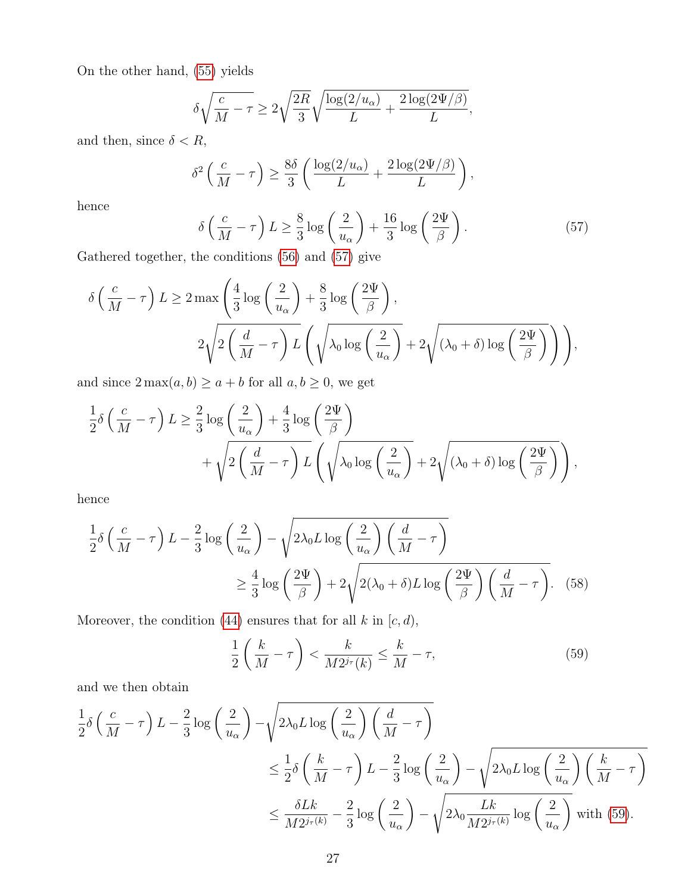On the other hand, (55) yields

$$\delta\sqrt{\frac{c}{M}-\tau} \geq 2\sqrt{\frac{2R}{3}}\sqrt{\frac{\log(2/u_\alpha)}{L}+\frac{2\log(2\Psi/\beta)}{L}},$$

and then, since $\delta < R$,

$$\delta^2\left(\frac{c}{M}-\tau\right) \geq \frac{8\delta}{3}\left(\frac{\log(2/u_\alpha)}{L}+\frac{2\log(2\Psi/\beta)}{L}\right),$$

hence

$$\delta\left(\frac{c}{M}-\tau\right)L \geq \frac{8}{3}\log\left(\frac{2}{u_\alpha}\right)+\frac{16}{3}\log\left(\frac{2\Psi}{\beta}\right). \tag{57}$$

Gathered together, the conditions (56) and (57) give

$$\delta\left(\frac{c}{M}-\tau\right)L \geq 2\max\Bigg(\frac{4}{3}\log\left(\frac{2}{u_\alpha}\right)+\frac{8}{3}\log\left(\frac{2\Psi}{\beta}\right),$$
$$2\sqrt{2\left(\frac{d}{M}-\tau\right)L}\left(\sqrt{\lambda_0\log\left(\frac{2}{u_\alpha}\right)}+2\sqrt{(\lambda_0+\delta)\log\left(\frac{2\Psi}{\beta}\right)}\right)\Bigg),$$

and since $2\max(a,b) \geq a+b$ for all $a,b \geq 0$, we get

$$\frac{1}{2}\delta\left(\frac{c}{M}-\tau\right)L \geq \frac{2}{3}\log\left(\frac{2}{u_\alpha}\right)+\frac{4}{3}\log\left(\frac{2\Psi}{\beta}\right)$$
$$+\sqrt{2\left(\frac{d}{M}-\tau\right)L}\left(\sqrt{\lambda_0\log\left(\frac{2}{u_\alpha}\right)}+2\sqrt{(\lambda_0+\delta)\log\left(\frac{2\Psi}{\beta}\right)}\right),$$

hence

$$\frac{1}{2}\delta\left(\frac{c}{M}-\tau\right)L-\frac{2}{3}\log\left(\frac{2}{u_\alpha}\right)-\sqrt{2\lambda_0 L\log\left(\frac{2}{u_\alpha}\right)\left(\frac{d}{M}-\tau\right)}$$
$$\geq \frac{4}{3}\log\left(\frac{2\Psi}{\beta}\right)+2\sqrt{2(\lambda_0+\delta)L\log\left(\frac{2\Psi}{\beta}\right)\left(\frac{d}{M}-\tau\right)}. \tag{58}$$

Moreover, the condition (44) ensures that for all $k$ in $[c,d)$,

$$\frac{1}{2}\left(\frac{k}{M}-\tau\right) < \frac{k}{M2^{j_\tau(k)}} \leq \frac{k}{M}-\tau, \tag{59}$$

and we then obtain

$$\frac{1}{2}\delta\left(\frac{c}{M}-\tau\right)L-\frac{2}{3}\log\left(\frac{2}{u_\alpha}\right)-\sqrt{2\lambda_0 L\log\left(\frac{2}{u_\alpha}\right)\left(\frac{d}{M}-\tau\right)}$$
$$\leq \frac{1}{2}\delta\left(\frac{k}{M}-\tau\right)L-\frac{2}{3}\log\left(\frac{2}{u_\alpha}\right)-\sqrt{2\lambda_0 L\log\left(\frac{2}{u_\alpha}\right)\left(\frac{k}{M}-\tau\right)}$$
$$\leq \frac{\delta Lk}{M2^{j_\tau(k)}}-\frac{2}{3}\log\left(\frac{2}{u_\alpha}\right)-\sqrt{2\lambda_0\frac{Lk}{M2^{j_\tau(k)}}\log\left(\frac{2}{u_\alpha}\right)} \text{ with (59).}$$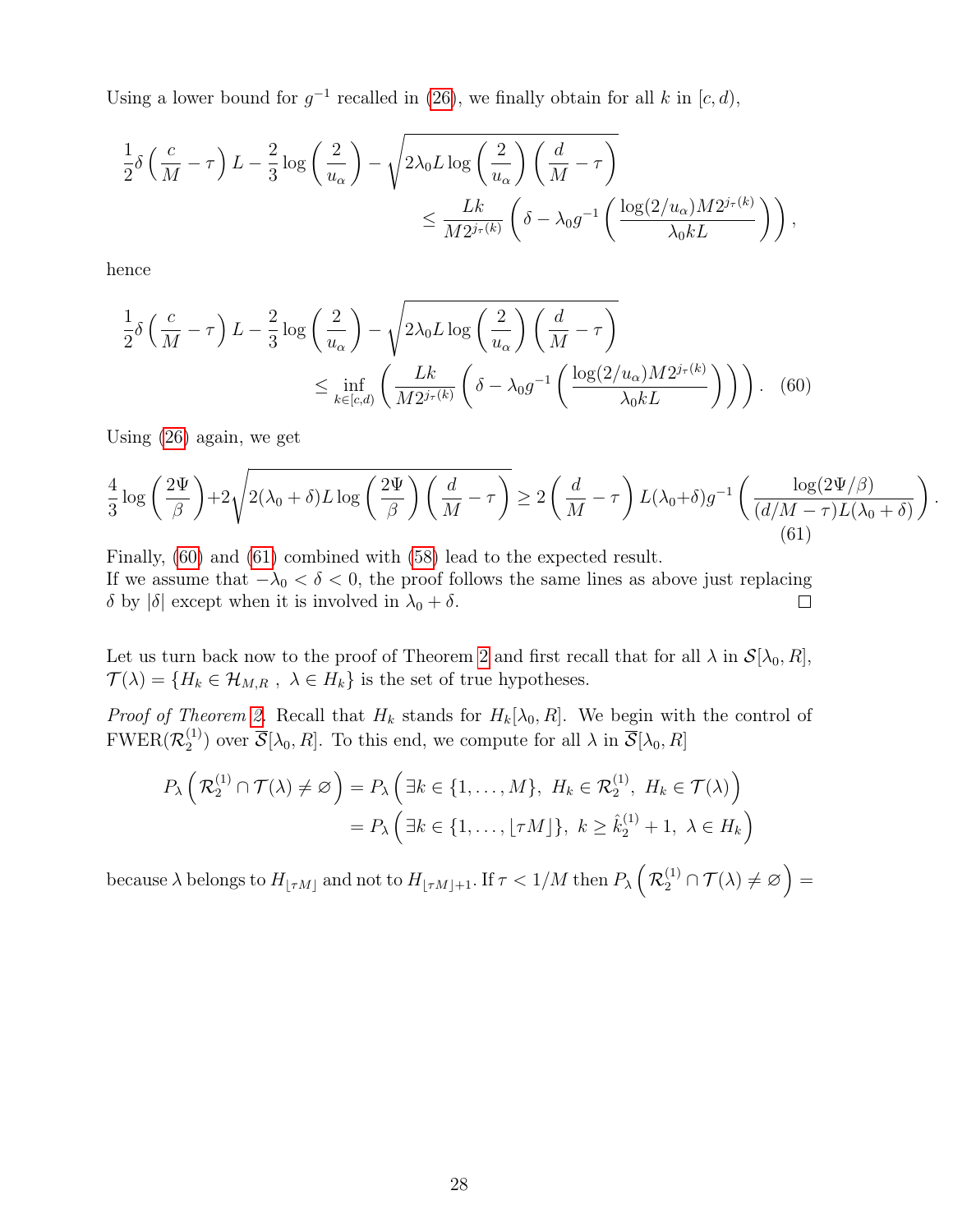Using a lower bound for $g^{-1}$ recalled in (26), we finally obtain for all $k$ in $[c,d)$,

$$\frac{1}{2}\delta\left(\frac{c}{M}-\tau\right)L-\frac{2}{3}\log\left(\frac{2}{u_\alpha}\right)-\sqrt{2\lambda_0 L\log\left(\frac{2}{u_\alpha}\right)\left(\frac{d}{M}-\tau\right)}$$
$$\leq \frac{Lk}{M2^{j_\tau(k)}}\left(\delta-\lambda_0 g^{-1}\left(\frac{\log(2/u_\alpha)M2^{j_\tau(k)}}{\lambda_0 kL}\right)\right),$$

hence

$$\frac{1}{2}\delta\left(\frac{c}{M}-\tau\right)L-\frac{2}{3}\log\left(\frac{2}{u_\alpha}\right)-\sqrt{2\lambda_0 L\log\left(\frac{2}{u_\alpha}\right)\left(\frac{d}{M}-\tau\right)}$$
$$\leq \inf_{k\in[c,d)}\left(\frac{Lk}{M2^{j_\tau(k)}}\left(\delta-\lambda_0 g^{-1}\left(\frac{\log(2/u_\alpha)M2^{j_\tau(k)}}{\lambda_0 kL}\right)\right)\right). \quad (60)$$

Using (26) again, we get

$$\frac{4}{3}\log\left(\frac{2\Psi}{\beta}\right)+2\sqrt{2(\lambda_0+\delta)L\log\left(\frac{2\Psi}{\beta}\right)\left(\frac{d}{M}-\tau\right)}\geq 2\left(\frac{d}{M}-\tau\right)L(\lambda_0+\delta)g^{-1}\left(\frac{\log(2\Psi/\beta)}{(d/M-\tau)L(\lambda_0+\delta)}\right). \quad (61)$$

Finally, (60) and (61) combined with (58) lead to the expected result.
If we assume that $-\lambda_0<\delta<0$, the proof follows the same lines as above just replacing $\delta$ by $|\delta|$ except when it is involved in $\lambda_0+\delta$. □

Let us turn back now to the proof of Theorem 2 and first recall that for all $\lambda$ in $\mathcal{S}[\lambda_0,R]$, $\mathcal{T}(\lambda)=\{H_k\in\mathcal{H}_{M,R}\ ,\ \lambda\in H_k\}$ is the set of true hypotheses.

*Proof of Theorem 2.* Recall that $H_k$ stands for $H_k[\lambda_0,R]$. We begin with the control of $\mathrm{FWER}(\mathcal{R}_2^{(1)})$ over $\overline{\mathcal{S}}[\lambda_0,R]$. To this end, we compute for all $\lambda$ in $\overline{\mathcal{S}}[\lambda_0,R]$

$$\begin{aligned}P_\lambda\left(\mathcal{R}_2^{(1)}\cap\mathcal{T}(\lambda)\neq\varnothing\right)&=P_\lambda\left(\exists k\in\{1,\ldots,M\},\ H_k\in\mathcal{R}_2^{(1)},\ H_k\in\mathcal{T}(\lambda)\right)\\&=P_\lambda\left(\exists k\in\{1,\ldots,\lfloor\tau M\rfloor\},\ k\geq\hat{k}_2^{(1)}+1,\ \lambda\in H_k\right)\end{aligned}$$

because $\lambda$ belongs to $H_{\lfloor\tau M\rfloor}$ and not to $H_{\lfloor\tau M\rfloor+1}$. If $\tau<1/M$ then $P_\lambda\left(\mathcal{R}_2^{(1)}\cap\mathcal{T}(\lambda)\neq\varnothing\right)=$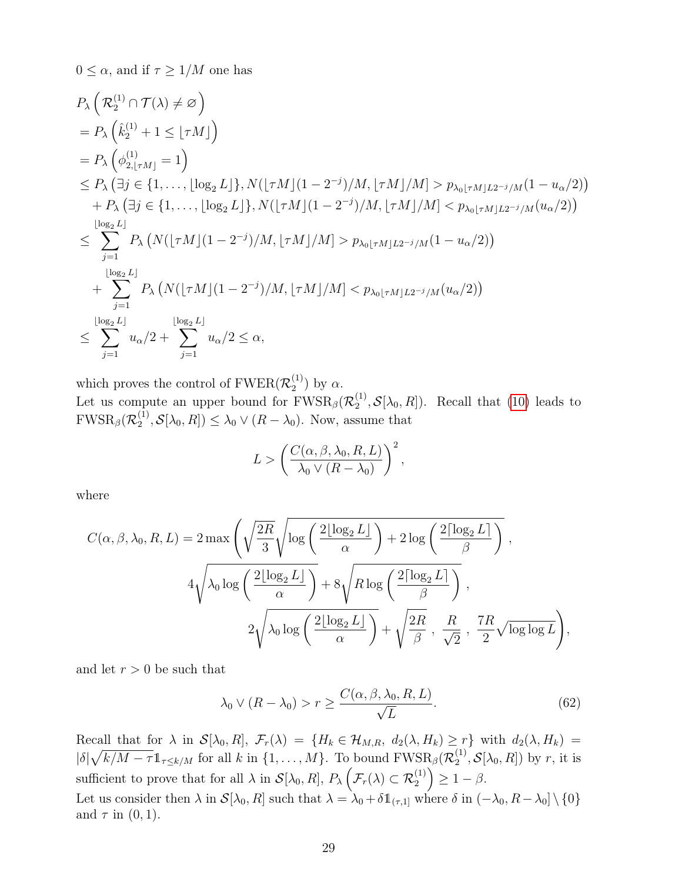$0 \leq \alpha$, and if $\tau \geq 1/M$ one has

$$
\begin{aligned}
&P_\lambda\left(\mathcal{R}_2^{(1)} \cap \mathcal{T}(\lambda) \neq \varnothing\right) \\
&= P_\lambda\left(\hat{k}_2^{(1)} + 1 \leq \lfloor \tau M \rfloor\right) \\
&= P_\lambda\left(\phi^{(1)}_{2,\lfloor \tau M \rfloor} = 1\right) \\
&\leq P_\lambda\left(\exists j \in \{1, \ldots, \lfloor \log_2 L \rfloor\}, N(\lfloor \tau M \rfloor(1-2^{-j})/M, \lfloor \tau M \rfloor/M] > p_{\lambda_0 \lfloor \tau M \rfloor L 2^{-j}/M}(1-u_\alpha/2)\right) \\
&\quad + P_\lambda\left(\exists j \in \{1, \ldots, \lfloor \log_2 L \rfloor\}, N(\lfloor \tau M \rfloor(1-2^{-j})/M, \lfloor \tau M \rfloor/M] < p_{\lambda_0 \lfloor \tau M \rfloor L 2^{-j}/M}(u_\alpha/2)\right) \\
&\leq \sum_{j=1}^{\lfloor \log_2 L \rfloor} P_\lambda\left(N(\lfloor \tau M \rfloor(1-2^{-j})/M, \lfloor \tau M \rfloor/M] > p_{\lambda_0 \lfloor \tau M \rfloor L 2^{-j}/M}(1-u_\alpha/2)\right) \\
&\quad + \sum_{j=1}^{\lfloor \log_2 L \rfloor} P_\lambda\left(N(\lfloor \tau M \rfloor(1-2^{-j})/M, \lfloor \tau M \rfloor/M] < p_{\lambda_0 \lfloor \tau M \rfloor L 2^{-j}/M}(u_\alpha/2)\right) \\
&\leq \sum_{j=1}^{\lfloor \log_2 L \rfloor} u_\alpha/2 + \sum_{j=1}^{\lfloor \log_2 L \rfloor} u_\alpha/2 \leq \alpha,
\end{aligned}
$$

which proves the control of $\mathrm{FWER}(\mathcal{R}_2^{(1)})$ by $\alpha$.

Let us compute an upper bound for $\mathrm{FWSR}_\beta(\mathcal{R}_2^{(1)}, \mathcal{S}[\lambda_0, R])$. Recall that (10) leads to $\mathrm{FWSR}_\beta(\mathcal{R}_2^{(1)}, \mathcal{S}[\lambda_0, R]) \leq \lambda_0 \vee (R - \lambda_0)$. Now, assume that

$$
L > \left(\frac{C(\alpha, \beta, \lambda_0, R, L)}{\lambda_0 \vee (R - \lambda_0)}\right)^2,
$$

where

$$
\begin{aligned}
C(\alpha, \beta, \lambda_0, R, L) = 2 \max\Bigg( &\sqrt{\frac{2R}{3}} \sqrt{\log\left(\frac{2\lfloor \log_2 L \rfloor}{\alpha}\right) + 2\log\left(\frac{2\lceil \log_2 L \rceil}{\beta}\right)}, \\
&4\sqrt{\lambda_0 \log\left(\frac{2\lfloor \log_2 L \rfloor}{\alpha}\right)} + 8\sqrt{R \log\left(\frac{2\lceil \log_2 L \rceil}{\beta}\right)}, \\
&2\sqrt{\lambda_0 \log\left(\frac{2\lfloor \log_2 L \rfloor}{\alpha}\right)} + \sqrt{\frac{2R}{\beta}}, \ \frac{R}{\sqrt{2}}, \ \frac{7R}{2}\sqrt{\log \log L}\Bigg),
\end{aligned}
$$

and let $r > 0$ be such that

$$
\lambda_0 \vee (R - \lambda_0) > r \geq \frac{C(\alpha, \beta, \lambda_0, R, L)}{\sqrt{L}}. \tag{62}
$$

Recall that for $\lambda$ in $\mathcal{S}[\lambda_0, R]$, $\mathcal{F}_r(\lambda) = \{H_k \in \mathcal{H}_{M,R},\ d_2(\lambda, H_k) \geq r\}$ with $d_2(\lambda, H_k) = |\delta|\sqrt{k/M - \tau}\mathbb{1}_{\tau \leq k/M}$ for all $k$ in $\{1, \ldots, M\}$. To bound $\mathrm{FWSR}_\beta(\mathcal{R}_2^{(1)}, \mathcal{S}[\lambda_0, R])$ by $r$, it is sufficient to prove that for all $\lambda$ in $\mathcal{S}[\lambda_0, R]$, $P_\lambda\left(\mathcal{F}_r(\lambda) \subset \mathcal{R}_2^{(1)}\right) \geq 1 - \beta$.

Let us consider then $\lambda$ in $\mathcal{S}[\lambda_0, R]$ such that $\lambda = \lambda_0 + \delta \mathbb{1}_{(\tau,1]}$ where $\delta$ in $(-\lambda_0, R - \lambda_0] \setminus \{0\}$ and $\tau$ in $(0, 1)$.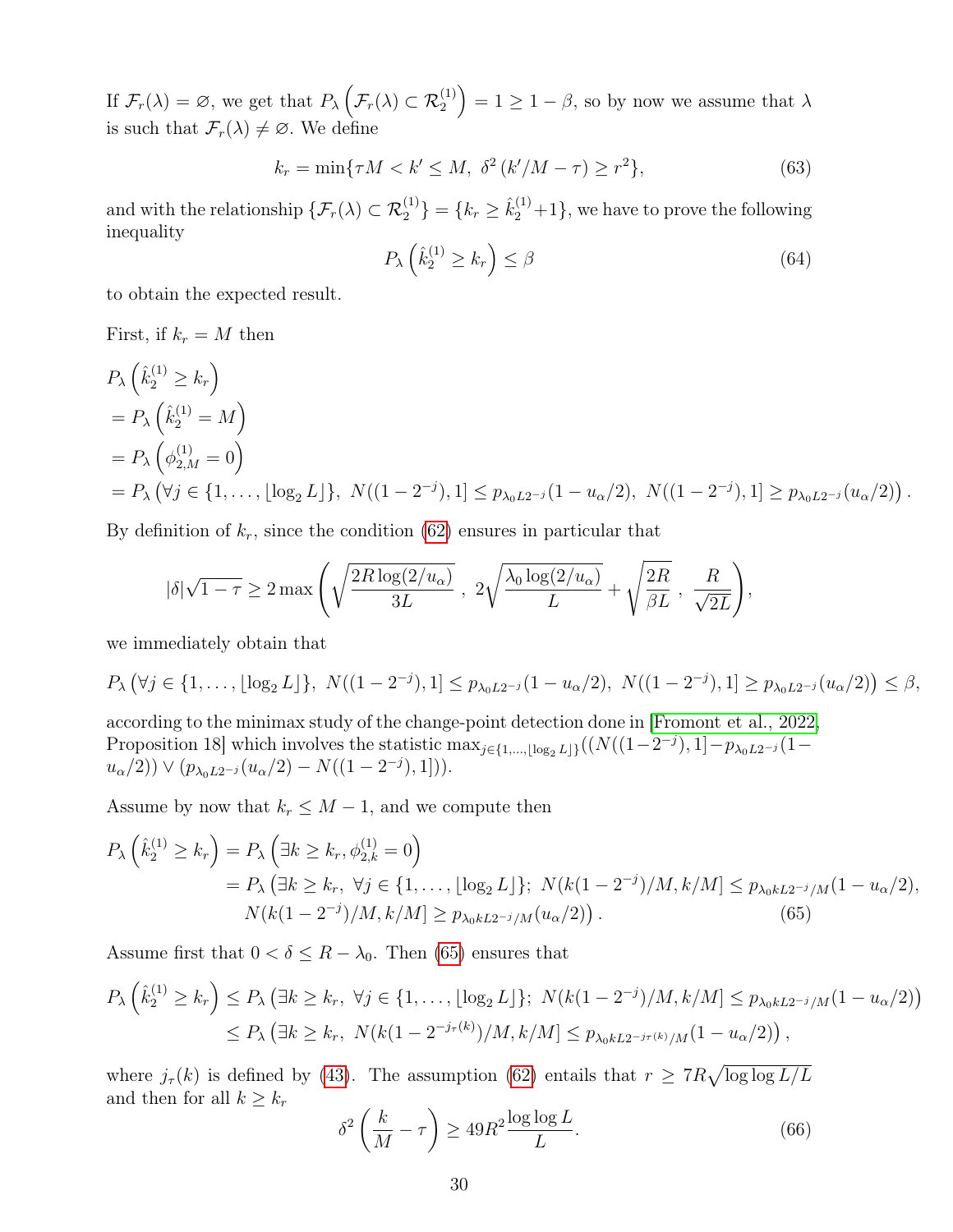If $\mathcal{F}_r(\lambda) = \varnothing$, we get that $P_\lambda\left(\mathcal{F}_r(\lambda) \subset \mathcal{R}_2^{(1)}\right) = 1 \geq 1 - \beta$, so by now we assume that $\lambda$ is such that $\mathcal{F}_r(\lambda) \neq \varnothing$. We define

$$k_r = \min\{\tau M < k' \leq M,\ \delta^2\left(k'/M - \tau\right) \geq r^2\}, \tag{63}$$

and with the relationship $\{\mathcal{F}_r(\lambda) \subset \mathcal{R}_2^{(1)}\} = \{k_r \geq \hat{k}_2^{(1)} + 1\}$, we have to prove the following inequality

$$P_\lambda\left(\hat{k}_2^{(1)} \geq k_r\right) \leq \beta \tag{64}$$

to obtain the expected result.

First, if $k_r = M$ then

$$\begin{aligned}
&P_\lambda\left(\hat{k}_2^{(1)} \geq k_r\right)\\
&= P_\lambda\left(\hat{k}_2^{(1)} = M\right)\\
&= P_\lambda\left(\phi_{2,M}^{(1)} = 0\right)\\
&= P_\lambda\left(\forall j \in \{1, \ldots, \lfloor \log_2 L \rfloor\},\ N((1-2^{-j}), 1] \leq p_{\lambda_0 L 2^{-j}}(1 - u_\alpha/2),\ N((1-2^{-j}), 1] \geq p_{\lambda_0 L 2^{-j}}(u_\alpha/2)\right).
\end{aligned}$$

By definition of $k_r$, since the condition (62) ensures in particular that

$$|\delta|\sqrt{1-\tau} \geq 2 \max\left(\sqrt{\frac{2R\log(2/u_\alpha)}{3L}}\ ,\ 2\sqrt{\frac{\lambda_0 \log(2/u_\alpha)}{L}} + \sqrt{\frac{2R}{\beta L}}\ ,\ \frac{R}{\sqrt{2L}}\right),$$

we immediately obtain that

$$P_\lambda\left(\forall j \in \{1, \ldots, \lfloor \log_2 L \rfloor\},\ N((1-2^{-j}), 1] \leq p_{\lambda_0 L 2^{-j}}(1 - u_\alpha/2),\ N((1-2^{-j}), 1] \geq p_{\lambda_0 L 2^{-j}}(u_\alpha/2)\right) \leq \beta,$$

according to the minimax study of the change-point detection done in [Fromont et al., 2022, Proposition 18] which involves the statistic $\max_{j \in \{1,\ldots,\lfloor \log_2 L \rfloor\}}((N((1-2^{-j}), 1] - p_{\lambda_0 L 2^{-j}}(1 - u_\alpha/2)) \vee (p_{\lambda_0 L 2^{-j}}(u_\alpha/2) - N((1-2^{-j}), 1]))$.

Assume by now that $k_r \leq M - 1$, and we compute then

$$\begin{aligned}
P_\lambda\left(\hat{k}_2^{(1)} \geq k_r\right) &= P_\lambda\left(\exists k \geq k_r, \phi_{2,k}^{(1)} = 0\right)\\
&= P_\lambda\big(\exists k \geq k_r,\ \forall j \in \{1, \ldots, \lfloor \log_2 L \rfloor\};\ N(k(1-2^{-j})/M, k/M] \leq p_{\lambda_0 k L 2^{-j}/M}(1 - u_\alpha/2),\\
&\qquad N(k(1-2^{-j})/M, k/M] \geq p_{\lambda_0 k L 2^{-j}/M}(u_\alpha/2)\big).
\end{aligned} \tag{65}$$

Assume first that $0 < \delta \leq R - \lambda_0$. Then (65) ensures that

$$\begin{aligned}
P_\lambda\left(\hat{k}_2^{(1)} \geq k_r\right) &\leq P_\lambda\left(\exists k \geq k_r,\ \forall j \in \{1, \ldots, \lfloor \log_2 L \rfloor\};\ N(k(1-2^{-j})/M, k/M] \leq p_{\lambda_0 k L 2^{-j}/M}(1 - u_\alpha/2)\right)\\
&\leq P_\lambda\left(\exists k \geq k_r,\ N(k(1-2^{-j_\tau(k)})/M, k/M] \leq p_{\lambda_0 k L 2^{-j_\tau(k)}/M}(1 - u_\alpha/2)\right),
\end{aligned}$$

where $j_\tau(k)$ is defined by (43). The assumption (62) entails that $r \geq 7R\sqrt{\log\log L / L}$ and then for all $k \geq k_r$

$$\delta^2\left(\frac{k}{M} - \tau\right) \geq 49R^2 \frac{\log\log L}{L}. \tag{66}$$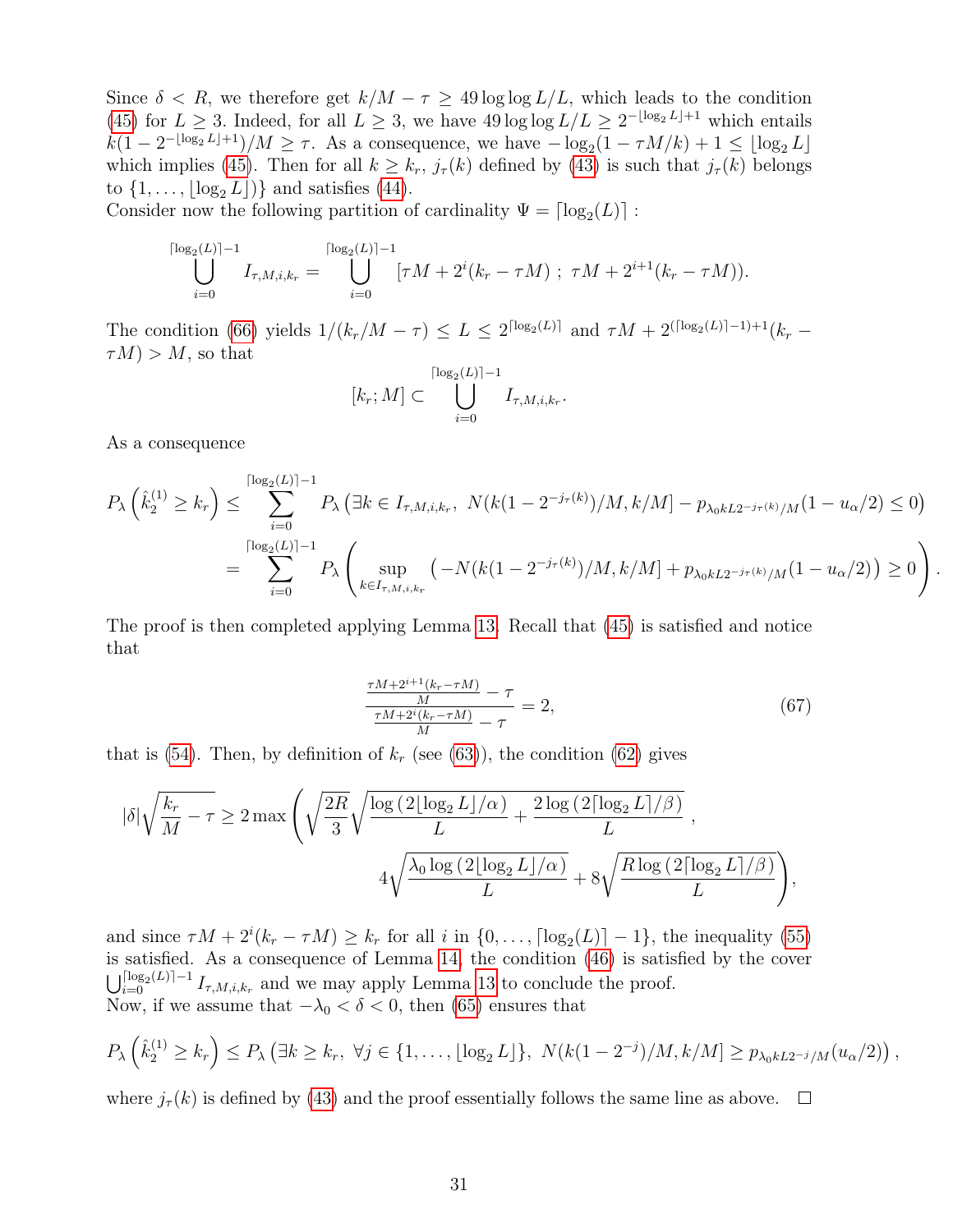Since $\delta < R$, we therefore get $k/M - \tau \geq 49 \log\log L/L$, which leads to the condition (45) for $L \geq 3$. Indeed, for all $L \geq 3$, we have $49 \log\log L/L \geq 2^{-\lfloor \log_2 L \rfloor + 1}$ which entails $k(1 - 2^{-\lfloor \log_2 L \rfloor + 1})/M \geq \tau$. As a consequence, we have $-\log_2(1 - \tau M/k) + 1 \leq \lfloor \log_2 L \rfloor$ which implies (45). Then for all $k \geq k_r$, $j_\tau(k)$ defined by (43) is such that $j_\tau(k)$ belongs to $\{1, \ldots, \lfloor \log_2 L \rfloor)\}$ and satisfies (44).
Consider now the following partition of cardinality $\Psi = \lceil \log_2(L) \rceil$ :

$$
\bigcup_{i=0}^{\lceil \log_2(L) \rceil - 1} I_{\tau,M,i,k_r} = \bigcup_{i=0}^{\lceil \log_2(L) \rceil - 1} [\tau M + 2^i(k_r - \tau M) \; ; \; \tau M + 2^{i+1}(k_r - \tau M)).
$$

The condition (66) yields $1/(k_r/M - \tau) \leq L \leq 2^{\lceil \log_2(L) \rceil}$ and $\tau M + 2^{(\lceil \log_2(L) \rceil - 1) + 1}(k_r - \tau M) > M$, so that

$$
[k_r; M] \subset \bigcup_{i=0}^{\lceil \log_2(L) \rceil - 1} I_{\tau,M,i,k_r}.
$$

As a consequence

$$
\begin{aligned}
P_\lambda\left(\hat{k}_2^{(1)} \geq k_r\right) &\leq \sum_{i=0}^{\lceil \log_2(L) \rceil - 1} P_\lambda\left(\exists k \in I_{\tau,M,i,k_r}, \; N(k(1 - 2^{-j_\tau(k)})/M, k/M] - p_{\lambda_0 k L 2^{-j_\tau(k)}/M}(1 - u_\alpha/2) \leq 0\right) \\
&= \sum_{i=0}^{\lceil \log_2(L) \rceil - 1} P_\lambda\left(\sup_{k \in I_{\tau,M,i,k_r}} \left(-N(k(1 - 2^{-j_\tau(k)})/M, k/M] + p_{\lambda_0 k L 2^{-j_\tau(k)}/M}(1 - u_\alpha/2)\right) \geq 0\right).
\end{aligned}
$$

The proof is then completed applying Lemma 13. Recall that (45) is satisfied and notice that

$$
\frac{\frac{\tau M + 2^{i+1}(k_r - \tau M)}{M} - \tau}{\frac{\tau M + 2^i(k_r - \tau M)}{M} - \tau} = 2, \tag{67}
$$

that is (54). Then, by definition of $k_r$ (see (63)), the condition (62) gives

$$
\begin{aligned}
|\delta| \sqrt{\frac{k_r}{M} - \tau} \geq 2 \max\Bigg( &\sqrt{\frac{2R}{3}} \sqrt{\frac{\log\left(2\lfloor \log_2 L \rfloor/\alpha\right)}{L} + \frac{2\log\left(2\lceil \log_2 L \rceil/\beta\right)}{L}} \, , \\
&4\sqrt{\frac{\lambda_0 \log\left(2\lfloor \log_2 L \rfloor/\alpha\right)}{L}} + 8\sqrt{\frac{R\log\left(2\lceil \log_2 L \rceil/\beta\right)}{L}}\Bigg),
\end{aligned}
$$

and since $\tau M + 2^i(k_r - \tau M) \geq k_r$ for all $i$ in $\{0, \ldots, \lceil \log_2(L) \rceil - 1\}$, the inequality (55) is satisfied. As a consequence of Lemma 14, the condition (46) is satisfied by the cover $\bigcup_{i=0}^{\lceil \log_2(L) \rceil - 1} I_{\tau,M,i,k_r}$ and we may apply Lemma 13 to conclude the proof.
Now, if we assume that $-\lambda_0 < \delta < 0$, then (65) ensures that

$$
P_\lambda\left(\hat{k}_2^{(1)} \geq k_r\right) \leq P_\lambda\left(\exists k \geq k_r, \; \forall j \in \{1, \ldots, \lfloor \log_2 L \rfloor\}, \; N(k(1 - 2^{-j})/M, k/M] \geq p_{\lambda_0 k L 2^{-j}/M}(u_\alpha/2)\right),
$$

where $j_\tau(k)$ is defined by (43) and the proof essentially follows the same line as above. $\square$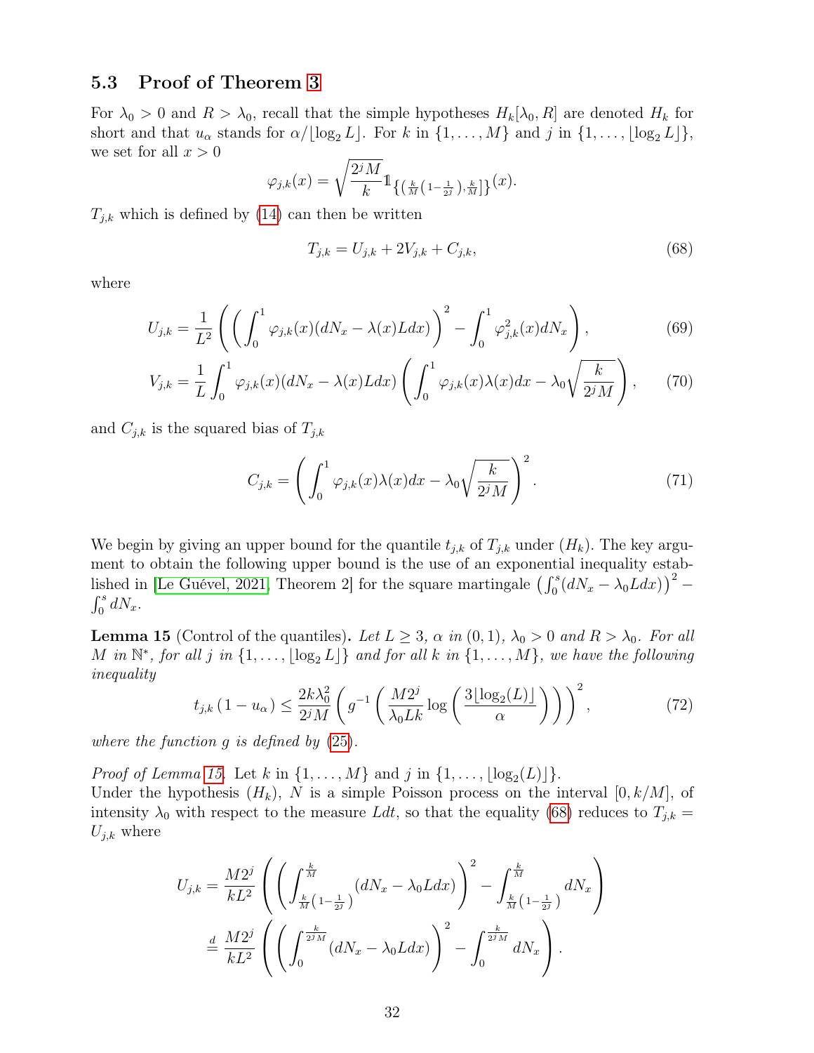### 5.3 Proof of Theorem 3

For $\lambda_0 > 0$ and $R > \lambda_0$, recall that the simple hypotheses $H_k[\lambda_0, R]$ are denoted $H_k$ for short and that $u_\alpha$ stands for $\alpha/\lfloor \log_2 L \rfloor$. For $k$ in $\{1, \ldots, M\}$ and $j$ in $\{1, \ldots, \lfloor \log_2 L \rfloor\}$, we set for all $x > 0$

$$\varphi_{j,k}(x) = \sqrt{\frac{2^j M}{k}} \mathbb{1}_{\left\{\left(\frac{k}{M}\left(1-\frac{1}{2^j}\right), \frac{k}{M}\right]\right\}}(x).$$

$T_{j,k}$ which is defined by (14) can then be written

$$T_{j,k} = U_{j,k} + 2V_{j,k} + C_{j,k}, \tag{68}$$

where

$$U_{j,k} = \frac{1}{L^2}\left(\left(\int_0^1 \varphi_{j,k}(x)(dN_x - \lambda(x)Ldx)\right)^2 - \int_0^1 \varphi_{j,k}^2(x)dN_x\right), \tag{69}$$

$$V_{j,k} = \frac{1}{L}\int_0^1 \varphi_{j,k}(x)(dN_x - \lambda(x)Ldx)\left(\int_0^1 \varphi_{j,k}(x)\lambda(x)dx - \lambda_0\sqrt{\frac{k}{2^j M}}\right), \tag{70}$$

and $C_{j,k}$ is the squared bias of $T_{j,k}$

$$C_{j,k} = \left(\int_0^1 \varphi_{j,k}(x)\lambda(x)dx - \lambda_0\sqrt{\frac{k}{2^j M}}\right)^2. \tag{71}$$

We begin by giving an upper bound for the quantile $t_{j,k}$ of $T_{j,k}$ under $(H_k)$. The key argument to obtain the following upper bound is the use of an exponential inequality established in [Le Guével, 2021, Theorem 2] for the square martingale $\left(\int_0^s (dN_x - \lambda_0 Ldx)\right)^2 - \int_0^s dN_x$.

**Lemma 15** (Control of the quantiles)**.** *Let $L \geq 3$, $\alpha$ in $(0,1)$, $\lambda_0 > 0$ and $R > \lambda_0$. For all $M$ in $\mathbb{N}^*$, for all $j$ in $\{1, \ldots, \lfloor \log_2 L \rfloor\}$ and for all $k$ in $\{1, \ldots, M\}$, we have the following inequality*

$$t_{j,k}(1 - u_\alpha) \leq \frac{2k\lambda_0^2}{2^j M}\left(g^{-1}\left(\frac{M2^j}{\lambda_0 Lk}\log\left(\frac{3\lfloor \log_2(L)\rfloor}{\alpha}\right)\right)\right)^2, \tag{72}$$

*where the function $g$ is defined by (25).*

*Proof of Lemma 15.* Let $k$ in $\{1, \ldots, M\}$ and $j$ in $\{1, \ldots, \lfloor \log_2(L) \rfloor\}$.
Under the hypothesis $(H_k)$, $N$ is a simple Poisson process on the interval $[0, k/M]$, of intensity $\lambda_0$ with respect to the measure $Ldt$, so that the equality (68) reduces to $T_{j,k} = U_{j,k}$ where

$$\begin{aligned}
U_{j,k} &= \frac{M2^j}{kL^2}\left(\left(\int_{\frac{k}{M}\left(1-\frac{1}{2^j}\right)}^{\frac{k}{M}} (dN_x - \lambda_0 Ldx)\right)^2 - \int_{\frac{k}{M}\left(1-\frac{1}{2^j}\right)}^{\frac{k}{M}} dN_x\right) \\
&\stackrel{d}{=} \frac{M2^j}{kL^2}\left(\left(\int_0^{\frac{k}{2^j M}} (dN_x - \lambda_0 Ldx)\right)^2 - \int_0^{\frac{k}{2^j M}} dN_x\right).
\end{aligned}$$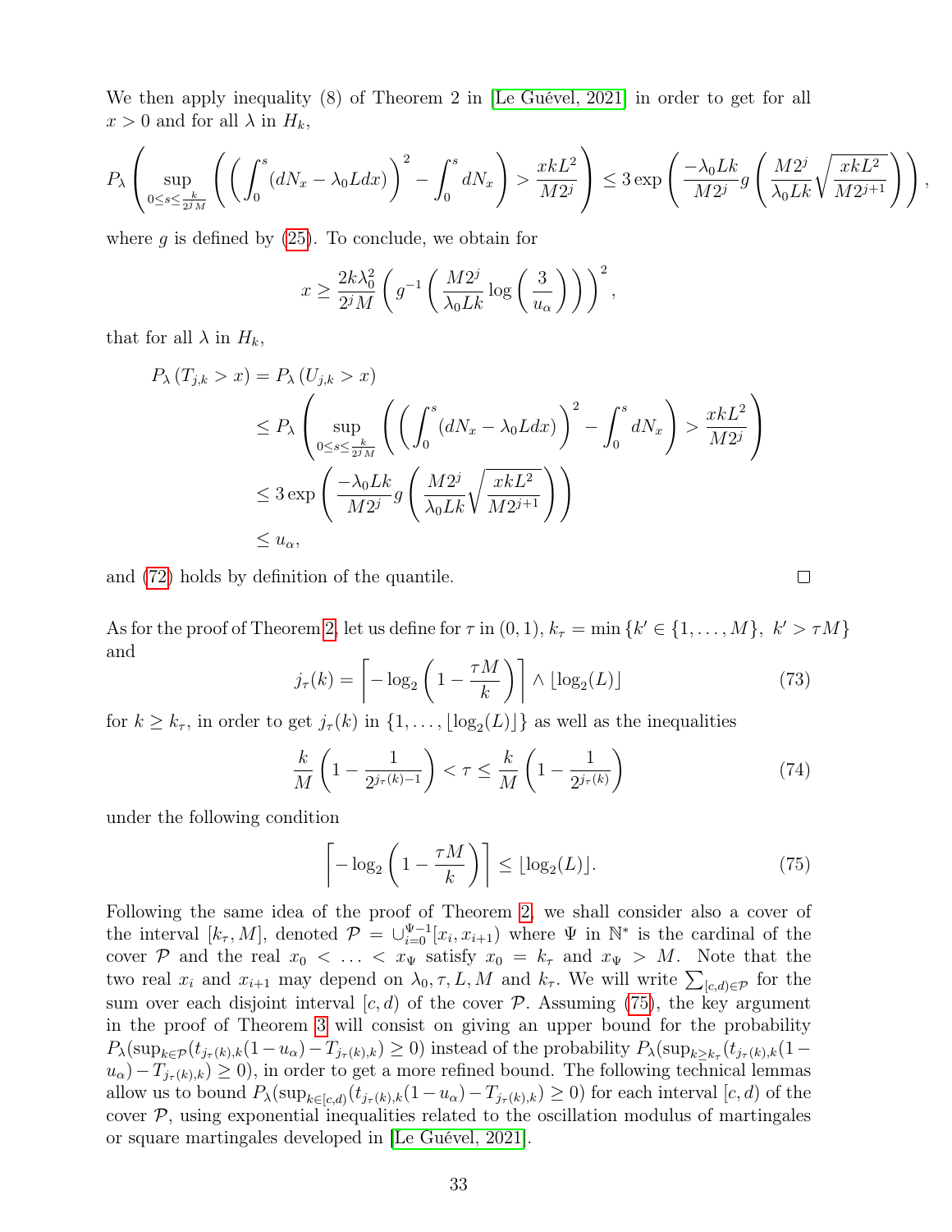We then apply inequality (8) of Theorem 2 in [Le Guével, 2021] in order to get for all $x > 0$ and for all $\lambda$ in $H_k$,

$$P_\lambda\left(\sup_{0\leq s\leq \frac{k}{2^j M}}\left(\left(\int_0^s (dN_x - \lambda_0 L dx)\right)^2 - \int_0^s dN_x\right) > \frac{xkL^2}{M2^j}\right) \leq 3\exp\left(\frac{-\lambda_0 Lk}{M2^j} g\left(\frac{M2^j}{\lambda_0 Lk}\sqrt{\frac{xkL^2}{M2^{j+1}}}\right)\right),$$

where $g$ is defined by (25). To conclude, we obtain for

$$x \geq \frac{2k\lambda_0^2}{2^j M}\left(g^{-1}\left(\frac{M2^j}{\lambda_0 Lk}\log\left(\frac{3}{u_\alpha}\right)\right)\right)^2,$$

that for all $\lambda$ in $H_k$,

$$\begin{aligned}
P_\lambda\left(T_{j,k} > x\right) &= P_\lambda\left(U_{j,k} > x\right) \\
&\leq P_\lambda\left(\sup_{0\leq s\leq \frac{k}{2^j M}}\left(\left(\int_0^s (dN_x - \lambda_0 L dx)\right)^2 - \int_0^s dN_x\right) > \frac{xkL^2}{M2^j}\right) \\
&\leq 3\exp\left(\frac{-\lambda_0 Lk}{M2^j} g\left(\frac{M2^j}{\lambda_0 Lk}\sqrt{\frac{xkL^2}{M2^{j+1}}}\right)\right) \\
&\leq u_\alpha,
\end{aligned}$$

and (72) holds by definition of the quantile. □

As for the proof of Theorem 2, let us define for $\tau$ in $(0,1)$, $k_\tau = \min\{k' \in \{1,\ldots,M\},\ k' > \tau M\}$ and

$$j_\tau(k) = \left\lceil -\log_2\left(1 - \frac{\tau M}{k}\right)\right\rceil \wedge \lfloor \log_2(L)\rfloor \tag{73}$$

for $k \geq k_\tau$, in order to get $j_\tau(k)$ in $\{1,\ldots,\lfloor\log_2(L)\rfloor\}$ as well as the inequalities

$$\frac{k}{M}\left(1 - \frac{1}{2^{j_\tau(k)-1}}\right) < \tau \leq \frac{k}{M}\left(1 - \frac{1}{2^{j_\tau(k)}}\right) \tag{74}$$

under the following condition

$$\left\lceil -\log_2\left(1 - \frac{\tau M}{k}\right)\right\rceil \leq \lfloor \log_2(L)\rfloor. \tag{75}$$

Following the same idea of the proof of Theorem 2, we shall consider also a cover of the interval $[k_\tau, M]$, denoted $\mathcal{P} = \cup_{i=0}^{\Psi-1}[x_i, x_{i+1})$ where $\Psi$ in $\mathbb{N}^*$ is the cardinal of the cover $\mathcal{P}$ and the real $x_0 < \ldots < x_\Psi$ satisfy $x_0 = k_\tau$ and $x_\Psi > M$. Note that the two real $x_i$ and $x_{i+1}$ may depend on $\lambda_0, \tau, L, M$ and $k_\tau$. We will write $\sum_{[c,d)\in\mathcal{P}}$ for the sum over each disjoint interval $[c,d)$ of the cover $\mathcal{P}$. Assuming (75), the key argument in the proof of Theorem 3 will consist on giving an upper bound for the probability $P_\lambda(\sup_{k\in\mathcal{P}}(t_{j_\tau(k),k}(1-u_\alpha) - T_{j_\tau(k),k}) \geq 0)$ instead of the probability $P_\lambda(\sup_{k\geq k_\tau}(t_{j_\tau(k),k}(1-u_\alpha) - T_{j_\tau(k),k}) \geq 0)$, in order to get a more refined bound. The following technical lemmas allow us to bound $P_\lambda(\sup_{k\in[c,d)}(t_{j_\tau(k),k}(1-u_\alpha) - T_{j_\tau(k),k}) \geq 0)$ for each interval $[c,d)$ of the cover $\mathcal{P}$, using exponential inequalities related to the oscillation modulus of martingales or square martingales developed in [Le Guével, 2021].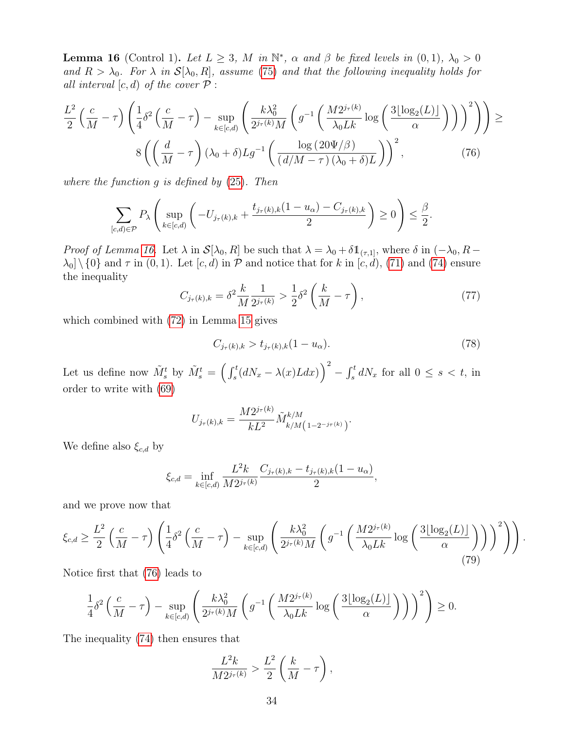**Lemma 16** (Control 1)**.** *Let $L \geq 3$, $M$ in $\mathbb{N}^*$, $\alpha$ and $\beta$ be fixed levels in $(0,1)$, $\lambda_0 > 0$ and $R > \lambda_0$. For $\lambda$ in $\mathcal{S}[\lambda_0, R]$, assume (75) and that the following inequality holds for all interval $[c,d)$ of the cover $\mathcal{P}$ :*

$$\frac{L^2}{2}\left(\frac{c}{M}-\tau\right)\left(\frac{1}{4}\delta^2\left(\frac{c}{M}-\tau\right)-\sup_{k\in[c,d)}\left(\frac{k\lambda_0^2}{2^{j_\tau(k)}M}\left(g^{-1}\left(\frac{M2^{j_\tau(k)}}{\lambda_0 Lk}\log\left(\frac{3\lfloor\log_2(L)\rfloor}{\alpha}\right)\right)\right)^2\right)\right) \geq 8\left(\left(\frac{d}{M}-\tau\right)(\lambda_0+\delta)Lg^{-1}\left(\frac{\log\left(20\Psi/\beta\right)}{\left(d/M-\tau\right)(\lambda_0+\delta)L}\right)\right)^2, \tag{76}$$

*where the function $g$ is defined by (25). Then*

$$\sum_{[c,d)\in\mathcal{P}} P_\lambda\left(\sup_{k\in[c,d)}\left(-U_{j_\tau(k),k}+\frac{t_{j_\tau(k),k}(1-u_\alpha)-C_{j_\tau(k),k}}{2}\right)\geq 0\right)\leq\frac{\beta}{2}.$$

*Proof of Lemma 16.* Let $\lambda$ in $\mathcal{S}[\lambda_0, R]$ be such that $\lambda = \lambda_0 + \delta\mathbb{1}_{(\tau,1]}$, where $\delta$ in $(-\lambda_0, R-\lambda_0]\setminus\{0\}$ and $\tau$ in $(0,1)$. Let $[c,d)$ in $\mathcal{P}$ and notice that for $k$ in $[c,d)$, (71) and (74) ensure the inequality

$$C_{j_\tau(k),k} = \delta^2\frac{k}{M}\frac{1}{2^{j_\tau(k)}} > \frac{1}{2}\delta^2\left(\frac{k}{M}-\tau\right), \tag{77}$$

which combined with (72) in Lemma 15 gives

$$C_{j_\tau(k),k} > t_{j_\tau(k),k}(1-u_\alpha). \tag{78}$$

Let us define now $\tilde{M}_s^t$ by $\tilde{M}_s^t = \left(\int_s^t(dN_x - \lambda(x)Ldx)\right)^2 - \int_s^t dN_x$ for all $0 \leq s < t$, in order to write with (69)

$$U_{j_\tau(k),k} = \frac{M2^{j_\tau(k)}}{kL^2}\tilde{M}^{k/M}_{k/M\left(1-2^{-j_\tau(k)}\right)}.$$

We define also $\xi_{c,d}$ by

$$\xi_{c,d} = \inf_{k\in[c,d)}\frac{L^2k}{M2^{j_\tau(k)}}\frac{C_{j_\tau(k),k}-t_{j_\tau(k),k}(1-u_\alpha)}{2},$$

and we prove now that

$$\xi_{c,d} \geq \frac{L^2}{2}\left(\frac{c}{M}-\tau\right)\left(\frac{1}{4}\delta^2\left(\frac{c}{M}-\tau\right)-\sup_{k\in[c,d)}\left(\frac{k\lambda_0^2}{2^{j_\tau(k)}M}\left(g^{-1}\left(\frac{M2^{j_\tau(k)}}{\lambda_0 Lk}\log\left(\frac{3\lfloor\log_2(L)\rfloor}{\alpha}\right)\right)\right)^2\right)\right). \tag{79}$$

Notice first that (76) leads to

$$\frac{1}{4}\delta^2\left(\frac{c}{M}-\tau\right)-\sup_{k\in[c,d)}\left(\frac{k\lambda_0^2}{2^{j_\tau(k)}M}\left(g^{-1}\left(\frac{M2^{j_\tau(k)}}{\lambda_0 Lk}\log\left(\frac{3\lfloor\log_2(L)\rfloor}{\alpha}\right)\right)\right)^2\right)\geq 0.$$

The inequality (74) then ensures that

$$\frac{L^2k}{M2^{j_\tau(k)}} > \frac{L^2}{2}\left(\frac{k}{M}-\tau\right),$$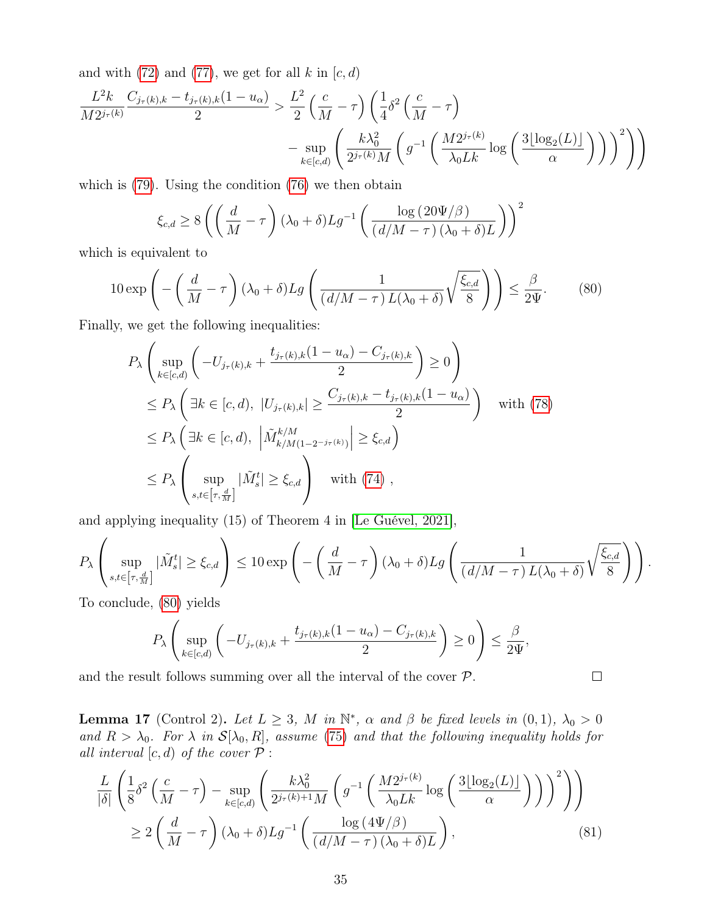and with (72) and (77), we get for all $k$ in $[c, d)$

$$
\begin{aligned}
\frac{L^2 k}{M 2^{j_\tau(k)}} \frac{C_{j_\tau(k),k} - t_{j_\tau(k),k}(1-u_\alpha)}{2} > \frac{L^2}{2}\left(\frac{c}{M} - \tau\right) \Bigg( \frac{1}{4}\delta^2 \left(\frac{c}{M} - \tau\right) \\
- \sup_{k \in [c,d)} \left( \frac{k\lambda_0^2}{2^{j_\tau(k)} M} \left( g^{-1}\left( \frac{M 2^{j_\tau(k)}}{\lambda_0 L k} \log\left( \frac{3\lfloor \log_2(L) \rfloor}{\alpha} \right) \right) \right)^2 \right) \Bigg)
\end{aligned}
$$

which is (79). Using the condition (76) we then obtain

$$
\xi_{c,d} \geq 8 \left( \left( \frac{d}{M} - \tau \right) (\lambda_0 + \delta) L g^{-1} \left( \frac{\log(20\Psi/\beta)}{(d/M - \tau)(\lambda_0 + \delta) L} \right) \right)^2
$$

which is equivalent to

$$
10 \exp\left( - \left( \frac{d}{M} - \tau \right) (\lambda_0 + \delta) L g \left( \frac{1}{(d/M - \tau) L (\lambda_0 + \delta)} \sqrt{\frac{\xi_{c,d}}{8}} \right) \right) \leq \frac{\beta}{2\Psi}. \tag{80}
$$

Finally, we get the following inequalities:

$$
\begin{aligned}
& P_\lambda \left( \sup_{k \in [c,d)} \left( -U_{j_\tau(k),k} + \frac{t_{j_\tau(k),k}(1-u_\alpha) - C_{j_\tau(k),k}}{2} \right) \geq 0 \right) \\
& \leq P_\lambda \left( \exists k \in [c,d),\ |U_{j_\tau(k),k}| \geq \frac{C_{j_\tau(k),k} - t_{j_\tau(k),k}(1-u_\alpha)}{2} \right) \quad \text{with (78)} \\
& \leq P_\lambda \left( \exists k \in [c,d),\ \left| \tilde{M}^{k/M}_{k/M(1-2^{-j_\tau(k)})} \right| \geq \xi_{c,d} \right) \\
& \leq P_\lambda \left( \sup_{s,t \in \left[\tau, \frac{d}{M}\right]} |\tilde{M}^t_s| \geq \xi_{c,d} \right) \quad \text{with (74)},
\end{aligned}
$$

and applying inequality (15) of Theorem 4 in [Le Guével, 2021],

$$
P_\lambda \left( \sup_{s,t \in \left[\tau, \frac{d}{M}\right]} |\tilde{M}^t_s| \geq \xi_{c,d} \right) \leq 10 \exp\left( - \left( \frac{d}{M} - \tau \right) (\lambda_0 + \delta) L g \left( \frac{1}{(d/M - \tau) L (\lambda_0 + \delta)} \sqrt{\frac{\xi_{c,d}}{8}} \right) \right).
$$

To conclude, (80) yields

$$
P_\lambda \left( \sup_{k \in [c,d)} \left( -U_{j_\tau(k),k} + \frac{t_{j_\tau(k),k}(1-u_\alpha) - C_{j_\tau(k),k}}{2} \right) \geq 0 \right) \leq \frac{\beta}{2\Psi},
$$

and the result follows summing over all the interval of the cover $\mathcal{P}$. $\square$

**Lemma 17** (Control 2)**.** *Let $L \geq 3$, $M$ in $\mathbb{N}^*$, $\alpha$ and $\beta$ be fixed levels in $(0,1)$, $\lambda_0 > 0$ and $R > \lambda_0$. For $\lambda$ in $\mathcal{S}[\lambda_0, R]$, assume (75) and that the following inequality holds for all interval $[c, d)$ of the cover $\mathcal{P}$ :*

$$
\begin{aligned}
\frac{L}{|\delta|} \left( \frac{1}{8}\delta^2 \left( \frac{c}{M} - \tau \right) - \sup_{k \in [c,d)} \left( \frac{k\lambda_0^2}{2^{j_\tau(k)+1} M} \left( g^{-1} \left( \frac{M 2^{j_\tau(k)}}{\lambda_0 L k} \log\left( \frac{3\lfloor \log_2(L) \rfloor}{\alpha} \right) \right) \right)^2 \right) \right) \\
\geq 2 \left( \frac{d}{M} - \tau \right) (\lambda_0 + \delta) L g^{-1} \left( \frac{\log(4\Psi/\beta)}{(d/M - \tau)(\lambda_0 + \delta) L} \right),
\end{aligned} \tag{81}
$$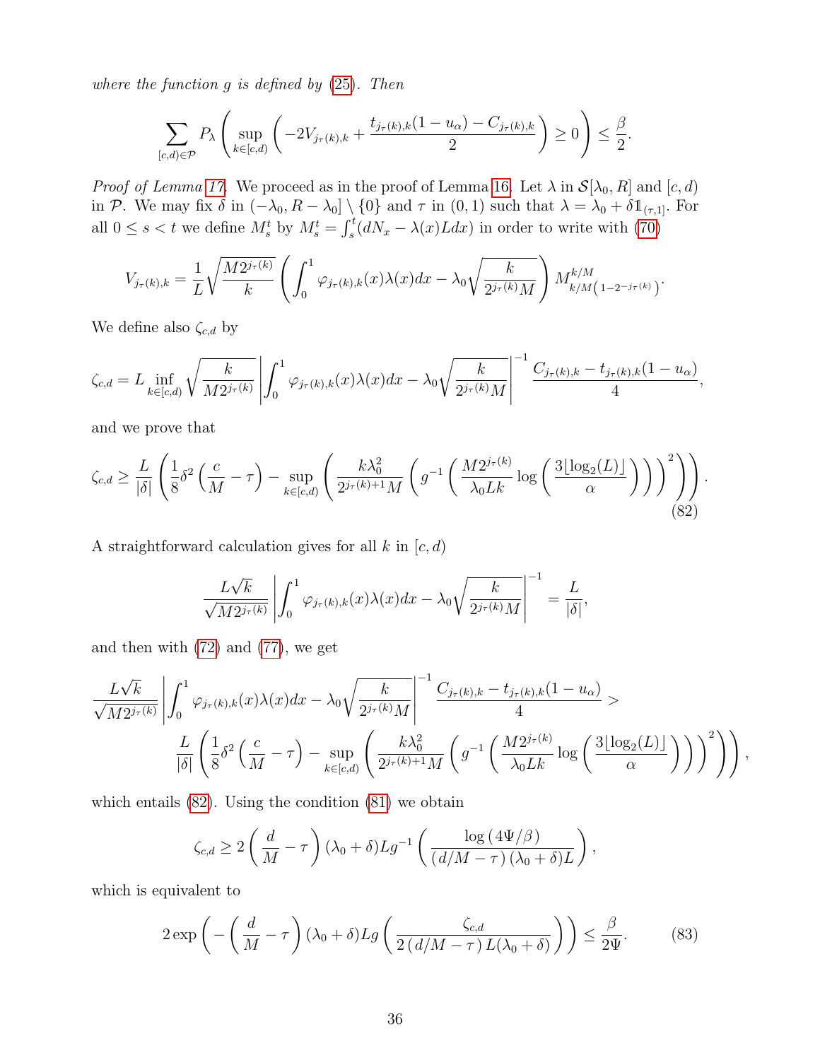*where the function $g$ is defined by (25). Then*

$$\sum_{[c,d)\in\mathcal{P}} P_\lambda\left(\sup_{k\in[c,d)}\left(-2V_{j_\tau(k),k}+\frac{t_{j_\tau(k),k}(1-u_\alpha)-C_{j_\tau(k),k}}{2}\right)\geq 0\right)\leq\frac{\beta}{2}.$$

*Proof of Lemma 17.* We proceed as in the proof of Lemma 16. Let $\lambda$ in $\mathcal{S}[\lambda_0,R]$ and $[c,d)$ in $\mathcal{P}$. We may fix $\delta$ in $(-\lambda_0,R-\lambda_0]\setminus\{0\}$ and $\tau$ in $(0,1)$ such that $\lambda=\lambda_0+\delta\mathbb{1}_{(\tau,1]}$. For all $0\leq s<t$ we define $M_s^t$ by $M_s^t=\int_s^t(dN_x-\lambda(x)Ldx)$ in order to write with (70)

$$V_{j_\tau(k),k}=\frac{1}{L}\sqrt{\frac{M2^{j_\tau(k)}}{k}}\left(\int_0^1\varphi_{j_\tau(k),k}(x)\lambda(x)dx-\lambda_0\sqrt{\frac{k}{2^{j_\tau(k)}M}}\right)M^{k/M}_{k/M\left(1-2^{-j_\tau(k)}\right)}.$$

We define also $\zeta_{c,d}$ by

$$\zeta_{c,d}=L\inf_{k\in[c,d)}\sqrt{\frac{k}{M2^{j_\tau(k)}}}\left|\int_0^1\varphi_{j_\tau(k),k}(x)\lambda(x)dx-\lambda_0\sqrt{\frac{k}{2^{j_\tau(k)}M}}\right|^{-1}\frac{C_{j_\tau(k),k}-t_{j_\tau(k),k}(1-u_\alpha)}{4},$$

and we prove that

$$\zeta_{c,d}\geq\frac{L}{|\delta|}\left(\frac{1}{8}\delta^2\left(\frac{c}{M}-\tau\right)-\sup_{k\in[c,d)}\left(\frac{k\lambda_0^2}{2^{j_\tau(k)+1}M}\left(g^{-1}\left(\frac{M2^{j_\tau(k)}}{\lambda_0Lk}\log\left(\frac{3\lfloor\log_2(L)\rfloor}{\alpha}\right)\right)\right)^2\right)\right).\tag{82}$$

A straightforward calculation gives for all $k$ in $[c,d)$

$$\frac{L\sqrt{k}}{\sqrt{M2^{j_\tau(k)}}}\left|\int_0^1\varphi_{j_\tau(k),k}(x)\lambda(x)dx-\lambda_0\sqrt{\frac{k}{2^{j_\tau(k)}M}}\right|^{-1}=\frac{L}{|\delta|},$$

and then with (72) and (77), we get

$$\frac{L\sqrt{k}}{\sqrt{M2^{j_\tau(k)}}}\left|\int_0^1\varphi_{j_\tau(k),k}(x)\lambda(x)dx-\lambda_0\sqrt{\frac{k}{2^{j_\tau(k)}M}}\right|^{-1}\frac{C_{j_\tau(k),k}-t_{j_\tau(k),k}(1-u_\alpha)}{4}>$$
$$\frac{L}{|\delta|}\left(\frac{1}{8}\delta^2\left(\frac{c}{M}-\tau\right)-\sup_{k\in[c,d)}\left(\frac{k\lambda_0^2}{2^{j_\tau(k)+1}M}\left(g^{-1}\left(\frac{M2^{j_\tau(k)}}{\lambda_0Lk}\log\left(\frac{3\lfloor\log_2(L)\rfloor}{\alpha}\right)\right)\right)^2\right)\right),$$

which entails (82). Using the condition (81) we obtain

$$\zeta_{c,d}\geq 2\left(\frac{d}{M}-\tau\right)(\lambda_0+\delta)Lg^{-1}\left(\frac{\log(4\Psi/\beta)}{(d/M-\tau)(\lambda_0+\delta)L}\right),$$

which is equivalent to

$$2\exp\left(-\left(\frac{d}{M}-\tau\right)(\lambda_0+\delta)Lg\left(\frac{\zeta_{c,d}}{2\,(d/M-\tau)\,L(\lambda_0+\delta)}\right)\right)\leq\frac{\beta}{2\Psi}.\tag{83}$$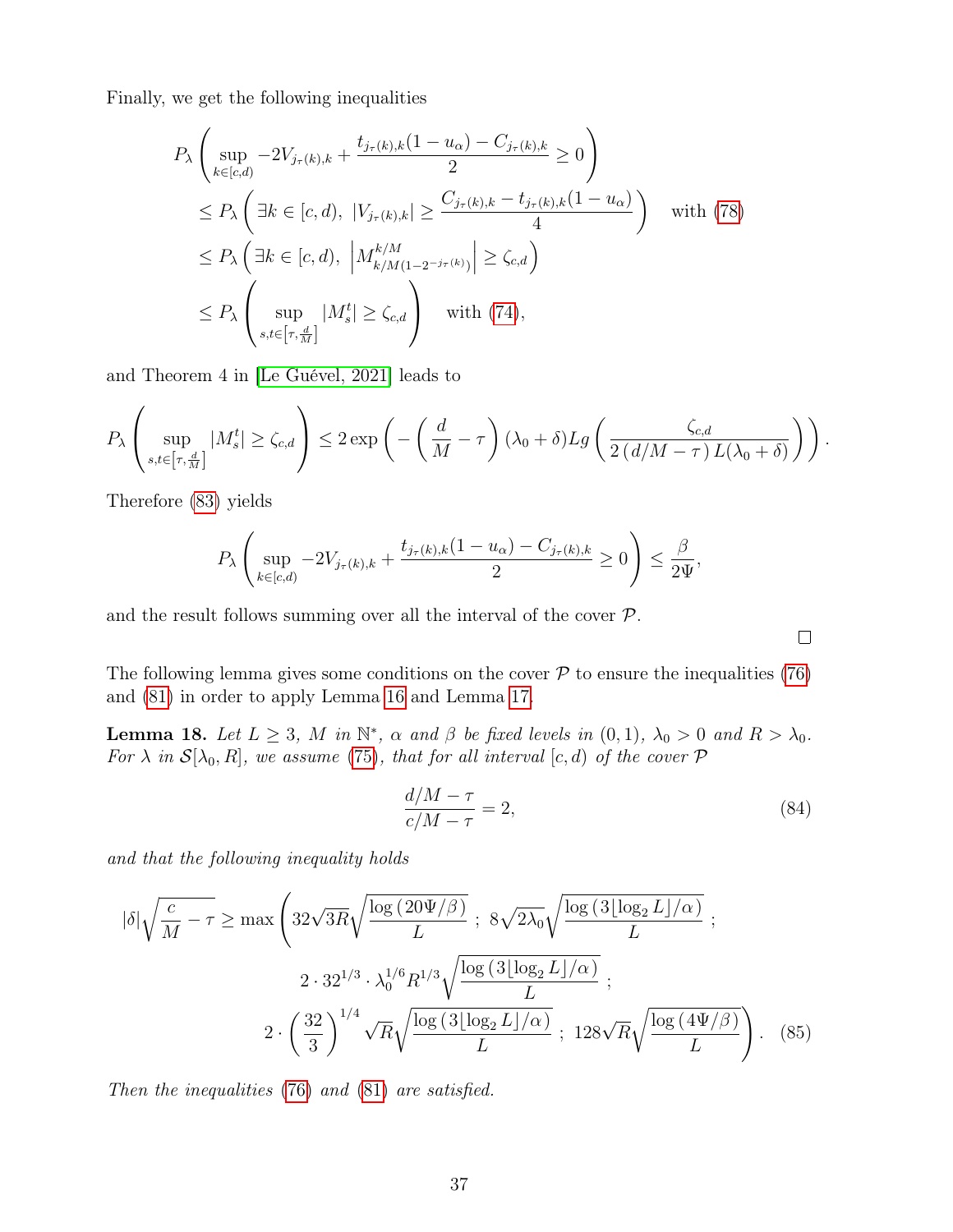Finally, we get the following inequalities

$$
\begin{aligned}
&P_\lambda\left(\sup_{k\in[c,d)} -2V_{j_\tau(k),k} + \frac{t_{j_\tau(k),k}(1-u_\alpha) - C_{j_\tau(k),k}}{2} \geq 0\right) \\
&\leq P_\lambda\left(\exists k \in [c,d),\ |V_{j_\tau(k),k}| \geq \frac{C_{j_\tau(k),k} - t_{j_\tau(k),k}(1-u_\alpha)}{4}\right) \quad \text{with (78)} \\
&\leq P_\lambda\left(\exists k \in [c,d),\ \left|M^{k/M}_{k/M(1-2^{-j_\tau(k)})}\right| \geq \zeta_{c,d}\right) \\
&\leq P_\lambda\left(\sup_{s,t\in\left[\tau,\frac{d}{M}\right]} |M^t_s| \geq \zeta_{c,d}\right) \quad \text{with (74)},
\end{aligned}
$$

and Theorem 4 in [Le Guével, 2021] leads to

$$
P_\lambda\left(\sup_{s,t\in\left[\tau,\frac{d}{M}\right]} |M^t_s| \geq \zeta_{c,d}\right) \leq 2\exp\left(-\left(\frac{d}{M}-\tau\right)(\lambda_0+\delta)Lg\left(\frac{\zeta_{c,d}}{2\left(d/M-\tau\right)L(\lambda_0+\delta)}\right)\right).
$$

Therefore (83) yields

$$
P_\lambda\left(\sup_{k\in[c,d)} -2V_{j_\tau(k),k} + \frac{t_{j_\tau(k),k}(1-u_\alpha) - C_{j_\tau(k),k}}{2} \geq 0\right) \leq \frac{\beta}{2\Psi},
$$

and the result follows summing over all the interval of the cover $\mathcal{P}$.

□

The following lemma gives some conditions on the cover $\mathcal{P}$ to ensure the inequalities (76) and (81) in order to apply Lemma 16 and Lemma 17.

**Lemma 18.** *Let $L \geq 3$, $M$ in $\mathbb{N}^*$, $\alpha$ and $\beta$ be fixed levels in $(0,1)$, $\lambda_0 > 0$ and $R > \lambda_0$. For $\lambda$ in $\mathcal{S}[\lambda_0, R]$, we assume (75), that for all interval $[c,d)$ of the cover $\mathcal{P}$*

$$
\frac{d/M-\tau}{c/M-\tau} = 2, \tag{84}
$$

*and that the following inequality holds*

$$
\begin{aligned}
|\delta|\sqrt{\frac{c}{M}-\tau} \geq \max\Bigg(&32\sqrt{3R}\sqrt{\frac{\log\left(20\Psi/\beta\right)}{L}}\ ;\ 8\sqrt{2\lambda_0}\sqrt{\frac{\log\left(3\lfloor\log_2 L\rfloor/\alpha\right)}{L}}\ ; \\
&2\cdot 32^{1/3}\cdot\lambda_0^{1/6}R^{1/3}\sqrt{\frac{\log\left(3\lfloor\log_2 L\rfloor/\alpha\right)}{L}}\ ; \\
&2\cdot\left(\frac{32}{3}\right)^{1/4}\sqrt{R}\sqrt{\frac{\log\left(3\lfloor\log_2 L\rfloor/\alpha\right)}{L}}\ ;\ 128\sqrt{R}\sqrt{\frac{\log\left(4\Psi/\beta\right)}{L}}\Bigg).
\end{aligned} \tag{85}
$$

*Then the inequalities (76) and (81) are satisfied.*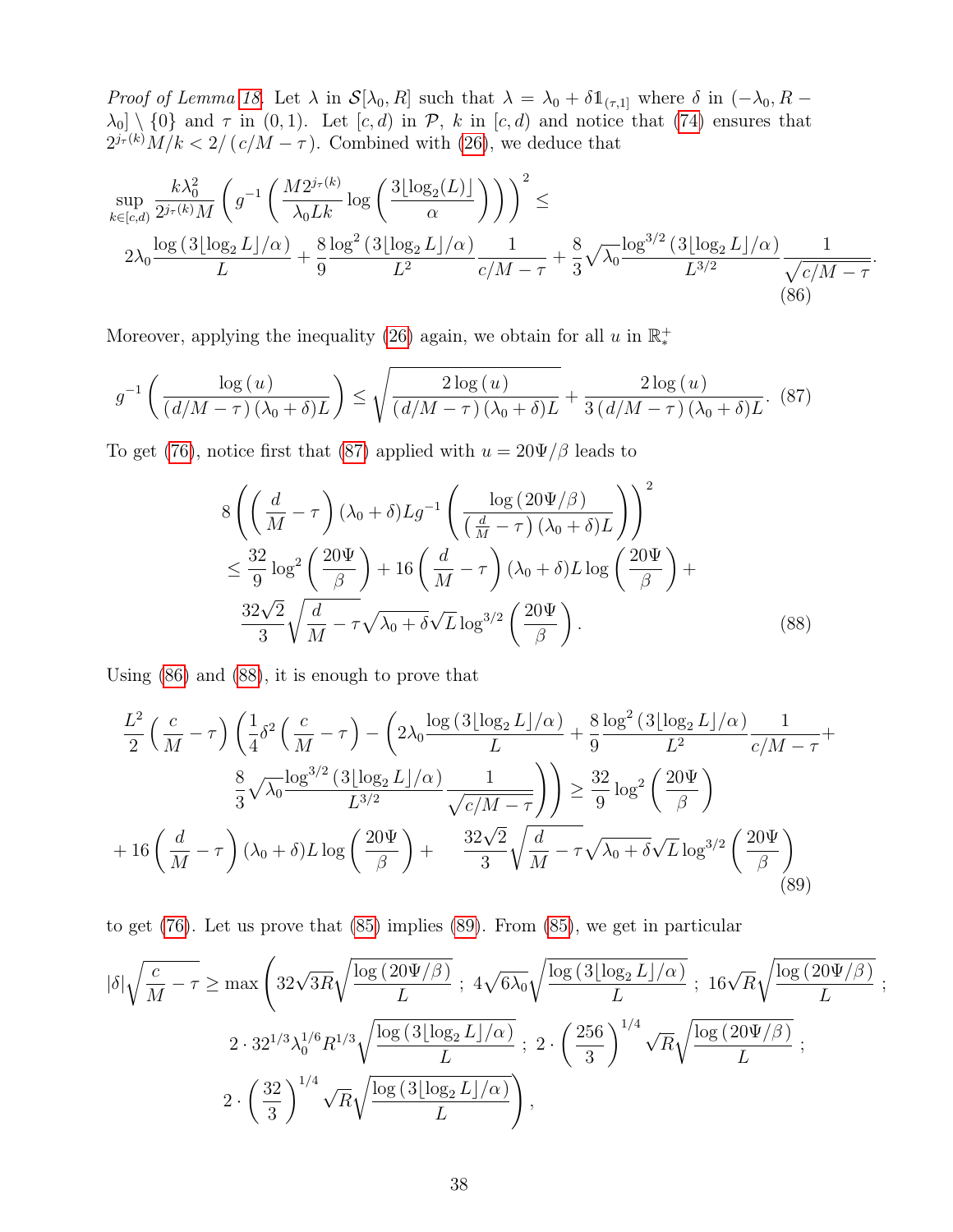*Proof of Lemma 18.* Let $\lambda$ in $\mathcal{S}[\lambda_0, R]$ such that $\lambda = \lambda_0 + \delta \mathbb{1}_{(\tau,1]}$ where $\delta$ in $(-\lambda_0, R - \lambda_0] \setminus \{0\}$ and $\tau$ in $(0,1)$. Let $[c,d)$ in $\mathcal{P}$, $k$ in $[c,d)$ and notice that (74) ensures that $2^{j_\tau(k)} M/k < 2/(c/M - \tau)$. Combined with (26), we deduce that

$$
\begin{aligned}
&\sup_{k \in [c,d)} \frac{k\lambda_0^2}{2^{j_\tau(k)} M} \left( g^{-1}\left( \frac{M 2^{j_\tau(k)}}{\lambda_0 L k} \log\left( \frac{3\lfloor \log_2(L) \rfloor}{\alpha} \right) \right) \right)^2 \leq \\
&\quad 2\lambda_0 \frac{\log\left(3\lfloor \log_2 L \rfloor/\alpha\right)}{L} + \frac{8}{9} \frac{\log^2\left(3\lfloor \log_2 L \rfloor/\alpha\right)}{L^2} \frac{1}{c/M - \tau} + \frac{8}{3}\sqrt{\lambda_0} \frac{\log^{3/2}\left(3\lfloor \log_2 L \rfloor/\alpha\right)}{L^{3/2}} \frac{1}{\sqrt{c/M - \tau}}.
\end{aligned}
\tag{86}
$$

Moreover, applying the inequality (26) again, we obtain for all $u$ in $\mathbb{R}_*^+$

$$
g^{-1}\left( \frac{\log(u)}{(d/M - \tau)(\lambda_0 + \delta) L} \right) \leq \sqrt{\frac{2\log(u)}{(d/M - \tau)(\lambda_0 + \delta) L}} + \frac{2\log(u)}{3(d/M - \tau)(\lambda_0 + \delta) L}. \tag{87}
$$

To get (76), notice first that (87) applied with $u = 20\Psi/\beta$ leads to

$$
\begin{aligned}
&8\left( \left( \frac{d}{M} - \tau \right)(\lambda_0 + \delta) L g^{-1}\left( \frac{\log(20\Psi/\beta)}{\left(\frac{d}{M} - \tau\right)(\lambda_0 + \delta) L} \right) \right)^2 \\
&\leq \frac{32}{9}\log^2\left( \frac{20\Psi}{\beta} \right) + 16\left( \frac{d}{M} - \tau \right)(\lambda_0 + \delta) L \log\left( \frac{20\Psi}{\beta} \right) + \\
&\quad \frac{32\sqrt{2}}{3}\sqrt{\frac{d}{M} - \tau}\sqrt{\lambda_0 + \delta}\sqrt{L}\log^{3/2}\left( \frac{20\Psi}{\beta} \right).
\end{aligned}
\tag{88}
$$

Using (86) and (88), it is enough to prove that

$$
\begin{aligned}
&\frac{L^2}{2}\left( \frac{c}{M} - \tau \right)\left( \frac{1}{4}\delta^2\left( \frac{c}{M} - \tau \right) - \left( 2\lambda_0 \frac{\log\left(3\lfloor \log_2 L \rfloor/\alpha\right)}{L} + \frac{8}{9}\frac{\log^2\left(3\lfloor \log_2 L \rfloor/\alpha\right)}{L^2}\frac{1}{c/M - \tau} + \right.\right. \\
&\quad \left.\left. \frac{8}{3}\sqrt{\lambda_0}\frac{\log^{3/2}\left(3\lfloor \log_2 L \rfloor/\alpha\right)}{L^{3/2}}\frac{1}{\sqrt{c/M - \tau}} \right) \right) \geq \frac{32}{9}\log^2\left( \frac{20\Psi}{\beta} \right) \\
&+ 16\left( \frac{d}{M} - \tau \right)(\lambda_0 + \delta) L \log\left( \frac{20\Psi}{\beta} \right) + \quad \frac{32\sqrt{2}}{3}\sqrt{\frac{d}{M} - \tau}\sqrt{\lambda_0 + \delta}\sqrt{L}\log^{3/2}\left( \frac{20\Psi}{\beta} \right)
\end{aligned}
\tag{89}
$$

to get (76). Let us prove that (85) implies (89). From (85), we get in particular

$$
\begin{aligned}
|\delta|\sqrt{\frac{c}{M} - \tau} \geq \max\Bigg( & 32\sqrt{3R}\sqrt{\frac{\log(20\Psi/\beta)}{L}} \;;\; 4\sqrt{6\lambda_0}\sqrt{\frac{\log\left(3\lfloor \log_2 L \rfloor/\alpha\right)}{L}} \;;\; 16\sqrt{R}\sqrt{\frac{\log(20\Psi/\beta)}{L}} \;; \\
& 2 \cdot 32^{1/3}\lambda_0^{1/6}R^{1/3}\sqrt{\frac{\log\left(3\lfloor \log_2 L \rfloor/\alpha\right)}{L}} \;;\; 2\cdot\left( \frac{256}{3} \right)^{1/4}\sqrt{R}\sqrt{\frac{\log(20\Psi/\beta)}{L}} \;; \\
& 2\cdot\left( \frac{32}{3} \right)^{1/4}\sqrt{R}\sqrt{\frac{\log\left(3\lfloor \log_2 L \rfloor/\alpha\right)}{L}} \Bigg),
\end{aligned}
$$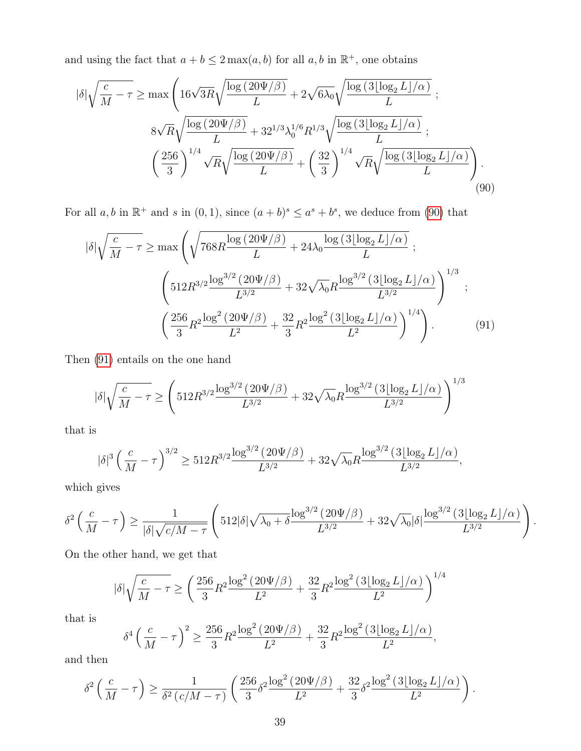and using the fact that $a + b \leq 2\max(a,b)$ for all $a, b$ in $\mathbb{R}^+$, one obtains

$$
\begin{aligned}
|\delta|\sqrt{\frac{c}{M} - \tau} \geq \max\Bigg( & 16\sqrt{3R}\sqrt{\frac{\log\left(20\Psi/\beta\right)}{L}} + 2\sqrt{6\lambda_0}\sqrt{\frac{\log\left(3\lfloor \log_2 L \rfloor/\alpha\right)}{L}} \; ; \\
& 8\sqrt{R}\sqrt{\frac{\log\left(20\Psi/\beta\right)}{L}} + 32^{1/3}\lambda_0^{1/6}R^{1/3}\sqrt{\frac{\log\left(3\lfloor \log_2 L \rfloor/\alpha\right)}{L}} \; ; \\
& \left(\frac{256}{3}\right)^{1/4}\sqrt{R}\sqrt{\frac{\log\left(20\Psi/\beta\right)}{L}} + \left(\frac{32}{3}\right)^{1/4}\sqrt{R}\sqrt{\frac{\log\left(3\lfloor \log_2 L \rfloor/\alpha\right)}{L}}\Bigg).
\end{aligned} \tag{90}
$$

For all $a, b$ in $\mathbb{R}^+$ and $s$ in $(0,1)$, since $(a+b)^s \leq a^s + b^s$, we deduce from (90) that

$$
\begin{aligned}
|\delta|\sqrt{\frac{c}{M} - \tau} \geq \max\Bigg( & \sqrt{768R\frac{\log\left(20\Psi/\beta\right)}{L} + 24\lambda_0\frac{\log\left(3\lfloor \log_2 L \rfloor/\alpha\right)}{L}} \; ; \\
& \left(512R^{3/2}\frac{\log^{3/2}\left(20\Psi/\beta\right)}{L^{3/2}} + 32\sqrt{\lambda_0}R\frac{\log^{3/2}\left(3\lfloor \log_2 L \rfloor/\alpha\right)}{L^{3/2}}\right)^{1/3} \; ; \\
& \left(\frac{256}{3}R^2\frac{\log^2\left(20\Psi/\beta\right)}{L^2} + \frac{32}{3}R^2\frac{\log^2\left(3\lfloor \log_2 L \rfloor/\alpha\right)}{L^2}\right)^{1/4}\Bigg).
\end{aligned} \tag{91}
$$

Then (91) entails on the one hand

$$
|\delta|\sqrt{\frac{c}{M} - \tau} \geq \left(512R^{3/2}\frac{\log^{3/2}\left(20\Psi/\beta\right)}{L^{3/2}} + 32\sqrt{\lambda_0}R\frac{\log^{3/2}\left(3\lfloor \log_2 L \rfloor/\alpha\right)}{L^{3/2}}\right)^{1/3}
$$

that is

$$
|\delta|^3\left(\frac{c}{M} - \tau\right)^{3/2} \geq 512R^{3/2}\frac{\log^{3/2}\left(20\Psi/\beta\right)}{L^{3/2}} + 32\sqrt{\lambda_0}R\frac{\log^{3/2}\left(3\lfloor \log_2 L \rfloor/\alpha\right)}{L^{3/2}},
$$

which gives

$$
\delta^2\left(\frac{c}{M} - \tau\right) \geq \frac{1}{|\delta|\sqrt{c/M - \tau}}\left(512|\delta|\sqrt{\lambda_0 + \delta}\frac{\log^{3/2}\left(20\Psi/\beta\right)}{L^{3/2}} + 32\sqrt{\lambda_0}|\delta|\frac{\log^{3/2}\left(3\lfloor \log_2 L \rfloor/\alpha\right)}{L^{3/2}}\right).
$$

On the other hand, we get that

$$
|\delta|\sqrt{\frac{c}{M} - \tau} \geq \left(\frac{256}{3}R^2\frac{\log^2\left(20\Psi/\beta\right)}{L^2} + \frac{32}{3}R^2\frac{\log^2\left(3\lfloor \log_2 L \rfloor/\alpha\right)}{L^2}\right)^{1/4}
$$

that is

$$
\delta^4\left(\frac{c}{M} - \tau\right)^2 \geq \frac{256}{3}R^2\frac{\log^2\left(20\Psi/\beta\right)}{L^2} + \frac{32}{3}R^2\frac{\log^2\left(3\lfloor \log_2 L \rfloor/\alpha\right)}{L^2},
$$

and then

$$
\delta^2\left(\frac{c}{M} - \tau\right) \geq \frac{1}{\delta^2\left(c/M - \tau\right)}\left(\frac{256}{3}\delta^2\frac{\log^2\left(20\Psi/\beta\right)}{L^2} + \frac{32}{3}\delta^2\frac{\log^2\left(3\lfloor \log_2 L \rfloor/\alpha\right)}{L^2}\right).
$$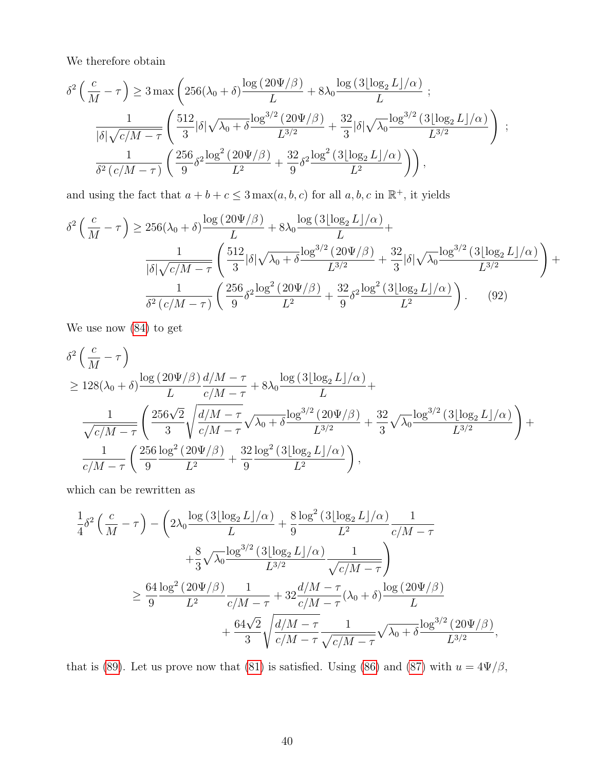We therefore obtain

$$
\begin{aligned}
\delta^2\left(\frac{c}{M}-\tau\right) \geq 3\max\Bigg( & 256(\lambda_0+\delta)\frac{\log\left(20\Psi/\beta\right)}{L} + 8\lambda_0 \frac{\log\left(3\lfloor \log_2 L\rfloor/\alpha\right)}{L}\ ; \\
& \frac{1}{|\delta|\sqrt{c/M-\tau}}\left(\frac{512}{3}|\delta|\sqrt{\lambda_0+\delta}\frac{\log^{3/2}\left(20\Psi/\beta\right)}{L^{3/2}} + \frac{32}{3}|\delta|\sqrt{\lambda_0}\frac{\log^{3/2}\left(3\lfloor \log_2 L\rfloor/\alpha\right)}{L^{3/2}}\right)\ ; \\
& \frac{1}{\delta^2\left(c/M-\tau\right)}\left(\frac{256}{9}\delta^2\frac{\log^2\left(20\Psi/\beta\right)}{L^2} + \frac{32}{9}\delta^2\frac{\log^2\left(3\lfloor \log_2 L\rfloor/\alpha\right)}{L^2}\right)\Bigg),
\end{aligned}
$$

and using the fact that $a+b+c \leq 3\max(a,b,c)$ for all $a,b,c$ in $\mathbb{R}^+$, it yields

$$
\begin{aligned}
\delta^2\left(\frac{c}{M}-\tau\right) \geq\ & 256(\lambda_0+\delta)\frac{\log\left(20\Psi/\beta\right)}{L} + 8\lambda_0 \frac{\log\left(3\lfloor \log_2 L\rfloor/\alpha\right)}{L} + \\
& \frac{1}{|\delta|\sqrt{c/M-\tau}}\left(\frac{512}{3}|\delta|\sqrt{\lambda_0+\delta}\frac{\log^{3/2}\left(20\Psi/\beta\right)}{L^{3/2}} + \frac{32}{3}|\delta|\sqrt{\lambda_0}\frac{\log^{3/2}\left(3\lfloor \log_2 L\rfloor/\alpha\right)}{L^{3/2}}\right) + \\
& \frac{1}{\delta^2\left(c/M-\tau\right)}\left(\frac{256}{9}\delta^2\frac{\log^2\left(20\Psi/\beta\right)}{L^2} + \frac{32}{9}\delta^2\frac{\log^2\left(3\lfloor \log_2 L\rfloor/\alpha\right)}{L^2}\right). \qquad (92)
\end{aligned}
$$

We use now (84) to get

$$
\begin{aligned}
& \delta^2\left(\frac{c}{M}-\tau\right) \\
& \geq 128(\lambda_0+\delta)\frac{\log\left(20\Psi/\beta\right)}{L}\frac{d/M-\tau}{c/M-\tau} + 8\lambda_0 \frac{\log\left(3\lfloor \log_2 L\rfloor/\alpha\right)}{L} + \\
& \quad \frac{1}{\sqrt{c/M-\tau}}\left(\frac{256\sqrt{2}}{3}\sqrt{\frac{d/M-\tau}{c/M-\tau}}\sqrt{\lambda_0+\delta}\frac{\log^{3/2}\left(20\Psi/\beta\right)}{L^{3/2}} + \frac{32}{3}\sqrt{\lambda_0}\frac{\log^{3/2}\left(3\lfloor \log_2 L\rfloor/\alpha\right)}{L^{3/2}}\right) + \\
& \quad \frac{1}{c/M-\tau}\left(\frac{256}{9}\frac{\log^2\left(20\Psi/\beta\right)}{L^2} + \frac{32}{9}\frac{\log^2\left(3\lfloor \log_2 L\rfloor/\alpha\right)}{L^2}\right),
\end{aligned}
$$

which can be rewritten as

$$
\begin{aligned}
\frac{1}{4}\delta^2\left(\frac{c}{M}-\tau\right) - \Bigg( & 2\lambda_0\frac{\log\left(3\lfloor \log_2 L\rfloor/\alpha\right)}{L} + \frac{8}{9}\frac{\log^2\left(3\lfloor \log_2 L\rfloor/\alpha\right)}{L^2}\frac{1}{c/M-\tau} \\
& + \frac{8}{3}\sqrt{\lambda_0}\frac{\log^{3/2}\left(3\lfloor \log_2 L\rfloor/\alpha\right)}{L^{3/2}}\frac{1}{\sqrt{c/M-\tau}}\Bigg) \\
\geq\ & \frac{64}{9}\frac{\log^2\left(20\Psi/\beta\right)}{L^2}\frac{1}{c/M-\tau} + 32\frac{d/M-\tau}{c/M-\tau}(\lambda_0+\delta)\frac{\log\left(20\Psi/\beta\right)}{L} \\
& + \frac{64\sqrt{2}}{3}\sqrt{\frac{d/M-\tau}{c/M-\tau}}\frac{1}{\sqrt{c/M-\tau}}\sqrt{\lambda_0+\delta}\frac{\log^{3/2}\left(20\Psi/\beta\right)}{L^{3/2}},
\end{aligned}
$$

that is (89). Let us prove now that (81) is satisfied. Using (86) and (87) with $u = 4\Psi/\beta$,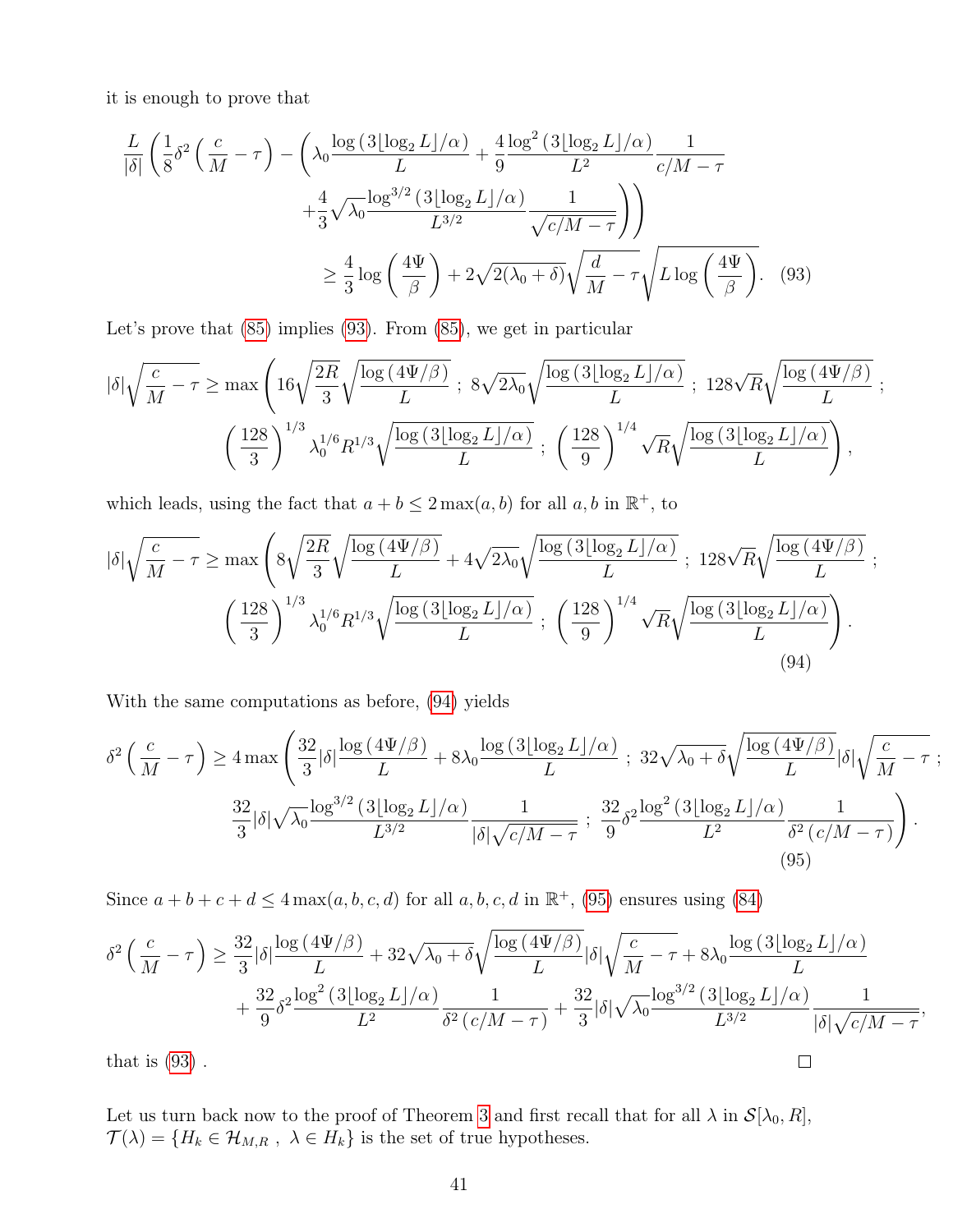it is enough to prove that

$$\frac{L}{|\delta|}\left(\frac{1}{8}\delta^2\left(\frac{c}{M}-\tau\right)-\left(\lambda_0\frac{\log\left(3\lfloor\log_2 L\rfloor/\alpha\right)}{L}+\frac{4}{9}\frac{\log^2\left(3\lfloor\log_2 L\rfloor/\alpha\right)}{L^2}\frac{1}{c/M-\tau}\right.\right.$$
$$\left.\left.+\frac{4}{3}\sqrt{\lambda_0}\frac{\log^{3/2}\left(3\lfloor\log_2 L\rfloor/\alpha\right)}{L^{3/2}}\frac{1}{\sqrt{c/M-\tau}}\right)\right)$$
$$\geq\frac{4}{3}\log\left(\frac{4\Psi}{\beta}\right)+2\sqrt{2(\lambda_0+\delta)}\sqrt{\frac{d}{M}-\tau}\sqrt{L\log\left(\frac{4\Psi}{\beta}\right)}. \quad (93)$$

Let's prove that (85) implies (93). From (85), we get in particular

$$|\delta|\sqrt{\frac{c}{M}-\tau}\geq\max\left(16\sqrt{\frac{2R}{3}}\sqrt{\frac{\log\left(4\Psi/\beta\right)}{L}}\ ;\ 8\sqrt{2\lambda_0}\sqrt{\frac{\log\left(3\lfloor\log_2 L\rfloor/\alpha\right)}{L}}\ ;\ 128\sqrt{R}\sqrt{\frac{\log\left(4\Psi/\beta\right)}{L}}\ ;\right.$$
$$\left.\left(\frac{128}{3}\right)^{1/3}\lambda_0^{1/6}R^{1/3}\sqrt{\frac{\log\left(3\lfloor\log_2 L\rfloor/\alpha\right)}{L}}\ ;\ \left(\frac{128}{9}\right)^{1/4}\sqrt{R}\sqrt{\frac{\log\left(3\lfloor\log_2 L\rfloor/\alpha\right)}{L}}\right),$$

which leads, using the fact that $a+b\leq 2\max(a,b)$ for all $a,b$ in $\mathbb{R}^+$, to

$$|\delta|\sqrt{\frac{c}{M}-\tau}\geq\max\left(8\sqrt{\frac{2R}{3}}\sqrt{\frac{\log\left(4\Psi/\beta\right)}{L}}+4\sqrt{2\lambda_0}\sqrt{\frac{\log\left(3\lfloor\log_2 L\rfloor/\alpha\right)}{L}}\ ;\ 128\sqrt{R}\sqrt{\frac{\log\left(4\Psi/\beta\right)}{L}}\ ;\right.$$
$$\left.\left(\frac{128}{3}\right)^{1/3}\lambda_0^{1/6}R^{1/3}\sqrt{\frac{\log\left(3\lfloor\log_2 L\rfloor/\alpha\right)}{L}}\ ;\ \left(\frac{128}{9}\right)^{1/4}\sqrt{R}\sqrt{\frac{\log\left(3\lfloor\log_2 L\rfloor/\alpha\right)}{L}}\right). \quad (94)$$

With the same computations as before, (94) yields

$$\delta^2\left(\frac{c}{M}-\tau\right)\geq 4\max\left(\frac{32}{3}|\delta|\frac{\log\left(4\Psi/\beta\right)}{L}+8\lambda_0\frac{\log\left(3\lfloor\log_2 L\rfloor/\alpha\right)}{L}\ ;\ 32\sqrt{\lambda_0+\delta}\sqrt{\frac{\log\left(4\Psi/\beta\right)}{L}}|\delta|\sqrt{\frac{c}{M}-\tau}\ ;\right.$$
$$\left.\frac{32}{3}|\delta|\sqrt{\lambda_0}\frac{\log^{3/2}\left(3\lfloor\log_2 L\rfloor/\alpha\right)}{L^{3/2}}\frac{1}{|\delta|\sqrt{c/M-\tau}}\ ;\ \frac{32}{9}\delta^2\frac{\log^2\left(3\lfloor\log_2 L\rfloor/\alpha\right)}{L^2}\frac{1}{\delta^2\left(c/M-\tau\right)}\right). \quad (95)$$

Since $a+b+c+d\leq 4\max(a,b,c,d)$ for all $a,b,c,d$ in $\mathbb{R}^+$, (95) ensures using (84)

$$\delta^2\left(\frac{c}{M}-\tau\right)\geq\frac{32}{3}|\delta|\frac{\log\left(4\Psi/\beta\right)}{L}+32\sqrt{\lambda_0+\delta}\sqrt{\frac{\log\left(4\Psi/\beta\right)}{L}}|\delta|\sqrt{\frac{c}{M}-\tau}+8\lambda_0\frac{\log\left(3\lfloor\log_2 L\rfloor/\alpha\right)}{L}$$
$$+\frac{32}{9}\delta^2\frac{\log^2\left(3\lfloor\log_2 L\rfloor/\alpha\right)}{L^2}\frac{1}{\delta^2\left(c/M-\tau\right)}+\frac{32}{3}|\delta|\sqrt{\lambda_0}\frac{\log^{3/2}\left(3\lfloor\log_2 L\rfloor/\alpha\right)}{L^{3/2}}\frac{1}{|\delta|\sqrt{c/M-\tau}},$$

that is (93) . □

Let us turn back now to the proof of Theorem 3 and first recall that for all $\lambda$ in $\mathcal{S}[\lambda_0,R]$, $\mathcal{T}(\lambda)=\{H_k\in\mathcal{H}_{M,R}\ ,\ \lambda\in H_k\}$ is the set of true hypotheses.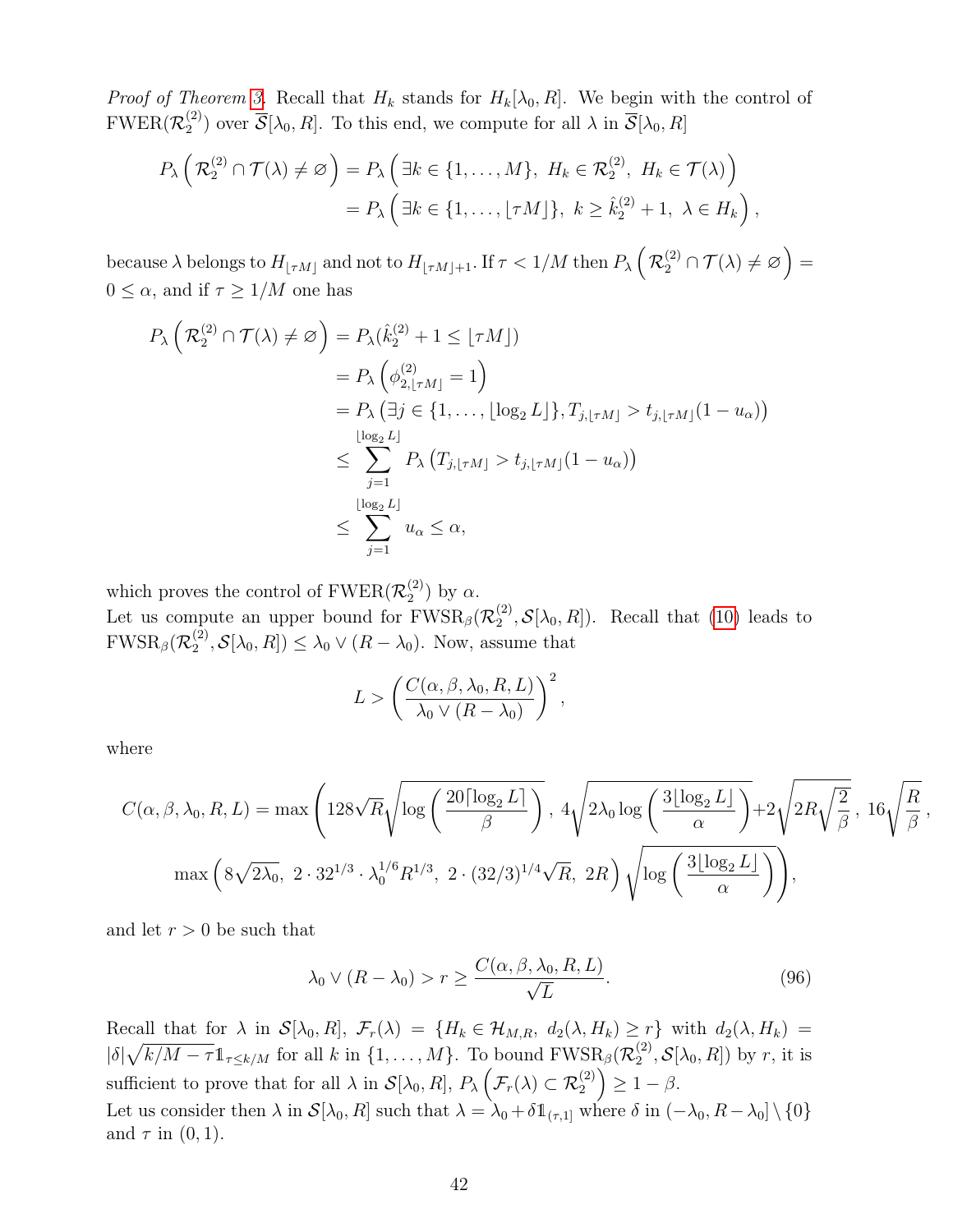*Proof of Theorem 3.* Recall that $H_k$ stands for $H_k[\lambda_0, R]$. We begin with the control of $\mathrm{FWER}(\mathcal{R}_2^{(2)})$ over $\overline{\mathcal{S}}[\lambda_0, R]$. To this end, we compute for all $\lambda$ in $\overline{\mathcal{S}}[\lambda_0, R]$

$$
\begin{aligned}
P_\lambda\left(\mathcal{R}_2^{(2)} \cap \mathcal{T}(\lambda) \neq \varnothing\right) &= P_\lambda\left(\exists k \in \{1, \ldots, M\},\ H_k \in \mathcal{R}_2^{(2)},\ H_k \in \mathcal{T}(\lambda)\right) \\
&= P_\lambda\left(\exists k \in \{1, \ldots, \lfloor \tau M \rfloor\},\ k \geq \hat{k}_2^{(2)} + 1,\ \lambda \in H_k\right),
\end{aligned}
$$

because $\lambda$ belongs to $H_{\lfloor \tau M \rfloor}$ and not to $H_{\lfloor \tau M \rfloor + 1}$. If $\tau < 1/M$ then $P_\lambda\left(\mathcal{R}_2^{(2)} \cap \mathcal{T}(\lambda) \neq \varnothing\right) = 0 \leq \alpha$, and if $\tau \geq 1/M$ one has

$$
\begin{aligned}
P_\lambda\left(\mathcal{R}_2^{(2)} \cap \mathcal{T}(\lambda) \neq \varnothing\right) &= P_\lambda(\hat{k}_2^{(2)} + 1 \leq \lfloor \tau M \rfloor) \\
&= P_\lambda\left(\phi_{2, \lfloor \tau M \rfloor}^{(2)} = 1\right) \\
&= P_\lambda\left(\exists j \in \{1, \ldots, \lfloor \log_2 L \rfloor\}, T_{j, \lfloor \tau M \rfloor} > t_{j, \lfloor \tau M \rfloor}(1 - u_\alpha)\right) \\
&\leq \sum_{j=1}^{\lfloor \log_2 L \rfloor} P_\lambda\left(T_{j, \lfloor \tau M \rfloor} > t_{j, \lfloor \tau M \rfloor}(1 - u_\alpha)\right) \\
&\leq \sum_{j=1}^{\lfloor \log_2 L \rfloor} u_\alpha \leq \alpha,
\end{aligned}
$$

which proves the control of $\mathrm{FWER}(\mathcal{R}_2^{(2)})$ by $\alpha$.

Let us compute an upper bound for $\mathrm{FWSR}_\beta(\mathcal{R}_2^{(2)}, \mathcal{S}[\lambda_0, R])$. Recall that (10) leads to $\mathrm{FWSR}_\beta(\mathcal{R}_2^{(2)}, \mathcal{S}[\lambda_0, R]) \leq \lambda_0 \vee (R - \lambda_0)$. Now, assume that

$$
L > \left(\frac{C(\alpha, \beta, \lambda_0, R, L)}{\lambda_0 \vee (R - \lambda_0)}\right)^2,
$$

where

$$
\begin{aligned}
C(\alpha, \beta, \lambda_0, R, L) = \max\Bigg(&128\sqrt{R}\sqrt{\log\left(\frac{20\lceil \log_2 L \rceil}{\beta}\right)},\ 4\sqrt{2\lambda_0 \log\left(\frac{3\lfloor \log_2 L \rfloor}{\alpha}\right)} + 2\sqrt{2R\sqrt{\frac{2}{\beta}}},\ 16\sqrt{\frac{R}{\beta}}, \\
&\max\left(8\sqrt{2\lambda_0},\ 2 \cdot 32^{1/3} \cdot \lambda_0^{1/6} R^{1/3},\ 2 \cdot (32/3)^{1/4}\sqrt{R},\ 2R\right)\sqrt{\log\left(\frac{3\lfloor \log_2 L \rfloor}{\alpha}\right)}\Bigg),
\end{aligned}
$$

and let $r > 0$ be such that

$$
\lambda_0 \vee (R - \lambda_0) > r \geq \frac{C(\alpha, \beta, \lambda_0, R, L)}{\sqrt{L}}. \tag{96}
$$

Recall that for $\lambda$ in $\mathcal{S}[\lambda_0, R]$, $\mathcal{F}_r(\lambda) = \{H_k \in \mathcal{H}_{M,R},\ d_2(\lambda, H_k) \geq r\}$ with $d_2(\lambda, H_k) = |\delta|\sqrt{k/M - \tau}\mathbb{1}_{\tau \leq k/M}$ for all $k$ in $\{1, \ldots, M\}$. To bound $\mathrm{FWSR}_\beta(\mathcal{R}_2^{(2)}, \mathcal{S}[\lambda_0, R])$ by $r$, it is sufficient to prove that for all $\lambda$ in $\mathcal{S}[\lambda_0, R]$, $P_\lambda\left(\mathcal{F}_r(\lambda) \subset \mathcal{R}_2^{(2)}\right) \geq 1 - \beta$.

Let us consider then $\lambda$ in $\mathcal{S}[\lambda_0, R]$ such that $\lambda = \lambda_0 + \delta\mathbb{1}_{(\tau, 1]}$ where $\delta$ in $(-\lambda_0, R - \lambda_0] \setminus \{0\}$ and $\tau$ in $(0, 1)$.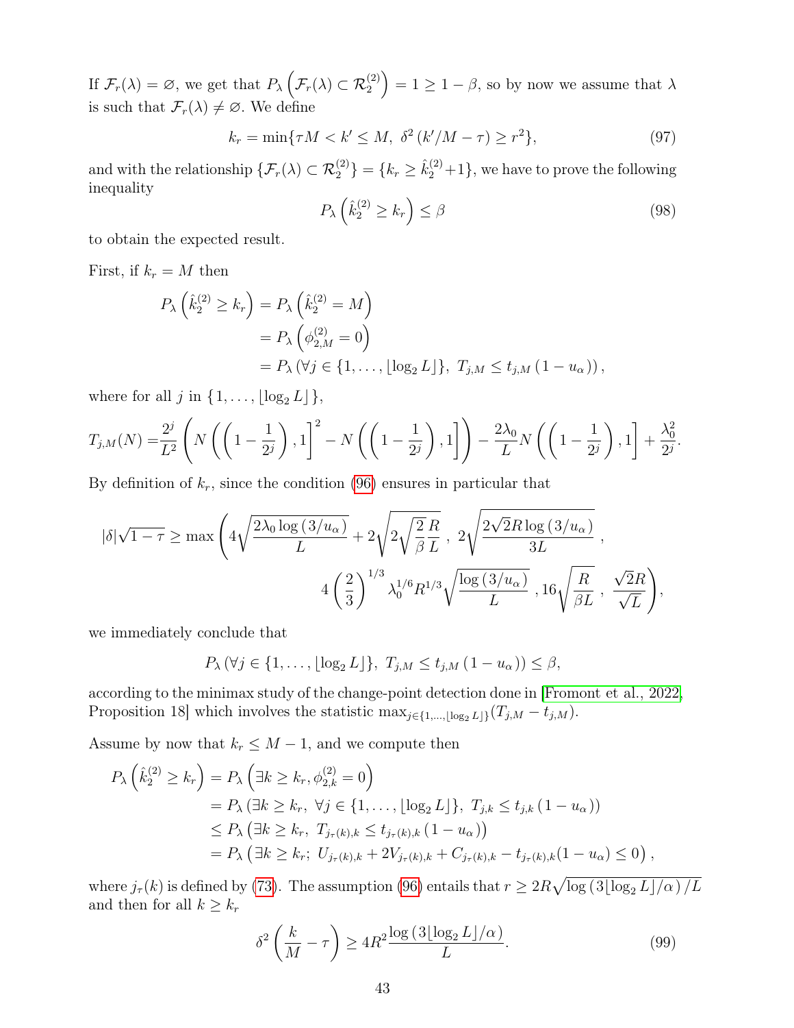If $\mathcal{F}_r(\lambda) = \varnothing$, we get that $P_\lambda\left(\mathcal{F}_r(\lambda) \subset \mathcal{R}_2^{(2)}\right) = 1 \geq 1 - \beta$, so by now we assume that $\lambda$ is such that $\mathcal{F}_r(\lambda) \neq \varnothing$. We define

$$k_r = \min\{\tau M < k' \leq M,\ \delta^2\left(k'/M - \tau\right) \geq r^2\}, \tag{97}$$

and with the relationship $\{\mathcal{F}_r(\lambda) \subset \mathcal{R}_2^{(2)}\} = \{k_r \geq \hat{k}_2^{(2)} + 1\}$, we have to prove the following inequality

$$P_\lambda\left(\hat{k}_2^{(2)} \geq k_r\right) \leq \beta \tag{98}$$

to obtain the expected result.

First, if $k_r = M$ then

$$\begin{aligned}
P_\lambda\left(\hat{k}_2^{(2)} \geq k_r\right) &= P_\lambda\left(\hat{k}_2^{(2)} = M\right) \\
&= P_\lambda\left(\phi_{2,M}^{(2)} = 0\right) \\
&= P_\lambda\left(\forall j \in \{1, \ldots, \lfloor \log_2 L \rfloor\},\ T_{j,M} \leq t_{j,M}\left(1 - u_\alpha\right)\right),
\end{aligned}$$

where for all $j$ in $\{1, \ldots, \lfloor \log_2 L \rfloor\}$,

$$T_{j,M}(N) = \frac{2^j}{L^2}\left(N\left(\left(1 - \frac{1}{2^j}\right), 1\right]^2 - N\left(\left(1 - \frac{1}{2^j}\right), 1\right]\right) - \frac{2\lambda_0}{L} N\left(\left(1 - \frac{1}{2^j}\right), 1\right] + \frac{\lambda_0^2}{2^j}.$$

By definition of $k_r$, since the condition (96) ensures in particular that

$$|\delta|\sqrt{1-\tau} \geq \max\left(4\sqrt{\frac{2\lambda_0 \log\left(3/u_\alpha\right)}{L}} + 2\sqrt{2\sqrt{\frac{2}{\beta}}\frac{R}{L}}\ ,\ 2\sqrt{\frac{2\sqrt{2}R\log\left(3/u_\alpha\right)}{3L}}\ ,\right.$$
$$\left. 4\left(\frac{2}{3}\right)^{1/3}\lambda_0^{1/6}R^{1/3}\sqrt{\frac{\log\left(3/u_\alpha\right)}{L}}\ , 16\sqrt{\frac{R}{\beta L}}\ ,\ \frac{\sqrt{2}R}{\sqrt{L}}\right),$$

we immediately conclude that

$$P_\lambda\left(\forall j \in \{1, \ldots, \lfloor \log_2 L \rfloor\},\ T_{j,M} \leq t_{j,M}\left(1 - u_\alpha\right)\right) \leq \beta,$$

according to the minimax study of the change-point detection done in [Fromont et al., 2022, Proposition 18] which involves the statistic $\max_{j \in \{1,\ldots,\lfloor \log_2 L \rfloor\}}(T_{j,M} - t_{j,M})$.

Assume by now that $k_r \leq M - 1$, and we compute then

$$\begin{aligned}
P_\lambda\left(\hat{k}_2^{(2)} \geq k_r\right) &= P_\lambda\left(\exists k \geq k_r, \phi_{2,k}^{(2)} = 0\right) \\
&= P_\lambda\left(\exists k \geq k_r,\ \forall j \in \{1, \ldots, \lfloor \log_2 L \rfloor\},\ T_{j,k} \leq t_{j,k}\left(1 - u_\alpha\right)\right) \\
&\leq P_\lambda\left(\exists k \geq k_r,\ T_{j_\tau(k),k} \leq t_{j_\tau(k),k}\left(1 - u_\alpha\right)\right) \\
&= P_\lambda\left(\exists k \geq k_r;\ U_{j_\tau(k),k} + 2V_{j_\tau(k),k} + C_{j_\tau(k),k} - t_{j_\tau(k),k}(1 - u_\alpha) \leq 0\right),
\end{aligned}$$

where $j_\tau(k)$ is defined by (73). The assumption (96) entails that $r \geq 2R\sqrt{\log\left(3\lfloor \log_2 L \rfloor/\alpha\right)/L}$ and then for all $k \geq k_r$

$$\delta^2\left(\frac{k}{M} - \tau\right) \geq 4R^2 \frac{\log\left(3\lfloor \log_2 L \rfloor/\alpha\right)}{L}. \tag{99}$$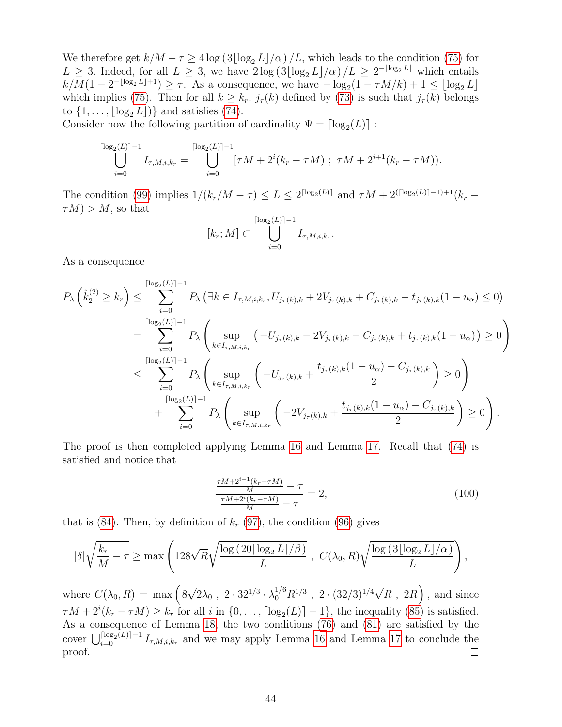We therefore get $k/M - \tau \geq 4 \log\left(3\lfloor \log_2 L \rfloor/\alpha\right)/L$, which leads to the condition (75) for $L \geq 3$. Indeed, for all $L \geq 3$, we have $2\log\left(3\lfloor \log_2 L\rfloor/\alpha\right)/L \geq 2^{-\lfloor \log_2 L \rfloor}$ which entails $k/M(1 - 2^{-\lfloor \log_2 L \rfloor + 1}) \geq \tau$. As a consequence, we have $-\log_2(1 - \tau M/k) + 1 \leq \lfloor \log_2 L \rfloor$ which implies (75). Then for all $k \geq k_r$, $j_\tau(k)$ defined by (73) is such that $j_\tau(k)$ belongs to $\{1, \ldots, \lfloor \log_2 L \rfloor\}$ and satisfies (74).

Consider now the following partition of cardinality $\Psi = \lceil \log_2(L) \rceil$ :

$$\bigcup_{i=0}^{\lceil \log_2(L)\rceil - 1} I_{\tau,M,i,k_r} = \bigcup_{i=0}^{\lceil \log_2(L)\rceil - 1} [\tau M + 2^i(k_r - \tau M) \; ; \; \tau M + 2^{i+1}(k_r - \tau M)).$$

The condition (99) implies $1/(k_r/M - \tau) \leq L \leq 2^{\lceil \log_2(L) \rceil}$ and $\tau M + 2^{(\lceil \log_2(L)\rceil - 1)+1}(k_r - \tau M) > M$, so that

$$[k_r ; M] \subset \bigcup_{i=0}^{\lceil \log_2(L)\rceil - 1} I_{\tau,M,i,k_r}.$$

As a consequence

$$\begin{aligned}
P_\lambda\left(\hat{k}_2^{(2)} \geq k_r\right) &\leq \sum_{i=0}^{\lceil \log_2(L)\rceil - 1} P_\lambda\left(\exists k \in I_{\tau,M,i,k_r}, U_{j_\tau(k),k} + 2V_{j_\tau(k),k} + C_{j_\tau(k),k} - t_{j_\tau(k),k}(1-u_\alpha) \leq 0\right) \\
&= \sum_{i=0}^{\lceil \log_2(L)\rceil - 1} P_\lambda\left(\sup_{k \in I_{\tau,M,i,k_r}} \left(-U_{j_\tau(k),k} - 2V_{j_\tau(k),k} - C_{j_\tau(k),k} + t_{j_\tau(k),k}(1-u_\alpha)\right) \geq 0\right) \\
&\leq \sum_{i=0}^{\lceil \log_2(L)\rceil - 1} P_\lambda\left(\sup_{k \in I_{\tau,M,i,k_r}} \left(-U_{j_\tau(k),k} + \frac{t_{j_\tau(k),k}(1-u_\alpha) - C_{j_\tau(k),k}}{2}\right) \geq 0\right) \\
&\quad + \sum_{i=0}^{\lceil \log_2(L)\rceil - 1} P_\lambda\left(\sup_{k \in I_{\tau,M,i,k_r}} \left(-2V_{j_\tau(k),k} + \frac{t_{j_\tau(k),k}(1-u_\alpha) - C_{j_\tau(k),k}}{2}\right) \geq 0\right).
\end{aligned}$$

The proof is then completed applying Lemma 16 and Lemma 17. Recall that (74) is satisfied and notice that

$$\frac{\frac{\tau M + 2^{i+1}(k_r - \tau M)}{M} - \tau}{\frac{\tau M + 2^{i}(k_r - \tau M)}{M} - \tau} = 2, \tag{100}$$

that is (84). Then, by definition of $k_r$ (97), the condition (96) gives

$$|\delta|\sqrt{\frac{k_r}{M} - \tau} \geq \max\left(128\sqrt{R}\sqrt{\frac{\log\left(20\lceil \log_2 L\rceil/\beta\right)}{L}} \; , \; C(\lambda_0, R)\sqrt{\frac{\log\left(3\lfloor \log_2 L\rfloor/\alpha\right)}{L}}\right),$$

where $C(\lambda_0, R) = \max\left(8\sqrt{2\lambda_0} \; , \; 2 \cdot 32^{1/3} \cdot \lambda_0^{1/6} R^{1/3} \; , \; 2 \cdot (32/3)^{1/4}\sqrt{R} \; , \; 2R\right)$, and since $\tau M + 2^i(k_r - \tau M) \geq k_r$ for all $i$ in $\{0, \ldots, \lceil \log_2(L) \rceil - 1\}$, the inequality (85) is satisfied. As a consequence of Lemma 18, the two conditions (76) and (81) are satisfied by the cover $\bigcup_{i=0}^{\lceil \log_2(L)\rceil - 1} I_{\tau,M,i,k_r}$ and we may apply Lemma 16 and Lemma 17 to conclude the proof. □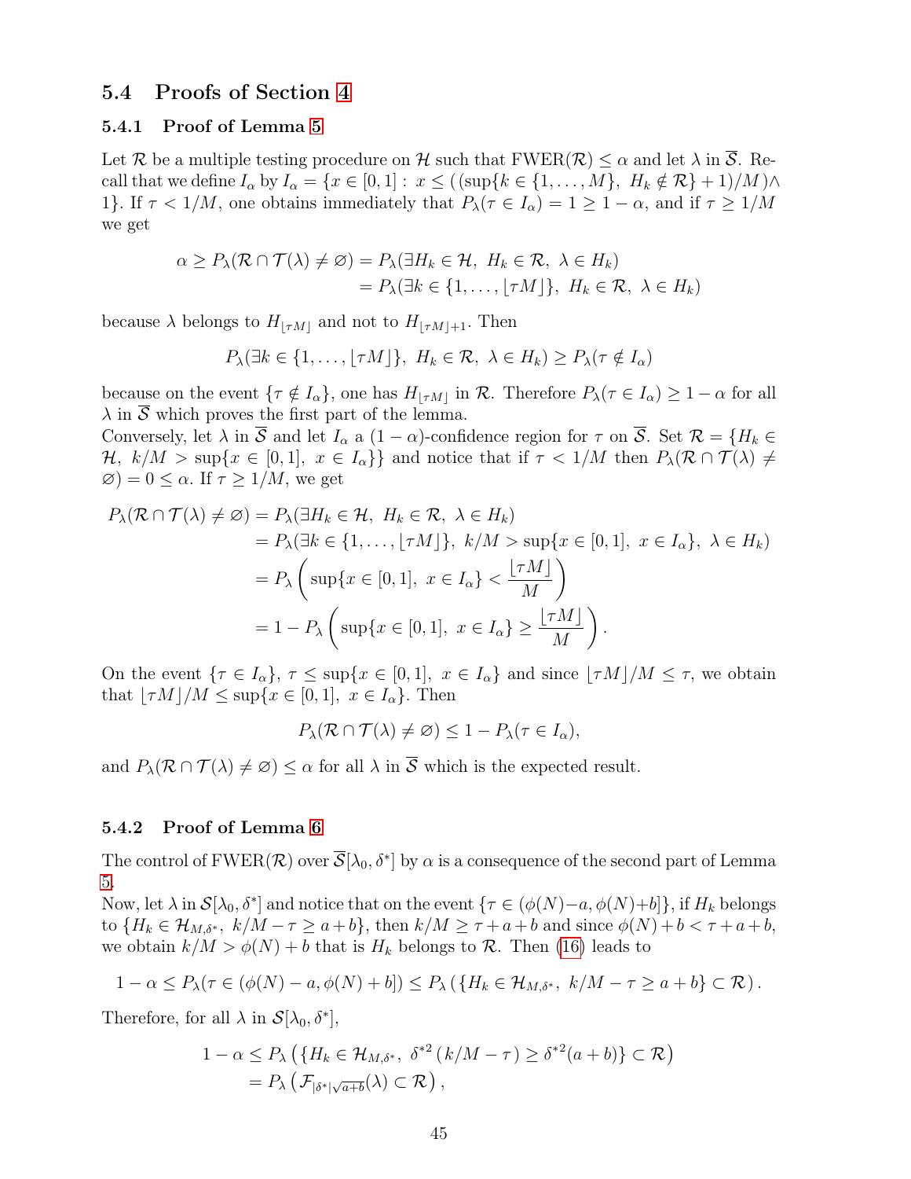## 5.4 Proofs of Section 4

### 5.4.1 Proof of Lemma 5

Let $\mathcal{R}$ be a multiple testing procedure on $\mathcal{H}$ such that $\mathrm{FWER}(\mathcal{R}) \leq \alpha$ and let $\lambda$ in $\overline{\mathcal{S}}$. Recall that we define $I_\alpha$ by $I_\alpha = \{x \in [0,1] : \ x \leq ((\sup\{k \in \{1,\dots,M\}, \ H_k \notin \mathcal{R}\} + 1)/M) \wedge 1\}$. If $\tau < 1/M$, one obtains immediately that $P_\lambda(\tau \in I_\alpha) = 1 \geq 1 - \alpha$, and if $\tau \geq 1/M$ we get

$$
\begin{aligned}
\alpha \geq P_\lambda(\mathcal{R} \cap \mathcal{T}(\lambda) \neq \varnothing) &= P_\lambda(\exists H_k \in \mathcal{H}, \ H_k \in \mathcal{R}, \ \lambda \in H_k) \\
&= P_\lambda(\exists k \in \{1,\dots,\lfloor \tau M \rfloor\}, \ H_k \in \mathcal{R}, \ \lambda \in H_k)
\end{aligned}
$$

because $\lambda$ belongs to $H_{\lfloor \tau M \rfloor}$ and not to $H_{\lfloor \tau M \rfloor + 1}$. Then

$$
P_\lambda(\exists k \in \{1,\dots,\lfloor \tau M \rfloor\}, \ H_k \in \mathcal{R}, \ \lambda \in H_k) \geq P_\lambda(\tau \notin I_\alpha)
$$

because on the event $\{\tau \notin I_\alpha\}$, one has $H_{\lfloor \tau M \rfloor}$ in $\mathcal{R}$. Therefore $P_\lambda(\tau \in I_\alpha) \geq 1 - \alpha$ for all $\lambda$ in $\overline{\mathcal{S}}$ which proves the first part of the lemma.
Conversely, let $\lambda$ in $\overline{\mathcal{S}}$ and let $I_\alpha$ a $(1-\alpha)$-confidence region for $\tau$ on $\overline{\mathcal{S}}$. Set $\mathcal{R} = \{H_k \in \mathcal{H}, \ k/M > \sup\{x \in [0,1], \ x \in I_\alpha\}\}$ and notice that if $\tau < 1/M$ then $P_\lambda(\mathcal{R} \cap \mathcal{T}(\lambda) \neq \varnothing) = 0 \leq \alpha$. If $\tau \geq 1/M$, we get

$$
\begin{aligned}
P_\lambda(\mathcal{R} \cap \mathcal{T}(\lambda) \neq \varnothing) &= P_\lambda(\exists H_k \in \mathcal{H}, \ H_k \in \mathcal{R}, \ \lambda \in H_k) \\
&= P_\lambda(\exists k \in \{1,\dots,\lfloor \tau M \rfloor\}, \ k/M > \sup\{x \in [0,1], \ x \in I_\alpha\}, \ \lambda \in H_k) \\
&= P_\lambda\left( \sup\{x \in [0,1], \ x \in I_\alpha\} < \frac{\lfloor \tau M \rfloor}{M} \right) \\
&= 1 - P_\lambda\left( \sup\{x \in [0,1], \ x \in I_\alpha\} \geq \frac{\lfloor \tau M \rfloor}{M} \right).
\end{aligned}
$$

On the event $\{\tau \in I_\alpha\}$, $\tau \leq \sup\{x \in [0,1], \ x \in I_\alpha\}$ and since $\lfloor \tau M \rfloor / M \leq \tau$, we obtain that $\lfloor \tau M \rfloor / M \leq \sup\{x \in [0,1], \ x \in I_\alpha\}$. Then

$$
P_\lambda(\mathcal{R} \cap \mathcal{T}(\lambda) \neq \varnothing) \leq 1 - P_\lambda(\tau \in I_\alpha),
$$

and $P_\lambda(\mathcal{R} \cap \mathcal{T}(\lambda) \neq \varnothing) \leq \alpha$ for all $\lambda$ in $\overline{\mathcal{S}}$ which is the expected result.

### 5.4.2 Proof of Lemma 6

The control of $\mathrm{FWER}(\mathcal{R})$ over $\overline{\mathcal{S}}[\lambda_0, \delta^*]$ by $\alpha$ is a consequence of the second part of Lemma 5.
Now, let $\lambda$ in $\mathcal{S}[\lambda_0, \delta^*]$ and notice that on the event $\{\tau \in (\phi(N) - a, \phi(N) + b]\}$, if $H_k$ belongs to $\{H_k \in \mathcal{H}_{M,\delta^*}, \ k/M - \tau \geq a + b\}$, then $k/M \geq \tau + a + b$ and since $\phi(N) + b < \tau + a + b$, we obtain $k/M > \phi(N) + b$ that is $H_k$ belongs to $\mathcal{R}$. Then (16) leads to

$$
1 - \alpha \leq P_\lambda(\tau \in (\phi(N) - a, \phi(N) + b]) \leq P_\lambda\left( \{H_k \in \mathcal{H}_{M,\delta^*}, \ k/M - \tau \geq a + b\} \subset \mathcal{R} \right).
$$

Therefore, for all $\lambda$ in $\mathcal{S}[\lambda_0, \delta^*]$,

$$
\begin{aligned}
1 - \alpha &\leq P_\lambda\left( \{H_k \in \mathcal{H}_{M,\delta^*}, \ \delta^{*2}\left(k/M - \tau\right) \geq \delta^{*2}(a + b)\} \subset \mathcal{R} \right) \\
&= P_\lambda\left( \mathcal{F}_{|\delta^*|\sqrt{a+b}}(\lambda) \subset \mathcal{R} \right),
\end{aligned}
$$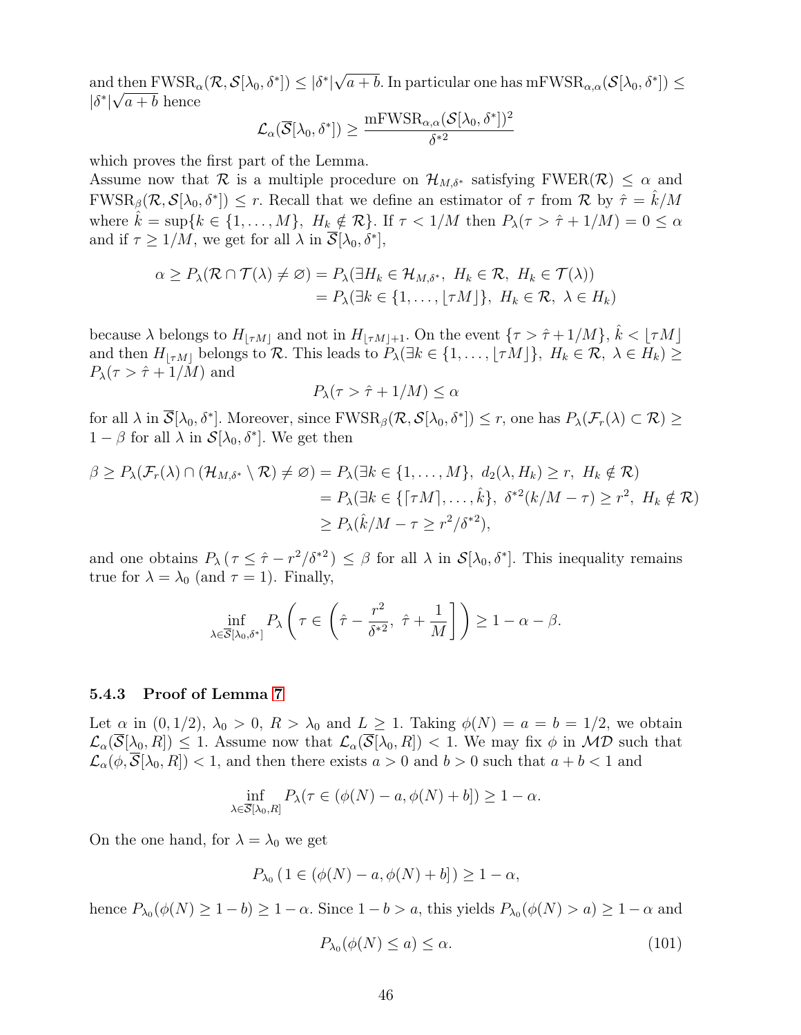and then $\mathrm{FWSR}_\alpha(\mathcal{R}, \mathcal{S}[\lambda_0, \delta^*]) \leq |\delta^*|\sqrt{a+b}$. In particular one has $\mathrm{mFWSR}_{\alpha,\alpha}(\mathcal{S}[\lambda_0, \delta^*]) \leq |\delta^*|\sqrt{a+b}$ hence

$$\mathcal{L}_\alpha(\overline{\mathcal{S}}[\lambda_0, \delta^*]) \geq \frac{\mathrm{mFWSR}_{\alpha,\alpha}(\mathcal{S}[\lambda_0, \delta^*])^2}{\delta^{*2}}$$

which proves the first part of the Lemma.

Assume now that $\mathcal{R}$ is a multiple procedure on $\mathcal{H}_{M,\delta^*}$ satisfying $\mathrm{FWER}(\mathcal{R}) \leq \alpha$ and $\mathrm{FWSR}_\beta(\mathcal{R}, \mathcal{S}[\lambda_0, \delta^*]) \leq r$. Recall that we define an estimator of $\tau$ from $\mathcal{R}$ by $\hat{\tau} = \hat{k}/M$ where $\hat{k} = \sup\{k \in \{1, \ldots, M\},\ H_k \notin \mathcal{R}\}$. If $\tau < 1/M$ then $P_\lambda(\tau > \hat{\tau} + 1/M) = 0 \leq \alpha$ and if $\tau \geq 1/M$, we get for all $\lambda$ in $\overline{\mathcal{S}}[\lambda_0, \delta^*]$,

$$\begin{aligned}
\alpha \geq P_\lambda(\mathcal{R} \cap \mathcal{T}(\lambda) \neq \varnothing) &= P_\lambda(\exists H_k \in \mathcal{H}_{M,\delta^*},\ H_k \in \mathcal{R},\ H_k \in \mathcal{T}(\lambda)) \\
&= P_\lambda(\exists k \in \{1, \ldots, \lfloor \tau M \rfloor\},\ H_k \in \mathcal{R},\ \lambda \in H_k)
\end{aligned}$$

because $\lambda$ belongs to $H_{\lfloor \tau M \rfloor}$ and not in $H_{\lfloor \tau M \rfloor + 1}$. On the event $\{\tau > \hat{\tau} + 1/M\}$, $\hat{k} < \lfloor \tau M \rfloor$ and then $H_{\lfloor \tau M \rfloor}$ belongs to $\mathcal{R}$. This leads to $P_\lambda(\exists k \in \{1, \ldots, \lfloor \tau M \rfloor\},\ H_k \in \mathcal{R},\ \lambda \in H_k) \geq P_\lambda(\tau > \hat{\tau} + 1/M)$ and

$$P_\lambda(\tau > \hat{\tau} + 1/M) \leq \alpha$$

for all $\lambda$ in $\overline{\mathcal{S}}[\lambda_0, \delta^*]$. Moreover, since $\mathrm{FWSR}_\beta(\mathcal{R}, \mathcal{S}[\lambda_0, \delta^*]) \leq r$, one has $P_\lambda(\mathcal{F}_r(\lambda) \subset \mathcal{R}) \geq 1 - \beta$ for all $\lambda$ in $\mathcal{S}[\lambda_0, \delta^*]$. We get then

$$\begin{aligned}
\beta \geq P_\lambda(\mathcal{F}_r(\lambda) \cap (\mathcal{H}_{M,\delta^*} \setminus \mathcal{R}) \neq \varnothing) &= P_\lambda(\exists k \in \{1, \ldots, M\},\ d_2(\lambda, H_k) \geq r,\ H_k \notin \mathcal{R}) \\
&= P_\lambda(\exists k \in \{\lceil \tau M \rceil, \ldots, \hat{k}\},\ \delta^{*2}(k/M - \tau) \geq r^2,\ H_k \notin \mathcal{R}) \\
&\geq P_\lambda(\hat{k}/M - \tau \geq r^2/\delta^{*2}),
\end{aligned}$$

and one obtains $P_\lambda\left(\tau \leq \hat{\tau} - r^2/\delta^{*2}\right) \leq \beta$ for all $\lambda$ in $\mathcal{S}[\lambda_0, \delta^*]$. This inequality remains true for $\lambda = \lambda_0$ (and $\tau = 1$). Finally,

$$\inf_{\lambda \in \overline{\mathcal{S}}[\lambda_0, \delta^*]} P_\lambda\left(\tau \in \left(\hat{\tau} - \frac{r^2}{\delta^{*2}},\ \hat{\tau} + \frac{1}{M}\right]\right) \geq 1 - \alpha - \beta.$$

### 5.4.3 Proof of Lemma 7

Let $\alpha$ in $(0, 1/2)$, $\lambda_0 > 0$, $R > \lambda_0$ and $L \geq 1$. Taking $\phi(N) = a = b = 1/2$, we obtain $\mathcal{L}_\alpha(\overline{\mathcal{S}}[\lambda_0, R]) \leq 1$. Assume now that $\mathcal{L}_\alpha(\overline{\mathcal{S}}[\lambda_0, R]) < 1$. We may fix $\phi$ in $\mathcal{MD}$ such that $\mathcal{L}_\alpha(\phi, \overline{\mathcal{S}}[\lambda_0, R]) < 1$, and then there exists $a > 0$ and $b > 0$ such that $a + b < 1$ and

$$\inf_{\lambda \in \overline{\mathcal{S}}[\lambda_0, R]} P_\lambda(\tau \in (\phi(N) - a, \phi(N) + b]) \geq 1 - \alpha.$$

On the one hand, for $\lambda = \lambda_0$ we get

$$P_{\lambda_0}\left(1 \in (\phi(N) - a, \phi(N) + b]\right) \geq 1 - \alpha,$$

hence $P_{\lambda_0}(\phi(N) \geq 1 - b) \geq 1 - \alpha$. Since $1 - b > a$, this yields $P_{\lambda_0}(\phi(N) > a) \geq 1 - \alpha$ and

$$P_{\lambda_0}(\phi(N) \leq a) \leq \alpha. \tag{101}$$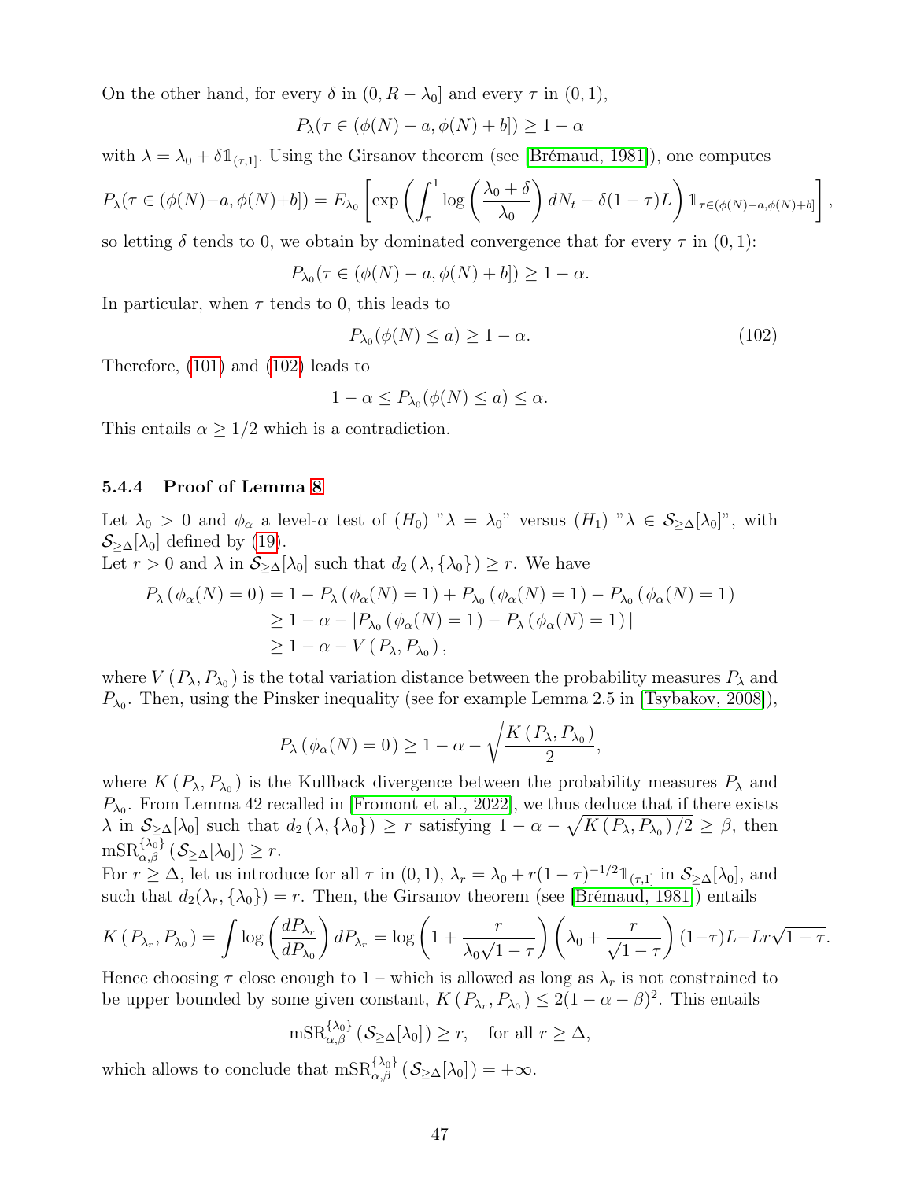On the other hand, for every $\delta$ in $(0, R - \lambda_0]$ and every $\tau$ in $(0, 1)$,

$$P_\lambda(\tau \in (\phi(N) - a, \phi(N) + b]) \geq 1 - \alpha$$

with $\lambda = \lambda_0 + \delta \mathbb{1}_{(\tau,1]}$. Using the Girsanov theorem (see [Brémaud, 1981]), one computes

$$P_\lambda(\tau \in (\phi(N) - a, \phi(N) + b]) = E_{\lambda_0}\left[\exp\left(\int_\tau^1 \log\left(\frac{\lambda_0 + \delta}{\lambda_0}\right) dN_t - \delta(1 - \tau)L\right) \mathbb{1}_{\tau \in (\phi(N) - a, \phi(N) + b]}\right],$$

so letting $\delta$ tends to 0, we obtain by dominated convergence that for every $\tau$ in $(0, 1)$:

$$P_{\lambda_0}(\tau \in (\phi(N) - a, \phi(N) + b]) \geq 1 - \alpha.$$

In particular, when $\tau$ tends to 0, this leads to

$$P_{\lambda_0}(\phi(N) \leq a) \geq 1 - \alpha. \tag{102}$$

Therefore, (101) and (102) leads to

$$1 - \alpha \leq P_{\lambda_0}(\phi(N) \leq a) \leq \alpha.$$

This entails $\alpha \geq 1/2$ which is a contradiction.

### 5.4.4 Proof of Lemma 8

Let $\lambda_0 > 0$ and $\phi_\alpha$ a level-$\alpha$ test of $(H_0)$ "$\lambda = \lambda_0$" versus $(H_1)$ "$\lambda \in \mathcal{S}_{\geq\Delta}[\lambda_0]$", with $\mathcal{S}_{\geq\Delta}[\lambda_0]$ defined by (19).

Let $r > 0$ and $\lambda$ in $\mathcal{S}_{\geq\Delta}[\lambda_0]$ such that $d_2(\lambda, \{\lambda_0\}) \geq r$. We have

$$\begin{aligned}
P_\lambda(\phi_\alpha(N) = 0) &= 1 - P_\lambda(\phi_\alpha(N) = 1) + P_{\lambda_0}(\phi_\alpha(N) = 1) - P_{\lambda_0}(\phi_\alpha(N) = 1) \\
&\geq 1 - \alpha - |P_{\lambda_0}(\phi_\alpha(N) = 1) - P_\lambda(\phi_\alpha(N) = 1)| \\
&\geq 1 - \alpha - V(P_\lambda, P_{\lambda_0}),
\end{aligned}$$

where $V(P_\lambda, P_{\lambda_0})$ is the total variation distance between the probability measures $P_\lambda$ and $P_{\lambda_0}$. Then, using the Pinsker inequality (see for example Lemma 2.5 in [Tsybakov, 2008]),

$$P_\lambda(\phi_\alpha(N) = 0) \geq 1 - \alpha - \sqrt{\frac{K(P_\lambda, P_{\lambda_0})}{2}},$$

where $K(P_\lambda, P_{\lambda_0})$ is the Kullback divergence between the probability measures $P_\lambda$ and $P_{\lambda_0}$. From Lemma 42 recalled in [Fromont et al., 2022], we thus deduce that if there exists $\lambda$ in $\mathcal{S}_{\geq\Delta}[\lambda_0]$ such that $d_2(\lambda, \{\lambda_0\}) \geq r$ satisfying $1 - \alpha - \sqrt{K(P_\lambda, P_{\lambda_0})/2} \geq \beta$, then $\mathrm{mSR}_{\alpha,\beta}^{\{\lambda_0\}}(\mathcal{S}_{\geq\Delta}[\lambda_0]) \geq r$.

For $r \geq \Delta$, let us introduce for all $\tau$ in $(0, 1)$, $\lambda_r = \lambda_0 + r(1 - \tau)^{-1/2}\mathbb{1}_{(\tau,1]}$ in $\mathcal{S}_{\geq\Delta}[\lambda_0]$, and such that $d_2(\lambda_r, \{\lambda_0\}) = r$. Then, the Girsanov theorem (see [Brémaud, 1981]) entails

$$K(P_{\lambda_r}, P_{\lambda_0}) = \int \log\left(\frac{dP_{\lambda_r}}{dP_{\lambda_0}}\right) dP_{\lambda_r} = \log\left(1 + \frac{r}{\lambda_0\sqrt{1 - \tau}}\right)\left(\lambda_0 + \frac{r}{\sqrt{1 - \tau}}\right)(1 - \tau)L - Lr\sqrt{1 - \tau}.$$

Hence choosing $\tau$ close enough to 1 – which is allowed as long as $\lambda_r$ is not constrained to be upper bounded by some given constant, $K(P_{\lambda_r}, P_{\lambda_0}) \leq 2(1 - \alpha - \beta)^2$. This entails

$$\mathrm{mSR}_{\alpha,\beta}^{\{\lambda_0\}}(\mathcal{S}_{\geq\Delta}[\lambda_0]) \geq r, \quad \text{for all } r \geq \Delta,$$

which allows to conclude that $\mathrm{mSR}_{\alpha,\beta}^{\{\lambda_0\}}(\mathcal{S}_{\geq\Delta}[\lambda_0]) = +\infty$.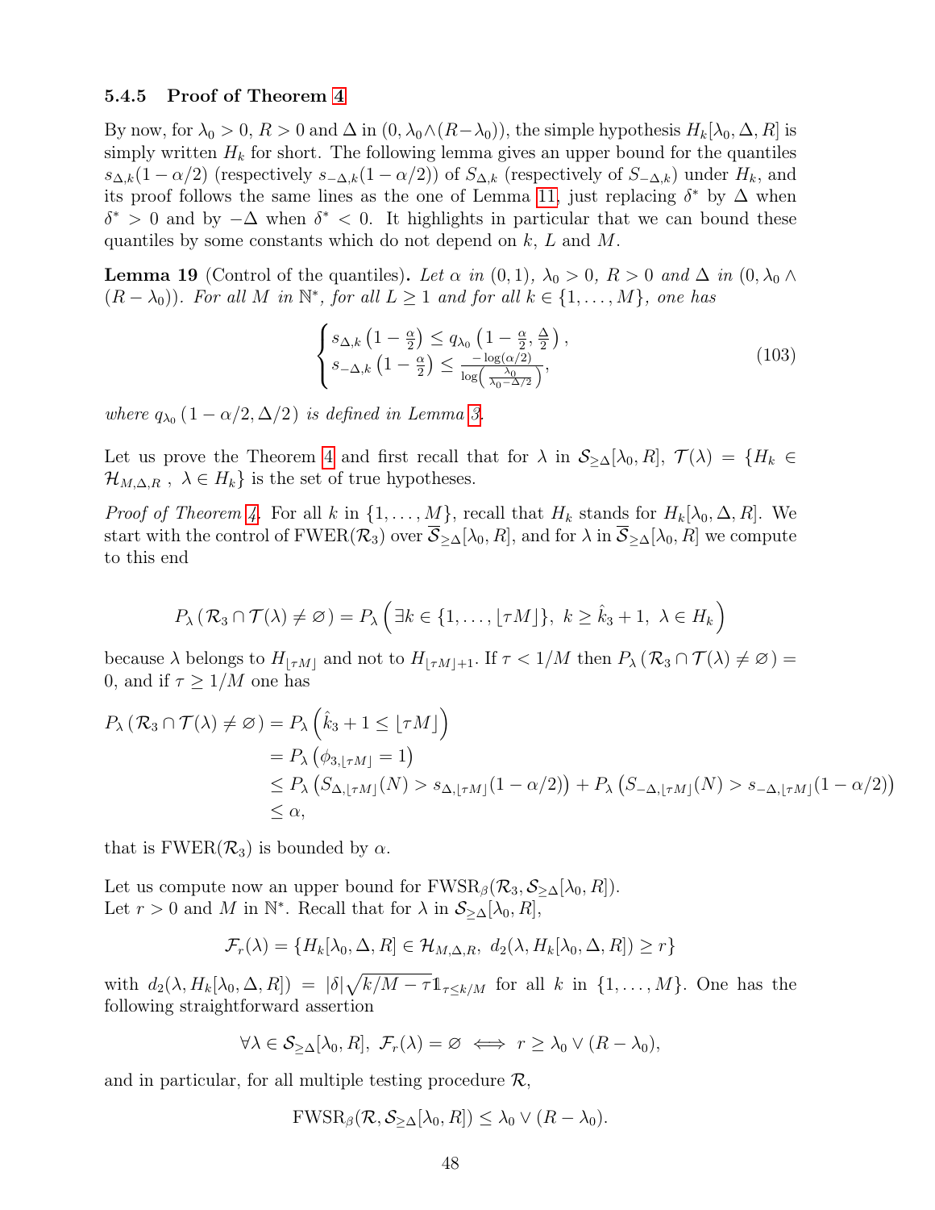#### 5.4.5 Proof of Theorem 4

By now, for $\lambda_0 > 0$, $R > 0$ and $\Delta$ in $(0, \lambda_0 \wedge (R - \lambda_0))$, the simple hypothesis $H_k[\lambda_0, \Delta, R]$ is simply written $H_k$ for short. The following lemma gives an upper bound for the quantiles $s_{\Delta,k}(1-\alpha/2)$ (respectively $s_{-\Delta,k}(1-\alpha/2)$) of $S_{\Delta,k}$ (respectively of $S_{-\Delta,k}$) under $H_k$, and its proof follows the same lines as the one of Lemma 11, just replacing $\delta^*$ by $\Delta$ when $\delta^* > 0$ and by $-\Delta$ when $\delta^* < 0$. It highlights in particular that we can bound these quantiles by some constants which do not depend on $k$, $L$ and $M$.

**Lemma 19** (Control of the quantiles)**.** *Let $\alpha$ in $(0,1)$, $\lambda_0 > 0$, $R > 0$ and $\Delta$ in $(0, \lambda_0 \wedge (R - \lambda_0))$. For all $M$ in $\mathbb{N}^*$, for all $L \geq 1$ and for all $k \in \{1, \ldots, M\}$, one has*

$$
\begin{cases}
s_{\Delta,k}\left(1-\frac{\alpha}{2}\right) \leq q_{\lambda_0}\left(1-\frac{\alpha}{2}, \frac{\Delta}{2}\right), \\
s_{-\Delta,k}\left(1-\frac{\alpha}{2}\right) \leq \frac{-\log(\alpha/2)}{\log\left(\frac{\lambda_0}{\lambda_0 - \Delta/2}\right)},
\end{cases}
\tag{103}
$$

*where $q_{\lambda_0}(1-\alpha/2, \Delta/2)$ is defined in Lemma 3.*

Let us prove the Theorem 4 and first recall that for $\lambda$ in $\mathcal{S}_{\geq \Delta}[\lambda_0, R]$, $\mathcal{T}(\lambda) = \{H_k \in \mathcal{H}_{M,\Delta,R}\ ,\ \lambda \in H_k\}$ is the set of true hypotheses.

*Proof of Theorem 4.* For all $k$ in $\{1, \ldots, M\}$, recall that $H_k$ stands for $H_k[\lambda_0, \Delta, R]$. We start with the control of $\mathrm{FWER}(\mathcal{R}_3)$ over $\overline{\mathcal{S}}_{\geq \Delta}[\lambda_0, R]$, and for $\lambda$ in $\overline{\mathcal{S}}_{\geq \Delta}[\lambda_0, R]$ we compute to this end

$$
P_\lambda\left(\mathcal{R}_3 \cap \mathcal{T}(\lambda) \neq \varnothing\right) = P_\lambda\left(\exists k \in \{1, \ldots, \lfloor \tau M \rfloor\},\ k \geq \hat{k}_3 + 1,\ \lambda \in H_k\right)
$$

because $\lambda$ belongs to $H_{\lfloor \tau M \rfloor}$ and not to $H_{\lfloor \tau M \rfloor + 1}$. If $\tau < 1/M$ then $P_\lambda\left(\mathcal{R}_3 \cap \mathcal{T}(\lambda) \neq \varnothing\right) = 0$, and if $\tau \geq 1/M$ one has

$$
\begin{aligned}
P_\lambda\left(\mathcal{R}_3 \cap \mathcal{T}(\lambda) \neq \varnothing\right) &= P_\lambda\left(\hat{k}_3 + 1 \leq \lfloor \tau M \rfloor\right) \\
&= P_\lambda\left(\phi_{3,\lfloor \tau M \rfloor} = 1\right) \\
&\leq P_\lambda\left(S_{\Delta,\lfloor \tau M \rfloor}(N) > s_{\Delta,\lfloor \tau M \rfloor}(1-\alpha/2)\right) + P_\lambda\left(S_{-\Delta,\lfloor \tau M \rfloor}(N) > s_{-\Delta,\lfloor \tau M \rfloor}(1-\alpha/2)\right) \\
&\leq \alpha,
\end{aligned}
$$

that is $\mathrm{FWER}(\mathcal{R}_3)$ is bounded by $\alpha$.

Let us compute now an upper bound for $\mathrm{FWSR}_\beta(\mathcal{R}_3, \mathcal{S}_{\geq \Delta}[\lambda_0, R])$.
Let $r > 0$ and $M$ in $\mathbb{N}^*$. Recall that for $\lambda$ in $\mathcal{S}_{\geq \Delta}[\lambda_0, R]$,

$$
\mathcal{F}_r(\lambda) = \{H_k[\lambda_0, \Delta, R] \in \mathcal{H}_{M,\Delta,R},\ d_2(\lambda, H_k[\lambda_0, \Delta, R]) \geq r\}
$$

with $d_2(\lambda, H_k[\lambda_0, \Delta, R]) = |\delta|\sqrt{k/M - \tau}\mathbb{1}_{\tau \leq k/M}$ for all $k$ in $\{1, \ldots, M\}$. One has the following straightforward assertion

$$
\forall \lambda \in \mathcal{S}_{\geq \Delta}[\lambda_0, R],\ \mathcal{F}_r(\lambda) = \varnothing \iff r \geq \lambda_0 \vee (R - \lambda_0),
$$

and in particular, for all multiple testing procedure $\mathcal{R}$,

$$
\mathrm{FWSR}_\beta(\mathcal{R}, \mathcal{S}_{\geq \Delta}[\lambda_0, R]) \leq \lambda_0 \vee (R - \lambda_0).
$$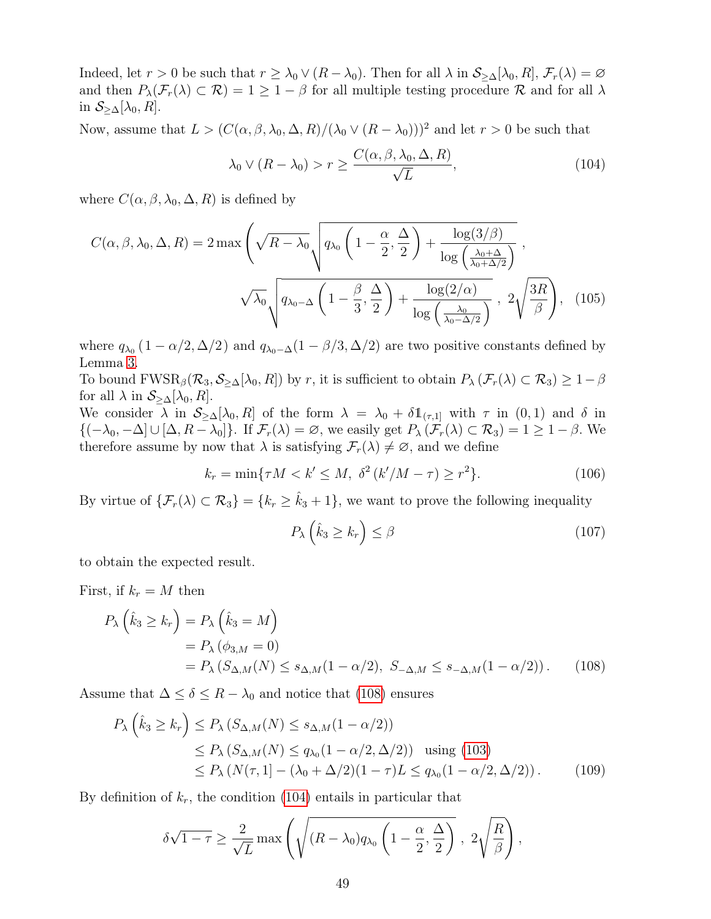Indeed, let $r > 0$ be such that $r \geq \lambda_0 \vee (R - \lambda_0)$. Then for all $\lambda$ in $\mathcal{S}_{\geq\Delta}[\lambda_0, R]$, $\mathcal{F}_r(\lambda) = \varnothing$ and then $P_\lambda(\mathcal{F}_r(\lambda) \subset \mathcal{R}) = 1 \geq 1 - \beta$ for all multiple testing procedure $\mathcal{R}$ and for all $\lambda$ in $\mathcal{S}_{\geq\Delta}[\lambda_0, R]$.

Now, assume that $L > (C(\alpha, \beta, \lambda_0, \Delta, R)/(\lambda_0 \vee (R - \lambda_0)))^2$ and let $r > 0$ be such that

$$\lambda_0 \vee (R - \lambda_0) > r \geq \frac{C(\alpha, \beta, \lambda_0, \Delta, R)}{\sqrt{L}}, \tag{104}$$

where $C(\alpha, \beta, \lambda_0, \Delta, R)$ is defined by

$$C(\alpha, \beta, \lambda_0, \Delta, R) = 2 \max\left( \sqrt{R - \lambda_0} \sqrt{q_{\lambda_0}\left(1 - \frac{\alpha}{2}, \frac{\Delta}{2}\right) + \frac{\log(3/\beta)}{\log\left(\frac{\lambda_0 + \Delta}{\lambda_0 + \Delta/2}\right)}} \right., \\ \left. \sqrt{\lambda_0} \sqrt{q_{\lambda_0 - \Delta}\left(1 - \frac{\beta}{3}, \frac{\Delta}{2}\right) + \frac{\log(2/\alpha)}{\log\left(\frac{\lambda_0}{\lambda_0 - \Delta/2}\right)}} \ , \ 2\sqrt{\frac{3R}{\beta}} \right), \tag{105}$$

where $q_{\lambda_0}(1 - \alpha/2, \Delta/2)$ and $q_{\lambda_0 - \Delta}(1 - \beta/3, \Delta/2)$ are two positive constants defined by Lemma 3.

To bound $\mathrm{FWSR}_\beta(\mathcal{R}_3, \mathcal{S}_{\geq\Delta}[\lambda_0, R])$ by $r$, it is sufficient to obtain $P_\lambda(\mathcal{F}_r(\lambda) \subset \mathcal{R}_3) \geq 1 - \beta$ for all $\lambda$ in $\mathcal{S}_{\geq\Delta}[\lambda_0, R]$.

We consider $\lambda$ in $\mathcal{S}_{\geq\Delta}[\lambda_0, R]$ of the form $\lambda = \lambda_0 + \delta \mathbb{1}_{(\tau,1]}$ with $\tau$ in $(0,1)$ and $\delta$ in $\{(-\lambda_0, -\Delta] \cup [\Delta, R - \lambda_0]\}$. If $\mathcal{F}_r(\lambda) = \varnothing$, we easily get $P_\lambda(\mathcal{F}_r(\lambda) \subset \mathcal{R}_3) = 1 \geq 1 - \beta$. We therefore assume by now that $\lambda$ is satisfying $\mathcal{F}_r(\lambda) \neq \varnothing$, and we define

$$k_r = \min\{\tau M < k' \leq M, \ \delta^2 (k'/M - \tau) \geq r^2\}. \tag{106}$$

By virtue of $\{\mathcal{F}_r(\lambda) \subset \mathcal{R}_3\} = \{k_r \geq \hat{k}_3 + 1\}$, we want to prove the following inequality

$$P_\lambda\left(\hat{k}_3 \geq k_r\right) \leq \beta \tag{107}$$

to obtain the expected result.

First, if $k_r = M$ then

$$\begin{aligned} P_\lambda\left(\hat{k}_3 \geq k_r\right) &= P_\lambda\left(\hat{k}_3 = M\right) \\ &= P_\lambda\left(\phi_{3,M} = 0\right) \\ &= P_\lambda\left(S_{\Delta,M}(N) \leq s_{\Delta,M}(1 - \alpha/2), \ S_{-\Delta,M} \leq s_{-\Delta,M}(1 - \alpha/2)\right). \end{aligned} \tag{108}$$

Assume that $\Delta \leq \delta \leq R - \lambda_0$ and notice that (108) ensures

$$\begin{aligned} P_\lambda\left(\hat{k}_3 \geq k_r\right) &\leq P_\lambda\left(S_{\Delta,M}(N) \leq s_{\Delta,M}(1 - \alpha/2)\right) \\ &\leq P_\lambda\left(S_{\Delta,M}(N) \leq q_{\lambda_0}(1 - \alpha/2, \Delta/2)\right) \quad \text{using (103)} \\ &\leq P_\lambda\left(N(\tau, 1] - (\lambda_0 + \Delta/2)(1 - \tau)L \leq q_{\lambda_0}(1 - \alpha/2, \Delta/2)\right). \end{aligned} \tag{109}$$

By definition of $k_r$, the condition (104) entails in particular that

$$\delta\sqrt{1 - \tau} \geq \frac{2}{\sqrt{L}} \max\left( \sqrt{(R - \lambda_0) q_{\lambda_0}\left(1 - \frac{\alpha}{2}, \frac{\Delta}{2}\right)} \ , \ 2\sqrt{\frac{R}{\beta}} \right),$$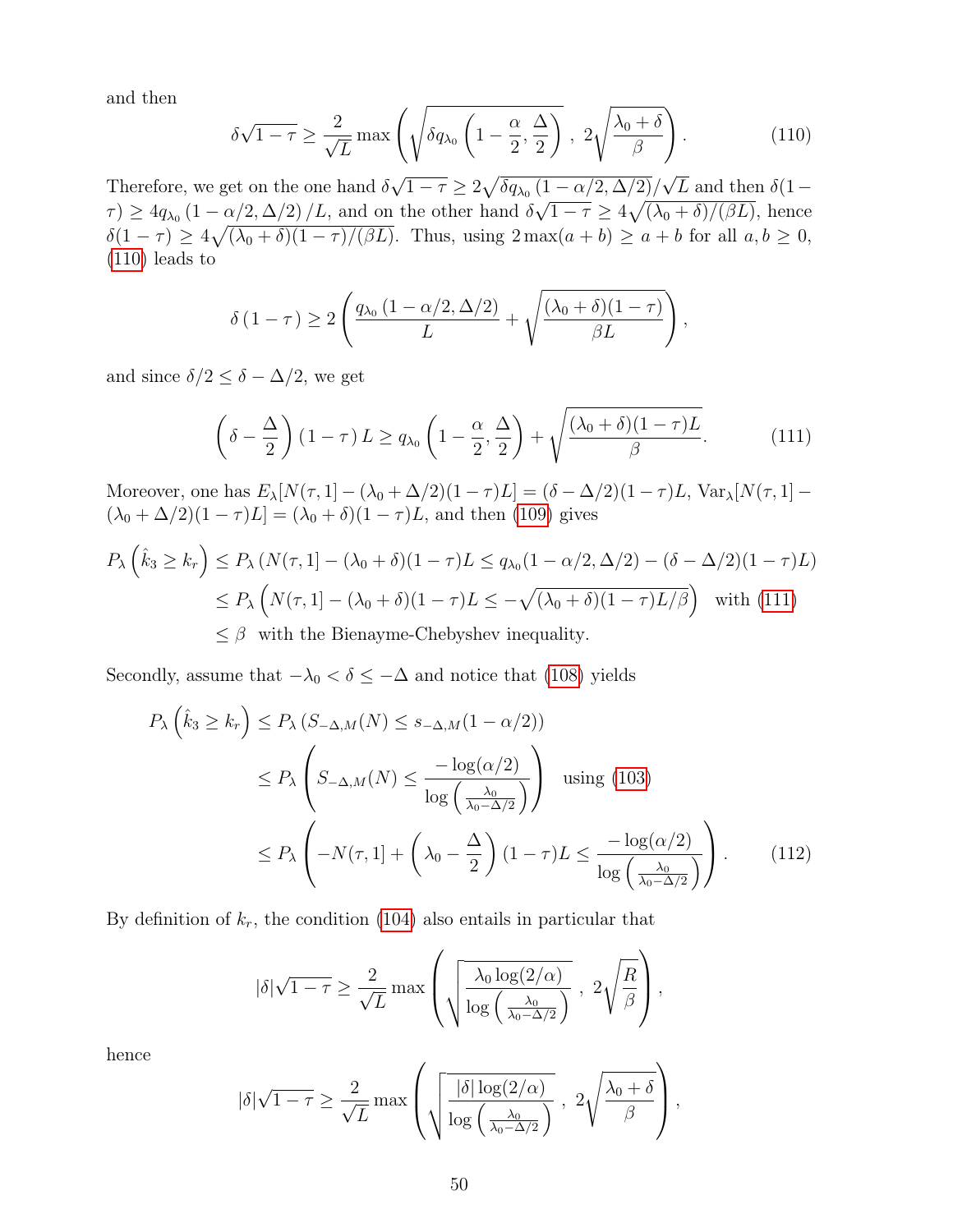and then

$$\delta\sqrt{1-\tau} \geq \frac{2}{\sqrt{L}} \max\left(\sqrt{\delta q_{\lambda_0}\left(1-\frac{\alpha}{2}, \frac{\Delta}{2}\right)}\ ,\ 2\sqrt{\frac{\lambda_0+\delta}{\beta}}\right). \tag{110}$$

Therefore, we get on the one hand $\delta\sqrt{1-\tau} \geq 2\sqrt{\delta q_{\lambda_0}(1-\alpha/2, \Delta/2)}/\sqrt{L}$ and then $\delta(1-\tau) \geq 4q_{\lambda_0}(1-\alpha/2, \Delta/2)/L$, and on the other hand $\delta\sqrt{1-\tau} \geq 4\sqrt{(\lambda_0+\delta)/(\beta L)}$, hence $\delta(1-\tau) \geq 4\sqrt{(\lambda_0+\delta)(1-\tau)/(\beta L)}$. Thus, using $2\max(a+b) \geq a+b$ for all $a, b \geq 0$, (110) leads to

$$\delta(1-\tau) \geq 2\left(\frac{q_{\lambda_0}(1-\alpha/2, \Delta/2)}{L} + \sqrt{\frac{(\lambda_0+\delta)(1-\tau)}{\beta L}}\right),$$

and since $\delta/2 \leq \delta - \Delta/2$, we get

$$\left(\delta - \frac{\Delta}{2}\right)(1-\tau)\, L \geq q_{\lambda_0}\left(1-\frac{\alpha}{2}, \frac{\Delta}{2}\right) + \sqrt{\frac{(\lambda_0+\delta)(1-\tau)L}{\beta}}. \tag{111}$$

Moreover, one has $E_\lambda[N(\tau,1] - (\lambda_0+\Delta/2)(1-\tau)L] = (\delta-\Delta/2)(1-\tau)L$, $\mathrm{Var}_\lambda[N(\tau,1] - (\lambda_0+\Delta/2)(1-\tau)L] = (\lambda_0+\delta)(1-\tau)L$, and then (109) gives

$$\begin{aligned}
P_\lambda\left(\hat{k}_3 \geq k_r\right) &\leq P_\lambda\left(N(\tau,1] - (\lambda_0+\delta)(1-\tau)L \leq q_{\lambda_0}(1-\alpha/2, \Delta/2) - (\delta-\Delta/2)(1-\tau)L\right) \\
&\leq P_\lambda\left(N(\tau,1] - (\lambda_0+\delta)(1-\tau)L \leq -\sqrt{(\lambda_0+\delta)(1-\tau)L/\beta}\right) \quad \text{with (111)} \\
&\leq \beta \quad \text{with the Bienayme-Chebyshev inequality.}
\end{aligned}$$

Secondly, assume that $-\lambda_0 < \delta \leq -\Delta$ and notice that (108) yields

$$\begin{aligned}
P_\lambda\left(\hat{k}_3 \geq k_r\right) &\leq P_\lambda\left(S_{-\Delta,M}(N) \leq s_{-\Delta,M}(1-\alpha/2)\right) \\
&\leq P_\lambda\left(S_{-\Delta,M}(N) \leq \frac{-\log(\alpha/2)}{\log\left(\frac{\lambda_0}{\lambda_0-\Delta/2}\right)}\right) \quad \text{using (103)} \\
&\leq P_\lambda\left(-N(\tau,1] + \left(\lambda_0 - \frac{\Delta}{2}\right)(1-\tau)L \leq \frac{-\log(\alpha/2)}{\log\left(\frac{\lambda_0}{\lambda_0-\Delta/2}\right)}\right).
\end{aligned} \tag{112}$$

By definition of $k_r$, the condition (104) also entails in particular that

$$|\delta|\sqrt{1-\tau} \geq \frac{2}{\sqrt{L}} \max\left(\sqrt{\frac{\lambda_0\log(2/\alpha)}{\log\left(\frac{\lambda_0}{\lambda_0-\Delta/2}\right)}}\ ,\ 2\sqrt{\frac{R}{\beta}}\right),$$

hence

$$|\delta|\sqrt{1-\tau} \geq \frac{2}{\sqrt{L}} \max\left(\sqrt{\frac{|\delta|\log(2/\alpha)}{\log\left(\frac{\lambda_0}{\lambda_0-\Delta/2}\right)}}\ ,\ 2\sqrt{\frac{\lambda_0+\delta}{\beta}}\right),$$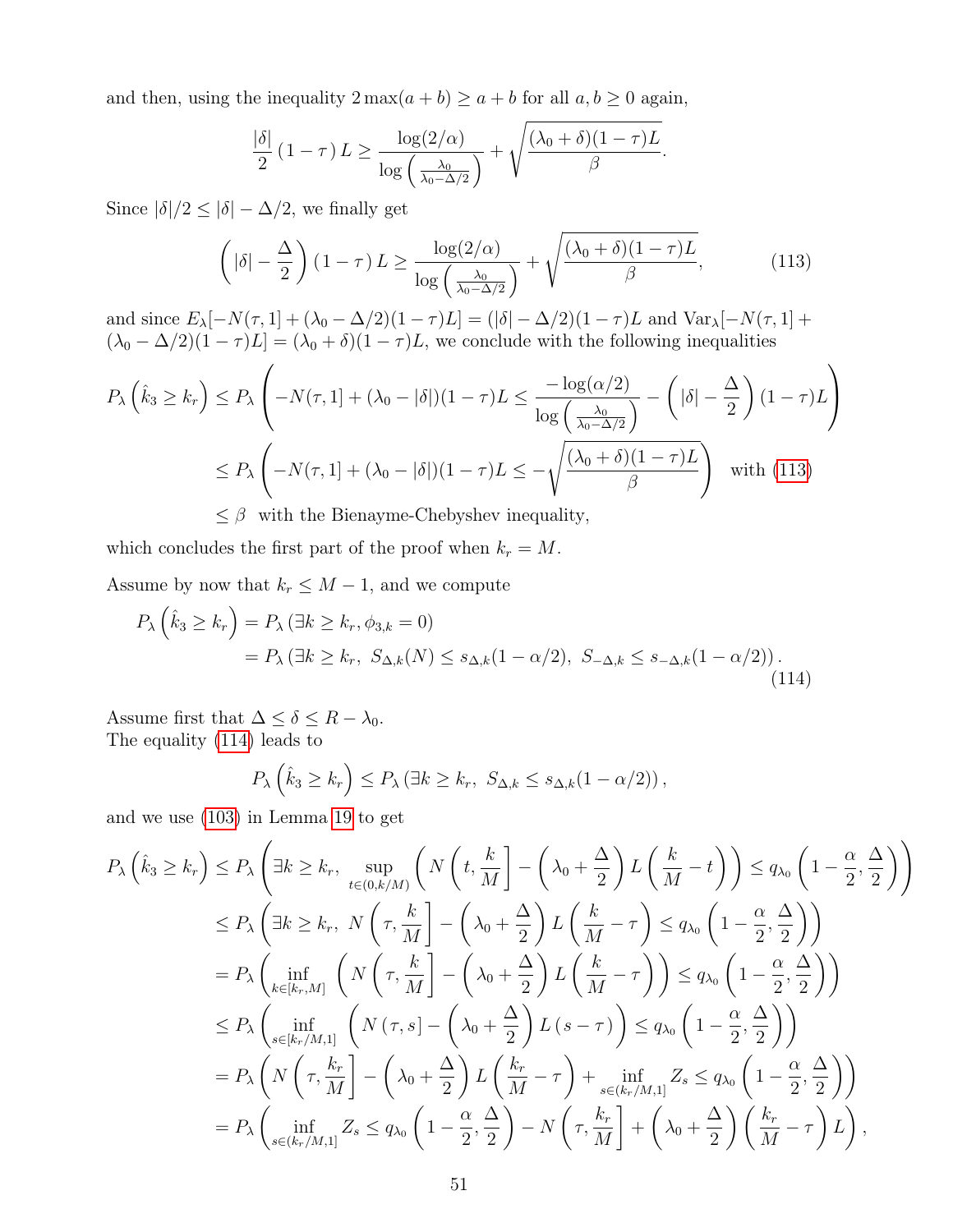and then, using the inequality $2\max(a+b) \geq a+b$ for all $a, b \geq 0$ again,

$$\frac{|\delta|}{2}\left(1-\tau\right)L \geq \frac{\log(2/\alpha)}{\log\left(\frac{\lambda_0}{\lambda_0 - \Delta/2}\right)} + \sqrt{\frac{(\lambda_0+\delta)(1-\tau)L}{\beta}}.$$

Since $|\delta|/2 \leq |\delta| - \Delta/2$, we finally get

$$\left(|\delta| - \frac{\Delta}{2}\right)\left(1-\tau\right)L \geq \frac{\log(2/\alpha)}{\log\left(\frac{\lambda_0}{\lambda_0 - \Delta/2}\right)} + \sqrt{\frac{(\lambda_0+\delta)(1-\tau)L}{\beta}}, \tag{113}$$

and since $E_\lambda[-N(\tau,1] + (\lambda_0 - \Delta/2)(1-\tau)L] = (|\delta| - \Delta/2)(1-\tau)L$ and $\mathrm{Var}_\lambda[-N(\tau,1] + (\lambda_0 - \Delta/2)(1-\tau)L] = (\lambda_0+\delta)(1-\tau)L$, we conclude with the following inequalities

$$\begin{aligned}
P_\lambda\left(\hat{k}_3 \geq k_r\right) &\leq P_\lambda\left(-N(\tau,1] + (\lambda_0 - |\delta|)(1-\tau)L \leq \frac{-\log(\alpha/2)}{\log\left(\frac{\lambda_0}{\lambda_0-\Delta/2}\right)} - \left(|\delta| - \frac{\Delta}{2}\right)(1-\tau)L\right) \\
&\leq P_\lambda\left(-N(\tau,1] + (\lambda_0 - |\delta|)(1-\tau)L \leq -\sqrt{\frac{(\lambda_0+\delta)(1-\tau)L}{\beta}}\right) \quad \text{with (113)} \\
&\leq \beta \quad \text{with the Bienayme-Chebyshev inequality,}
\end{aligned}$$

which concludes the first part of the proof when $k_r = M$.

Assume by now that $k_r \leq M-1$, and we compute

$$\begin{aligned}
P_\lambda\left(\hat{k}_3 \geq k_r\right) &= P_\lambda\left(\exists k \geq k_r, \phi_{3,k} = 0\right) \\
&= P_\lambda\left(\exists k \geq k_r,\ S_{\Delta,k}(N) \leq s_{\Delta,k}(1-\alpha/2),\ S_{-\Delta,k} \leq s_{-\Delta,k}(1-\alpha/2)\right).
\end{aligned} \tag{114}$$

Assume first that $\Delta \leq \delta \leq R - \lambda_0$.
The equality (114) leads to

$$P_\lambda\left(\hat{k}_3 \geq k_r\right) \leq P_\lambda\left(\exists k \geq k_r,\ S_{\Delta,k} \leq s_{\Delta,k}(1-\alpha/2)\right),$$

and we use (103) in Lemma 19 to get

$$\begin{aligned}
P_\lambda\left(\hat{k}_3 \geq k_r\right) &\leq P_\lambda\left(\exists k \geq k_r,\ \sup_{t\in(0,k/M)}\left(N\left(t, \frac{k}{M}\right] - \left(\lambda_0 + \frac{\Delta}{2}\right)L\left(\frac{k}{M} - t\right)\right) \leq q_{\lambda_0}\left(1 - \frac{\alpha}{2}, \frac{\Delta}{2}\right)\right) \\
&\leq P_\lambda\left(\exists k \geq k_r,\ N\left(\tau, \frac{k}{M}\right] - \left(\lambda_0 + \frac{\Delta}{2}\right)L\left(\frac{k}{M} - \tau\right) \leq q_{\lambda_0}\left(1 - \frac{\alpha}{2}, \frac{\Delta}{2}\right)\right) \\
&= P_\lambda\left(\inf_{k\in[k_r,M]}\left(N\left(\tau, \frac{k}{M}\right] - \left(\lambda_0 + \frac{\Delta}{2}\right)L\left(\frac{k}{M} - \tau\right)\right) \leq q_{\lambda_0}\left(1 - \frac{\alpha}{2}, \frac{\Delta}{2}\right)\right) \\
&\leq P_\lambda\left(\inf_{s\in[k_r/M,1]}\left(N\left(\tau, s\right] - \left(\lambda_0 + \frac{\Delta}{2}\right)L\left(s - \tau\right)\right) \leq q_{\lambda_0}\left(1 - \frac{\alpha}{2}, \frac{\Delta}{2}\right)\right) \\
&= P_\lambda\left(N\left(\tau, \frac{k_r}{M}\right] - \left(\lambda_0 + \frac{\Delta}{2}\right)L\left(\frac{k_r}{M} - \tau\right) + \inf_{s\in(k_r/M,1]} Z_s \leq q_{\lambda_0}\left(1 - \frac{\alpha}{2}, \frac{\Delta}{2}\right)\right) \\
&= P_\lambda\left(\inf_{s\in(k_r/M,1]} Z_s \leq q_{\lambda_0}\left(1 - \frac{\alpha}{2}, \frac{\Delta}{2}\right) - N\left(\tau, \frac{k_r}{M}\right] + \left(\lambda_0 + \frac{\Delta}{2}\right)\left(\frac{k_r}{M} - \tau\right)L\right),
\end{aligned}$$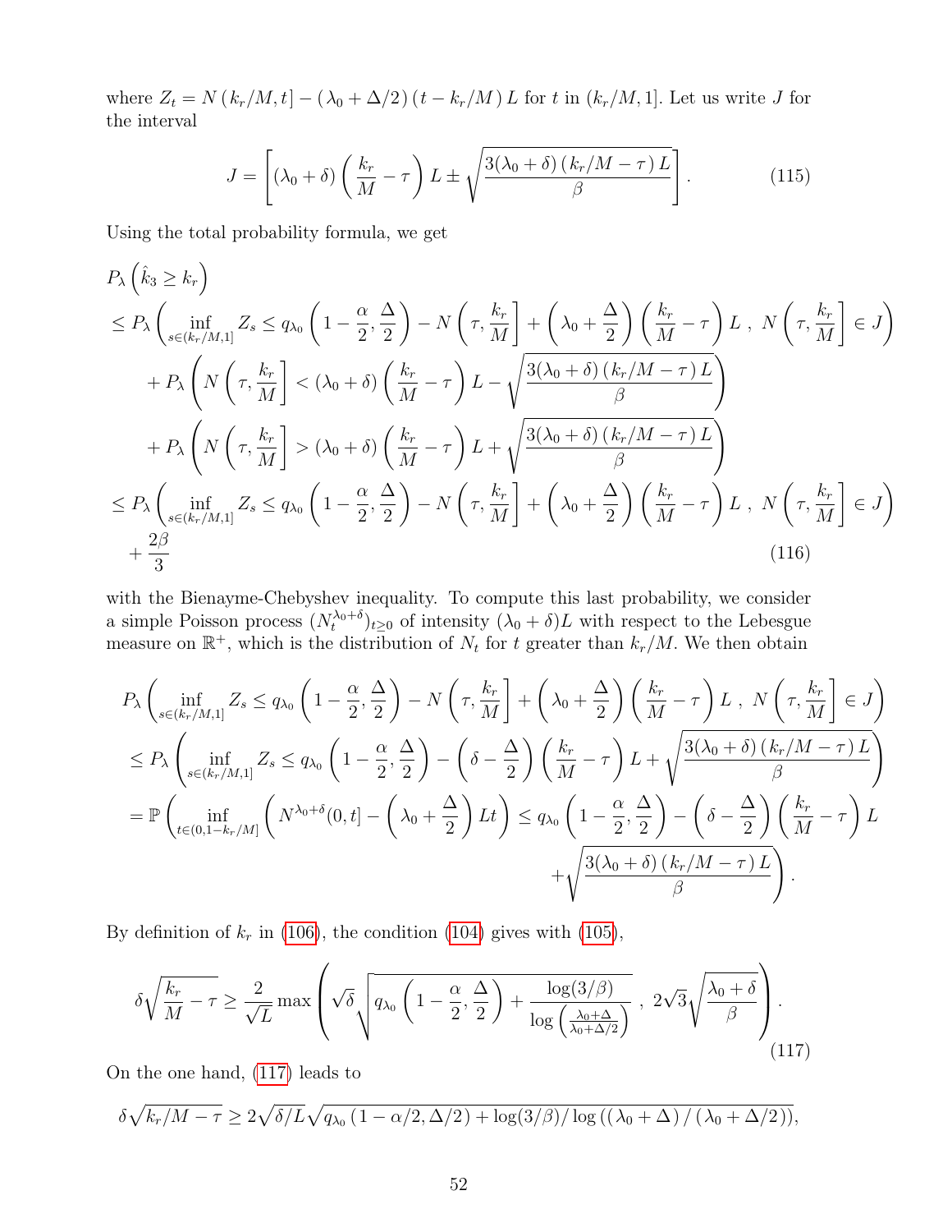where $Z_t = N\left(k_r/M, t\right] - \left(\lambda_0 + \Delta/2\right)\left(t - k_r/M\right)L$ for $t$ in $(k_r/M, 1]$. Let us write $J$ for the interval

$$J = \left[(\lambda_0 + \delta)\left(\frac{k_r}{M} - \tau\right)L \pm \sqrt{\frac{3(\lambda_0 + \delta)\left(k_r/M - \tau\right)L}{\beta}}\right]. \tag{115}$$

Using the total probability formula, we get

$$\begin{aligned}
&P_\lambda\left(\hat{k}_3 \geq k_r\right) \\
&\leq P_\lambda\left(\inf_{s\in(k_r/M,1]} Z_s \leq q_{\lambda_0}\left(1 - \frac{\alpha}{2}, \frac{\Delta}{2}\right) - N\left(\tau, \frac{k_r}{M}\right] + \left(\lambda_0 + \frac{\Delta}{2}\right)\left(\frac{k_r}{M} - \tau\right)L \;,\; N\left(\tau, \frac{k_r}{M}\right] \in J\right) \\
&\quad + P_\lambda\left(N\left(\tau, \frac{k_r}{M}\right] < (\lambda_0 + \delta)\left(\frac{k_r}{M} - \tau\right)L - \sqrt{\frac{3(\lambda_0 + \delta)\left(k_r/M - \tau\right)L}{\beta}}\right) \\
&\quad + P_\lambda\left(N\left(\tau, \frac{k_r}{M}\right] > (\lambda_0 + \delta)\left(\frac{k_r}{M} - \tau\right)L + \sqrt{\frac{3(\lambda_0 + \delta)\left(k_r/M - \tau\right)L}{\beta}}\right) \\
&\leq P_\lambda\left(\inf_{s\in(k_r/M,1]} Z_s \leq q_{\lambda_0}\left(1 - \frac{\alpha}{2}, \frac{\Delta}{2}\right) - N\left(\tau, \frac{k_r}{M}\right] + \left(\lambda_0 + \frac{\Delta}{2}\right)\left(\frac{k_r}{M} - \tau\right)L \;,\; N\left(\tau, \frac{k_r}{M}\right] \in J\right) \\
&\quad + \frac{2\beta}{3}
\end{aligned} \tag{116}$$

with the Bienayme-Chebyshev inequality. To compute this last probability, we consider a simple Poisson process $(N_t^{\lambda_0+\delta})_{t\geq 0}$ of intensity $(\lambda_0 + \delta)L$ with respect to the Lebesgue measure on $\mathbb{R}^+$, which is the distribution of $N_t$ for $t$ greater than $k_r/M$. We then obtain

$$\begin{aligned}
&P_\lambda\left(\inf_{s\in(k_r/M,1]} Z_s \leq q_{\lambda_0}\left(1 - \frac{\alpha}{2}, \frac{\Delta}{2}\right) - N\left(\tau, \frac{k_r}{M}\right] + \left(\lambda_0 + \frac{\Delta}{2}\right)\left(\frac{k_r}{M} - \tau\right)L \;,\; N\left(\tau, \frac{k_r}{M}\right] \in J\right) \\
&\leq P_\lambda\left(\inf_{s\in(k_r/M,1]} Z_s \leq q_{\lambda_0}\left(1 - \frac{\alpha}{2}, \frac{\Delta}{2}\right) - \left(\delta - \frac{\Delta}{2}\right)\left(\frac{k_r}{M} - \tau\right)L + \sqrt{\frac{3(\lambda_0 + \delta)\left(k_r/M - \tau\right)L}{\beta}}\right) \\
&= \mathbb{P}\left(\inf_{t\in(0,1-k_r/M]}\left(N^{\lambda_0+\delta}(0,t] - \left(\lambda_0 + \frac{\Delta}{2}\right)Lt\right) \leq q_{\lambda_0}\left(1 - \frac{\alpha}{2}, \frac{\Delta}{2}\right) - \left(\delta - \frac{\Delta}{2}\right)\left(\frac{k_r}{M} - \tau\right)L \right. \\
&\qquad\qquad \left. + \sqrt{\frac{3(\lambda_0 + \delta)\left(k_r/M - \tau\right)L}{\beta}}\right).
\end{aligned}$$

By definition of $k_r$ in (106), the condition (104) gives with (105),

$$\delta\sqrt{\frac{k_r}{M} - \tau} \geq \frac{2}{\sqrt{L}}\max\left(\sqrt{\delta}\sqrt{q_{\lambda_0}\left(1 - \frac{\alpha}{2}, \frac{\Delta}{2}\right) + \frac{\log(3/\beta)}{\log\left(\frac{\lambda_0+\Delta}{\lambda_0+\Delta/2}\right)}}\;,\; 2\sqrt{3}\sqrt{\frac{\lambda_0 + \delta}{\beta}}\right). \tag{117}$$

On the one hand, (117) leads to

$$\delta\sqrt{k_r/M - \tau} \geq 2\sqrt{\delta/L}\sqrt{q_{\lambda_0}\left(1 - \alpha/2, \Delta/2\right) + \log(3/\beta)/\log\left(\left(\lambda_0 + \Delta\right)/\left(\lambda_0 + \Delta/2\right)\right)},$$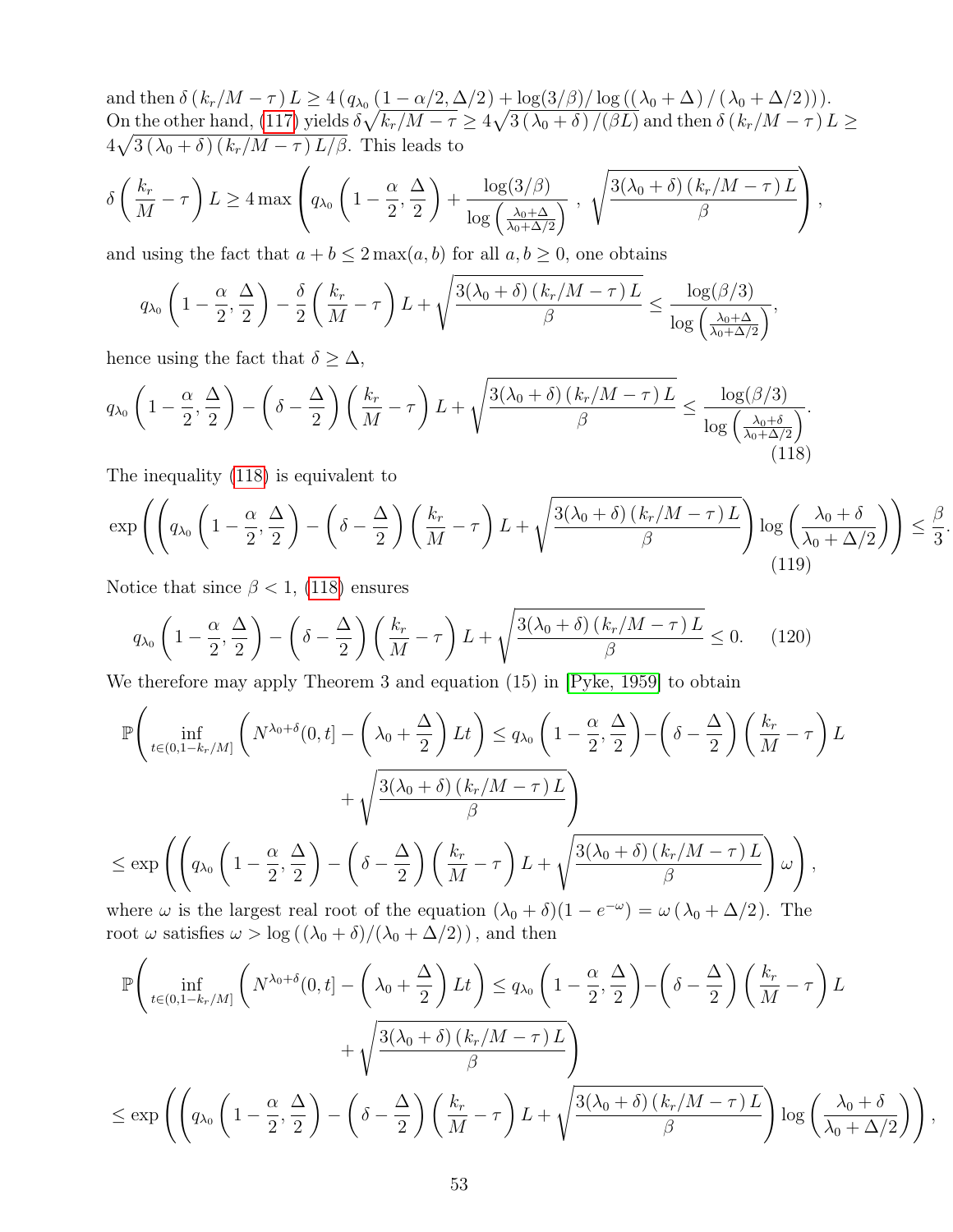and then $\delta\left(k_r/M-\tau\right)L \geq 4\left(q_{\lambda_0}\left(1-\alpha/2,\Delta/2\right)+\log(3/\beta)/\log\left(\left(\lambda_0+\Delta\right)/\left(\lambda_0+\Delta/2\right)\right)\right)$. On the other hand, (117) yields $\delta\sqrt{k_r/M-\tau} \geq 4\sqrt{3\left(\lambda_0+\delta\right)/(\beta L)}$ and then $\delta\left(k_r/M-\tau\right)L \geq 4\sqrt{3\left(\lambda_0+\delta\right)\left(k_r/M-\tau\right)L/\beta}$. This leads to

$$
\delta\left(\frac{k_r}{M}-\tau\right)L \geq 4\max\left(q_{\lambda_0}\left(1-\frac{\alpha}{2},\frac{\Delta}{2}\right)+\frac{\log(3/\beta)}{\log\left(\frac{\lambda_0+\Delta}{\lambda_0+\Delta/2}\right)}\ ,\ \sqrt{\frac{3(\lambda_0+\delta)\left(k_r/M-\tau\right)L}{\beta}}\right),
$$

and using the fact that $a+b\leq 2\max(a,b)$ for all $a,b\geq 0$, one obtains

$$
q_{\lambda_0}\left(1-\frac{\alpha}{2},\frac{\Delta}{2}\right)-\frac{\delta}{2}\left(\frac{k_r}{M}-\tau\right)L+\sqrt{\frac{3(\lambda_0+\delta)\left(k_r/M-\tau\right)L}{\beta}} \leq \frac{\log(\beta/3)}{\log\left(\frac{\lambda_0+\Delta}{\lambda_0+\Delta/2}\right)},
$$

hence using the fact that $\delta\geq\Delta$,

$$
q_{\lambda_0}\left(1-\frac{\alpha}{2},\frac{\Delta}{2}\right)-\left(\delta-\frac{\Delta}{2}\right)\left(\frac{k_r}{M}-\tau\right)L+\sqrt{\frac{3(\lambda_0+\delta)\left(k_r/M-\tau\right)L}{\beta}} \leq \frac{\log(\beta/3)}{\log\left(\frac{\lambda_0+\delta}{\lambda_0+\Delta/2}\right)}. \tag{118}
$$

The inequality (118) is equivalent to

$$
\exp\left(\left(q_{\lambda_0}\left(1-\frac{\alpha}{2},\frac{\Delta}{2}\right)-\left(\delta-\frac{\Delta}{2}\right)\left(\frac{k_r}{M}-\tau\right)L+\sqrt{\frac{3(\lambda_0+\delta)\left(k_r/M-\tau\right)L}{\beta}}\right)\log\left(\frac{\lambda_0+\delta}{\lambda_0+\Delta/2}\right)\right) \leq \frac{\beta}{3}. \tag{119}
$$

Notice that since $\beta<1$, (118) ensures

$$
q_{\lambda_0}\left(1-\frac{\alpha}{2},\frac{\Delta}{2}\right)-\left(\delta-\frac{\Delta}{2}\right)\left(\frac{k_r}{M}-\tau\right)L+\sqrt{\frac{3(\lambda_0+\delta)\left(k_r/M-\tau\right)L}{\beta}} \leq 0. \tag{120}
$$

We therefore may apply Theorem 3 and equation (15) in [Pyke, 1959] to obtain

$$
\begin{aligned}
&\mathbb{P}\Bigg(\inf_{t\in(0,1-k_r/M]}\left(N^{\lambda_0+\delta}(0,t]-\left(\lambda_0+\frac{\Delta}{2}\right)Lt\right) \leq q_{\lambda_0}\left(1-\frac{\alpha}{2},\frac{\Delta}{2}\right)-\left(\delta-\frac{\Delta}{2}\right)\left(\frac{k_r}{M}-\tau\right)L \\
&\qquad\qquad + \sqrt{\frac{3(\lambda_0+\delta)\left(k_r/M-\tau\right)L}{\beta}}\Bigg) \\
&\leq \exp\left(\left(q_{\lambda_0}\left(1-\frac{\alpha}{2},\frac{\Delta}{2}\right)-\left(\delta-\frac{\Delta}{2}\right)\left(\frac{k_r}{M}-\tau\right)L+\sqrt{\frac{3(\lambda_0+\delta)\left(k_r/M-\tau\right)L}{\beta}}\right)\omega\right),
\end{aligned}
$$

where $\omega$ is the largest real root of the equation $(\lambda_0+\delta)(1-e^{-\omega})=\omega\left(\lambda_0+\Delta/2\right)$. The root $\omega$ satisfies $\omega>\log\left(\left(\lambda_0+\delta\right)/\left(\lambda_0+\Delta/2\right)\right)$, and then

$$
\begin{aligned}
&\mathbb{P}\Bigg(\inf_{t\in(0,1-k_r/M]}\left(N^{\lambda_0+\delta}(0,t]-\left(\lambda_0+\frac{\Delta}{2}\right)Lt\right) \leq q_{\lambda_0}\left(1-\frac{\alpha}{2},\frac{\Delta}{2}\right)-\left(\delta-\frac{\Delta}{2}\right)\left(\frac{k_r}{M}-\tau\right)L \\
&\qquad\qquad + \sqrt{\frac{3(\lambda_0+\delta)\left(k_r/M-\tau\right)L}{\beta}}\Bigg) \\
&\leq \exp\left(\left(q_{\lambda_0}\left(1-\frac{\alpha}{2},\frac{\Delta}{2}\right)-\left(\delta-\frac{\Delta}{2}\right)\left(\frac{k_r}{M}-\tau\right)L+\sqrt{\frac{3(\lambda_0+\delta)\left(k_r/M-\tau\right)L}{\beta}}\right)\log\left(\frac{\lambda_0+\delta}{\lambda_0+\Delta/2}\right)\right),
\end{aligned}
$$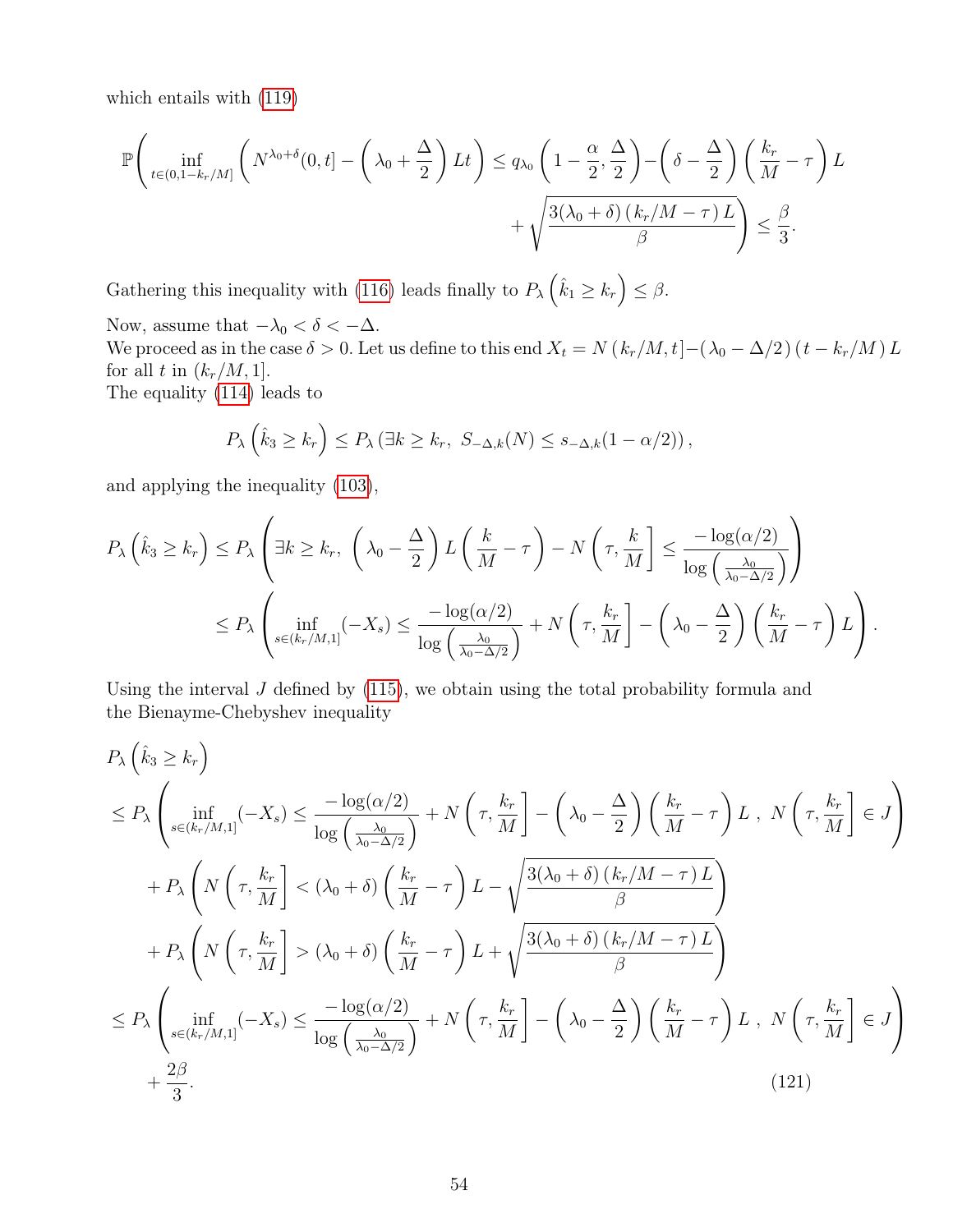which entails with (119)

$$\mathbb{P}\Bigg( \inf_{t\in(0,1-k_r/M]} \left( N^{\lambda_0+\delta}(0,t] - \left(\lambda_0 + \frac{\Delta}{2}\right) Lt \right) \le q_{\lambda_0}\left(1-\frac{\alpha}{2}, \frac{\Delta}{2}\right) - \left(\delta - \frac{\Delta}{2}\right)\left(\frac{k_r}{M} - \tau\right) L + \sqrt{\frac{3(\lambda_0+\delta)\left(k_r/M-\tau\right)L}{\beta}} \Bigg) \le \frac{\beta}{3}.$$

Gathering this inequality with (116) leads finally to $P_\lambda\left(\hat{k}_1 \ge k_r\right) \le \beta$.

Now, assume that $-\lambda_0 < \delta < -\Delta$.
We proceed as in the case $\delta > 0$. Let us define to this end $X_t = N\left(k_r/M, t\right] - \left(\lambda_0 - \Delta/2\right)\left(t - k_r/M\right) L$ for all $t$ in $(k_r/M, 1]$.
The equality (114) leads to

$$P_\lambda\left(\hat{k}_3 \ge k_r\right) \le P_\lambda\left(\exists k \ge k_r,\ S_{-\Delta,k}(N) \le s_{-\Delta,k}(1-\alpha/2)\right),$$

and applying the inequality (103),

$$\begin{aligned}
P_\lambda\left(\hat{k}_3 \ge k_r\right) &\le P_\lambda\left(\exists k \ge k_r,\ \left(\lambda_0 - \frac{\Delta}{2}\right) L\left(\frac{k}{M} - \tau\right) - N\left(\tau, \frac{k}{M}\right] \le \frac{-\log(\alpha/2)}{\log\left(\frac{\lambda_0}{\lambda_0-\Delta/2}\right)}\right) \\
&\le P_\lambda\left(\inf_{s\in(k_r/M,1]}(-X_s) \le \frac{-\log(\alpha/2)}{\log\left(\frac{\lambda_0}{\lambda_0-\Delta/2}\right)} + N\left(\tau, \frac{k_r}{M}\right] - \left(\lambda_0 - \frac{\Delta}{2}\right)\left(\frac{k_r}{M} - \tau\right) L\right).
\end{aligned}$$

Using the interval $J$ defined by (115), we obtain using the total probability formula and the Bienayme-Chebyshev inequality

$$\begin{aligned}
&P_\lambda\left(\hat{k}_3 \ge k_r\right) \\
&\le P_\lambda\left(\inf_{s\in(k_r/M,1]}(-X_s) \le \frac{-\log(\alpha/2)}{\log\left(\frac{\lambda_0}{\lambda_0-\Delta/2}\right)} + N\left(\tau, \frac{k_r}{M}\right] - \left(\lambda_0 - \frac{\Delta}{2}\right)\left(\frac{k_r}{M} - \tau\right) L\ ,\ N\left(\tau, \frac{k_r}{M}\right] \in J\right) \\
&\quad + P_\lambda\left(N\left(\tau, \frac{k_r}{M}\right] < (\lambda_0+\delta)\left(\frac{k_r}{M} - \tau\right) L - \sqrt{\frac{3(\lambda_0+\delta)\left(k_r/M-\tau\right)L}{\beta}}\right) \\
&\quad + P_\lambda\left(N\left(\tau, \frac{k_r}{M}\right] > (\lambda_0+\delta)\left(\frac{k_r}{M} - \tau\right) L + \sqrt{\frac{3(\lambda_0+\delta)\left(k_r/M-\tau\right)L}{\beta}}\right) \\
&\le P_\lambda\left(\inf_{s\in(k_r/M,1]}(-X_s) \le \frac{-\log(\alpha/2)}{\log\left(\frac{\lambda_0}{\lambda_0-\Delta/2}\right)} + N\left(\tau, \frac{k_r}{M}\right] - \left(\lambda_0 - \frac{\Delta}{2}\right)\left(\frac{k_r}{M} - \tau\right) L\ ,\ N\left(\tau, \frac{k_r}{M}\right] \in J\right) \\
&\quad + \frac{2\beta}{3}.
\end{aligned} \tag{121}$$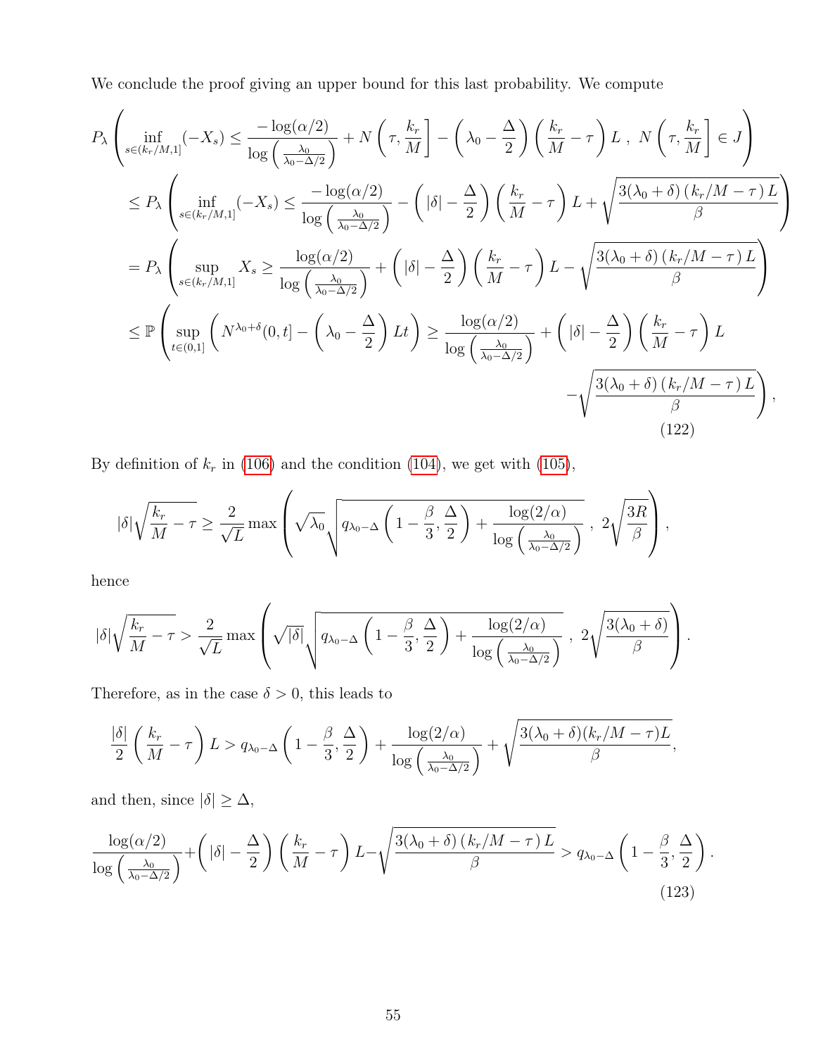We conclude the proof giving an upper bound for this last probability. We compute

$$
\begin{aligned}
&P_\lambda\left(\inf_{s\in(k_r/M,1]}(-X_s) \leq \frac{-\log(\alpha/2)}{\log\left(\frac{\lambda_0}{\lambda_0-\Delta/2}\right)} + N\left(\tau,\frac{k_r}{M}\right] - \left(\lambda_0-\frac{\Delta}{2}\right)\left(\frac{k_r}{M}-\tau\right)L\ ,\ N\left(\tau,\frac{k_r}{M}\right]\in J\right)\\
&\leq P_\lambda\left(\inf_{s\in(k_r/M,1]}(-X_s) \leq \frac{-\log(\alpha/2)}{\log\left(\frac{\lambda_0}{\lambda_0-\Delta/2}\right)} - \left(|\delta|-\frac{\Delta}{2}\right)\left(\frac{k_r}{M}-\tau\right)L + \sqrt{\frac{3(\lambda_0+\delta)\left(k_r/M-\tau\right)L}{\beta}}\right)\\
&= P_\lambda\left(\sup_{s\in(k_r/M,1]}X_s \geq \frac{\log(\alpha/2)}{\log\left(\frac{\lambda_0}{\lambda_0-\Delta/2}\right)} + \left(|\delta|-\frac{\Delta}{2}\right)\left(\frac{k_r}{M}-\tau\right)L - \sqrt{\frac{3(\lambda_0+\delta)\left(k_r/M-\tau\right)L}{\beta}}\right)\\
&\leq \mathbb{P}\left(\sup_{t\in(0,1]}\left(N^{\lambda_0+\delta}(0,t] - \left(\lambda_0-\frac{\Delta}{2}\right)Lt\right) \geq \frac{\log(\alpha/2)}{\log\left(\frac{\lambda_0}{\lambda_0-\Delta/2}\right)} + \left(|\delta|-\frac{\Delta}{2}\right)\left(\frac{k_r}{M}-\tau\right)L\right.\\
&\qquad\qquad\left. - \sqrt{\frac{3(\lambda_0+\delta)\left(k_r/M-\tau\right)L}{\beta}}\right),
\end{aligned}
\tag{122}
$$

By definition of $k_r$ in (106) and the condition (104), we get with (105),

$$
|\delta|\sqrt{\frac{k_r}{M}-\tau} \geq \frac{2}{\sqrt{L}}\max\left(\sqrt{\lambda_0}\sqrt{q_{\lambda_0-\Delta}\left(1-\frac{\beta}{3},\frac{\Delta}{2}\right) + \frac{\log(2/\alpha)}{\log\left(\frac{\lambda_0}{\lambda_0-\Delta/2}\right)}}\ ,\ 2\sqrt{\frac{3R}{\beta}}\right),
$$

hence

$$
|\delta|\sqrt{\frac{k_r}{M}-\tau} > \frac{2}{\sqrt{L}}\max\left(\sqrt{|\delta|}\sqrt{q_{\lambda_0-\Delta}\left(1-\frac{\beta}{3},\frac{\Delta}{2}\right) + \frac{\log(2/\alpha)}{\log\left(\frac{\lambda_0}{\lambda_0-\Delta/2}\right)}}\ ,\ 2\sqrt{\frac{3(\lambda_0+\delta)}{\beta}}\right).
$$

Therefore, as in the case $\delta>0$, this leads to

$$
\frac{|\delta|}{2}\left(\frac{k_r}{M}-\tau\right)L > q_{\lambda_0-\Delta}\left(1-\frac{\beta}{3},\frac{\Delta}{2}\right) + \frac{\log(2/\alpha)}{\log\left(\frac{\lambda_0}{\lambda_0-\Delta/2}\right)} + \sqrt{\frac{3(\lambda_0+\delta)(k_r/M-\tau)L}{\beta}},
$$

and then, since $|\delta|\geq\Delta$,

$$
\frac{\log(\alpha/2)}{\log\left(\frac{\lambda_0}{\lambda_0-\Delta/2}\right)} + \left(|\delta|-\frac{\Delta}{2}\right)\left(\frac{k_r}{M}-\tau\right)L - \sqrt{\frac{3(\lambda_0+\delta)\left(k_r/M-\tau\right)L}{\beta}} > q_{\lambda_0-\Delta}\left(1-\frac{\beta}{3},\frac{\Delta}{2}\right).
\tag{123}
$$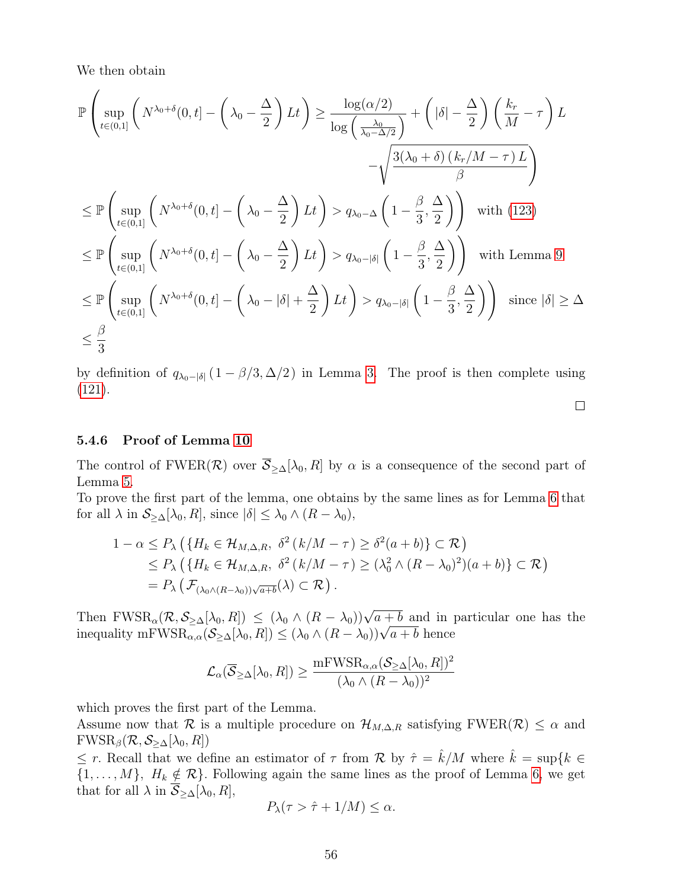We then obtain

$$
\begin{aligned}
&\mathbb{P}\left(\sup_{t\in(0,1]}\left(N^{\lambda_0+\delta}(0,t]-\left(\lambda_0-\frac{\Delta}{2}\right)Lt\right)\geq \frac{\log(\alpha/2)}{\log\left(\frac{\lambda_0}{\lambda_0-\Delta/2}\right)}+\left(|\delta|-\frac{\Delta}{2}\right)\left(\frac{k_r}{M}-\tau\right)L\right.\\
&\qquad\qquad\qquad\qquad\qquad\qquad\qquad\qquad\left.-\sqrt{\frac{3(\lambda_0+\delta)\left(k_r/M-\tau\right)L}{\beta}}\right)\\
&\leq \mathbb{P}\left(\sup_{t\in(0,1]}\left(N^{\lambda_0+\delta}(0,t]-\left(\lambda_0-\frac{\Delta}{2}\right)Lt\right)> q_{\lambda_0-\Delta}\left(1-\frac{\beta}{3},\frac{\Delta}{2}\right)\right)\quad \text{with (123)}\\
&\leq \mathbb{P}\left(\sup_{t\in(0,1]}\left(N^{\lambda_0+\delta}(0,t]-\left(\lambda_0-\frac{\Delta}{2}\right)Lt\right)> q_{\lambda_0-|\delta|}\left(1-\frac{\beta}{3},\frac{\Delta}{2}\right)\right)\quad \text{with Lemma 9}\\
&\leq \mathbb{P}\left(\sup_{t\in(0,1]}\left(N^{\lambda_0+\delta}(0,t]-\left(\lambda_0-|\delta|+\frac{\Delta}{2}\right)Lt\right)> q_{\lambda_0-|\delta|}\left(1-\frac{\beta}{3},\frac{\Delta}{2}\right)\right)\quad \text{since } |\delta|\geq\Delta\\
&\leq \frac{\beta}{3}
\end{aligned}
$$

by definition of $q_{\lambda_0-|\delta|}\left(1-\beta/3,\Delta/2\right)$ in Lemma 3. The proof is then complete using (121).

□

### 5.4.6 Proof of Lemma 10

The control of $\text{FWER}(\mathcal{R})$ over $\overline{\mathcal{S}}_{\geq\Delta}[\lambda_0,R]$ by $\alpha$ is a consequence of the second part of Lemma 5.

To prove the first part of the lemma, one obtains by the same lines as for Lemma 6 that for all $\lambda$ in $\mathcal{S}_{\geq\Delta}[\lambda_0,R]$, since $|\delta|\leq\lambda_0\wedge(R-\lambda_0)$,

$$
\begin{aligned}
1-\alpha &\leq P_\lambda\left(\{H_k\in\mathcal{H}_{M,\Delta,R},\ \delta^2\left(k/M-\tau\right)\geq\delta^2(a+b)\}\subset\mathcal{R}\right)\\
&\leq P_\lambda\left(\{H_k\in\mathcal{H}_{M,\Delta,R},\ \delta^2\left(k/M-\tau\right)\geq(\lambda_0^2\wedge(R-\lambda_0)^2)(a+b)\}\subset\mathcal{R}\right)\\
&= P_\lambda\left(\mathcal{F}_{(\lambda_0\wedge(R-\lambda_0))\sqrt{a+b}}(\lambda)\subset\mathcal{R}\right).
\end{aligned}
$$

Then $\text{FWSR}_\alpha(\mathcal{R},\mathcal{S}_{\geq\Delta}[\lambda_0,R])\leq(\lambda_0\wedge(R-\lambda_0))\sqrt{a+b}$ and in particular one has the inequality $\text{mFWSR}_{\alpha,\alpha}(\mathcal{S}_{\geq\Delta}[\lambda_0,R])\leq(\lambda_0\wedge(R-\lambda_0))\sqrt{a+b}$ hence

$$
\mathcal{L}_\alpha(\overline{\mathcal{S}}_{\geq\Delta}[\lambda_0,R])\geq\frac{\text{mFWSR}_{\alpha,\alpha}(\mathcal{S}_{\geq\Delta}[\lambda_0,R])^2}{(\lambda_0\wedge(R-\lambda_0))^2}
$$

which proves the first part of the Lemma.

Assume now that $\mathcal{R}$ is a multiple procedure on $\mathcal{H}_{M,\Delta,R}$ satisfying $\text{FWER}(\mathcal{R})\leq\alpha$ and $\text{FWSR}_\beta(\mathcal{R},\mathcal{S}_{\geq\Delta}[\lambda_0,R])$ $\leq r$. Recall that we define an estimator of $\tau$ from $\mathcal{R}$ by $\hat{\tau}=\hat{k}/M$ where $\hat{k}=\sup\{k\in\{1,\ldots,M\},\ H_k\notin\mathcal{R}\}$. Following again the same lines as the proof of Lemma 6, we get that for all $\lambda$ in $\overline{\mathcal{S}}_{\geq\Delta}[\lambda_0,R]$,

$$
P_\lambda(\tau>\hat{\tau}+1/M)\leq\alpha.
$$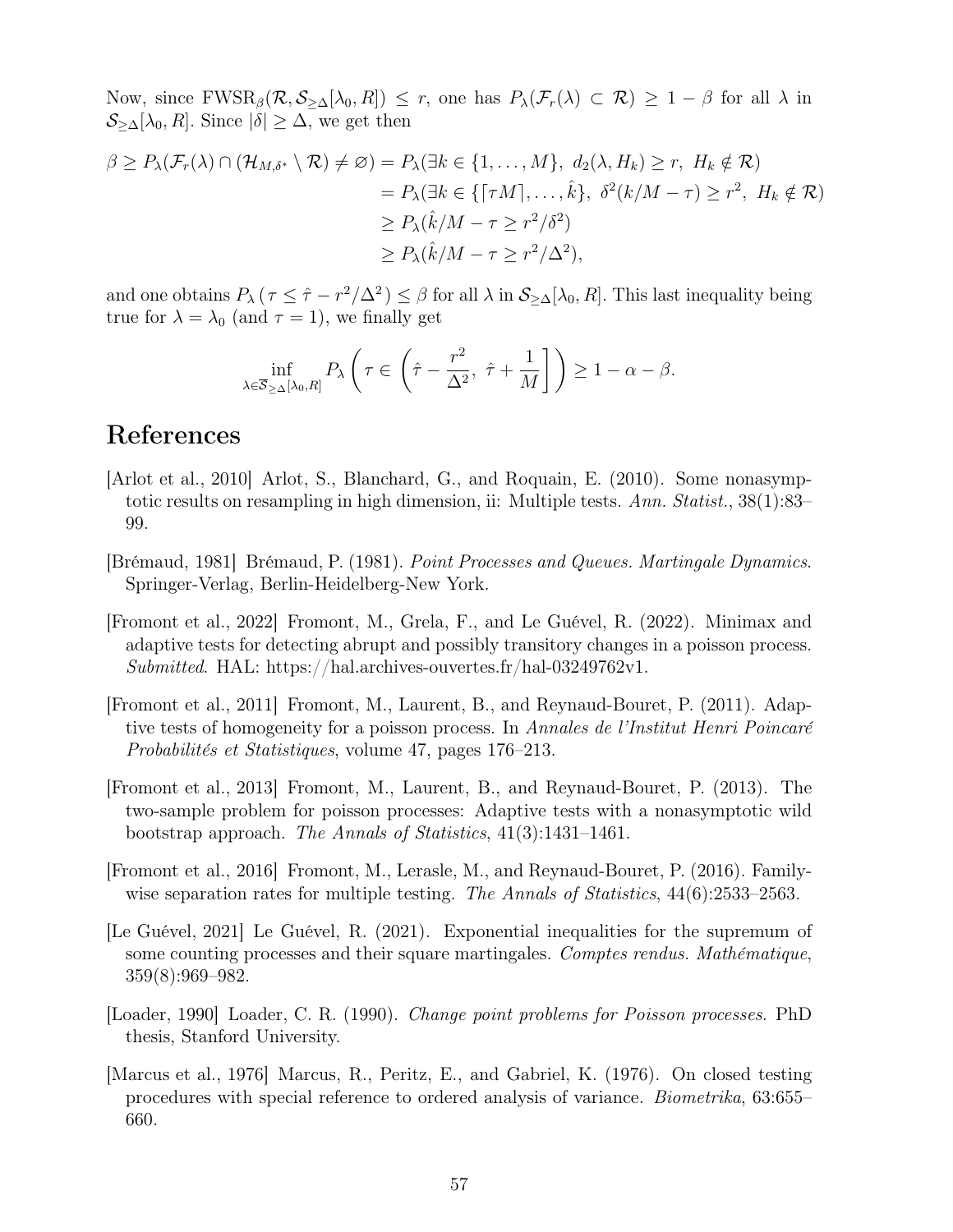Now, since $\text{FWSR}_\beta(\mathcal{R}, \mathcal{S}_{\geq\Delta}[\lambda_0, R]) \leq r$, one has $P_\lambda(\mathcal{F}_r(\lambda) \subset \mathcal{R}) \geq 1 - \beta$ for all $\lambda$ in $\mathcal{S}_{\geq\Delta}[\lambda_0, R]$. Since $|\delta| \geq \Delta$, we get then

$$
\begin{aligned}
\beta \geq P_\lambda(\mathcal{F}_r(\lambda) \cap (\mathcal{H}_{M,\delta^*} \setminus \mathcal{R}) \neq \varnothing) &= P_\lambda(\exists k \in \{1, \ldots, M\},\ d_2(\lambda, H_k) \geq r,\ H_k \notin \mathcal{R}) \\
&= P_\lambda(\exists k \in \{\lceil \tau M \rceil, \ldots, \hat{k}\},\ \delta^2(k/M - \tau) \geq r^2,\ H_k \notin \mathcal{R}) \\
&\geq P_\lambda(\hat{k}/M - \tau \geq r^2/\delta^2) \\
&\geq P_\lambda(\hat{k}/M - \tau \geq r^2/\Delta^2),
\end{aligned}
$$

and one obtains $P_\lambda\left(\tau \leq \hat{\tau} - r^2/\Delta^2\right) \leq \beta$ for all $\lambda$ in $\mathcal{S}_{\geq\Delta}[\lambda_0, R]$. This last inequality being true for $\lambda = \lambda_0$ (and $\tau = 1$), we finally get

$$
\inf_{\lambda \in \overline{\mathcal{S}}_{\geq\Delta}[\lambda_0, R]} P_\lambda\left(\tau \in \left(\hat{\tau} - \frac{r^2}{\Delta^2},\ \hat{\tau} + \frac{1}{M}\right]\right) \geq 1 - \alpha - \beta.
$$

# References

[Arlot et al., 2010] Arlot, S., Blanchard, G., and Roquain, E. (2010). Some nonasymptotic results on resampling in high dimension, ii: Multiple tests. *Ann. Statist.*, 38(1):83–99.

[Brémaud, 1981] Brémaud, P. (1981). *Point Processes and Queues. Martingale Dynamics*. Springer-Verlag, Berlin-Heidelberg-New York.

[Fromont et al., 2022] Fromont, M., Grela, F., and Le Guével, R. (2022). Minimax and adaptive tests for detecting abrupt and possibly transitory changes in a poisson process. *Submitted*. HAL: https://hal.archives-ouvertes.fr/hal-03249762v1.

[Fromont et al., 2011] Fromont, M., Laurent, B., and Reynaud-Bouret, P. (2011). Adaptive tests of homogeneity for a poisson process. In *Annales de l'Institut Henri Poincaré Probabilités et Statistiques*, volume 47, pages 176–213.

[Fromont et al., 2013] Fromont, M., Laurent, B., and Reynaud-Bouret, P. (2013). The two-sample problem for poisson processes: Adaptive tests with a nonasymptotic wild bootstrap approach. *The Annals of Statistics*, 41(3):1431–1461.

[Fromont et al., 2016] Fromont, M., Lerasle, M., and Reynaud-Bouret, P. (2016). Family-wise separation rates for multiple testing. *The Annals of Statistics*, 44(6):2533–2563.

[Le Guével, 2021] Le Guével, R. (2021). Exponential inequalities for the supremum of some counting processes and their square martingales. *Comptes rendus. Mathématique*, 359(8):969–982.

[Loader, 1990] Loader, C. R. (1990). *Change point problems for Poisson processes*. PhD thesis, Stanford University.

[Marcus et al., 1976] Marcus, R., Peritz, E., and Gabriel, K. (1976). On closed testing procedures with special reference to ordered analysis of variance. *Biometrika*, 63:655–660.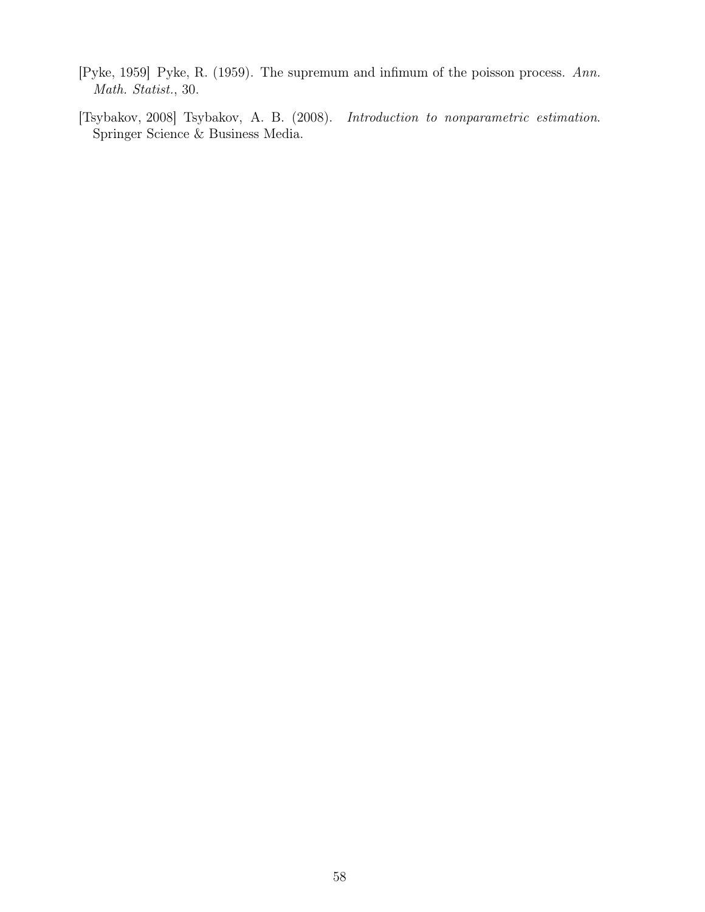[Pyke, 1959] Pyke, R. (1959). The supremum and infimum of the poisson process. *Ann. Math. Statist.*, 30.

[Tsybakov, 2008] Tsybakov, A. B. (2008). *Introduction to nonparametric estimation*. Springer Science & Business Media.